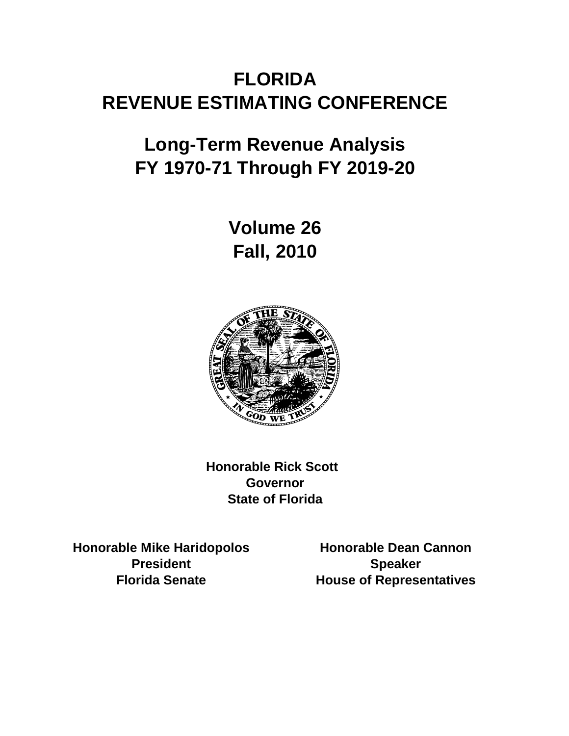# FLORIDA
# REVENUE ESTIMATING CONFERENCE

## Long-Term Revenue Analysis
## FY 1970-71 Through FY 2019-20

### Volume 26
### Fall, 2010

**Honorable Rick Scott**
**Governor**
**State of Florida**

**Honorable Mike Haridopolos**
**President**
**Florida Senate**

**Honorable Dean Cannon**
**Speaker**
**House of Representatives**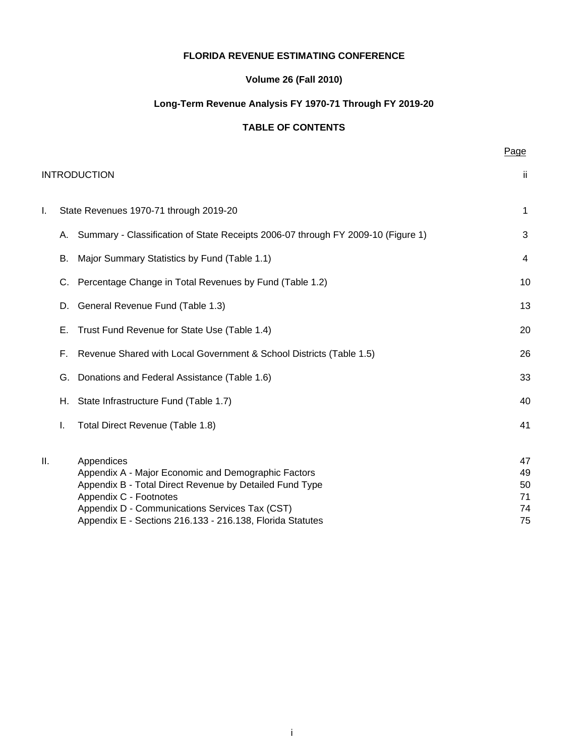**FLORIDA REVENUE ESTIMATING CONFERENCE**

**Volume 26 (Fall 2010)**

**Long-Term Revenue Analysis FY 1970-71 Through FY 2019-20**

**TABLE OF CONTENTS**

| | | | Page |
|---|---|---|---|
| INTRODUCTION | | | ii |
| I. | State Revenues 1970-71 through 2019-20 | | 1 |
| | A. | Summary - Classification of State Receipts 2006-07 through FY 2009-10 (Figure 1) | 3 |
| | B. | Major Summary Statistics by Fund (Table 1.1) | 4 |
| | C. | Percentage Change in Total Revenues by Fund (Table 1.2) | 10 |
| | D. | General Revenue Fund (Table 1.3) | 13 |
| | E. | Trust Fund Revenue for State Use (Table 1.4) | 20 |
| | F. | Revenue Shared with Local Government & School Districts (Table 1.5) | 26 |
| | G. | Donations and Federal Assistance (Table 1.6) | 33 |
| | H. | State Infrastructure Fund (Table 1.7) | 40 |
| | I. | Total Direct Revenue (Table 1.8) | 41 |
| II. | | Appendices | 47 |
| | | Appendix A - Major Economic and Demographic Factors | 49 |
| | | Appendix B - Total Direct Revenue by Detailed Fund Type | 50 |
| | | Appendix C - Footnotes | 71 |
| | | Appendix D - Communications Services Tax (CST) | 74 |
| | | Appendix E - Sections 216.133 - 216.138, Florida Statutes | 75 |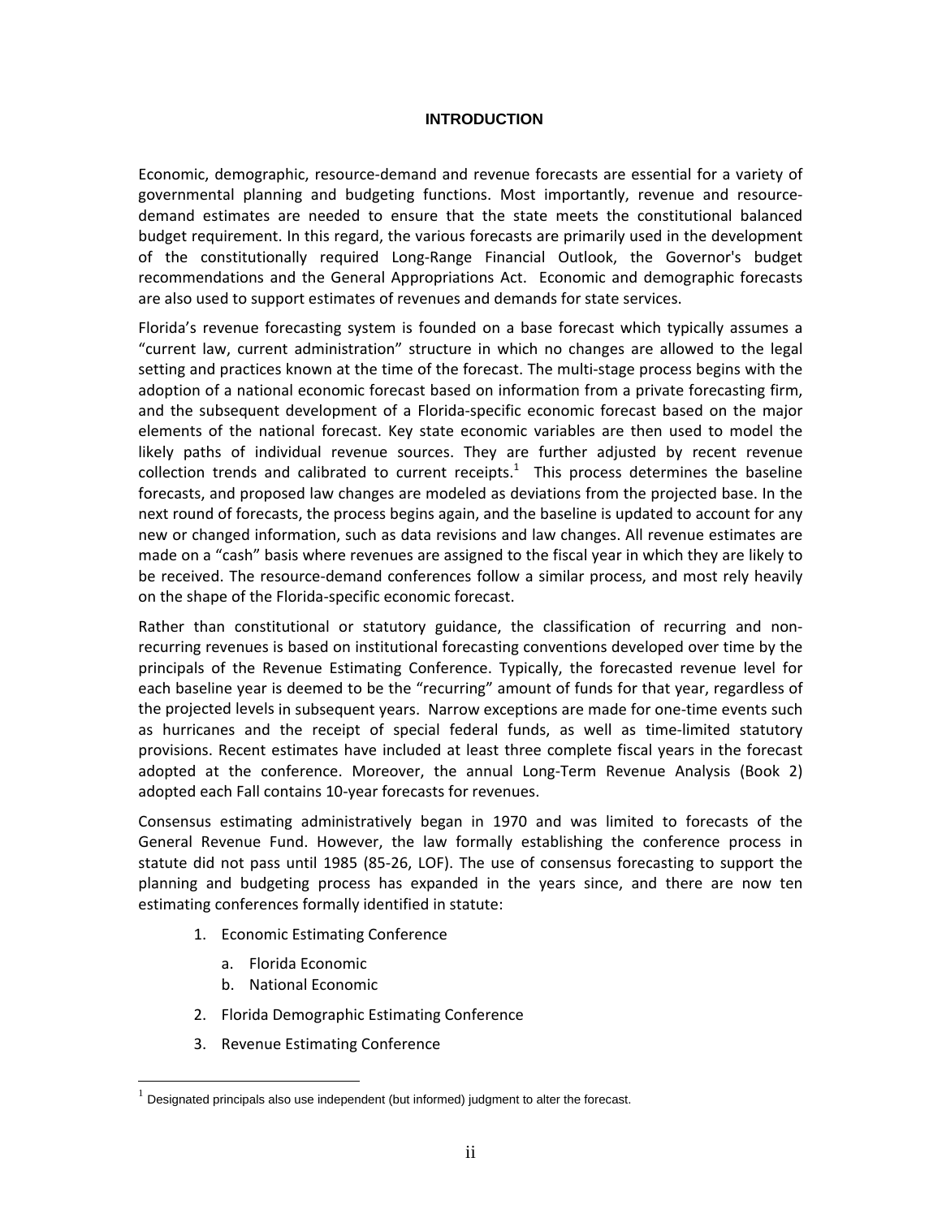## INTRODUCTION

Economic, demographic, resource-demand and revenue forecasts are essential for a variety of governmental planning and budgeting functions. Most importantly, revenue and resource-demand estimates are needed to ensure that the state meets the constitutional balanced budget requirement. In this regard, the various forecasts are primarily used in the development of the constitutionally required Long-Range Financial Outlook, the Governor's budget recommendations and the General Appropriations Act. Economic and demographic forecasts are also used to support estimates of revenues and demands for state services.

Florida's revenue forecasting system is founded on a base forecast which typically assumes a "current law, current administration" structure in which no changes are allowed to the legal setting and practices known at the time of the forecast. The multi-stage process begins with the adoption of a national economic forecast based on information from a private forecasting firm, and the subsequent development of a Florida-specific economic forecast based on the major elements of the national forecast. Key state economic variables are then used to model the likely paths of individual revenue sources. They are further adjusted by recent revenue collection trends and calibrated to current receipts.[1] This process determines the baseline forecasts, and proposed law changes are modeled as deviations from the projected base. In the next round of forecasts, the process begins again, and the baseline is updated to account for any new or changed information, such as data revisions and law changes. All revenue estimates are made on a "cash" basis where revenues are assigned to the fiscal year in which they are likely to be received. The resource-demand conferences follow a similar process, and most rely heavily on the shape of the Florida-specific economic forecast.

Rather than constitutional or statutory guidance, the classification of recurring and non-recurring revenues is based on institutional forecasting conventions developed over time by the principals of the Revenue Estimating Conference. Typically, the forecasted revenue level for each baseline year is deemed to be the "recurring" amount of funds for that year, regardless of the projected levels in subsequent years. Narrow exceptions are made for one-time events such as hurricanes and the receipt of special federal funds, as well as time-limited statutory provisions. Recent estimates have included at least three complete fiscal years in the forecast adopted at the conference. Moreover, the annual Long-Term Revenue Analysis (Book 2) adopted each Fall contains 10-year forecasts for revenues.

Consensus estimating administratively began in 1970 and was limited to forecasts of the General Revenue Fund. However, the law formally establishing the conference process in statute did not pass until 1985 (85-26, LOF). The use of consensus forecasting to support the planning and budgeting process has expanded in the years since, and there are now ten estimating conferences formally identified in statute:

1. Economic Estimating Conference
   a. Florida Economic
   b. National Economic
2. Florida Demographic Estimating Conference
3. Revenue Estimating Conference

[1] Designated principals also use independent (but informed) judgment to alter the forecast.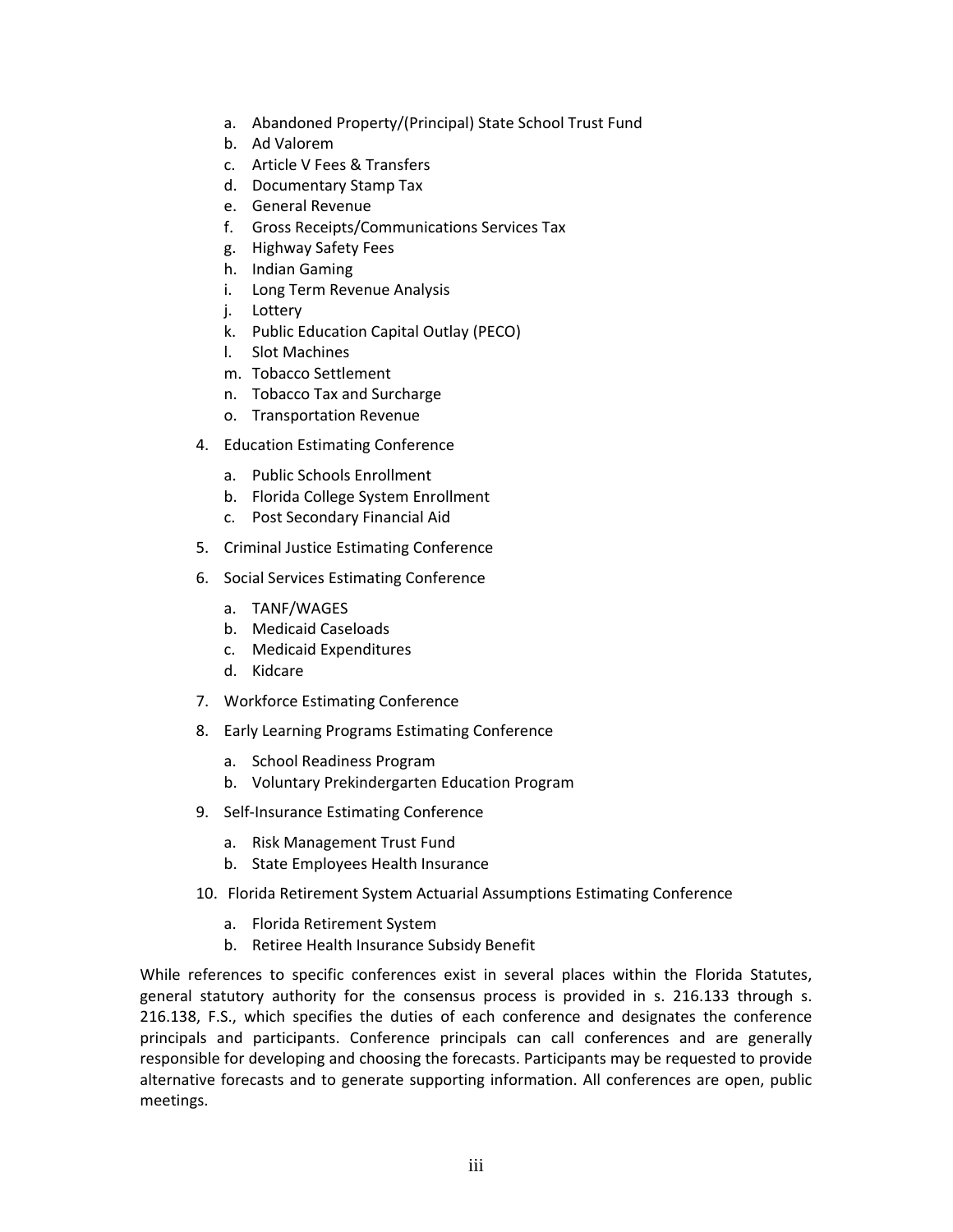a. Abandoned Property/(Principal) State School Trust Fund
   b. Ad Valorem
   c. Article V Fees & Transfers
   d. Documentary Stamp Tax
   e. General Revenue
   f. Gross Receipts/Communications Services Tax
   g. Highway Safety Fees
   h. Indian Gaming
   i. Long Term Revenue Analysis
   j. Lottery
   k. Public Education Capital Outlay (PECO)
   l. Slot Machines
   m. Tobacco Settlement
   n. Tobacco Tax and Surcharge
   o. Transportation Revenue

4. Education Estimating Conference

   a. Public Schools Enrollment
   b. Florida College System Enrollment
   c. Post Secondary Financial Aid

5. Criminal Justice Estimating Conference

6. Social Services Estimating Conference

   a. TANF/WAGES
   b. Medicaid Caseloads
   c. Medicaid Expenditures
   d. Kidcare

7. Workforce Estimating Conference

8. Early Learning Programs Estimating Conference

   a. School Readiness Program
   b. Voluntary Prekindergarten Education Program

9. Self-Insurance Estimating Conference

   a. Risk Management Trust Fund
   b. State Employees Health Insurance

10. Florida Retirement System Actuarial Assumptions Estimating Conference

   a. Florida Retirement System
   b. Retiree Health Insurance Subsidy Benefit

While references to specific conferences exist in several places within the Florida Statutes, general statutory authority for the consensus process is provided in s. 216.133 through s. 216.138, F.S., which specifies the duties of each conference and designates the conference principals and participants. Conference principals can call conferences and are generally responsible for developing and choosing the forecasts. Participants may be requested to provide alternative forecasts and to generate supporting information. All conferences are open, public meetings.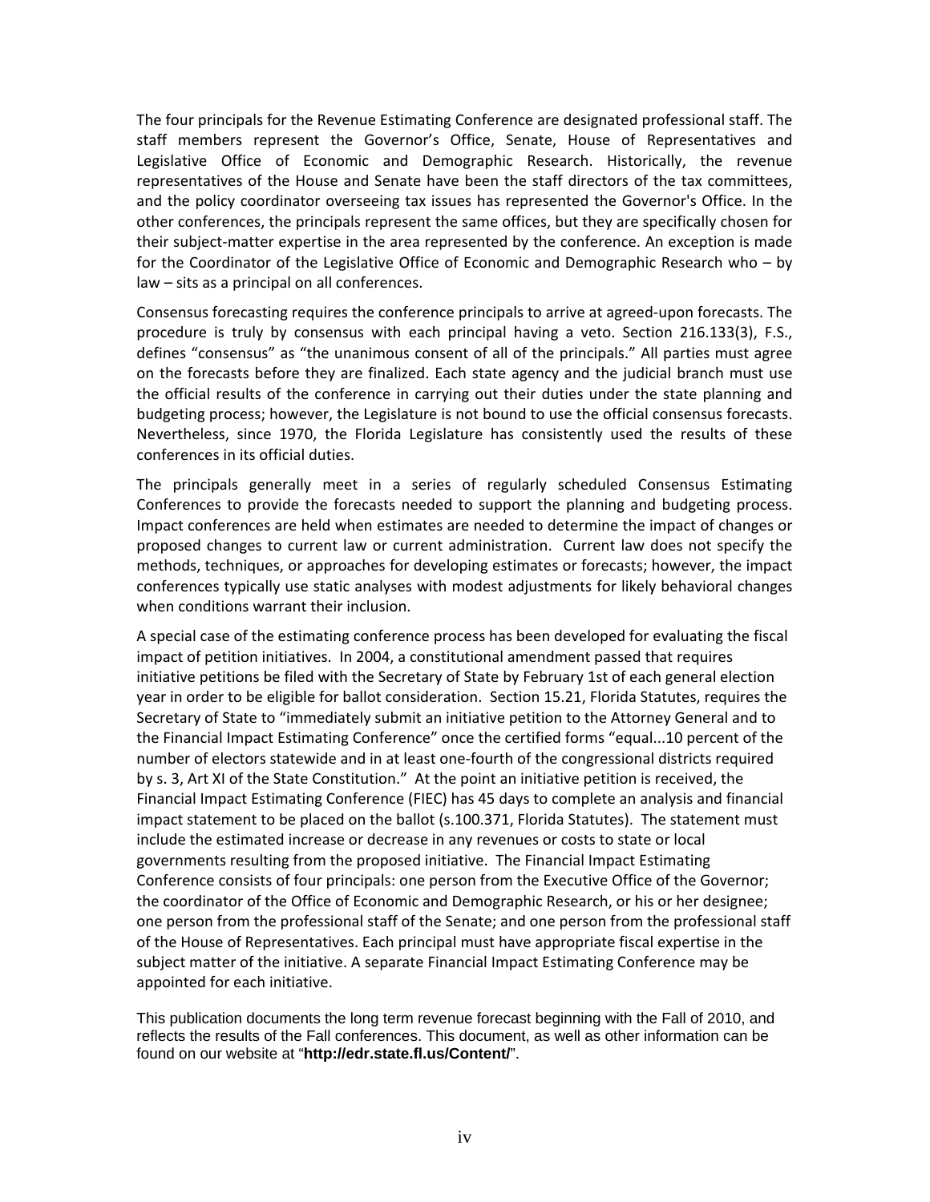The four principals for the Revenue Estimating Conference are designated professional staff. The staff members represent the Governor's Office, Senate, House of Representatives and Legislative Office of Economic and Demographic Research. Historically, the revenue representatives of the House and Senate have been the staff directors of the tax committees, and the policy coordinator overseeing tax issues has represented the Governor's Office. In the other conferences, the principals represent the same offices, but they are specifically chosen for their subject-matter expertise in the area represented by the conference. An exception is made for the Coordinator of the Legislative Office of Economic and Demographic Research who – by law – sits as a principal on all conferences.

Consensus forecasting requires the conference principals to arrive at agreed-upon forecasts. The procedure is truly by consensus with each principal having a veto. Section 216.133(3), F.S., defines "consensus" as "the unanimous consent of all of the principals." All parties must agree on the forecasts before they are finalized. Each state agency and the judicial branch must use the official results of the conference in carrying out their duties under the state planning and budgeting process; however, the Legislature is not bound to use the official consensus forecasts. Nevertheless, since 1970, the Florida Legislature has consistently used the results of these conferences in its official duties.

The principals generally meet in a series of regularly scheduled Consensus Estimating Conferences to provide the forecasts needed to support the planning and budgeting process. Impact conferences are held when estimates are needed to determine the impact of changes or proposed changes to current law or current administration. Current law does not specify the methods, techniques, or approaches for developing estimates or forecasts; however, the impact conferences typically use static analyses with modest adjustments for likely behavioral changes when conditions warrant their inclusion.

A special case of the estimating conference process has been developed for evaluating the fiscal impact of petition initiatives. In 2004, a constitutional amendment passed that requires initiative petitions be filed with the Secretary of State by February 1st of each general election year in order to be eligible for ballot consideration. Section 15.21, Florida Statutes, requires the Secretary of State to "immediately submit an initiative petition to the Attorney General and to the Financial Impact Estimating Conference" once the certified forms "equal...10 percent of the number of electors statewide and in at least one-fourth of the congressional districts required by s. 3, Art XI of the State Constitution." At the point an initiative petition is received, the Financial Impact Estimating Conference (FIEC) has 45 days to complete an analysis and financial impact statement to be placed on the ballot (s.100.371, Florida Statutes). The statement must include the estimated increase or decrease in any revenues or costs to state or local governments resulting from the proposed initiative. The Financial Impact Estimating Conference consists of four principals: one person from the Executive Office of the Governor; the coordinator of the Office of Economic and Demographic Research, or his or her designee; one person from the professional staff of the Senate; and one person from the professional staff of the House of Representatives. Each principal must have appropriate fiscal expertise in the subject matter of the initiative. A separate Financial Impact Estimating Conference may be appointed for each initiative.

This publication documents the long term revenue forecast beginning with the Fall of 2010, and reflects the results of the Fall conferences. This document, as well as other information can be found on our website at "**http://edr.state.fl.us/Content/**".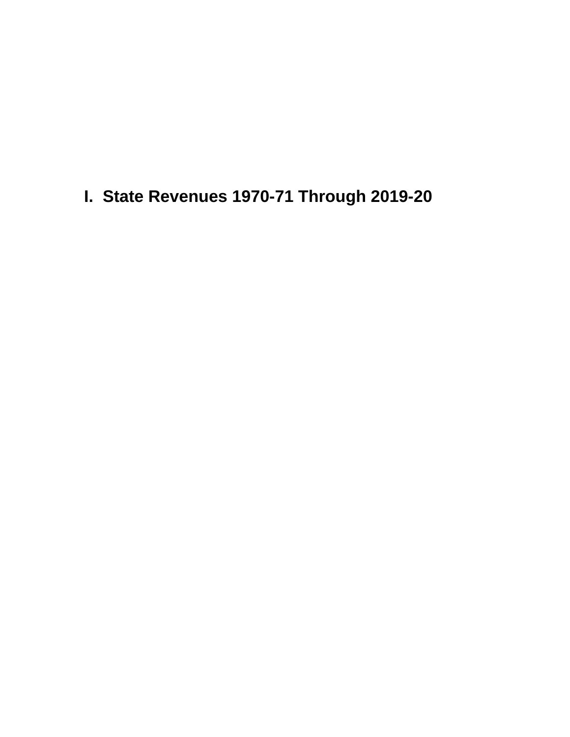# I. State Revenues 1970-71 Through 2019-20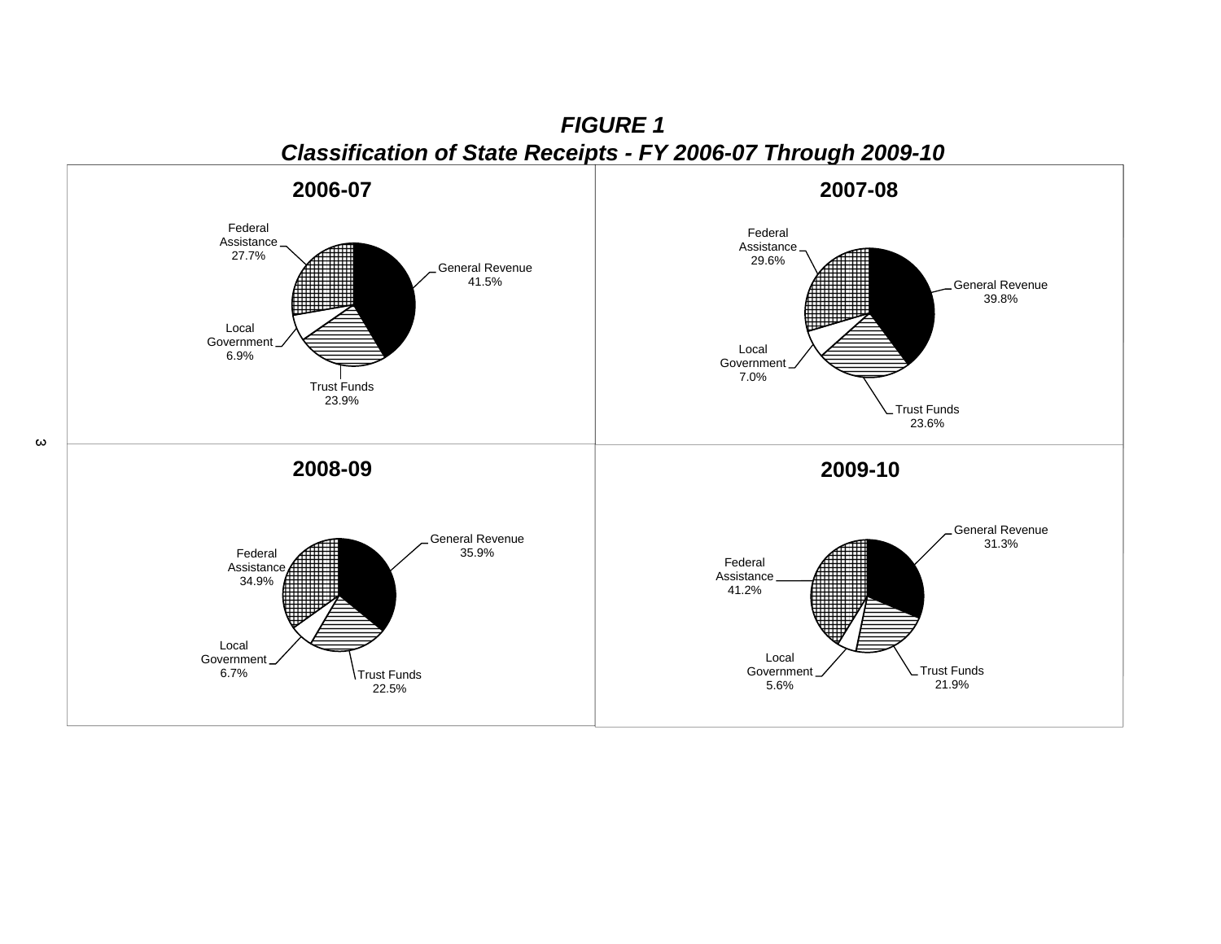***FIGURE 1***
***Classification of State Receipts - FY 2006-07 Through 2009-10***

**2006-07**

- General Revenue 41.5%
- Federal Assistance 27.7%
- Local Government 6.9%
- Trust Funds 23.9%

**2007-08**

- General Revenue 39.8%
- Federal Assistance 29.6%
- Local Government 7.0%
- Trust Funds 23.6%

**2008-09**

- General Revenue 35.9%
- Federal Assistance 34.9%
- Local Government 6.7%
- Trust Funds 22.5%

**2009-10**

- General Revenue 31.3%
- Federal Assistance 41.2%
- Local Government 5.6%
- Trust Funds 21.9%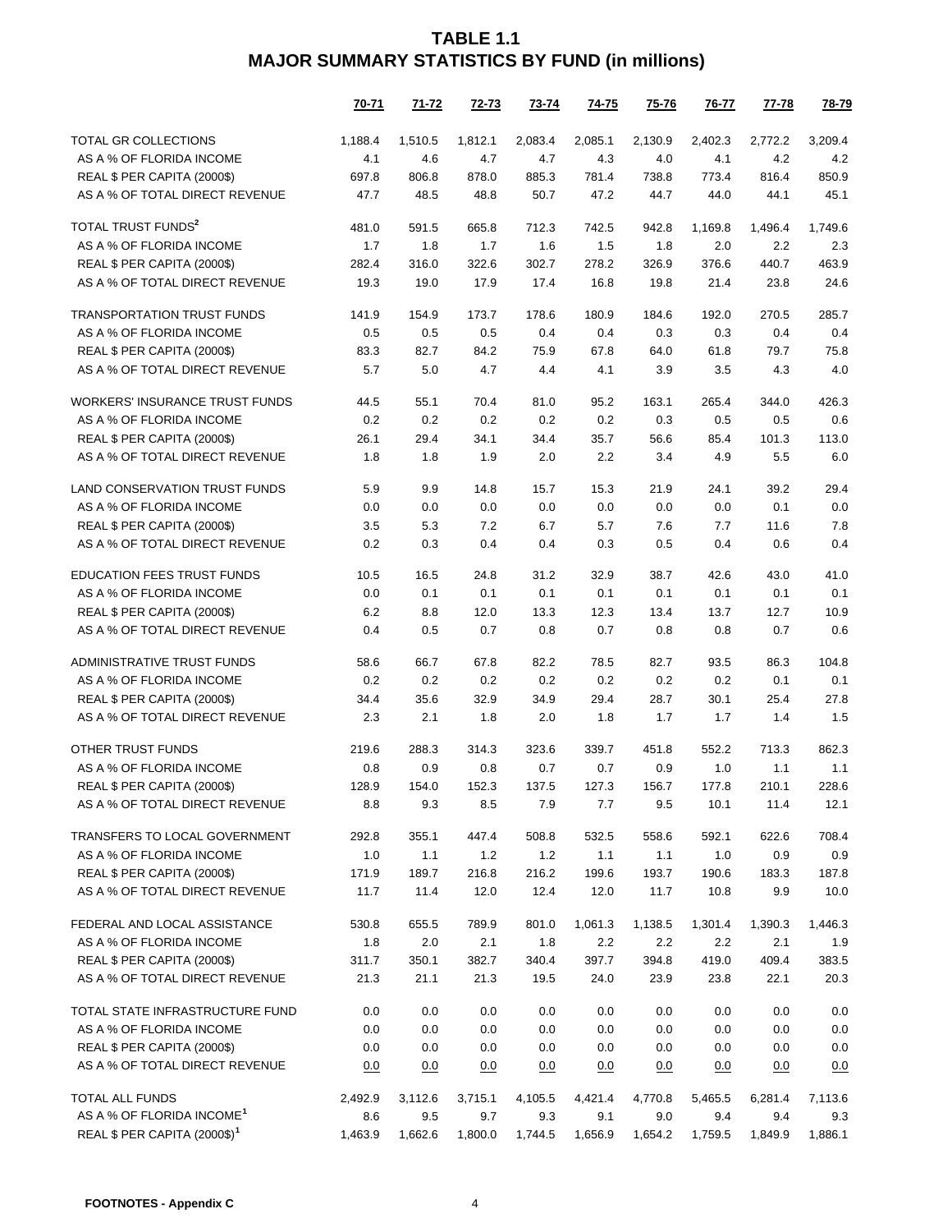# TABLE 1.1
# MAJOR SUMMARY STATISTICS BY FUND (in millions)

| | 70-71 | 71-72 | 72-73 | 73-74 | 74-75 | 75-76 | 76-77 | 77-78 | 78-79 |
|---|---|---|---|---|---|---|---|---|---|
| TOTAL GR COLLECTIONS | 1,188.4 | 1,510.5 | 1,812.1 | 2,083.4 | 2,085.1 | 2,130.9 | 2,402.3 | 2,772.2 | 3,209.4 |
| AS A % OF FLORIDA INCOME | 4.1 | 4.6 | 4.7 | 4.7 | 4.3 | 4.0 | 4.1 | 4.2 | 4.2 |
| REAL $ PER CAPITA (2000$) | 697.8 | 806.8 | 878.0 | 885.3 | 781.4 | 738.8 | 773.4 | 816.4 | 850.9 |
| AS A % OF TOTAL DIRECT REVENUE | 47.7 | 48.5 | 48.8 | 50.7 | 47.2 | 44.7 | 44.0 | 44.1 | 45.1 |
| TOTAL TRUST FUNDS[2] | 481.0 | 591.5 | 665.8 | 712.3 | 742.5 | 942.8 | 1,169.8 | 1,496.4 | 1,749.6 |
| AS A % OF FLORIDA INCOME | 1.7 | 1.8 | 1.7 | 1.6 | 1.5 | 1.8 | 2.0 | 2.2 | 2.3 |
| REAL $ PER CAPITA (2000$) | 282.4 | 316.0 | 322.6 | 302.7 | 278.2 | 326.9 | 376.6 | 440.7 | 463.9 |
| AS A % OF TOTAL DIRECT REVENUE | 19.3 | 19.0 | 17.9 | 17.4 | 16.8 | 19.8 | 21.4 | 23.8 | 24.6 |
| TRANSPORTATION TRUST FUNDS | 141.9 | 154.9 | 173.7 | 178.6 | 180.9 | 184.6 | 192.0 | 270.5 | 285.7 |
| AS A % OF FLORIDA INCOME | 0.5 | 0.5 | 0.5 | 0.4 | 0.4 | 0.3 | 0.3 | 0.4 | 0.4 |
| REAL $ PER CAPITA (2000$) | 83.3 | 82.7 | 84.2 | 75.9 | 67.8 | 64.0 | 61.8 | 79.7 | 75.8 |
| AS A % OF TOTAL DIRECT REVENUE | 5.7 | 5.0 | 4.7 | 4.4 | 4.1 | 3.9 | 3.5 | 4.3 | 4.0 |
| WORKERS' INSURANCE TRUST FUNDS | 44.5 | 55.1 | 70.4 | 81.0 | 95.2 | 163.1 | 265.4 | 344.0 | 426.3 |
| AS A % OF FLORIDA INCOME | 0.2 | 0.2 | 0.2 | 0.2 | 0.2 | 0.3 | 0.5 | 0.5 | 0.6 |
| REAL $ PER CAPITA (2000$) | 26.1 | 29.4 | 34.1 | 34.4 | 35.7 | 56.6 | 85.4 | 101.3 | 113.0 |
| AS A % OF TOTAL DIRECT REVENUE | 1.8 | 1.8 | 1.9 | 2.0 | 2.2 | 3.4 | 4.9 | 5.5 | 6.0 |
| LAND CONSERVATION TRUST FUNDS | 5.9 | 9.9 | 14.8 | 15.7 | 15.3 | 21.9 | 24.1 | 39.2 | 29.4 |
| AS A % OF FLORIDA INCOME | 0.0 | 0.0 | 0.0 | 0.0 | 0.0 | 0.0 | 0.0 | 0.1 | 0.0 |
| REAL $ PER CAPITA (2000$) | 3.5 | 5.3 | 7.2 | 6.7 | 5.7 | 7.6 | 7.7 | 11.6 | 7.8 |
| AS A % OF TOTAL DIRECT REVENUE | 0.2 | 0.3 | 0.4 | 0.4 | 0.3 | 0.5 | 0.4 | 0.6 | 0.4 |
| EDUCATION FEES TRUST FUNDS | 10.5 | 16.5 | 24.8 | 31.2 | 32.9 | 38.7 | 42.6 | 43.0 | 41.0 |
| AS A % OF FLORIDA INCOME | 0.0 | 0.1 | 0.1 | 0.1 | 0.1 | 0.1 | 0.1 | 0.1 | 0.1 |
| REAL $ PER CAPITA (2000$) | 6.2 | 8.8 | 12.0 | 13.3 | 12.3 | 13.4 | 13.7 | 12.7 | 10.9 |
| AS A % OF TOTAL DIRECT REVENUE | 0.4 | 0.5 | 0.7 | 0.8 | 0.7 | 0.8 | 0.8 | 0.7 | 0.6 |
| ADMINISTRATIVE TRUST FUNDS | 58.6 | 66.7 | 67.8 | 82.2 | 78.5 | 82.7 | 93.5 | 86.3 | 104.8 |
| AS A % OF FLORIDA INCOME | 0.2 | 0.2 | 0.2 | 0.2 | 0.2 | 0.2 | 0.2 | 0.1 | 0.1 |
| REAL $ PER CAPITA (2000$) | 34.4 | 35.6 | 32.9 | 34.9 | 29.4 | 28.7 | 30.1 | 25.4 | 27.8 |
| AS A % OF TOTAL DIRECT REVENUE | 2.3 | 2.1 | 1.8 | 2.0 | 1.8 | 1.7 | 1.7 | 1.4 | 1.5 |
| OTHER TRUST FUNDS | 219.6 | 288.3 | 314.3 | 323.6 | 339.7 | 451.8 | 552.2 | 713.3 | 862.3 |
| AS A % OF FLORIDA INCOME | 0.8 | 0.9 | 0.8 | 0.7 | 0.7 | 0.9 | 1.0 | 1.1 | 1.1 |
| REAL $ PER CAPITA (2000$) | 128.9 | 154.0 | 152.3 | 137.5 | 127.3 | 156.7 | 177.8 | 210.1 | 228.6 |
| AS A % OF TOTAL DIRECT REVENUE | 8.8 | 9.3 | 8.5 | 7.9 | 7.7 | 9.5 | 10.1 | 11.4 | 12.1 |
| TRANSFERS TO LOCAL GOVERNMENT | 292.8 | 355.1 | 447.4 | 508.8 | 532.5 | 558.6 | 592.1 | 622.6 | 708.4 |
| AS A % OF FLORIDA INCOME | 1.0 | 1.1 | 1.2 | 1.2 | 1.1 | 1.1 | 1.0 | 0.9 | 0.9 |
| REAL $ PER CAPITA (2000$) | 171.9 | 189.7 | 216.8 | 216.2 | 199.6 | 193.7 | 190.6 | 183.3 | 187.8 |
| AS A % OF TOTAL DIRECT REVENUE | 11.7 | 11.4 | 12.0 | 12.4 | 12.0 | 11.7 | 10.8 | 9.9 | 10.0 |
| FEDERAL AND LOCAL ASSISTANCE | 530.8 | 655.5 | 789.9 | 801.0 | 1,061.3 | 1,138.5 | 1,301.4 | 1,390.3 | 1,446.3 |
| AS A % OF FLORIDA INCOME | 1.8 | 2.0 | 2.1 | 1.8 | 2.2 | 2.2 | 2.2 | 2.1 | 1.9 |
| REAL $ PER CAPITA (2000$) | 311.7 | 350.1 | 382.7 | 340.4 | 397.7 | 394.8 | 419.0 | 409.4 | 383.5 |
| AS A % OF TOTAL DIRECT REVENUE | 21.3 | 21.1 | 21.3 | 19.5 | 24.0 | 23.9 | 23.8 | 22.1 | 20.3 |
| TOTAL STATE INFRASTRUCTURE FUND | 0.0 | 0.0 | 0.0 | 0.0 | 0.0 | 0.0 | 0.0 | 0.0 | 0.0 |
| AS A % OF FLORIDA INCOME | 0.0 | 0.0 | 0.0 | 0.0 | 0.0 | 0.0 | 0.0 | 0.0 | 0.0 |
| REAL $ PER CAPITA (2000$) | 0.0 | 0.0 | 0.0 | 0.0 | 0.0 | 0.0 | 0.0 | 0.0 | 0.0 |
| AS A % OF TOTAL DIRECT REVENUE | 0.0 | 0.0 | 0.0 | 0.0 | 0.0 | 0.0 | 0.0 | 0.0 | 0.0 |
| TOTAL ALL FUNDS | 2,492.9 | 3,112.6 | 3,715.1 | 4,105.5 | 4,421.4 | 4,770.8 | 5,465.5 | 6,281.4 | 7,113.6 |
| AS A % OF FLORIDA INCOME[1] | 8.6 | 9.5 | 9.7 | 9.3 | 9.1 | 9.0 | 9.4 | 9.4 | 9.3 |
| REAL $ PER CAPITA (2000$)[1] | 1,463.9 | 1,662.6 | 1,800.0 | 1,744.5 | 1,656.9 | 1,654.2 | 1,759.5 | 1,849.9 | 1,886.1 |

**FOOTNOTES - Appendix C**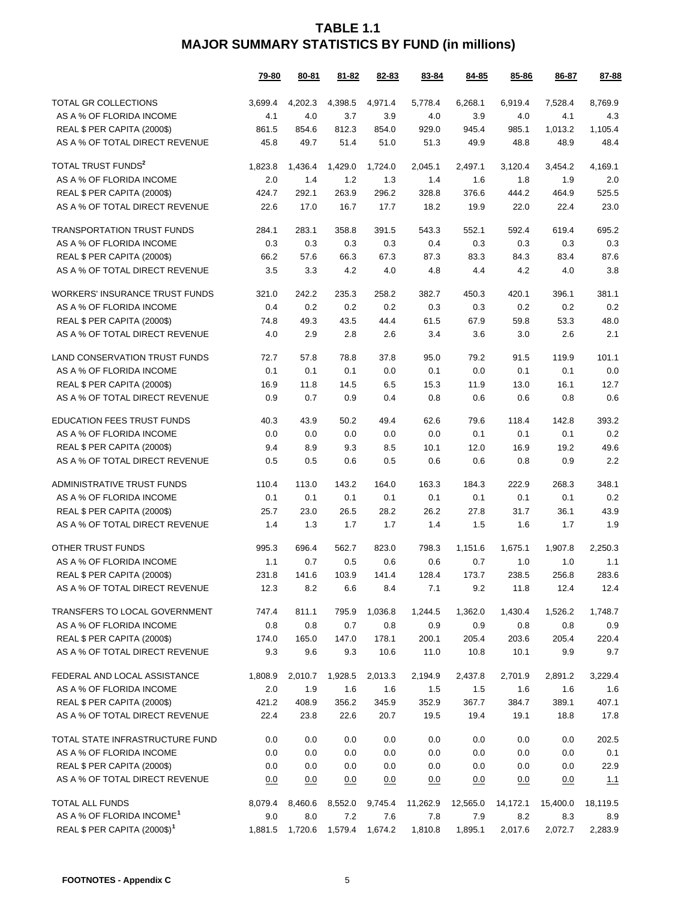# TABLE 1.1
# MAJOR SUMMARY STATISTICS BY FUND (in millions)

| | 79-80 | 80-81 | 81-82 | 82-83 | 83-84 | 84-85 | 85-86 | 86-87 | 87-88 |
|---|---|---|---|---|---|---|---|---|---|
| TOTAL GR COLLECTIONS | 3,699.4 | 4,202.3 | 4,398.5 | 4,971.4 | 5,778.4 | 6,268.1 | 6,919.4 | 7,528.4 | 8,769.9 |
| AS A % OF FLORIDA INCOME | 4.1 | 4.0 | 3.7 | 3.9 | 4.0 | 3.9 | 4.0 | 4.1 | 4.3 |
| REAL $ PER CAPITA (2000$) | 861.5 | 854.6 | 812.3 | 854.0 | 929.0 | 945.4 | 985.1 | 1,013.2 | 1,105.4 |
| AS A % OF TOTAL DIRECT REVENUE | 45.8 | 49.7 | 51.4 | 51.0 | 51.3 | 49.9 | 48.8 | 48.9 | 48.4 |
| TOTAL TRUST FUNDS[2] | 1,823.8 | 1,436.4 | 1,429.0 | 1,724.0 | 2,045.1 | 2,497.1 | 3,120.4 | 3,454.2 | 4,169.1 |
| AS A % OF FLORIDA INCOME | 2.0 | 1.4 | 1.2 | 1.3 | 1.4 | 1.6 | 1.8 | 1.9 | 2.0 |
| REAL $ PER CAPITA (2000$) | 424.7 | 292.1 | 263.9 | 296.2 | 328.8 | 376.6 | 444.2 | 464.9 | 525.5 |
| AS A % OF TOTAL DIRECT REVENUE | 22.6 | 17.0 | 16.7 | 17.7 | 18.2 | 19.9 | 22.0 | 22.4 | 23.0 |
| TRANSPORTATION TRUST FUNDS | 284.1 | 283.1 | 358.8 | 391.5 | 543.3 | 552.1 | 592.4 | 619.4 | 695.2 |
| AS A % OF FLORIDA INCOME | 0.3 | 0.3 | 0.3 | 0.3 | 0.4 | 0.3 | 0.3 | 0.3 | 0.3 |
| REAL $ PER CAPITA (2000$) | 66.2 | 57.6 | 66.3 | 67.3 | 87.3 | 83.3 | 84.3 | 83.4 | 87.6 |
| AS A % OF TOTAL DIRECT REVENUE | 3.5 | 3.3 | 4.2 | 4.0 | 4.8 | 4.4 | 4.2 | 4.0 | 3.8 |
| WORKERS' INSURANCE TRUST FUNDS | 321.0 | 242.2 | 235.3 | 258.2 | 382.7 | 450.3 | 420.1 | 396.1 | 381.1 |
| AS A % OF FLORIDA INCOME | 0.4 | 0.2 | 0.2 | 0.2 | 0.3 | 0.3 | 0.2 | 0.2 | 0.2 |
| REAL $ PER CAPITA (2000$) | 74.8 | 49.3 | 43.5 | 44.4 | 61.5 | 67.9 | 59.8 | 53.3 | 48.0 |
| AS A % OF TOTAL DIRECT REVENUE | 4.0 | 2.9 | 2.8 | 2.6 | 3.4 | 3.6 | 3.0 | 2.6 | 2.1 |
| LAND CONSERVATION TRUST FUNDS | 72.7 | 57.8 | 78.8 | 37.8 | 95.0 | 79.2 | 91.5 | 119.9 | 101.1 |
| AS A % OF FLORIDA INCOME | 0.1 | 0.1 | 0.1 | 0.0 | 0.1 | 0.0 | 0.1 | 0.1 | 0.0 |
| REAL $ PER CAPITA (2000$) | 16.9 | 11.8 | 14.5 | 6.5 | 15.3 | 11.9 | 13.0 | 16.1 | 12.7 |
| AS A % OF TOTAL DIRECT REVENUE | 0.9 | 0.7 | 0.9 | 0.4 | 0.8 | 0.6 | 0.6 | 0.8 | 0.6 |
| EDUCATION FEES TRUST FUNDS | 40.3 | 43.9 | 50.2 | 49.4 | 62.6 | 79.6 | 118.4 | 142.8 | 393.2 |
| AS A % OF FLORIDA INCOME | 0.0 | 0.0 | 0.0 | 0.0 | 0.0 | 0.1 | 0.1 | 0.1 | 0.2 |
| REAL $ PER CAPITA (2000$) | 9.4 | 8.9 | 9.3 | 8.5 | 10.1 | 12.0 | 16.9 | 19.2 | 49.6 |
| AS A % OF TOTAL DIRECT REVENUE | 0.5 | 0.5 | 0.6 | 0.5 | 0.6 | 0.6 | 0.8 | 0.9 | 2.2 |
| ADMINISTRATIVE TRUST FUNDS | 110.4 | 113.0 | 143.2 | 164.0 | 163.3 | 184.3 | 222.9 | 268.3 | 348.1 |
| AS A % OF FLORIDA INCOME | 0.1 | 0.1 | 0.1 | 0.1 | 0.1 | 0.1 | 0.1 | 0.1 | 0.2 |
| REAL $ PER CAPITA (2000$) | 25.7 | 23.0 | 26.5 | 28.2 | 26.2 | 27.8 | 31.7 | 36.1 | 43.9 |
| AS A % OF TOTAL DIRECT REVENUE | 1.4 | 1.3 | 1.7 | 1.7 | 1.4 | 1.5 | 1.6 | 1.7 | 1.9 |
| OTHER TRUST FUNDS | 995.3 | 696.4 | 562.7 | 823.0 | 798.3 | 1,151.6 | 1,675.1 | 1,907.8 | 2,250.3 |
| AS A % OF FLORIDA INCOME | 1.1 | 0.7 | 0.5 | 0.6 | 0.6 | 0.7 | 1.0 | 1.0 | 1.1 |
| REAL $ PER CAPITA (2000$) | 231.8 | 141.6 | 103.9 | 141.4 | 128.4 | 173.7 | 238.5 | 256.8 | 283.6 |
| AS A % OF TOTAL DIRECT REVENUE | 12.3 | 8.2 | 6.6 | 8.4 | 7.1 | 9.2 | 11.8 | 12.4 | 12.4 |
| TRANSFERS TO LOCAL GOVERNMENT | 747.4 | 811.1 | 795.9 | 1,036.8 | 1,244.5 | 1,362.0 | 1,430.4 | 1,526.2 | 1,748.7 |
| AS A % OF FLORIDA INCOME | 0.8 | 0.8 | 0.7 | 0.8 | 0.9 | 0.9 | 0.8 | 0.8 | 0.9 |
| REAL $ PER CAPITA (2000$) | 174.0 | 165.0 | 147.0 | 178.1 | 200.1 | 205.4 | 203.6 | 205.4 | 220.4 |
| AS A % OF TOTAL DIRECT REVENUE | 9.3 | 9.6 | 9.3 | 10.6 | 11.0 | 10.8 | 10.1 | 9.9 | 9.7 |
| FEDERAL AND LOCAL ASSISTANCE | 1,808.9 | 2,010.7 | 1,928.5 | 2,013.3 | 2,194.9 | 2,437.8 | 2,701.9 | 2,891.2 | 3,229.4 |
| AS A % OF FLORIDA INCOME | 2.0 | 1.9 | 1.6 | 1.6 | 1.5 | 1.5 | 1.6 | 1.6 | 1.6 |
| REAL $ PER CAPITA (2000$) | 421.2 | 408.9 | 356.2 | 345.9 | 352.9 | 367.7 | 384.7 | 389.1 | 407.1 |
| AS A % OF TOTAL DIRECT REVENUE | 22.4 | 23.8 | 22.6 | 20.7 | 19.5 | 19.4 | 19.1 | 18.8 | 17.8 |
| TOTAL STATE INFRASTRUCTURE FUND | 0.0 | 0.0 | 0.0 | 0.0 | 0.0 | 0.0 | 0.0 | 0.0 | 202.5 |
| AS A % OF FLORIDA INCOME | 0.0 | 0.0 | 0.0 | 0.0 | 0.0 | 0.0 | 0.0 | 0.0 | 0.1 |
| REAL $ PER CAPITA (2000$) | 0.0 | 0.0 | 0.0 | 0.0 | 0.0 | 0.0 | 0.0 | 0.0 | 22.9 |
| AS A % OF TOTAL DIRECT REVENUE | 0.0 | 0.0 | 0.0 | 0.0 | 0.0 | 0.0 | 0.0 | 0.0 | 1.1 |
| TOTAL ALL FUNDS | 8,079.4 | 8,460.6 | 8,552.0 | 9,745.4 | 11,262.9 | 12,565.0 | 14,172.1 | 15,400.0 | 18,119.5 |
| AS A % OF FLORIDA INCOME[1] | 9.0 | 8.0 | 7.2 | 7.6 | 7.8 | 7.9 | 8.2 | 8.3 | 8.9 |
| REAL $ PER CAPITA (2000$)[1] | 1,881.5 | 1,720.6 | 1,579.4 | 1,674.2 | 1,810.8 | 1,895.1 | 2,017.6 | 2,072.7 | 2,283.9 |

**FOOTNOTES - Appendix C**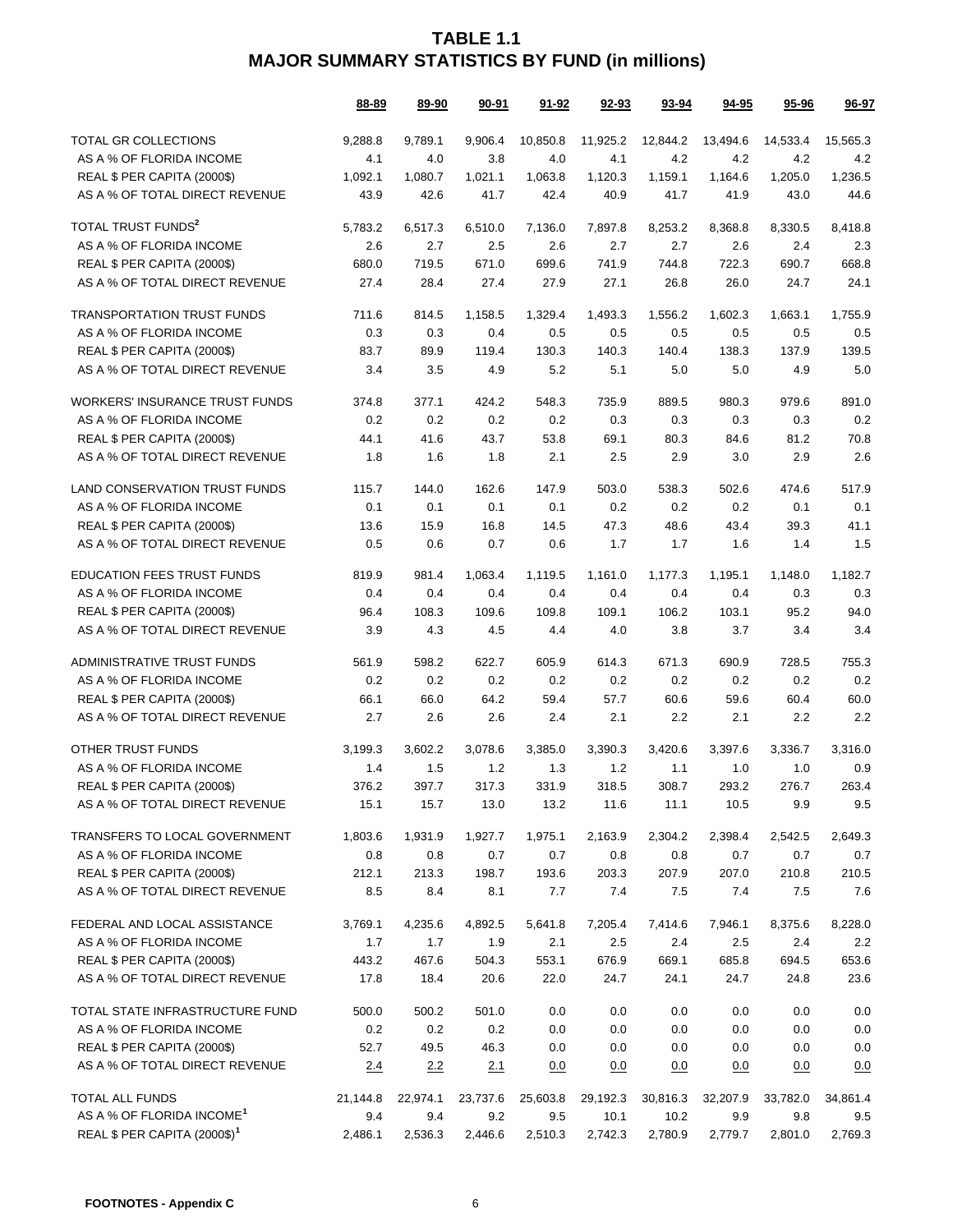# TABLE 1.1
# MAJOR SUMMARY STATISTICS BY FUND (in millions)

| | 88-89 | 89-90 | 90-91 | 91-92 | 92-93 | 93-94 | 94-95 | 95-96 | 96-97 |
|---|---|---|---|---|---|---|---|---|---|
| TOTAL GR COLLECTIONS | 9,288.8 | 9,789.1 | 9,906.4 | 10,850.8 | 11,925.2 | 12,844.2 | 13,494.6 | 14,533.4 | 15,565.3 |
| AS A % OF FLORIDA INCOME | 4.1 | 4.0 | 3.8 | 4.0 | 4.1 | 4.2 | 4.2 | 4.2 | 4.2 |
| REAL $ PER CAPITA (2000$) | 1,092.1 | 1,080.7 | 1,021.1 | 1,063.8 | 1,120.3 | 1,159.1 | 1,164.6 | 1,205.0 | 1,236.5 |
| AS A % OF TOTAL DIRECT REVENUE | 43.9 | 42.6 | 41.7 | 42.4 | 40.9 | 41.7 | 41.9 | 43.0 | 44.6 |
| TOTAL TRUST FUNDS[2] | 5,783.2 | 6,517.3 | 6,510.0 | 7,136.0 | 7,897.8 | 8,253.2 | 8,368.8 | 8,330.5 | 8,418.8 |
| AS A % OF FLORIDA INCOME | 2.6 | 2.7 | 2.5 | 2.6 | 2.7 | 2.7 | 2.6 | 2.4 | 2.3 |
| REAL $ PER CAPITA (2000$) | 680.0 | 719.5 | 671.0 | 699.6 | 741.9 | 744.8 | 722.3 | 690.7 | 668.8 |
| AS A % OF TOTAL DIRECT REVENUE | 27.4 | 28.4 | 27.4 | 27.9 | 27.1 | 26.8 | 26.0 | 24.7 | 24.1 |
| TRANSPORTATION TRUST FUNDS | 711.6 | 814.5 | 1,158.5 | 1,329.4 | 1,493.3 | 1,556.2 | 1,602.3 | 1,663.1 | 1,755.9 |
| AS A % OF FLORIDA INCOME | 0.3 | 0.3 | 0.4 | 0.5 | 0.5 | 0.5 | 0.5 | 0.5 | 0.5 |
| REAL $ PER CAPITA (2000$) | 83.7 | 89.9 | 119.4 | 130.3 | 140.3 | 140.4 | 138.3 | 137.9 | 139.5 |
| AS A % OF TOTAL DIRECT REVENUE | 3.4 | 3.5 | 4.9 | 5.2 | 5.1 | 5.0 | 5.0 | 4.9 | 5.0 |
| WORKERS' INSURANCE TRUST FUNDS | 374.8 | 377.1 | 424.2 | 548.3 | 735.9 | 889.5 | 980.3 | 979.6 | 891.0 |
| AS A % OF FLORIDA INCOME | 0.2 | 0.2 | 0.2 | 0.2 | 0.3 | 0.3 | 0.3 | 0.3 | 0.2 |
| REAL $ PER CAPITA (2000$) | 44.1 | 41.6 | 43.7 | 53.8 | 69.1 | 80.3 | 84.6 | 81.2 | 70.8 |
| AS A % OF TOTAL DIRECT REVENUE | 1.8 | 1.6 | 1.8 | 2.1 | 2.5 | 2.9 | 3.0 | 2.9 | 2.6 |
| LAND CONSERVATION TRUST FUNDS | 115.7 | 144.0 | 162.6 | 147.9 | 503.0 | 538.3 | 502.6 | 474.6 | 517.9 |
| AS A % OF FLORIDA INCOME | 0.1 | 0.1 | 0.1 | 0.1 | 0.2 | 0.2 | 0.2 | 0.1 | 0.1 |
| REAL $ PER CAPITA (2000$) | 13.6 | 15.9 | 16.8 | 14.5 | 47.3 | 48.6 | 43.4 | 39.3 | 41.1 |
| AS A % OF TOTAL DIRECT REVENUE | 0.5 | 0.6 | 0.7 | 0.6 | 1.7 | 1.7 | 1.6 | 1.4 | 1.5 |
| EDUCATION FEES TRUST FUNDS | 819.9 | 981.4 | 1,063.4 | 1,119.5 | 1,161.0 | 1,177.3 | 1,195.1 | 1,148.0 | 1,182.7 |
| AS A % OF FLORIDA INCOME | 0.4 | 0.4 | 0.4 | 0.4 | 0.4 | 0.4 | 0.4 | 0.3 | 0.3 |
| REAL $ PER CAPITA (2000$) | 96.4 | 108.3 | 109.6 | 109.8 | 109.1 | 106.2 | 103.1 | 95.2 | 94.0 |
| AS A % OF TOTAL DIRECT REVENUE | 3.9 | 4.3 | 4.5 | 4.4 | 4.0 | 3.8 | 3.7 | 3.4 | 3.4 |
| ADMINISTRATIVE TRUST FUNDS | 561.9 | 598.2 | 622.7 | 605.9 | 614.3 | 671.3 | 690.9 | 728.5 | 755.3 |
| AS A % OF FLORIDA INCOME | 0.2 | 0.2 | 0.2 | 0.2 | 0.2 | 0.2 | 0.2 | 0.2 | 0.2 |
| REAL $ PER CAPITA (2000$) | 66.1 | 66.0 | 64.2 | 59.4 | 57.7 | 60.6 | 59.6 | 60.4 | 60.0 |
| AS A % OF TOTAL DIRECT REVENUE | 2.7 | 2.6 | 2.6 | 2.4 | 2.1 | 2.2 | 2.1 | 2.2 | 2.2 |
| OTHER TRUST FUNDS | 3,199.3 | 3,602.2 | 3,078.6 | 3,385.0 | 3,390.3 | 3,420.6 | 3,397.6 | 3,336.7 | 3,316.0 |
| AS A % OF FLORIDA INCOME | 1.4 | 1.5 | 1.2 | 1.3 | 1.2 | 1.1 | 1.0 | 1.0 | 0.9 |
| REAL $ PER CAPITA (2000$) | 376.2 | 397.7 | 317.3 | 331.9 | 318.5 | 308.7 | 293.2 | 276.7 | 263.4 |
| AS A % OF TOTAL DIRECT REVENUE | 15.1 | 15.7 | 13.0 | 13.2 | 11.6 | 11.1 | 10.5 | 9.9 | 9.5 |
| TRANSFERS TO LOCAL GOVERNMENT | 1,803.6 | 1,931.9 | 1,927.7 | 1,975.1 | 2,163.9 | 2,304.2 | 2,398.4 | 2,542.5 | 2,649.3 |
| AS A % OF FLORIDA INCOME | 0.8 | 0.8 | 0.7 | 0.7 | 0.8 | 0.8 | 0.7 | 0.7 | 0.7 |
| REAL $ PER CAPITA (2000$) | 212.1 | 213.3 | 198.7 | 193.6 | 203.3 | 207.9 | 207.0 | 210.8 | 210.5 |
| AS A % OF TOTAL DIRECT REVENUE | 8.5 | 8.4 | 8.1 | 7.7 | 7.4 | 7.5 | 7.4 | 7.5 | 7.6 |
| FEDERAL AND LOCAL ASSISTANCE | 3,769.1 | 4,235.6 | 4,892.5 | 5,641.8 | 7,205.4 | 7,414.6 | 7,946.1 | 8,375.6 | 8,228.0 |
| AS A % OF FLORIDA INCOME | 1.7 | 1.7 | 1.9 | 2.1 | 2.5 | 2.4 | 2.5 | 2.4 | 2.2 |
| REAL $ PER CAPITA (2000$) | 443.2 | 467.6 | 504.3 | 553.1 | 676.9 | 669.1 | 685.8 | 694.5 | 653.6 |
| AS A % OF TOTAL DIRECT REVENUE | 17.8 | 18.4 | 20.6 | 22.0 | 24.7 | 24.1 | 24.7 | 24.8 | 23.6 |
| TOTAL STATE INFRASTRUCTURE FUND | 500.0 | 500.2 | 501.0 | 0.0 | 0.0 | 0.0 | 0.0 | 0.0 | 0.0 |
| AS A % OF FLORIDA INCOME | 0.2 | 0.2 | 0.2 | 0.0 | 0.0 | 0.0 | 0.0 | 0.0 | 0.0 |
| REAL $ PER CAPITA (2000$) | 52.7 | 49.5 | 46.3 | 0.0 | 0.0 | 0.0 | 0.0 | 0.0 | 0.0 |
| AS A % OF TOTAL DIRECT REVENUE | 2.4 | 2.2 | 2.1 | 0.0 | 0.0 | 0.0 | 0.0 | 0.0 | 0.0 |
| TOTAL ALL FUNDS | 21,144.8 | 22,974.1 | 23,737.6 | 25,603.8 | 29,192.3 | 30,816.3 | 32,207.9 | 33,782.0 | 34,861.4 |
| AS A % OF FLORIDA INCOME[1] | 9.4 | 9.4 | 9.2 | 9.5 | 10.1 | 10.2 | 9.9 | 9.8 | 9.5 |
| REAL $ PER CAPITA (2000$)[1] | 2,486.1 | 2,536.3 | 2,446.6 | 2,510.3 | 2,742.3 | 2,780.9 | 2,779.7 | 2,801.0 | 2,769.3 |

**FOOTNOTES - Appendix C**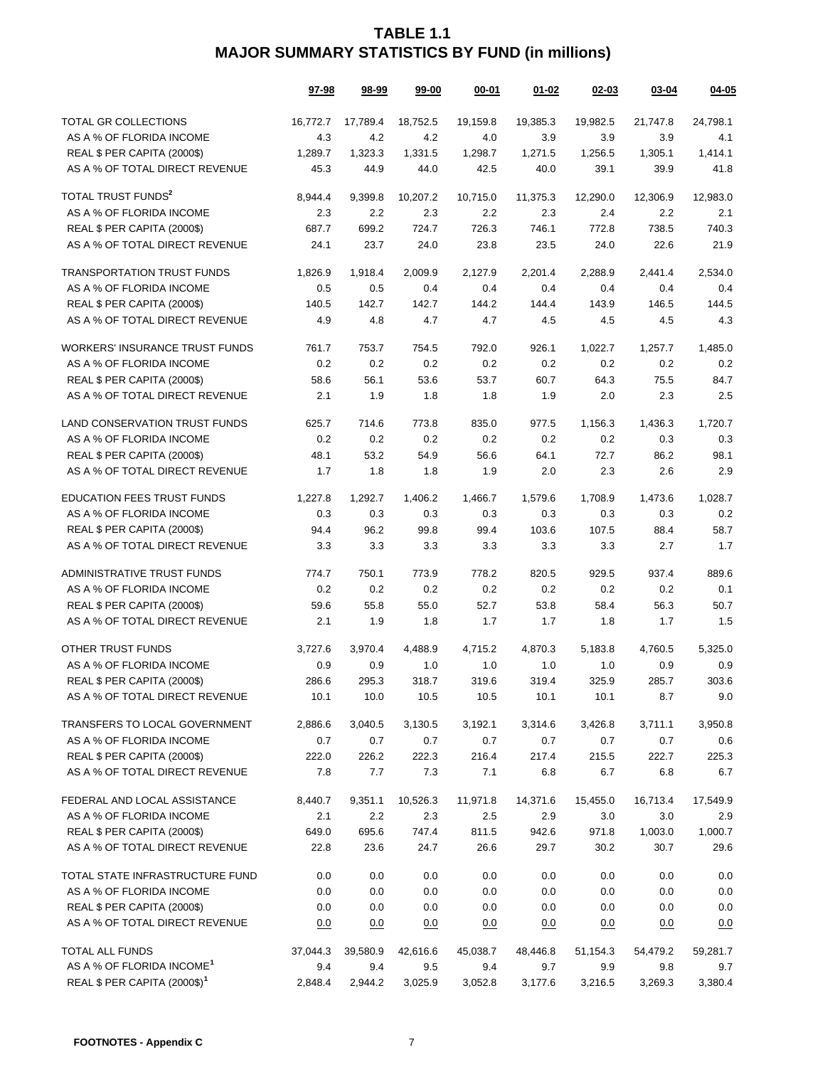# TABLE 1.1
## MAJOR SUMMARY STATISTICS BY FUND (in millions)

| | 97-98 | 98-99 | 99-00 | 00-01 | 01-02 | 02-03 | 03-04 | 04-05 |
|---|---|---|---|---|---|---|---|---|
| TOTAL GR COLLECTIONS | 16,772.7 | 17,789.4 | 18,752.5 | 19,159.8 | 19,385.3 | 19,982.5 | 21,747.8 | 24,798.1 |
| AS A % OF FLORIDA INCOME | 4.3 | 4.2 | 4.2 | 4.0 | 3.9 | 3.9 | 3.9 | 4.1 |
| REAL $ PER CAPITA (2000$) | 1,289.7 | 1,323.3 | 1,331.5 | 1,298.7 | 1,271.5 | 1,256.5 | 1,305.1 | 1,414.1 |
| AS A % OF TOTAL DIRECT REVENUE | 45.3 | 44.9 | 44.0 | 42.5 | 40.0 | 39.1 | 39.9 | 41.8 |
| TOTAL TRUST FUNDS[2] | 8,944.4 | 9,399.8 | 10,207.2 | 10,715.0 | 11,375.3 | 12,290.0 | 12,306.9 | 12,983.0 |
| AS A % OF FLORIDA INCOME | 2.3 | 2.2 | 2.3 | 2.2 | 2.3 | 2.4 | 2.2 | 2.1 |
| REAL $ PER CAPITA (2000$) | 687.7 | 699.2 | 724.7 | 726.3 | 746.1 | 772.8 | 738.5 | 740.3 |
| AS A % OF TOTAL DIRECT REVENUE | 24.1 | 23.7 | 24.0 | 23.8 | 23.5 | 24.0 | 22.6 | 21.9 |
| TRANSPORTATION TRUST FUNDS | 1,826.9 | 1,918.4 | 2,009.9 | 2,127.9 | 2,201.4 | 2,288.9 | 2,441.4 | 2,534.0 |
| AS A % OF FLORIDA INCOME | 0.5 | 0.5 | 0.4 | 0.4 | 0.4 | 0.4 | 0.4 | 0.4 |
| REAL $ PER CAPITA (2000$) | 140.5 | 142.7 | 142.7 | 144.2 | 144.4 | 143.9 | 146.5 | 144.5 |
| AS A % OF TOTAL DIRECT REVENUE | 4.9 | 4.8 | 4.7 | 4.7 | 4.5 | 4.5 | 4.5 | 4.3 |
| WORKERS' INSURANCE TRUST FUNDS | 761.7 | 753.7 | 754.5 | 792.0 | 926.1 | 1,022.7 | 1,257.7 | 1,485.0 |
| AS A % OF FLORIDA INCOME | 0.2 | 0.2 | 0.2 | 0.2 | 0.2 | 0.2 | 0.2 | 0.2 |
| REAL $ PER CAPITA (2000$) | 58.6 | 56.1 | 53.6 | 53.7 | 60.7 | 64.3 | 75.5 | 84.7 |
| AS A % OF TOTAL DIRECT REVENUE | 2.1 | 1.9 | 1.8 | 1.8 | 1.9 | 2.0 | 2.3 | 2.5 |
| LAND CONSERVATION TRUST FUNDS | 625.7 | 714.6 | 773.8 | 835.0 | 977.5 | 1,156.3 | 1,436.3 | 1,720.7 |
| AS A % OF FLORIDA INCOME | 0.2 | 0.2 | 0.2 | 0.2 | 0.2 | 0.2 | 0.3 | 0.3 |
| REAL $ PER CAPITA (2000$) | 48.1 | 53.2 | 54.9 | 56.6 | 64.1 | 72.7 | 86.2 | 98.1 |
| AS A % OF TOTAL DIRECT REVENUE | 1.7 | 1.8 | 1.8 | 1.9 | 2.0 | 2.3 | 2.6 | 2.9 |
| EDUCATION FEES TRUST FUNDS | 1,227.8 | 1,292.7 | 1,406.2 | 1,466.7 | 1,579.6 | 1,708.9 | 1,473.6 | 1,028.7 |
| AS A % OF FLORIDA INCOME | 0.3 | 0.3 | 0.3 | 0.3 | 0.3 | 0.3 | 0.3 | 0.2 |
| REAL $ PER CAPITA (2000$) | 94.4 | 96.2 | 99.8 | 99.4 | 103.6 | 107.5 | 88.4 | 58.7 |
| AS A % OF TOTAL DIRECT REVENUE | 3.3 | 3.3 | 3.3 | 3.3 | 3.3 | 3.3 | 2.7 | 1.7 |
| ADMINISTRATIVE TRUST FUNDS | 774.7 | 750.1 | 773.9 | 778.2 | 820.5 | 929.5 | 937.4 | 889.6 |
| AS A % OF FLORIDA INCOME | 0.2 | 0.2 | 0.2 | 0.2 | 0.2 | 0.2 | 0.2 | 0.1 |
| REAL $ PER CAPITA (2000$) | 59.6 | 55.8 | 55.0 | 52.7 | 53.8 | 58.4 | 56.3 | 50.7 |
| AS A % OF TOTAL DIRECT REVENUE | 2.1 | 1.9 | 1.8 | 1.7 | 1.7 | 1.8 | 1.7 | 1.5 |
| OTHER TRUST FUNDS | 3,727.6 | 3,970.4 | 4,488.9 | 4,715.2 | 4,870.3 | 5,183.8 | 4,760.5 | 5,325.0 |
| AS A % OF FLORIDA INCOME | 0.9 | 0.9 | 1.0 | 1.0 | 1.0 | 1.0 | 0.9 | 0.9 |
| REAL $ PER CAPITA (2000$) | 286.6 | 295.3 | 318.7 | 319.6 | 319.4 | 325.9 | 285.7 | 303.6 |
| AS A % OF TOTAL DIRECT REVENUE | 10.1 | 10.0 | 10.5 | 10.5 | 10.1 | 10.1 | 8.7 | 9.0 |
| TRANSFERS TO LOCAL GOVERNMENT | 2,886.6 | 3,040.5 | 3,130.5 | 3,192.1 | 3,314.6 | 3,426.8 | 3,711.1 | 3,950.8 |
| AS A % OF FLORIDA INCOME | 0.7 | 0.7 | 0.7 | 0.7 | 0.7 | 0.7 | 0.7 | 0.6 |
| REAL $ PER CAPITA (2000$) | 222.0 | 226.2 | 222.3 | 216.4 | 217.4 | 215.5 | 222.7 | 225.3 |
| AS A % OF TOTAL DIRECT REVENUE | 7.8 | 7.7 | 7.3 | 7.1 | 6.8 | 6.7 | 6.8 | 6.7 |
| FEDERAL AND LOCAL ASSISTANCE | 8,440.7 | 9,351.1 | 10,526.3 | 11,971.8 | 14,371.6 | 15,455.0 | 16,713.4 | 17,549.9 |
| AS A % OF FLORIDA INCOME | 2.1 | 2.2 | 2.3 | 2.5 | 2.9 | 3.0 | 3.0 | 2.9 |
| REAL $ PER CAPITA (2000$) | 649.0 | 695.6 | 747.4 | 811.5 | 942.6 | 971.8 | 1,003.0 | 1,000.7 |
| AS A % OF TOTAL DIRECT REVENUE | 22.8 | 23.6 | 24.7 | 26.6 | 29.7 | 30.2 | 30.7 | 29.6 |
| TOTAL STATE INFRASTRUCTURE FUND | 0.0 | 0.0 | 0.0 | 0.0 | 0.0 | 0.0 | 0.0 | 0.0 |
| AS A % OF FLORIDA INCOME | 0.0 | 0.0 | 0.0 | 0.0 | 0.0 | 0.0 | 0.0 | 0.0 |
| REAL $ PER CAPITA (2000$) | 0.0 | 0.0 | 0.0 | 0.0 | 0.0 | 0.0 | 0.0 | 0.0 |
| AS A % OF TOTAL DIRECT REVENUE | 0.0 | 0.0 | 0.0 | 0.0 | 0.0 | 0.0 | 0.0 | 0.0 |
| TOTAL ALL FUNDS | 37,044.3 | 39,580.9 | 42,616.6 | 45,038.7 | 48,446.8 | 51,154.3 | 54,479.2 | 59,281.7 |
| AS A % OF FLORIDA INCOME[1] | 9.4 | 9.4 | 9.5 | 9.4 | 9.7 | 9.9 | 9.8 | 9.7 |
| REAL $ PER CAPITA (2000$)[1] | 2,848.4 | 2,944.2 | 3,025.9 | 3,052.8 | 3,177.6 | 3,216.5 | 3,269.3 | 3,380.4 |

**FOOTNOTES - Appendix C**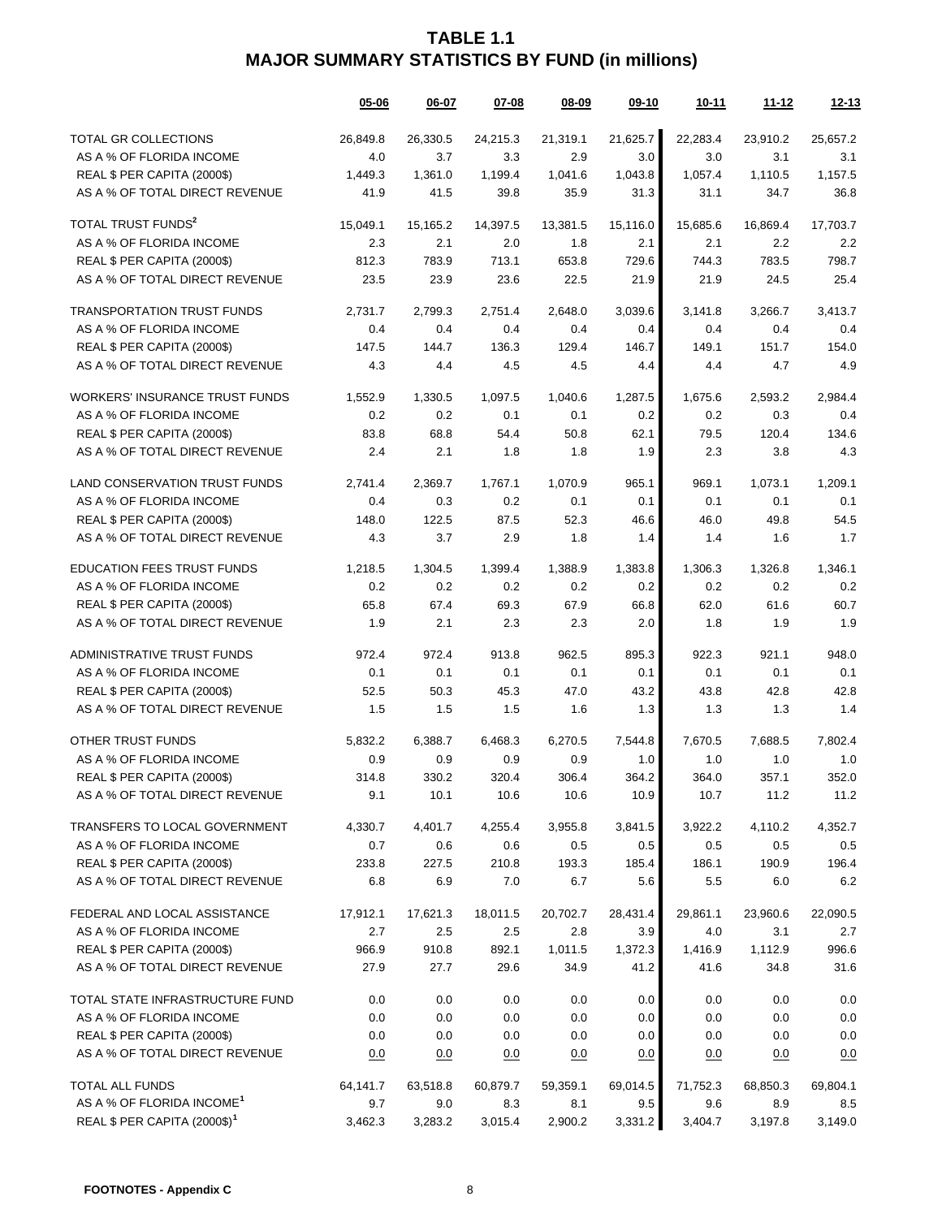# TABLE 1.1
# MAJOR SUMMARY STATISTICS BY FUND (in millions)

| | 05-06 | 06-07 | 07-08 | 08-09 | 09-10 | 10-11 | 11-12 | 12-13 |
|---|---|---|---|---|---|---|---|---|
| TOTAL GR COLLECTIONS | 26,849.8 | 26,330.5 | 24,215.3 | 21,319.1 | 21,625.7 | 22,283.4 | 23,910.2 | 25,657.2 |
| AS A % OF FLORIDA INCOME | 4.0 | 3.7 | 3.3 | 2.9 | 3.0 | 3.0 | 3.1 | 3.1 |
| REAL $ PER CAPITA (2000$) | 1,449.3 | 1,361.0 | 1,199.4 | 1,041.6 | 1,043.8 | 1,057.4 | 1,110.5 | 1,157.5 |
| AS A % OF TOTAL DIRECT REVENUE | 41.9 | 41.5 | 39.8 | 35.9 | 31.3 | 31.1 | 34.7 | 36.8 |
| TOTAL TRUST FUNDS[2] | 15,049.1 | 15,165.2 | 14,397.5 | 13,381.5 | 15,116.0 | 15,685.6 | 16,869.4 | 17,703.7 |
| AS A % OF FLORIDA INCOME | 2.3 | 2.1 | 2.0 | 1.8 | 2.1 | 2.1 | 2.2 | 2.2 |
| REAL $ PER CAPITA (2000$) | 812.3 | 783.9 | 713.1 | 653.8 | 729.6 | 744.3 | 783.5 | 798.7 |
| AS A % OF TOTAL DIRECT REVENUE | 23.5 | 23.9 | 23.6 | 22.5 | 21.9 | 21.9 | 24.5 | 25.4 |
| TRANSPORTATION TRUST FUNDS | 2,731.7 | 2,799.3 | 2,751.4 | 2,648.0 | 3,039.6 | 3,141.8 | 3,266.7 | 3,413.7 |
| AS A % OF FLORIDA INCOME | 0.4 | 0.4 | 0.4 | 0.4 | 0.4 | 0.4 | 0.4 | 0.4 |
| REAL $ PER CAPITA (2000$) | 147.5 | 144.7 | 136.3 | 129.4 | 146.7 | 149.1 | 151.7 | 154.0 |
| AS A % OF TOTAL DIRECT REVENUE | 4.3 | 4.4 | 4.5 | 4.5 | 4.4 | 4.4 | 4.7 | 4.9 |
| WORKERS' INSURANCE TRUST FUNDS | 1,552.9 | 1,330.5 | 1,097.5 | 1,040.6 | 1,287.5 | 1,675.6 | 2,593.2 | 2,984.4 |
| AS A % OF FLORIDA INCOME | 0.2 | 0.2 | 0.1 | 0.1 | 0.2 | 0.2 | 0.3 | 0.4 |
| REAL $ PER CAPITA (2000$) | 83.8 | 68.8 | 54.4 | 50.8 | 62.1 | 79.5 | 120.4 | 134.6 |
| AS A % OF TOTAL DIRECT REVENUE | 2.4 | 2.1 | 1.8 | 1.8 | 1.9 | 2.3 | 3.8 | 4.3 |
| LAND CONSERVATION TRUST FUNDS | 2,741.4 | 2,369.7 | 1,767.1 | 1,070.9 | 965.1 | 969.1 | 1,073.1 | 1,209.1 |
| AS A % OF FLORIDA INCOME | 0.4 | 0.3 | 0.2 | 0.1 | 0.1 | 0.1 | 0.1 | 0.1 |
| REAL $ PER CAPITA (2000$) | 148.0 | 122.5 | 87.5 | 52.3 | 46.6 | 46.0 | 49.8 | 54.5 |
| AS A % OF TOTAL DIRECT REVENUE | 4.3 | 3.7 | 2.9 | 1.8 | 1.4 | 1.4 | 1.6 | 1.7 |
| EDUCATION FEES TRUST FUNDS | 1,218.5 | 1,304.5 | 1,399.4 | 1,388.9 | 1,383.8 | 1,306.3 | 1,326.8 | 1,346.1 |
| AS A % OF FLORIDA INCOME | 0.2 | 0.2 | 0.2 | 0.2 | 0.2 | 0.2 | 0.2 | 0.2 |
| REAL $ PER CAPITA (2000$) | 65.8 | 67.4 | 69.3 | 67.9 | 66.8 | 62.0 | 61.6 | 60.7 |
| AS A % OF TOTAL DIRECT REVENUE | 1.9 | 2.1 | 2.3 | 2.3 | 2.0 | 1.8 | 1.9 | 1.9 |
| ADMINISTRATIVE TRUST FUNDS | 972.4 | 972.4 | 913.8 | 962.5 | 895.3 | 922.3 | 921.1 | 948.0 |
| AS A % OF FLORIDA INCOME | 0.1 | 0.1 | 0.1 | 0.1 | 0.1 | 0.1 | 0.1 | 0.1 |
| REAL $ PER CAPITA (2000$) | 52.5 | 50.3 | 45.3 | 47.0 | 43.2 | 43.8 | 42.8 | 42.8 |
| AS A % OF TOTAL DIRECT REVENUE | 1.5 | 1.5 | 1.5 | 1.6 | 1.3 | 1.3 | 1.3 | 1.4 |
| OTHER TRUST FUNDS | 5,832.2 | 6,388.7 | 6,468.3 | 6,270.5 | 7,544.8 | 7,670.5 | 7,688.5 | 7,802.4 |
| AS A % OF FLORIDA INCOME | 0.9 | 0.9 | 0.9 | 0.9 | 1.0 | 1.0 | 1.0 | 1.0 |
| REAL $ PER CAPITA (2000$) | 314.8 | 330.2 | 320.4 | 306.4 | 364.2 | 364.0 | 357.1 | 352.0 |
| AS A % OF TOTAL DIRECT REVENUE | 9.1 | 10.1 | 10.6 | 10.6 | 10.9 | 10.7 | 11.2 | 11.2 |
| TRANSFERS TO LOCAL GOVERNMENT | 4,330.7 | 4,401.7 | 4,255.4 | 3,955.8 | 3,841.5 | 3,922.2 | 4,110.2 | 4,352.7 |
| AS A % OF FLORIDA INCOME | 0.7 | 0.6 | 0.6 | 0.5 | 0.5 | 0.5 | 0.5 | 0.5 |
| REAL $ PER CAPITA (2000$) | 233.8 | 227.5 | 210.8 | 193.3 | 185.4 | 186.1 | 190.9 | 196.4 |
| AS A % OF TOTAL DIRECT REVENUE | 6.8 | 6.9 | 7.0 | 6.7 | 5.6 | 5.5 | 6.0 | 6.2 |
| FEDERAL AND LOCAL ASSISTANCE | 17,912.1 | 17,621.3 | 18,011.5 | 20,702.7 | 28,431.4 | 29,861.1 | 23,960.6 | 22,090.5 |
| AS A % OF FLORIDA INCOME | 2.7 | 2.5 | 2.5 | 2.8 | 3.9 | 4.0 | 3.1 | 2.7 |
| REAL $ PER CAPITA (2000$) | 966.9 | 910.8 | 892.1 | 1,011.5 | 1,372.3 | 1,416.9 | 1,112.9 | 996.6 |
| AS A % OF TOTAL DIRECT REVENUE | 27.9 | 27.7 | 29.6 | 34.9 | 41.2 | 41.6 | 34.8 | 31.6 |
| TOTAL STATE INFRASTRUCTURE FUND | 0.0 | 0.0 | 0.0 | 0.0 | 0.0 | 0.0 | 0.0 | 0.0 |
| AS A % OF FLORIDA INCOME | 0.0 | 0.0 | 0.0 | 0.0 | 0.0 | 0.0 | 0.0 | 0.0 |
| REAL $ PER CAPITA (2000$) | 0.0 | 0.0 | 0.0 | 0.0 | 0.0 | 0.0 | 0.0 | 0.0 |
| AS A % OF TOTAL DIRECT REVENUE | 0.0 | 0.0 | 0.0 | 0.0 | 0.0 | 0.0 | 0.0 | 0.0 |
| TOTAL ALL FUNDS | 64,141.7 | 63,518.8 | 60,879.7 | 59,359.1 | 69,014.5 | 71,752.3 | 68,850.3 | 69,804.1 |
| AS A % OF FLORIDA INCOME[1] | 9.7 | 9.0 | 8.3 | 8.1 | 9.5 | 9.6 | 8.9 | 8.5 |
| REAL $ PER CAPITA (2000$)[1] | 3,462.3 | 3,283.2 | 3,015.4 | 2,900.2 | 3,331.2 | 3,404.7 | 3,197.8 | 3,149.0 |

**FOOTNOTES - Appendix C**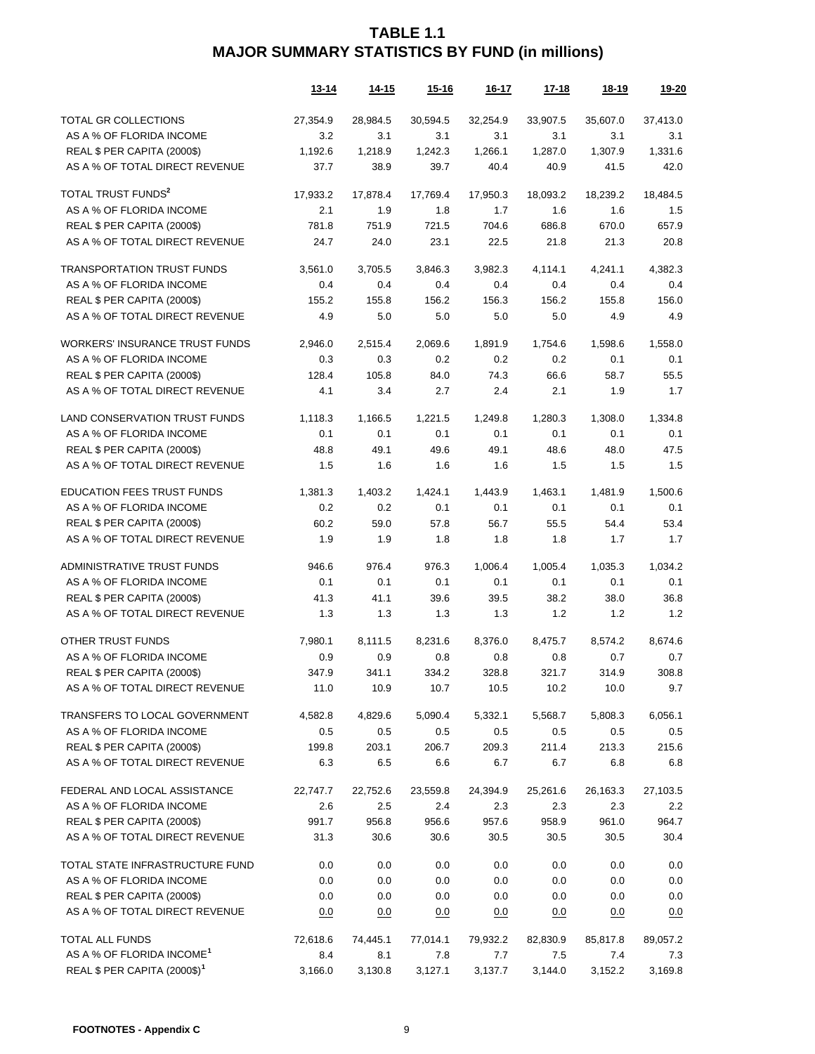# TABLE 1.1
## MAJOR SUMMARY STATISTICS BY FUND (in millions)

| | 13-14 | 14-15 | 15-16 | 16-17 | 17-18 | 18-19 | 19-20 |
|---|---|---|---|---|---|---|---|
| TOTAL GR COLLECTIONS | 27,354.9 | 28,984.5 | 30,594.5 | 32,254.9 | 33,907.5 | 35,607.0 | 37,413.0 |
| AS A % OF FLORIDA INCOME | 3.2 | 3.1 | 3.1 | 3.1 | 3.1 | 3.1 | 3.1 |
| REAL $ PER CAPITA (2000$) | 1,192.6 | 1,218.9 | 1,242.3 | 1,266.1 | 1,287.0 | 1,307.9 | 1,331.6 |
| AS A % OF TOTAL DIRECT REVENUE | 37.7 | 38.9 | 39.7 | 40.4 | 40.9 | 41.5 | 42.0 |
| TOTAL TRUST FUNDS[2] | 17,933.2 | 17,878.4 | 17,769.4 | 17,950.3 | 18,093.2 | 18,239.2 | 18,484.5 |
| AS A % OF FLORIDA INCOME | 2.1 | 1.9 | 1.8 | 1.7 | 1.6 | 1.6 | 1.5 |
| REAL $ PER CAPITA (2000$) | 781.8 | 751.9 | 721.5 | 704.6 | 686.8 | 670.0 | 657.9 |
| AS A % OF TOTAL DIRECT REVENUE | 24.7 | 24.0 | 23.1 | 22.5 | 21.8 | 21.3 | 20.8 |
| TRANSPORTATION TRUST FUNDS | 3,561.0 | 3,705.5 | 3,846.3 | 3,982.3 | 4,114.1 | 4,241.1 | 4,382.3 |
| AS A % OF FLORIDA INCOME | 0.4 | 0.4 | 0.4 | 0.4 | 0.4 | 0.4 | 0.4 |
| REAL $ PER CAPITA (2000$) | 155.2 | 155.8 | 156.2 | 156.3 | 156.2 | 155.8 | 156.0 |
| AS A % OF TOTAL DIRECT REVENUE | 4.9 | 5.0 | 5.0 | 5.0 | 5.0 | 4.9 | 4.9 |
| WORKERS' INSURANCE TRUST FUNDS | 2,946.0 | 2,515.4 | 2,069.6 | 1,891.9 | 1,754.6 | 1,598.6 | 1,558.0 |
| AS A % OF FLORIDA INCOME | 0.3 | 0.3 | 0.2 | 0.2 | 0.2 | 0.1 | 0.1 |
| REAL $ PER CAPITA (2000$) | 128.4 | 105.8 | 84.0 | 74.3 | 66.6 | 58.7 | 55.5 |
| AS A % OF TOTAL DIRECT REVENUE | 4.1 | 3.4 | 2.7 | 2.4 | 2.1 | 1.9 | 1.7 |
| LAND CONSERVATION TRUST FUNDS | 1,118.3 | 1,166.5 | 1,221.5 | 1,249.8 | 1,280.3 | 1,308.0 | 1,334.8 |
| AS A % OF FLORIDA INCOME | 0.1 | 0.1 | 0.1 | 0.1 | 0.1 | 0.1 | 0.1 |
| REAL $ PER CAPITA (2000$) | 48.8 | 49.1 | 49.6 | 49.1 | 48.6 | 48.0 | 47.5 |
| AS A % OF TOTAL DIRECT REVENUE | 1.5 | 1.6 | 1.6 | 1.6 | 1.5 | 1.5 | 1.5 |
| EDUCATION FEES TRUST FUNDS | 1,381.3 | 1,403.2 | 1,424.1 | 1,443.9 | 1,463.1 | 1,481.9 | 1,500.6 |
| AS A % OF FLORIDA INCOME | 0.2 | 0.2 | 0.1 | 0.1 | 0.1 | 0.1 | 0.1 |
| REAL $ PER CAPITA (2000$) | 60.2 | 59.0 | 57.8 | 56.7 | 55.5 | 54.4 | 53.4 |
| AS A % OF TOTAL DIRECT REVENUE | 1.9 | 1.9 | 1.8 | 1.8 | 1.8 | 1.7 | 1.7 |
| ADMINISTRATIVE TRUST FUNDS | 946.6 | 976.4 | 976.3 | 1,006.4 | 1,005.4 | 1,035.3 | 1,034.2 |
| AS A % OF FLORIDA INCOME | 0.1 | 0.1 | 0.1 | 0.1 | 0.1 | 0.1 | 0.1 |
| REAL $ PER CAPITA (2000$) | 41.3 | 41.1 | 39.6 | 39.5 | 38.2 | 38.0 | 36.8 |
| AS A % OF TOTAL DIRECT REVENUE | 1.3 | 1.3 | 1.3 | 1.3 | 1.2 | 1.2 | 1.2 |
| OTHER TRUST FUNDS | 7,980.1 | 8,111.5 | 8,231.6 | 8,376.0 | 8,475.7 | 8,574.2 | 8,674.6 |
| AS A % OF FLORIDA INCOME | 0.9 | 0.9 | 0.8 | 0.8 | 0.8 | 0.7 | 0.7 |
| REAL $ PER CAPITA (2000$) | 347.9 | 341.1 | 334.2 | 328.8 | 321.7 | 314.9 | 308.8 |
| AS A % OF TOTAL DIRECT REVENUE | 11.0 | 10.9 | 10.7 | 10.5 | 10.2 | 10.0 | 9.7 |
| TRANSFERS TO LOCAL GOVERNMENT | 4,582.8 | 4,829.6 | 5,090.4 | 5,332.1 | 5,568.7 | 5,808.3 | 6,056.1 |
| AS A % OF FLORIDA INCOME | 0.5 | 0.5 | 0.5 | 0.5 | 0.5 | 0.5 | 0.5 |
| REAL $ PER CAPITA (2000$) | 199.8 | 203.1 | 206.7 | 209.3 | 211.4 | 213.3 | 215.6 |
| AS A % OF TOTAL DIRECT REVENUE | 6.3 | 6.5 | 6.6 | 6.7 | 6.7 | 6.8 | 6.8 |
| FEDERAL AND LOCAL ASSISTANCE | 22,747.7 | 22,752.6 | 23,559.8 | 24,394.9 | 25,261.6 | 26,163.3 | 27,103.5 |
| AS A % OF FLORIDA INCOME | 2.6 | 2.5 | 2.4 | 2.3 | 2.3 | 2.3 | 2.2 |
| REAL $ PER CAPITA (2000$) | 991.7 | 956.8 | 956.6 | 957.6 | 958.9 | 961.0 | 964.7 |
| AS A % OF TOTAL DIRECT REVENUE | 31.3 | 30.6 | 30.6 | 30.5 | 30.5 | 30.5 | 30.4 |
| TOTAL STATE INFRASTRUCTURE FUND | 0.0 | 0.0 | 0.0 | 0.0 | 0.0 | 0.0 | 0.0 |
| AS A % OF FLORIDA INCOME | 0.0 | 0.0 | 0.0 | 0.0 | 0.0 | 0.0 | 0.0 |
| REAL $ PER CAPITA (2000$) | 0.0 | 0.0 | 0.0 | 0.0 | 0.0 | 0.0 | 0.0 |
| AS A % OF TOTAL DIRECT REVENUE | 0.0 | 0.0 | 0.0 | 0.0 | 0.0 | 0.0 | 0.0 |
| TOTAL ALL FUNDS | 72,618.6 | 74,445.1 | 77,014.1 | 79,932.2 | 82,830.9 | 85,817.8 | 89,057.2 |
| AS A % OF FLORIDA INCOME[1] | 8.4 | 8.1 | 7.8 | 7.7 | 7.5 | 7.4 | 7.3 |
| REAL $ PER CAPITA (2000$)[1] | 3,166.0 | 3,130.8 | 3,127.1 | 3,137.7 | 3,144.0 | 3,152.2 | 3,169.8 |

**FOOTNOTES - Appendix C**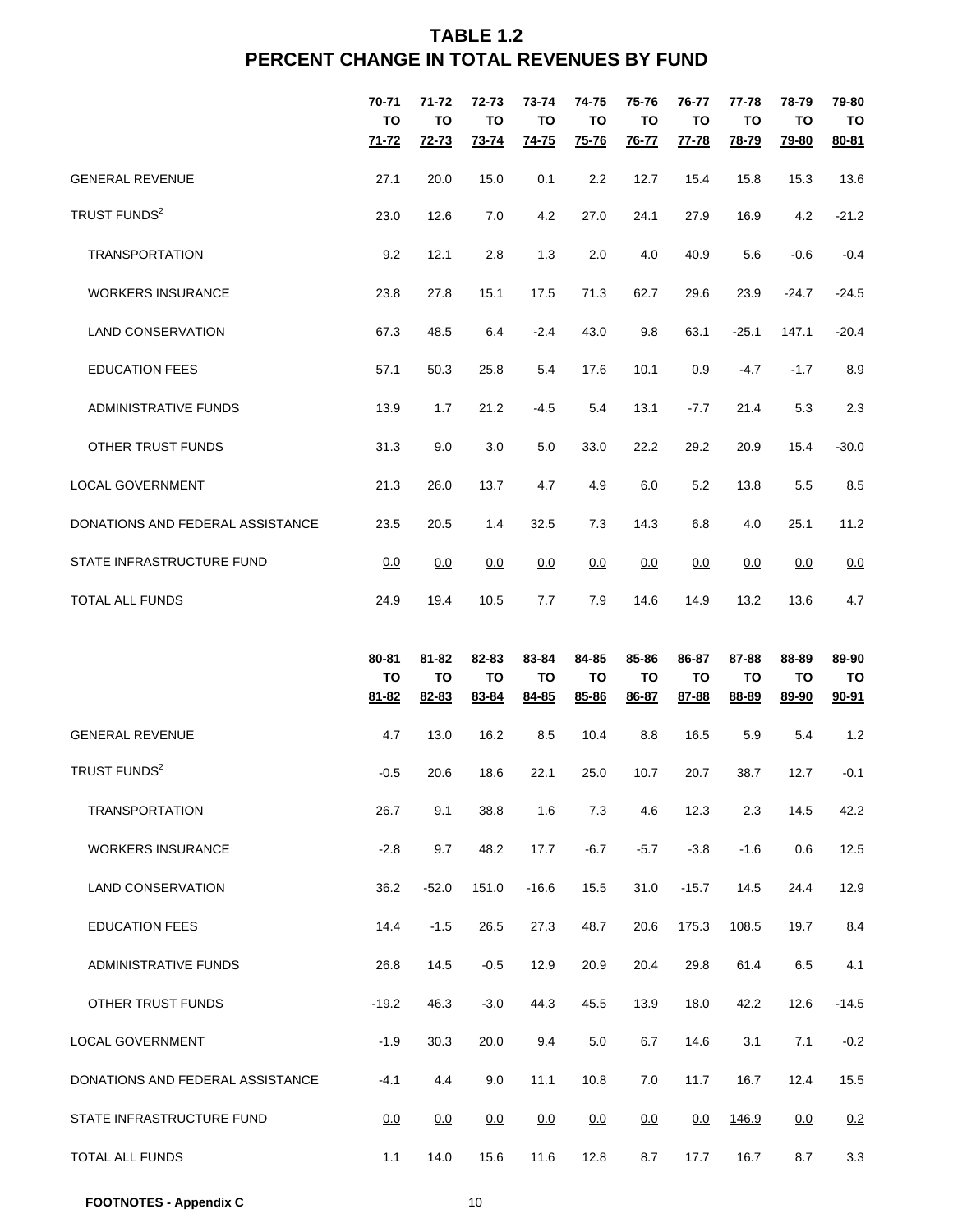# TABLE 1.2
# PERCENT CHANGE IN TOTAL REVENUES BY FUND

| | 70-71 TO 71-72 | 71-72 TO 72-73 | 72-73 TO 73-74 | 73-74 TO 74-75 | 74-75 TO 75-76 | 75-76 TO 76-77 | 76-77 TO 77-78 | 77-78 TO 78-79 | 78-79 TO 79-80 | 79-80 TO 80-81 |
|---|---|---|---|---|---|---|---|---|---|---|
| GENERAL REVENUE | 27.1 | 20.0 | 15.0 | 0.1 | 2.2 | 12.7 | 15.4 | 15.8 | 15.3 | 13.6 |
| TRUST FUNDS[2] | 23.0 | 12.6 | 7.0 | 4.2 | 27.0 | 24.1 | 27.9 | 16.9 | 4.2 | -21.2 |
| TRANSPORTATION | 9.2 | 12.1 | 2.8 | 1.3 | 2.0 | 4.0 | 40.9 | 5.6 | -0.6 | -0.4 |
| WORKERS INSURANCE | 23.8 | 27.8 | 15.1 | 17.5 | 71.3 | 62.7 | 29.6 | 23.9 | -24.7 | -24.5 |
| LAND CONSERVATION | 67.3 | 48.5 | 6.4 | -2.4 | 43.0 | 9.8 | 63.1 | -25.1 | 147.1 | -20.4 |
| EDUCATION FEES | 57.1 | 50.3 | 25.8 | 5.4 | 17.6 | 10.1 | 0.9 | -4.7 | -1.7 | 8.9 |
| ADMINISTRATIVE FUNDS | 13.9 | 1.7 | 21.2 | -4.5 | 5.4 | 13.1 | -7.7 | 21.4 | 5.3 | 2.3 |
| OTHER TRUST FUNDS | 31.3 | 9.0 | 3.0 | 5.0 | 33.0 | 22.2 | 29.2 | 20.9 | 15.4 | -30.0 |
| LOCAL GOVERNMENT | 21.3 | 26.0 | 13.7 | 4.7 | 4.9 | 6.0 | 5.2 | 13.8 | 5.5 | 8.5 |
| DONATIONS AND FEDERAL ASSISTANCE | 23.5 | 20.5 | 1.4 | 32.5 | 7.3 | 14.3 | 6.8 | 4.0 | 25.1 | 11.2 |
| STATE INFRASTRUCTURE FUND | 0.0 | 0.0 | 0.0 | 0.0 | 0.0 | 0.0 | 0.0 | 0.0 | 0.0 | 0.0 |
| TOTAL ALL FUNDS | 24.9 | 19.4 | 10.5 | 7.7 | 7.9 | 14.6 | 14.9 | 13.2 | 13.6 | 4.7 |

| | 80-81 TO 81-82 | 81-82 TO 82-83 | 82-83 TO 83-84 | 83-84 TO 84-85 | 84-85 TO 85-86 | 85-86 TO 86-87 | 86-87 TO 87-88 | 87-88 TO 88-89 | 88-89 TO 89-90 | 89-90 TO 90-91 |
|---|---|---|---|---|---|---|---|---|---|---|
| GENERAL REVENUE | 4.7 | 13.0 | 16.2 | 8.5 | 10.4 | 8.8 | 16.5 | 5.9 | 5.4 | 1.2 |
| TRUST FUNDS[2] | -0.5 | 20.6 | 18.6 | 22.1 | 25.0 | 10.7 | 20.7 | 38.7 | 12.7 | -0.1 |
| TRANSPORTATION | 26.7 | 9.1 | 38.8 | 1.6 | 7.3 | 4.6 | 12.3 | 2.3 | 14.5 | 42.2 |
| WORKERS INSURANCE | -2.8 | 9.7 | 48.2 | 17.7 | -6.7 | -5.7 | -3.8 | -1.6 | 0.6 | 12.5 |
| LAND CONSERVATION | 36.2 | -52.0 | 151.0 | -16.6 | 15.5 | 31.0 | -15.7 | 14.5 | 24.4 | 12.9 |
| EDUCATION FEES | 14.4 | -1.5 | 26.5 | 27.3 | 48.7 | 20.6 | 175.3 | 108.5 | 19.7 | 8.4 |
| ADMINISTRATIVE FUNDS | 26.8 | 14.5 | -0.5 | 12.9 | 20.9 | 20.4 | 29.8 | 61.4 | 6.5 | 4.1 |
| OTHER TRUST FUNDS | -19.2 | 46.3 | -3.0 | 44.3 | 45.5 | 13.9 | 18.0 | 42.2 | 12.6 | -14.5 |
| LOCAL GOVERNMENT | -1.9 | 30.3 | 20.0 | 9.4 | 5.0 | 6.7 | 14.6 | 3.1 | 7.1 | -0.2 |
| DONATIONS AND FEDERAL ASSISTANCE | -4.1 | 4.4 | 9.0 | 11.1 | 10.8 | 7.0 | 11.7 | 16.7 | 12.4 | 15.5 |
| STATE INFRASTRUCTURE FUND | 0.0 | 0.0 | 0.0 | 0.0 | 0.0 | 0.0 | 0.0 | 146.9 | 0.0 | 0.2 |
| TOTAL ALL FUNDS | 1.1 | 14.0 | 15.6 | 11.6 | 12.8 | 8.7 | 17.7 | 16.7 | 8.7 | 3.3 |

**FOOTNOTES - Appendix C**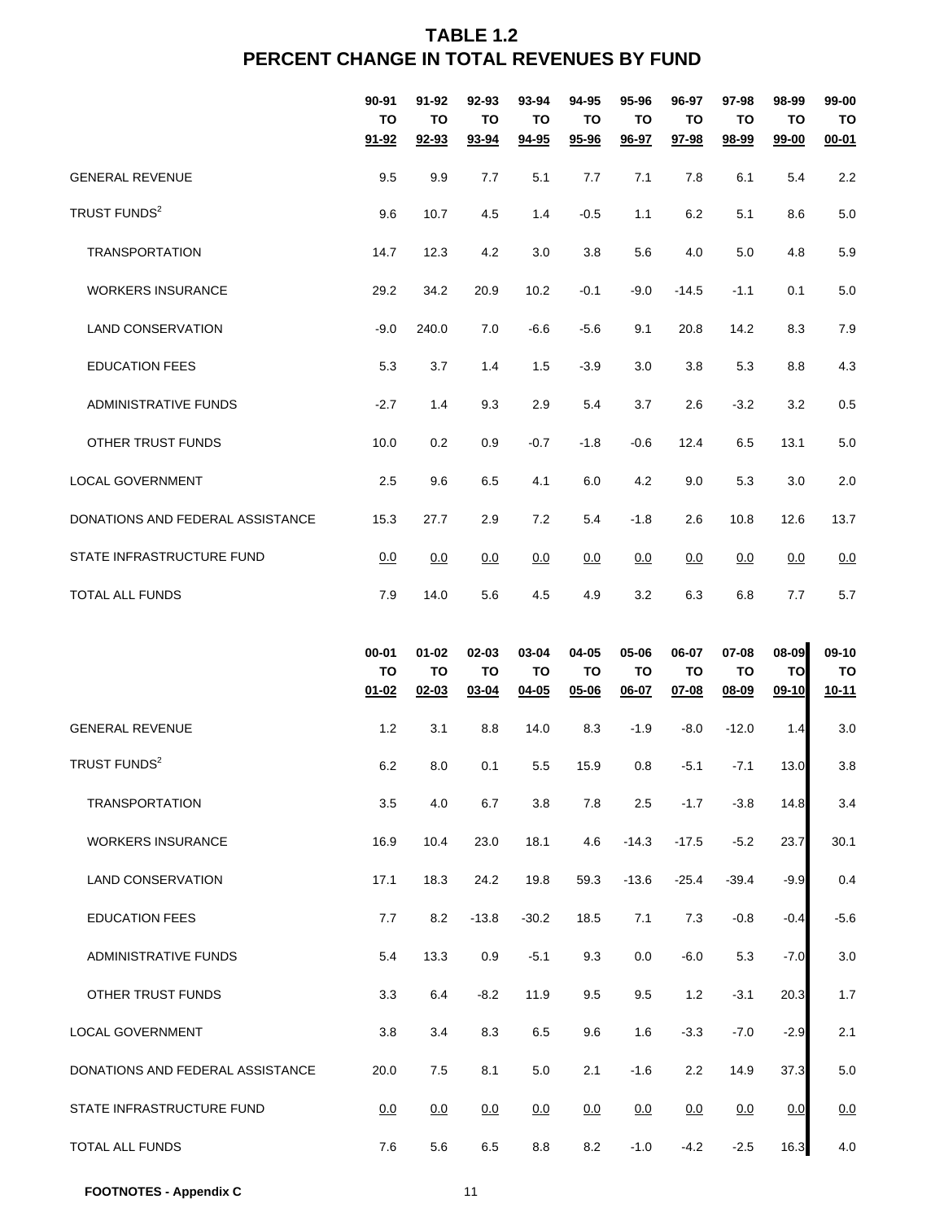# TABLE 1.2
# PERCENT CHANGE IN TOTAL REVENUES BY FUND

| | 90-91 TO 91-92 | 91-92 TO 92-93 | 92-93 TO 93-94 | 93-94 TO 94-95 | 94-95 TO 95-96 | 95-96 TO 96-97 | 96-97 TO 97-98 | 97-98 TO 98-99 | 98-99 TO 99-00 | 99-00 TO 00-01 |
|---|---|---|---|---|---|---|---|---|---|---|
| GENERAL REVENUE | 9.5 | 9.9 | 7.7 | 5.1 | 7.7 | 7.1 | 7.8 | 6.1 | 5.4 | 2.2 |
| TRUST FUNDS[2] | 9.6 | 10.7 | 4.5 | 1.4 | -0.5 | 1.1 | 6.2 | 5.1 | 8.6 | 5.0 |
| TRANSPORTATION | 14.7 | 12.3 | 4.2 | 3.0 | 3.8 | 5.6 | 4.0 | 5.0 | 4.8 | 5.9 |
| WORKERS INSURANCE | 29.2 | 34.2 | 20.9 | 10.2 | -0.1 | -9.0 | -14.5 | -1.1 | 0.1 | 5.0 |
| LAND CONSERVATION | -9.0 | 240.0 | 7.0 | -6.6 | -5.6 | 9.1 | 20.8 | 14.2 | 8.3 | 7.9 |
| EDUCATION FEES | 5.3 | 3.7 | 1.4 | 1.5 | -3.9 | 3.0 | 3.8 | 5.3 | 8.8 | 4.3 |
| ADMINISTRATIVE FUNDS | -2.7 | 1.4 | 9.3 | 2.9 | 5.4 | 3.7 | 2.6 | -3.2 | 3.2 | 0.5 |
| OTHER TRUST FUNDS | 10.0 | 0.2 | 0.9 | -0.7 | -1.8 | -0.6 | 12.4 | 6.5 | 13.1 | 5.0 |
| LOCAL GOVERNMENT | 2.5 | 9.6 | 6.5 | 4.1 | 6.0 | 4.2 | 9.0 | 5.3 | 3.0 | 2.0 |
| DONATIONS AND FEDERAL ASSISTANCE | 15.3 | 27.7 | 2.9 | 7.2 | 5.4 | -1.8 | 2.6 | 10.8 | 12.6 | 13.7 |
| STATE INFRASTRUCTURE FUND | 0.0 | 0.0 | 0.0 | 0.0 | 0.0 | 0.0 | 0.0 | 0.0 | 0.0 | 0.0 |
| TOTAL ALL FUNDS | 7.9 | 14.0 | 5.6 | 4.5 | 4.9 | 3.2 | 6.3 | 6.8 | 7.7 | 5.7 |

| | 00-01 TO 01-02 | 01-02 TO 02-03 | 02-03 TO 03-04 | 03-04 TO 04-05 | 04-05 TO 05-06 | 05-06 TO 06-07 | 06-07 TO 07-08 | 07-08 TO 08-09 | 08-09 TO 09-10 | 09-10 TO 10-11 |
|---|---|---|---|---|---|---|---|---|---|---|
| GENERAL REVENUE | 1.2 | 3.1 | 8.8 | 14.0 | 8.3 | -1.9 | -8.0 | -12.0 | 1.4 | 3.0 |
| TRUST FUNDS[2] | 6.2 | 8.0 | 0.1 | 5.5 | 15.9 | 0.8 | -5.1 | -7.1 | 13.0 | 3.8 |
| TRANSPORTATION | 3.5 | 4.0 | 6.7 | 3.8 | 7.8 | 2.5 | -1.7 | -3.8 | 14.8 | 3.4 |
| WORKERS INSURANCE | 16.9 | 10.4 | 23.0 | 18.1 | 4.6 | -14.3 | -17.5 | -5.2 | 23.7 | 30.1 |
| LAND CONSERVATION | 17.1 | 18.3 | 24.2 | 19.8 | 59.3 | -13.6 | -25.4 | -39.4 | -9.9 | 0.4 |
| EDUCATION FEES | 7.7 | 8.2 | -13.8 | -30.2 | 18.5 | 7.1 | 7.3 | -0.8 | -0.4 | -5.6 |
| ADMINISTRATIVE FUNDS | 5.4 | 13.3 | 0.9 | -5.1 | 9.3 | 0.0 | -6.0 | 5.3 | -7.0 | 3.0 |
| OTHER TRUST FUNDS | 3.3 | 6.4 | -8.2 | 11.9 | 9.5 | 9.5 | 1.2 | -3.1 | 20.3 | 1.7 |
| LOCAL GOVERNMENT | 3.8 | 3.4 | 8.3 | 6.5 | 9.6 | 1.6 | -3.3 | -7.0 | -2.9 | 2.1 |
| DONATIONS AND FEDERAL ASSISTANCE | 20.0 | 7.5 | 8.1 | 5.0 | 2.1 | -1.6 | 2.2 | 14.9 | 37.3 | 5.0 |
| STATE INFRASTRUCTURE FUND | 0.0 | 0.0 | 0.0 | 0.0 | 0.0 | 0.0 | 0.0 | 0.0 | 0.0 | 0.0 |
| TOTAL ALL FUNDS | 7.6 | 5.6 | 6.5 | 8.8 | 8.2 | -1.0 | -4.2 | -2.5 | 16.3 | 4.0 |

**FOOTNOTES - Appendix C**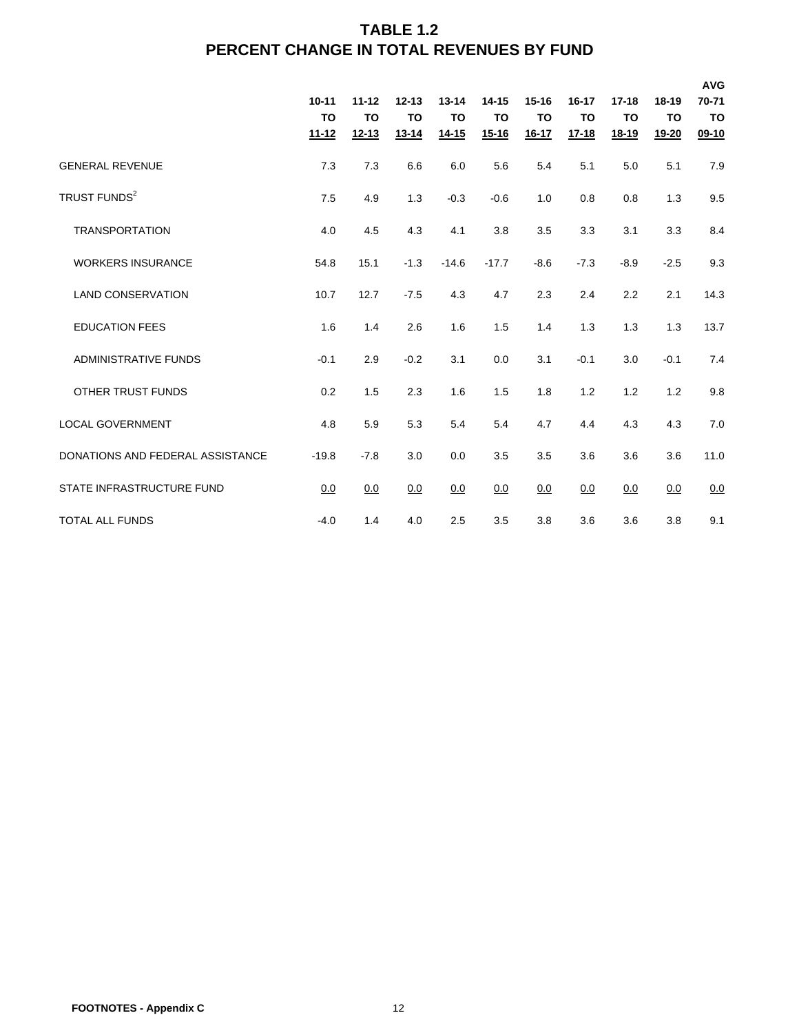# TABLE 1.2
# PERCENT CHANGE IN TOTAL REVENUES BY FUND

| | 10-11 TO 11-12 | 11-12 TO 12-13 | 12-13 TO 13-14 | 13-14 TO 14-15 | 14-15 TO 15-16 | 15-16 TO 16-17 | 16-17 TO 17-18 | 17-18 TO 18-19 | 18-19 TO 19-20 | AVG 70-71 TO 09-10 |
|---|---|---|---|---|---|---|---|---|---|---|
| GENERAL REVENUE | 7.3 | 7.3 | 6.6 | 6.0 | 5.6 | 5.4 | 5.1 | 5.0 | 5.1 | 7.9 |
| TRUST FUNDS[2] | 7.5 | 4.9 | 1.3 | -0.3 | -0.6 | 1.0 | 0.8 | 0.8 | 1.3 | 9.5 |
| TRANSPORTATION | 4.0 | 4.5 | 4.3 | 4.1 | 3.8 | 3.5 | 3.3 | 3.1 | 3.3 | 8.4 |
| WORKERS INSURANCE | 54.8 | 15.1 | -1.3 | -14.6 | -17.7 | -8.6 | -7.3 | -8.9 | -2.5 | 9.3 |
| LAND CONSERVATION | 10.7 | 12.7 | -7.5 | 4.3 | 4.7 | 2.3 | 2.4 | 2.2 | 2.1 | 14.3 |
| EDUCATION FEES | 1.6 | 1.4 | 2.6 | 1.6 | 1.5 | 1.4 | 1.3 | 1.3 | 1.3 | 13.7 |
| ADMINISTRATIVE FUNDS | -0.1 | 2.9 | -0.2 | 3.1 | 0.0 | 3.1 | -0.1 | 3.0 | -0.1 | 7.4 |
| OTHER TRUST FUNDS | 0.2 | 1.5 | 2.3 | 1.6 | 1.5 | 1.8 | 1.2 | 1.2 | 1.2 | 9.8 |
| LOCAL GOVERNMENT | 4.8 | 5.9 | 5.3 | 5.4 | 5.4 | 4.7 | 4.4 | 4.3 | 4.3 | 7.0 |
| DONATIONS AND FEDERAL ASSISTANCE | -19.8 | -7.8 | 3.0 | 0.0 | 3.5 | 3.5 | 3.6 | 3.6 | 3.6 | 11.0 |
| STATE INFRASTRUCTURE FUND | 0.0 | 0.0 | 0.0 | 0.0 | 0.0 | 0.0 | 0.0 | 0.0 | 0.0 | 0.0 |
| TOTAL ALL FUNDS | -4.0 | 1.4 | 4.0 | 2.5 | 3.5 | 3.8 | 3.6 | 3.6 | 3.8 | 9.1 |

**FOOTNOTES - Appendix C**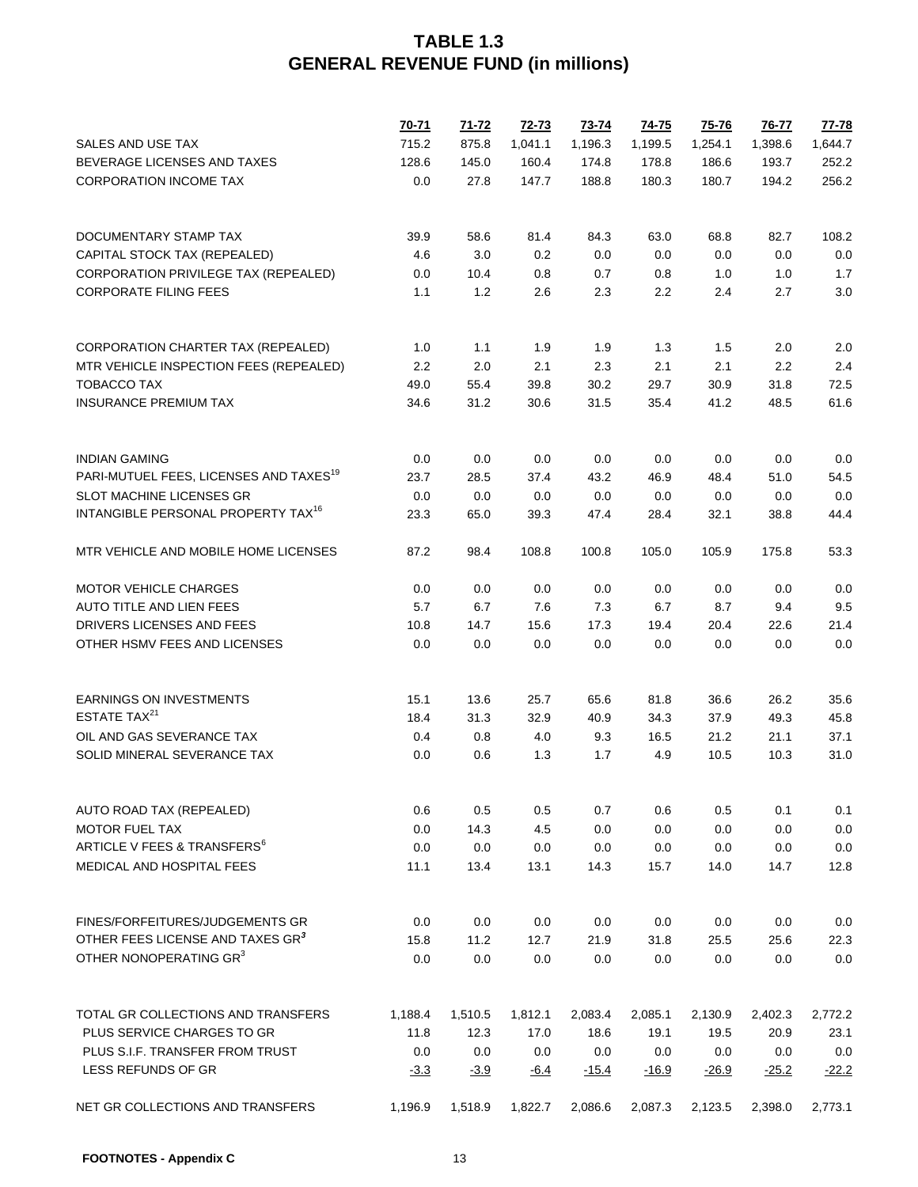# TABLE 1.3
# GENERAL REVENUE FUND (in millions)

| | 70-71 | 71-72 | 72-73 | 73-74 | 74-75 | 75-76 | 76-77 | 77-78 |
|---|---|---|---|---|---|---|---|---|
| SALES AND USE TAX | 715.2 | 875.8 | 1,041.1 | 1,196.3 | 1,199.5 | 1,254.1 | 1,398.6 | 1,644.7 |
| BEVERAGE LICENSES AND TAXES | 128.6 | 145.0 | 160.4 | 174.8 | 178.8 | 186.6 | 193.7 | 252.2 |
| CORPORATION INCOME TAX | 0.0 | 27.8 | 147.7 | 188.8 | 180.3 | 180.7 | 194.2 | 256.2 |
| DOCUMENTARY STAMP TAX | 39.9 | 58.6 | 81.4 | 84.3 | 63.0 | 68.8 | 82.7 | 108.2 |
| CAPITAL STOCK TAX (REPEALED) | 4.6 | 3.0 | 0.2 | 0.0 | 0.0 | 0.0 | 0.0 | 0.0 |
| CORPORATION PRIVILEGE TAX (REPEALED) | 0.0 | 10.4 | 0.8 | 0.7 | 0.8 | 1.0 | 1.0 | 1.7 |
| CORPORATE FILING FEES | 1.1 | 1.2 | 2.6 | 2.3 | 2.2 | 2.4 | 2.7 | 3.0 |
| CORPORATION CHARTER TAX (REPEALED) | 1.0 | 1.1 | 1.9 | 1.9 | 1.3 | 1.5 | 2.0 | 2.0 |
| MTR VEHICLE INSPECTION FEES (REPEALED) | 2.2 | 2.0 | 2.1 | 2.3 | 2.1 | 2.1 | 2.2 | 2.4 |
| TOBACCO TAX | 49.0 | 55.4 | 39.8 | 30.2 | 29.7 | 30.9 | 31.8 | 72.5 |
| INSURANCE PREMIUM TAX | 34.6 | 31.2 | 30.6 | 31.5 | 35.4 | 41.2 | 48.5 | 61.6 |
| INDIAN GAMING | 0.0 | 0.0 | 0.0 | 0.0 | 0.0 | 0.0 | 0.0 | 0.0 |
| PARI-MUTUEL FEES, LICENSES AND TAXES[19] | 23.7 | 28.5 | 37.4 | 43.2 | 46.9 | 48.4 | 51.0 | 54.5 |
| SLOT MACHINE LICENSES GR | 0.0 | 0.0 | 0.0 | 0.0 | 0.0 | 0.0 | 0.0 | 0.0 |
| INTANGIBLE PERSONAL PROPERTY TAX[16] | 23.3 | 65.0 | 39.3 | 47.4 | 28.4 | 32.1 | 38.8 | 44.4 |
| MTR VEHICLE AND MOBILE HOME LICENSES | 87.2 | 98.4 | 108.8 | 100.8 | 105.0 | 105.9 | 175.8 | 53.3 |
| MOTOR VEHICLE CHARGES | 0.0 | 0.0 | 0.0 | 0.0 | 0.0 | 0.0 | 0.0 | 0.0 |
| AUTO TITLE AND LIEN FEES | 5.7 | 6.7 | 7.6 | 7.3 | 6.7 | 8.7 | 9.4 | 9.5 |
| DRIVERS LICENSES AND FEES | 10.8 | 14.7 | 15.6 | 17.3 | 19.4 | 20.4 | 22.6 | 21.4 |
| OTHER HSMV FEES AND LICENSES | 0.0 | 0.0 | 0.0 | 0.0 | 0.0 | 0.0 | 0.0 | 0.0 |
| EARNINGS ON INVESTMENTS | 15.1 | 13.6 | 25.7 | 65.6 | 81.8 | 36.6 | 26.2 | 35.6 |
| ESTATE TAX[21] | 18.4 | 31.3 | 32.9 | 40.9 | 34.3 | 37.9 | 49.3 | 45.8 |
| OIL AND GAS SEVERANCE TAX | 0.4 | 0.8 | 4.0 | 9.3 | 16.5 | 21.2 | 21.1 | 37.1 |
| SOLID MINERAL SEVERANCE TAX | 0.0 | 0.6 | 1.3 | 1.7 | 4.9 | 10.5 | 10.3 | 31.0 |
| AUTO ROAD TAX (REPEALED) | 0.6 | 0.5 | 0.5 | 0.7 | 0.6 | 0.5 | 0.1 | 0.1 |
| MOTOR FUEL TAX | 0.0 | 14.3 | 4.5 | 0.0 | 0.0 | 0.0 | 0.0 | 0.0 |
| ARTICLE V FEES & TRANSFERS[6] | 0.0 | 0.0 | 0.0 | 0.0 | 0.0 | 0.0 | 0.0 | 0.0 |
| MEDICAL AND HOSPITAL FEES | 11.1 | 13.4 | 13.1 | 14.3 | 15.7 | 14.0 | 14.7 | 12.8 |
| FINES/FORFEITURES/JUDGEMENTS GR | 0.0 | 0.0 | 0.0 | 0.0 | 0.0 | 0.0 | 0.0 | 0.0 |
| OTHER FEES LICENSE AND TAXES GR[3] | 15.8 | 11.2 | 12.7 | 21.9 | 31.8 | 25.5 | 25.6 | 22.3 |
| OTHER NONOPERATING GR[3] | 0.0 | 0.0 | 0.0 | 0.0 | 0.0 | 0.0 | 0.0 | 0.0 |
| TOTAL GR COLLECTIONS AND TRANSFERS | 1,188.4 | 1,510.5 | 1,812.1 | 2,083.4 | 2,085.1 | 2,130.9 | 2,402.3 | 2,772.2 |
| PLUS SERVICE CHARGES TO GR | 11.8 | 12.3 | 17.0 | 18.6 | 19.1 | 19.5 | 20.9 | 23.1 |
| PLUS S.I.F. TRANSFER FROM TRUST | 0.0 | 0.0 | 0.0 | 0.0 | 0.0 | 0.0 | 0.0 | 0.0 |
| LESS REFUNDS OF GR | -3.3 | -3.9 | -6.4 | -15.4 | -16.9 | -26.9 | -25.2 | -22.2 |
| NET GR COLLECTIONS AND TRANSFERS | 1,196.9 | 1,518.9 | 1,822.7 | 2,086.6 | 2,087.3 | 2,123.5 | 2,398.0 | 2,773.1 |

**FOOTNOTES - Appendix C**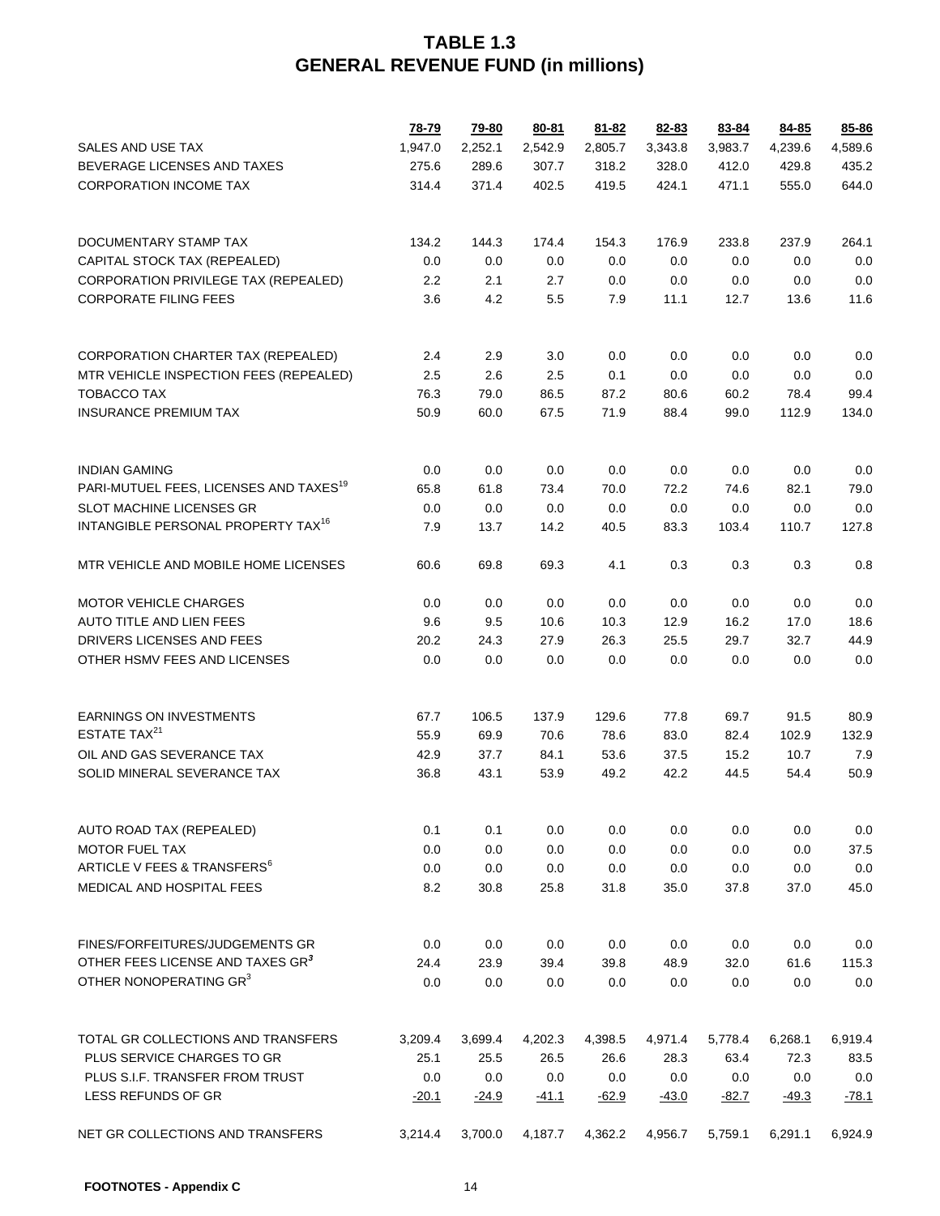# TABLE 1.3
## GENERAL REVENUE FUND (in millions)

| | 78-79 | 79-80 | 80-81 | 81-82 | 82-83 | 83-84 | 84-85 | 85-86 |
|---|---|---|---|---|---|---|---|---|
| SALES AND USE TAX | 1,947.0 | 2,252.1 | 2,542.9 | 2,805.7 | 3,343.8 | 3,983.7 | 4,239.6 | 4,589.6 |
| BEVERAGE LICENSES AND TAXES | 275.6 | 289.6 | 307.7 | 318.2 | 328.0 | 412.0 | 429.8 | 435.2 |
| CORPORATION INCOME TAX | 314.4 | 371.4 | 402.5 | 419.5 | 424.1 | 471.1 | 555.0 | 644.0 |
| DOCUMENTARY STAMP TAX | 134.2 | 144.3 | 174.4 | 154.3 | 176.9 | 233.8 | 237.9 | 264.1 |
| CAPITAL STOCK TAX (REPEALED) | 0.0 | 0.0 | 0.0 | 0.0 | 0.0 | 0.0 | 0.0 | 0.0 |
| CORPORATION PRIVILEGE TAX (REPEALED) | 2.2 | 2.1 | 2.7 | 0.0 | 0.0 | 0.0 | 0.0 | 0.0 |
| CORPORATE FILING FEES | 3.6 | 4.2 | 5.5 | 7.9 | 11.1 | 12.7 | 13.6 | 11.6 |
| CORPORATION CHARTER TAX (REPEALED) | 2.4 | 2.9 | 3.0 | 0.0 | 0.0 | 0.0 | 0.0 | 0.0 |
| MTR VEHICLE INSPECTION FEES (REPEALED) | 2.5 | 2.6 | 2.5 | 0.1 | 0.0 | 0.0 | 0.0 | 0.0 |
| TOBACCO TAX | 76.3 | 79.0 | 86.5 | 87.2 | 80.6 | 60.2 | 78.4 | 99.4 |
| INSURANCE PREMIUM TAX | 50.9 | 60.0 | 67.5 | 71.9 | 88.4 | 99.0 | 112.9 | 134.0 |
| INDIAN GAMING | 0.0 | 0.0 | 0.0 | 0.0 | 0.0 | 0.0 | 0.0 | 0.0 |
| PARI-MUTUEL FEES, LICENSES AND TAXES[19] | 65.8 | 61.8 | 73.4 | 70.0 | 72.2 | 74.6 | 82.1 | 79.0 |
| SLOT MACHINE LICENSES GR | 0.0 | 0.0 | 0.0 | 0.0 | 0.0 | 0.0 | 0.0 | 0.0 |
| INTANGIBLE PERSONAL PROPERTY TAX[16] | 7.9 | 13.7 | 14.2 | 40.5 | 83.3 | 103.4 | 110.7 | 127.8 |
| MTR VEHICLE AND MOBILE HOME LICENSES | 60.6 | 69.8 | 69.3 | 4.1 | 0.3 | 0.3 | 0.3 | 0.8 |
| MOTOR VEHICLE CHARGES | 0.0 | 0.0 | 0.0 | 0.0 | 0.0 | 0.0 | 0.0 | 0.0 |
| AUTO TITLE AND LIEN FEES | 9.6 | 9.5 | 10.6 | 10.3 | 12.9 | 16.2 | 17.0 | 18.6 |
| DRIVERS LICENSES AND FEES | 20.2 | 24.3 | 27.9 | 26.3 | 25.5 | 29.7 | 32.7 | 44.9 |
| OTHER HSMV FEES AND LICENSES | 0.0 | 0.0 | 0.0 | 0.0 | 0.0 | 0.0 | 0.0 | 0.0 |
| EARNINGS ON INVESTMENTS | 67.7 | 106.5 | 137.9 | 129.6 | 77.8 | 69.7 | 91.5 | 80.9 |
| ESTATE TAX[21] | 55.9 | 69.9 | 70.6 | 78.6 | 83.0 | 82.4 | 102.9 | 132.9 |
| OIL AND GAS SEVERANCE TAX | 42.9 | 37.7 | 84.1 | 53.6 | 37.5 | 15.2 | 10.7 | 7.9 |
| SOLID MINERAL SEVERANCE TAX | 36.8 | 43.1 | 53.9 | 49.2 | 42.2 | 44.5 | 54.4 | 50.9 |
| AUTO ROAD TAX (REPEALED) | 0.1 | 0.1 | 0.0 | 0.0 | 0.0 | 0.0 | 0.0 | 0.0 |
| MOTOR FUEL TAX | 0.0 | 0.0 | 0.0 | 0.0 | 0.0 | 0.0 | 0.0 | 37.5 |
| ARTICLE V FEES & TRANSFERS[6] | 0.0 | 0.0 | 0.0 | 0.0 | 0.0 | 0.0 | 0.0 | 0.0 |
| MEDICAL AND HOSPITAL FEES | 8.2 | 30.8 | 25.8 | 31.8 | 35.0 | 37.8 | 37.0 | 45.0 |
| FINES/FORFEITURES/JUDGEMENTS GR | 0.0 | 0.0 | 0.0 | 0.0 | 0.0 | 0.0 | 0.0 | 0.0 |
| OTHER FEES LICENSE AND TAXES GR[3] | 24.4 | 23.9 | 39.4 | 39.8 | 48.9 | 32.0 | 61.6 | 115.3 |
| OTHER NONOPERATING GR[3] | 0.0 | 0.0 | 0.0 | 0.0 | 0.0 | 0.0 | 0.0 | 0.0 |
| TOTAL GR COLLECTIONS AND TRANSFERS | 3,209.4 | 3,699.4 | 4,202.3 | 4,398.5 | 4,971.4 | 5,778.4 | 6,268.1 | 6,919.4 |
| PLUS SERVICE CHARGES TO GR | 25.1 | 25.5 | 26.5 | 26.6 | 28.3 | 63.4 | 72.3 | 83.5 |
| PLUS S.I.F. TRANSFER FROM TRUST | 0.0 | 0.0 | 0.0 | 0.0 | 0.0 | 0.0 | 0.0 | 0.0 |
| LESS REFUNDS OF GR | -20.1 | -24.9 | -41.1 | -62.9 | -43.0 | -82.7 | -49.3 | -78.1 |
| NET GR COLLECTIONS AND TRANSFERS | 3,214.4 | 3,700.0 | 4,187.7 | 4,362.2 | 4,956.7 | 5,759.1 | 6,291.1 | 6,924.9 |

**FOOTNOTES - Appendix C**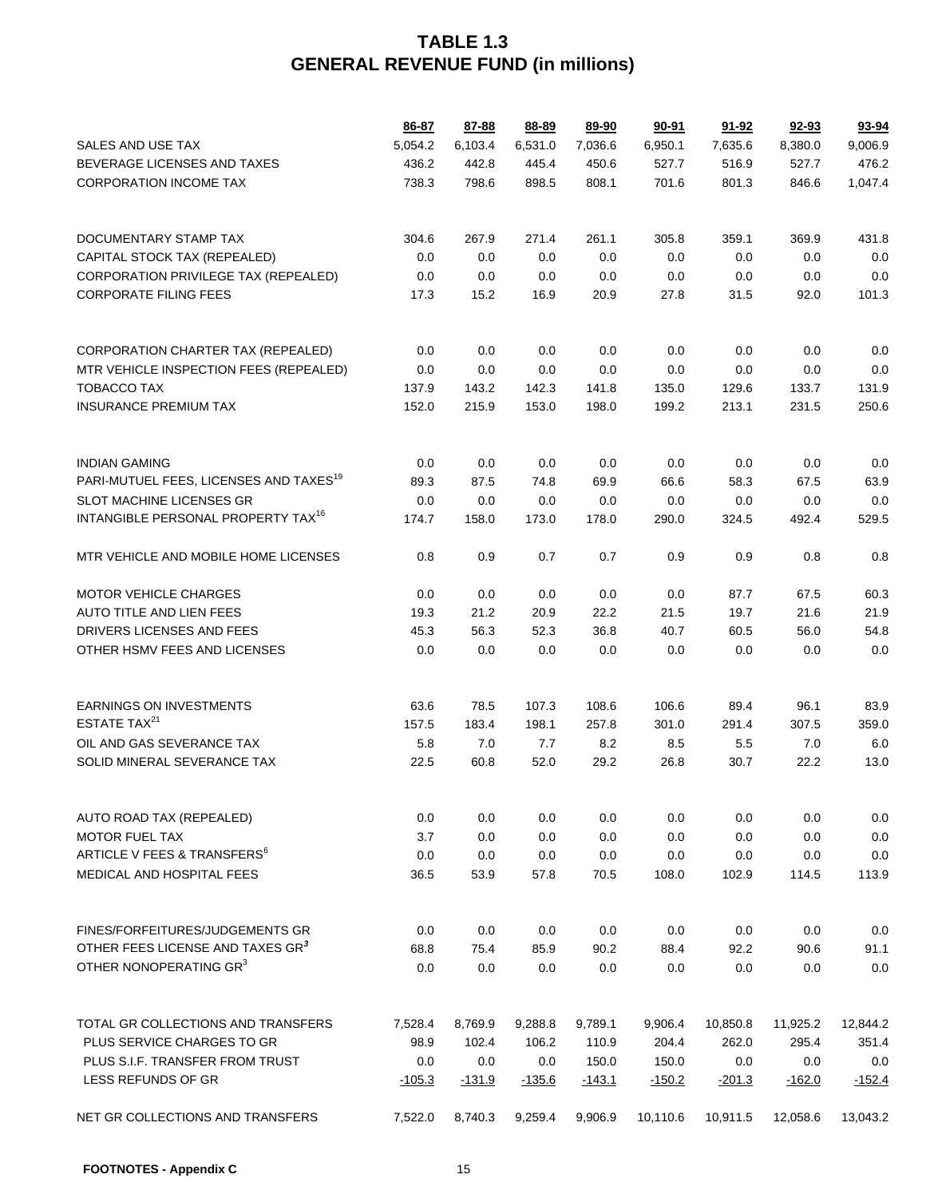# TABLE 1.3
# GENERAL REVENUE FUND (in millions)

| | 86-87 | 87-88 | 88-89 | 89-90 | 90-91 | 91-92 | 92-93 | 93-94 |
|---|---|---|---|---|---|---|---|---|
| SALES AND USE TAX | 5,054.2 | 6,103.4 | 6,531.0 | 7,036.6 | 6,950.1 | 7,635.6 | 8,380.0 | 9,006.9 |
| BEVERAGE LICENSES AND TAXES | 436.2 | 442.8 | 445.4 | 450.6 | 527.7 | 516.9 | 527.7 | 476.2 |
| CORPORATION INCOME TAX | 738.3 | 798.6 | 898.5 | 808.1 | 701.6 | 801.3 | 846.6 | 1,047.4 |
| DOCUMENTARY STAMP TAX | 304.6 | 267.9 | 271.4 | 261.1 | 305.8 | 359.1 | 369.9 | 431.8 |
| CAPITAL STOCK TAX (REPEALED) | 0.0 | 0.0 | 0.0 | 0.0 | 0.0 | 0.0 | 0.0 | 0.0 |
| CORPORATION PRIVILEGE TAX (REPEALED) | 0.0 | 0.0 | 0.0 | 0.0 | 0.0 | 0.0 | 0.0 | 0.0 |
| CORPORATE FILING FEES | 17.3 | 15.2 | 16.9 | 20.9 | 27.8 | 31.5 | 92.0 | 101.3 |
| CORPORATION CHARTER TAX (REPEALED) | 0.0 | 0.0 | 0.0 | 0.0 | 0.0 | 0.0 | 0.0 | 0.0 |
| MTR VEHICLE INSPECTION FEES (REPEALED) | 0.0 | 0.0 | 0.0 | 0.0 | 0.0 | 0.0 | 0.0 | 0.0 |
| TOBACCO TAX | 137.9 | 143.2 | 142.3 | 141.8 | 135.0 | 129.6 | 133.7 | 131.9 |
| INSURANCE PREMIUM TAX | 152.0 | 215.9 | 153.0 | 198.0 | 199.2 | 213.1 | 231.5 | 250.6 |
| INDIAN GAMING | 0.0 | 0.0 | 0.0 | 0.0 | 0.0 | 0.0 | 0.0 | 0.0 |
| PARI-MUTUEL FEES, LICENSES AND TAXES[19] | 89.3 | 87.5 | 74.8 | 69.9 | 66.6 | 58.3 | 67.5 | 63.9 |
| SLOT MACHINE LICENSES GR | 0.0 | 0.0 | 0.0 | 0.0 | 0.0 | 0.0 | 0.0 | 0.0 |
| INTANGIBLE PERSONAL PROPERTY TAX[16] | 174.7 | 158.0 | 173.0 | 178.0 | 290.0 | 324.5 | 492.4 | 529.5 |
| MTR VEHICLE AND MOBILE HOME LICENSES | 0.8 | 0.9 | 0.7 | 0.7 | 0.9 | 0.9 | 0.8 | 0.8 |
| MOTOR VEHICLE CHARGES | 0.0 | 0.0 | 0.0 | 0.0 | 0.0 | 87.7 | 67.5 | 60.3 |
| AUTO TITLE AND LIEN FEES | 19.3 | 21.2 | 20.9 | 22.2 | 21.5 | 19.7 | 21.6 | 21.9 |
| DRIVERS LICENSES AND FEES | 45.3 | 56.3 | 52.3 | 36.8 | 40.7 | 60.5 | 56.0 | 54.8 |
| OTHER HSMV FEES AND LICENSES | 0.0 | 0.0 | 0.0 | 0.0 | 0.0 | 0.0 | 0.0 | 0.0 |
| EARNINGS ON INVESTMENTS | 63.6 | 78.5 | 107.3 | 108.6 | 106.6 | 89.4 | 96.1 | 83.9 |
| ESTATE TAX[21] | 157.5 | 183.4 | 198.1 | 257.8 | 301.0 | 291.4 | 307.5 | 359.0 |
| OIL AND GAS SEVERANCE TAX | 5.8 | 7.0 | 7.7 | 8.2 | 8.5 | 5.5 | 7.0 | 6.0 |
| SOLID MINERAL SEVERANCE TAX | 22.5 | 60.8 | 52.0 | 29.2 | 26.8 | 30.7 | 22.2 | 13.0 |
| AUTO ROAD TAX (REPEALED) | 0.0 | 0.0 | 0.0 | 0.0 | 0.0 | 0.0 | 0.0 | 0.0 |
| MOTOR FUEL TAX | 3.7 | 0.0 | 0.0 | 0.0 | 0.0 | 0.0 | 0.0 | 0.0 |
| ARTICLE V FEES & TRANSFERS[6] | 0.0 | 0.0 | 0.0 | 0.0 | 0.0 | 0.0 | 0.0 | 0.0 |
| MEDICAL AND HOSPITAL FEES | 36.5 | 53.9 | 57.8 | 70.5 | 108.0 | 102.9 | 114.5 | 113.9 |
| FINES/FORFEITURES/JUDGEMENTS GR | 0.0 | 0.0 | 0.0 | 0.0 | 0.0 | 0.0 | 0.0 | 0.0 |
| OTHER FEES LICENSE AND TAXES GR[3] | 68.8 | 75.4 | 85.9 | 90.2 | 88.4 | 92.2 | 90.6 | 91.1 |
| OTHER NONOPERATING GR[3] | 0.0 | 0.0 | 0.0 | 0.0 | 0.0 | 0.0 | 0.0 | 0.0 |
| TOTAL GR COLLECTIONS AND TRANSFERS | 7,528.4 | 8,769.9 | 9,288.8 | 9,789.1 | 9,906.4 | 10,850.8 | 11,925.2 | 12,844.2 |
| PLUS SERVICE CHARGES TO GR | 98.9 | 102.4 | 106.2 | 110.9 | 204.4 | 262.0 | 295.4 | 351.4 |
| PLUS S.I.F. TRANSFER FROM TRUST | 0.0 | 0.0 | 0.0 | 150.0 | 150.0 | 0.0 | 0.0 | 0.0 |
| LESS REFUNDS OF GR | -105.3 | -131.9 | -135.6 | -143.1 | -150.2 | -201.3 | -162.0 | -152.4 |
| NET GR COLLECTIONS AND TRANSFERS | 7,522.0 | 8,740.3 | 9,259.4 | 9,906.9 | 10,110.6 | 10,911.5 | 12,058.6 | 13,043.2 |

**FOOTNOTES - Appendix C**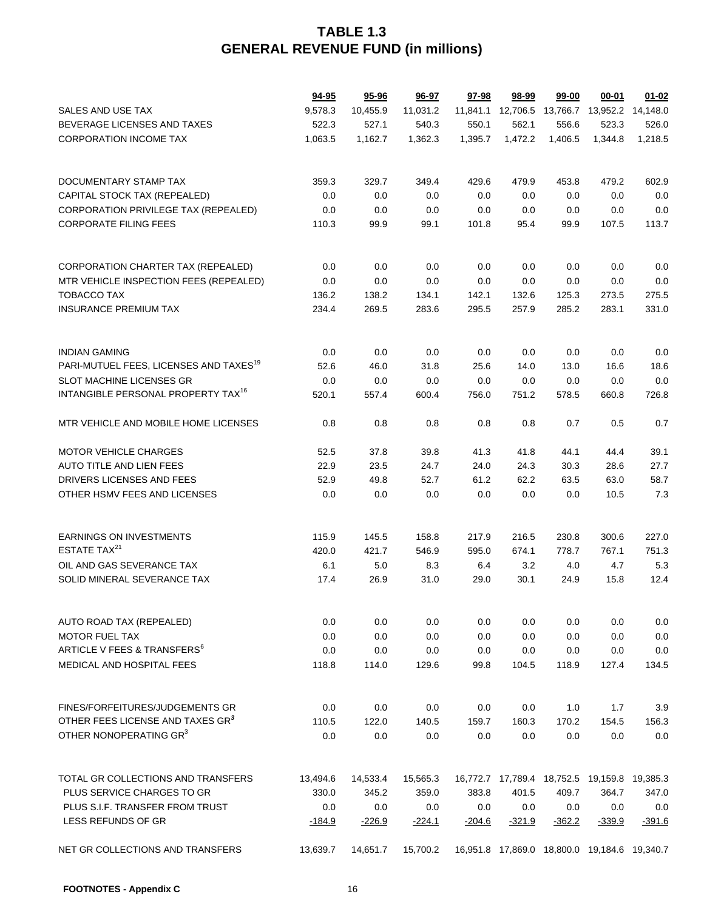# TABLE 1.3
# GENERAL REVENUE FUND (in millions)

| | 94-95 | 95-96 | 96-97 | 97-98 | 98-99 | 99-00 | 00-01 | 01-02 |
|---|---|---|---|---|---|---|---|---|
| SALES AND USE TAX | 9,578.3 | 10,455.9 | 11,031.2 | 11,841.1 | 12,706.5 | 13,766.7 | 13,952.2 | 14,148.0 |
| BEVERAGE LICENSES AND TAXES | 522.3 | 527.1 | 540.3 | 550.1 | 562.1 | 556.6 | 523.3 | 526.0 |
| CORPORATION INCOME TAX | 1,063.5 | 1,162.7 | 1,362.3 | 1,395.7 | 1,472.2 | 1,406.5 | 1,344.8 | 1,218.5 |
| DOCUMENTARY STAMP TAX | 359.3 | 329.7 | 349.4 | 429.6 | 479.9 | 453.8 | 479.2 | 602.9 |
| CAPITAL STOCK TAX (REPEALED) | 0.0 | 0.0 | 0.0 | 0.0 | 0.0 | 0.0 | 0.0 | 0.0 |
| CORPORATION PRIVILEGE TAX (REPEALED) | 0.0 | 0.0 | 0.0 | 0.0 | 0.0 | 0.0 | 0.0 | 0.0 |
| CORPORATE FILING FEES | 110.3 | 99.9 | 99.1 | 101.8 | 95.4 | 99.9 | 107.5 | 113.7 |
| CORPORATION CHARTER TAX (REPEALED) | 0.0 | 0.0 | 0.0 | 0.0 | 0.0 | 0.0 | 0.0 | 0.0 |
| MTR VEHICLE INSPECTION FEES (REPEALED) | 0.0 | 0.0 | 0.0 | 0.0 | 0.0 | 0.0 | 0.0 | 0.0 |
| TOBACCO TAX | 136.2 | 138.2 | 134.1 | 142.1 | 132.6 | 125.3 | 273.5 | 275.5 |
| INSURANCE PREMIUM TAX | 234.4 | 269.5 | 283.6 | 295.5 | 257.9 | 285.2 | 283.1 | 331.0 |
| INDIAN GAMING | 0.0 | 0.0 | 0.0 | 0.0 | 0.0 | 0.0 | 0.0 | 0.0 |
| PARI-MUTUEL FEES, LICENSES AND TAXES[19] | 52.6 | 46.0 | 31.8 | 25.6 | 14.0 | 13.0 | 16.6 | 18.6 |
| SLOT MACHINE LICENSES GR | 0.0 | 0.0 | 0.0 | 0.0 | 0.0 | 0.0 | 0.0 | 0.0 |
| INTANGIBLE PERSONAL PROPERTY TAX[16] | 520.1 | 557.4 | 600.4 | 756.0 | 751.2 | 578.5 | 660.8 | 726.8 |
| MTR VEHICLE AND MOBILE HOME LICENSES | 0.8 | 0.8 | 0.8 | 0.8 | 0.8 | 0.7 | 0.5 | 0.7 |
| MOTOR VEHICLE CHARGES | 52.5 | 37.8 | 39.8 | 41.3 | 41.8 | 44.1 | 44.4 | 39.1 |
| AUTO TITLE AND LIEN FEES | 22.9 | 23.5 | 24.7 | 24.0 | 24.3 | 30.3 | 28.6 | 27.7 |
| DRIVERS LICENSES AND FEES | 52.9 | 49.8 | 52.7 | 61.2 | 62.2 | 63.5 | 63.0 | 58.7 |
| OTHER HSMV FEES AND LICENSES | 0.0 | 0.0 | 0.0 | 0.0 | 0.0 | 0.0 | 10.5 | 7.3 |
| EARNINGS ON INVESTMENTS | 115.9 | 145.5 | 158.8 | 217.9 | 216.5 | 230.8 | 300.6 | 227.0 |
| ESTATE TAX[21] | 420.0 | 421.7 | 546.9 | 595.0 | 674.1 | 778.7 | 767.1 | 751.3 |
| OIL AND GAS SEVERANCE TAX | 6.1 | 5.0 | 8.3 | 6.4 | 3.2 | 4.0 | 4.7 | 5.3 |
| SOLID MINERAL SEVERANCE TAX | 17.4 | 26.9 | 31.0 | 29.0 | 30.1 | 24.9 | 15.8 | 12.4 |
| AUTO ROAD TAX (REPEALED) | 0.0 | 0.0 | 0.0 | 0.0 | 0.0 | 0.0 | 0.0 | 0.0 |
| MOTOR FUEL TAX | 0.0 | 0.0 | 0.0 | 0.0 | 0.0 | 0.0 | 0.0 | 0.0 |
| ARTICLE V FEES & TRANSFERS[6] | 0.0 | 0.0 | 0.0 | 0.0 | 0.0 | 0.0 | 0.0 | 0.0 |
| MEDICAL AND HOSPITAL FEES | 118.8 | 114.0 | 129.6 | 99.8 | 104.5 | 118.9 | 127.4 | 134.5 |
| FINES/FORFEITURES/JUDGEMENTS GR | 0.0 | 0.0 | 0.0 | 0.0 | 0.0 | 1.0 | 1.7 | 3.9 |
| OTHER FEES LICENSE AND TAXES GR[3] | 110.5 | 122.0 | 140.5 | 159.7 | 160.3 | 170.2 | 154.5 | 156.3 |
| OTHER NONOPERATING GR[3] | 0.0 | 0.0 | 0.0 | 0.0 | 0.0 | 0.0 | 0.0 | 0.0 |
| TOTAL GR COLLECTIONS AND TRANSFERS | 13,494.6 | 14,533.4 | 15,565.3 | 16,772.7 | 17,789.4 | 18,752.5 | 19,159.8 | 19,385.3 |
| PLUS SERVICE CHARGES TO GR | 330.0 | 345.2 | 359.0 | 383.8 | 401.5 | 409.7 | 364.7 | 347.0 |
| PLUS S.I.F. TRANSFER FROM TRUST | 0.0 | 0.0 | 0.0 | 0.0 | 0.0 | 0.0 | 0.0 | 0.0 |
| LESS REFUNDS OF GR | -184.9 | -226.9 | -224.1 | -204.6 | -321.9 | -362.2 | -339.9 | -391.6 |
| NET GR COLLECTIONS AND TRANSFERS | 13,639.7 | 14,651.7 | 15,700.2 | 16,951.8 | 17,869.0 | 18,800.0 | 19,184.6 | 19,340.7 |

**FOOTNOTES - Appendix C**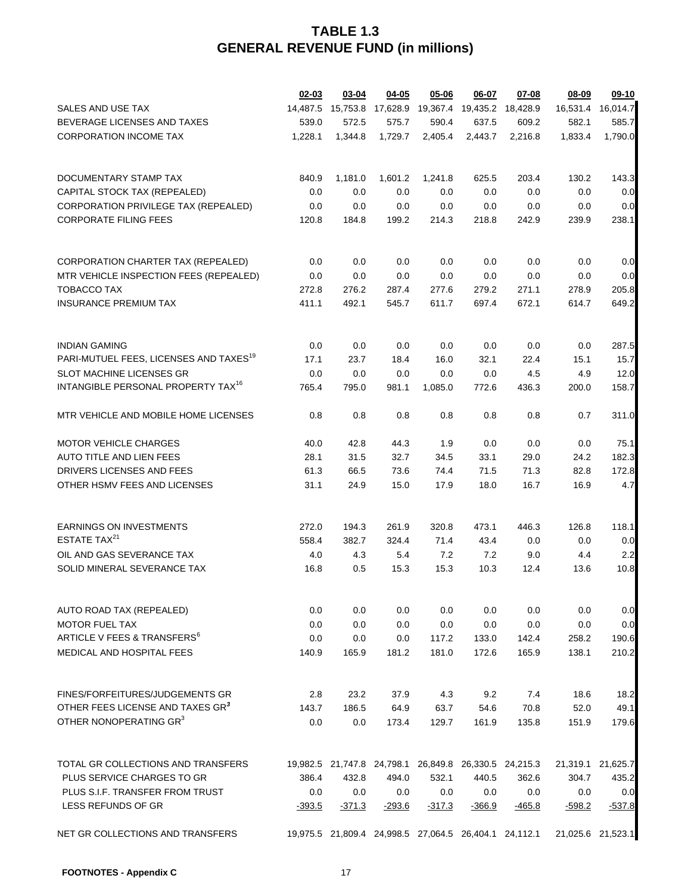# TABLE 1.3
# GENERAL REVENUE FUND (in millions)

| | 02-03 | 03-04 | 04-05 | 05-06 | 06-07 | 07-08 | 08-09 | 09-10 |
|---|---|---|---|---|---|---|---|---|
| SALES AND USE TAX | 14,487.5 | 15,753.8 | 17,628.9 | 19,367.4 | 19,435.2 | 18,428.9 | 16,531.4 | 16,014.7 |
| BEVERAGE LICENSES AND TAXES | 539.0 | 572.5 | 575.7 | 590.4 | 637.5 | 609.2 | 582.1 | 585.7 |
| CORPORATION INCOME TAX | 1,228.1 | 1,344.8 | 1,729.7 | 2,405.4 | 2,443.7 | 2,216.8 | 1,833.4 | 1,790.0 |
| DOCUMENTARY STAMP TAX | 840.9 | 1,181.0 | 1,601.2 | 1,241.8 | 625.5 | 203.4 | 130.2 | 143.3 |
| CAPITAL STOCK TAX (REPEALED) | 0.0 | 0.0 | 0.0 | 0.0 | 0.0 | 0.0 | 0.0 | 0.0 |
| CORPORATION PRIVILEGE TAX (REPEALED) | 0.0 | 0.0 | 0.0 | 0.0 | 0.0 | 0.0 | 0.0 | 0.0 |
| CORPORATE FILING FEES | 120.8 | 184.8 | 199.2 | 214.3 | 218.8 | 242.9 | 239.9 | 238.1 |
| CORPORATION CHARTER TAX (REPEALED) | 0.0 | 0.0 | 0.0 | 0.0 | 0.0 | 0.0 | 0.0 | 0.0 |
| MTR VEHICLE INSPECTION FEES (REPEALED) | 0.0 | 0.0 | 0.0 | 0.0 | 0.0 | 0.0 | 0.0 | 0.0 |
| TOBACCO TAX | 272.8 | 276.2 | 287.4 | 277.6 | 279.2 | 271.1 | 278.9 | 205.8 |
| INSURANCE PREMIUM TAX | 411.1 | 492.1 | 545.7 | 611.7 | 697.4 | 672.1 | 614.7 | 649.2 |
| INDIAN GAMING | 0.0 | 0.0 | 0.0 | 0.0 | 0.0 | 0.0 | 0.0 | 287.5 |
| PARI-MUTUEL FEES, LICENSES AND TAXES[19] | 17.1 | 23.7 | 18.4 | 16.0 | 32.1 | 22.4 | 15.1 | 15.7 |
| SLOT MACHINE LICENSES GR | 0.0 | 0.0 | 0.0 | 0.0 | 0.0 | 4.5 | 4.9 | 12.0 |
| INTANGIBLE PERSONAL PROPERTY TAX[16] | 765.4 | 795.0 | 981.1 | 1,085.0 | 772.6 | 436.3 | 200.0 | 158.7 |
| MTR VEHICLE AND MOBILE HOME LICENSES | 0.8 | 0.8 | 0.8 | 0.8 | 0.8 | 0.8 | 0.7 | 311.0 |
| MOTOR VEHICLE CHARGES | 40.0 | 42.8 | 44.3 | 1.9 | 0.0 | 0.0 | 0.0 | 75.1 |
| AUTO TITLE AND LIEN FEES | 28.1 | 31.5 | 32.7 | 34.5 | 33.1 | 29.0 | 24.2 | 182.3 |
| DRIVERS LICENSES AND FEES | 61.3 | 66.5 | 73.6 | 74.4 | 71.5 | 71.3 | 82.8 | 172.8 |
| OTHER HSMV FEES AND LICENSES | 31.1 | 24.9 | 15.0 | 17.9 | 18.0 | 16.7 | 16.9 | 4.7 |
| EARNINGS ON INVESTMENTS | 272.0 | 194.3 | 261.9 | 320.8 | 473.1 | 446.3 | 126.8 | 118.1 |
| ESTATE TAX[21] | 558.4 | 382.7 | 324.4 | 71.4 | 43.4 | 0.0 | 0.0 | 0.0 |
| OIL AND GAS SEVERANCE TAX | 4.0 | 4.3 | 5.4 | 7.2 | 7.2 | 9.0 | 4.4 | 2.2 |
| SOLID MINERAL SEVERANCE TAX | 16.8 | 0.5 | 15.3 | 15.3 | 10.3 | 12.4 | 13.6 | 10.8 |
| AUTO ROAD TAX (REPEALED) | 0.0 | 0.0 | 0.0 | 0.0 | 0.0 | 0.0 | 0.0 | 0.0 |
| MOTOR FUEL TAX | 0.0 | 0.0 | 0.0 | 0.0 | 0.0 | 0.0 | 0.0 | 0.0 |
| ARTICLE V FEES & TRANSFERS[6] | 0.0 | 0.0 | 0.0 | 117.2 | 133.0 | 142.4 | 258.2 | 190.6 |
| MEDICAL AND HOSPITAL FEES | 140.9 | 165.9 | 181.2 | 181.0 | 172.6 | 165.9 | 138.1 | 210.2 |
| FINES/FORFEITURES/JUDGEMENTS GR | 2.8 | 23.2 | 37.9 | 4.3 | 9.2 | 7.4 | 18.6 | 18.2 |
| OTHER FEES LICENSE AND TAXES GR[3] | 143.7 | 186.5 | 64.9 | 63.7 | 54.6 | 70.8 | 52.0 | 49.1 |
| OTHER NONOPERATING GR[3] | 0.0 | 0.0 | 173.4 | 129.7 | 161.9 | 135.8 | 151.9 | 179.6 |
| TOTAL GR COLLECTIONS AND TRANSFERS | 19,982.5 | 21,747.8 | 24,798.1 | 26,849.8 | 26,330.5 | 24,215.3 | 21,319.1 | 21,625.7 |
| PLUS SERVICE CHARGES TO GR | 386.4 | 432.8 | 494.0 | 532.1 | 440.5 | 362.6 | 304.7 | 435.2 |
| PLUS S.I.F. TRANSFER FROM TRUST | 0.0 | 0.0 | 0.0 | 0.0 | 0.0 | 0.0 | 0.0 | 0.0 |
| LESS REFUNDS OF GR | -393.5 | -371.3 | -293.6 | -317.3 | -366.9 | -465.8 | -598.2 | -537.8 |
| NET GR COLLECTIONS AND TRANSFERS | 19,975.5 | 21,809.4 | 24,998.5 | 27,064.5 | 26,404.1 | 24,112.1 | 21,025.6 | 21,523.1 |

**FOOTNOTES - Appendix C**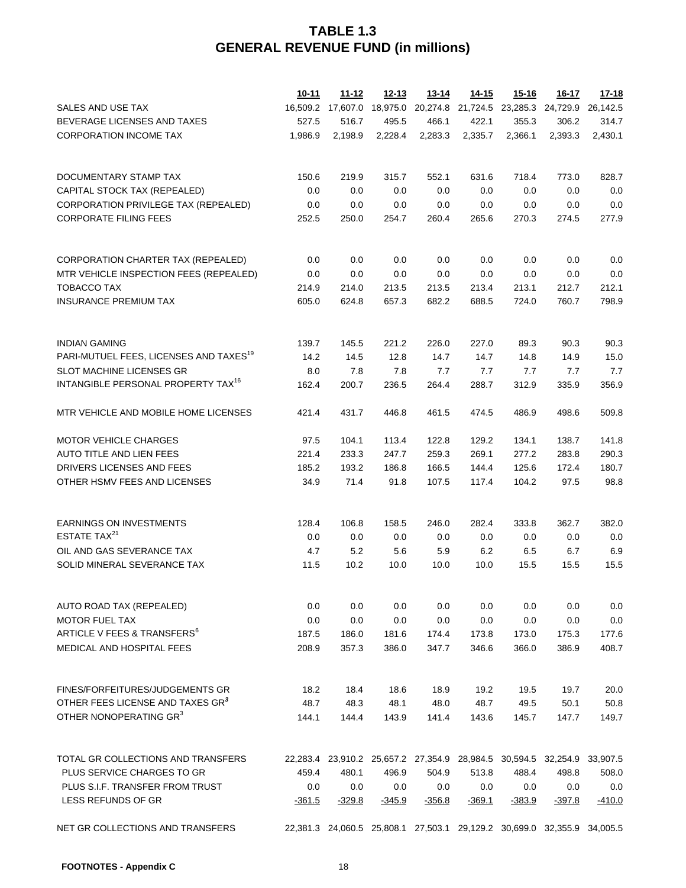# TABLE 1.3
# GENERAL REVENUE FUND (in millions)

| | 10-11 | 11-12 | 12-13 | 13-14 | 14-15 | 15-16 | 16-17 | 17-18 |
|---|---|---|---|---|---|---|---|---|
| SALES AND USE TAX | 16,509.2 | 17,607.0 | 18,975.0 | 20,274.8 | 21,724.5 | 23,285.3 | 24,729.9 | 26,142.5 |
| BEVERAGE LICENSES AND TAXES | 527.5 | 516.7 | 495.5 | 466.1 | 422.1 | 355.3 | 306.2 | 314.7 |
| CORPORATION INCOME TAX | 1,986.9 | 2,198.9 | 2,228.4 | 2,283.3 | 2,335.7 | 2,366.1 | 2,393.3 | 2,430.1 |
| DOCUMENTARY STAMP TAX | 150.6 | 219.9 | 315.7 | 552.1 | 631.6 | 718.4 | 773.0 | 828.7 |
| CAPITAL STOCK TAX (REPEALED) | 0.0 | 0.0 | 0.0 | 0.0 | 0.0 | 0.0 | 0.0 | 0.0 |
| CORPORATION PRIVILEGE TAX (REPEALED) | 0.0 | 0.0 | 0.0 | 0.0 | 0.0 | 0.0 | 0.0 | 0.0 |
| CORPORATE FILING FEES | 252.5 | 250.0 | 254.7 | 260.4 | 265.6 | 270.3 | 274.5 | 277.9 |
| CORPORATION CHARTER TAX (REPEALED) | 0.0 | 0.0 | 0.0 | 0.0 | 0.0 | 0.0 | 0.0 | 0.0 |
| MTR VEHICLE INSPECTION FEES (REPEALED) | 0.0 | 0.0 | 0.0 | 0.0 | 0.0 | 0.0 | 0.0 | 0.0 |
| TOBACCO TAX | 214.9 | 214.0 | 213.5 | 213.5 | 213.4 | 213.1 | 212.7 | 212.1 |
| INSURANCE PREMIUM TAX | 605.0 | 624.8 | 657.3 | 682.2 | 688.5 | 724.0 | 760.7 | 798.9 |
| INDIAN GAMING | 139.7 | 145.5 | 221.2 | 226.0 | 227.0 | 89.3 | 90.3 | 90.3 |
| PARI-MUTUEL FEES, LICENSES AND TAXES[19] | 14.2 | 14.5 | 12.8 | 14.7 | 14.7 | 14.8 | 14.9 | 15.0 |
| SLOT MACHINE LICENSES GR | 8.0 | 7.8 | 7.8 | 7.7 | 7.7 | 7.7 | 7.7 | 7.7 |
| INTANGIBLE PERSONAL PROPERTY TAX[16] | 162.4 | 200.7 | 236.5 | 264.4 | 288.7 | 312.9 | 335.9 | 356.9 |
| MTR VEHICLE AND MOBILE HOME LICENSES | 421.4 | 431.7 | 446.8 | 461.5 | 474.5 | 486.9 | 498.6 | 509.8 |
| MOTOR VEHICLE CHARGES | 97.5 | 104.1 | 113.4 | 122.8 | 129.2 | 134.1 | 138.7 | 141.8 |
| AUTO TITLE AND LIEN FEES | 221.4 | 233.3 | 247.7 | 259.3 | 269.1 | 277.2 | 283.8 | 290.3 |
| DRIVERS LICENSES AND FEES | 185.2 | 193.2 | 186.8 | 166.5 | 144.4 | 125.6 | 172.4 | 180.7 |
| OTHER HSMV FEES AND LICENSES | 34.9 | 71.4 | 91.8 | 107.5 | 117.4 | 104.2 | 97.5 | 98.8 |
| EARNINGS ON INVESTMENTS | 128.4 | 106.8 | 158.5 | 246.0 | 282.4 | 333.8 | 362.7 | 382.0 |
| ESTATE TAX[21] | 0.0 | 0.0 | 0.0 | 0.0 | 0.0 | 0.0 | 0.0 | 0.0 |
| OIL AND GAS SEVERANCE TAX | 4.7 | 5.2 | 5.6 | 5.9 | 6.2 | 6.5 | 6.7 | 6.9 |
| SOLID MINERAL SEVERANCE TAX | 11.5 | 10.2 | 10.0 | 10.0 | 10.0 | 15.5 | 15.5 | 15.5 |
| AUTO ROAD TAX (REPEALED) | 0.0 | 0.0 | 0.0 | 0.0 | 0.0 | 0.0 | 0.0 | 0.0 |
| MOTOR FUEL TAX | 0.0 | 0.0 | 0.0 | 0.0 | 0.0 | 0.0 | 0.0 | 0.0 |
| ARTICLE V FEES & TRANSFERS[6] | 187.5 | 186.0 | 181.6 | 174.4 | 173.8 | 173.0 | 175.3 | 177.6 |
| MEDICAL AND HOSPITAL FEES | 208.9 | 357.3 | 386.0 | 347.7 | 346.6 | 366.0 | 386.9 | 408.7 |
| FINES/FORFEITURES/JUDGEMENTS GR | 18.2 | 18.4 | 18.6 | 18.9 | 19.2 | 19.5 | 19.7 | 20.0 |
| OTHER FEES LICENSE AND TAXES GR[3] | 48.7 | 48.3 | 48.1 | 48.0 | 48.7 | 49.5 | 50.1 | 50.8 |
| OTHER NONOPERATING GR[3] | 144.1 | 144.4 | 143.9 | 141.4 | 143.6 | 145.7 | 147.7 | 149.7 |
| TOTAL GR COLLECTIONS AND TRANSFERS | 22,283.4 | 23,910.2 | 25,657.2 | 27,354.9 | 28,984.5 | 30,594.5 | 32,254.9 | 33,907.5 |
| PLUS SERVICE CHARGES TO GR | 459.4 | 480.1 | 496.9 | 504.9 | 513.8 | 488.4 | 498.8 | 508.0 |
| PLUS S.I.F. TRANSFER FROM TRUST | 0.0 | 0.0 | 0.0 | 0.0 | 0.0 | 0.0 | 0.0 | 0.0 |
| LESS REFUNDS OF GR | -361.5 | -329.8 | -345.9 | -356.8 | -369.1 | -383.9 | -397.8 | -410.0 |
| NET GR COLLECTIONS AND TRANSFERS | 22,381.3 | 24,060.5 | 25,808.1 | 27,503.1 | 29,129.2 | 30,699.0 | 32,355.9 | 34,005.5 |

**FOOTNOTES - Appendix C**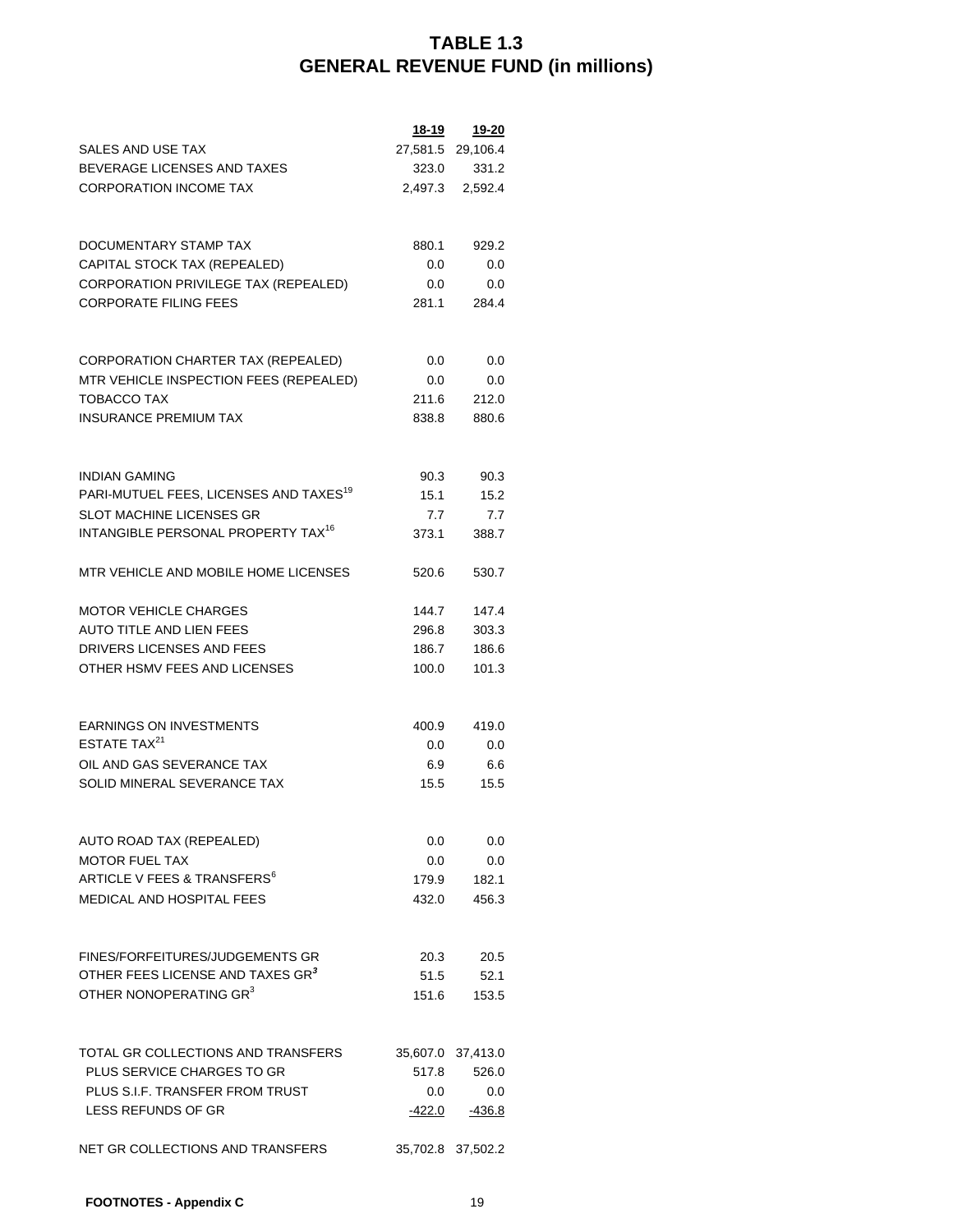# TABLE 1.3
# GENERAL REVENUE FUND (in millions)

| | 18-19 | 19-20 |
|---|---|---|
| SALES AND USE TAX | 27,581.5 | 29,106.4 |
| BEVERAGE LICENSES AND TAXES | 323.0 | 331.2 |
| CORPORATION INCOME TAX | 2,497.3 | 2,592.4 |
| DOCUMENTARY STAMP TAX | 880.1 | 929.2 |
| CAPITAL STOCK TAX (REPEALED) | 0.0 | 0.0 |
| CORPORATION PRIVILEGE TAX (REPEALED) | 0.0 | 0.0 |
| CORPORATE FILING FEES | 281.1 | 284.4 |
| CORPORATION CHARTER TAX (REPEALED) | 0.0 | 0.0 |
| MTR VEHICLE INSPECTION FEES (REPEALED) | 0.0 | 0.0 |
| TOBACCO TAX | 211.6 | 212.0 |
| INSURANCE PREMIUM TAX | 838.8 | 880.6 |
| INDIAN GAMING | 90.3 | 90.3 |
| PARI-MUTUEL FEES, LICENSES AND TAXES[19] | 15.1 | 15.2 |
| SLOT MACHINE LICENSES GR | 7.7 | 7.7 |
| INTANGIBLE PERSONAL PROPERTY TAX[16] | 373.1 | 388.7 |
| MTR VEHICLE AND MOBILE HOME LICENSES | 520.6 | 530.7 |
| MOTOR VEHICLE CHARGES | 144.7 | 147.4 |
| AUTO TITLE AND LIEN FEES | 296.8 | 303.3 |
| DRIVERS LICENSES AND FEES | 186.7 | 186.6 |
| OTHER HSMV FEES AND LICENSES | 100.0 | 101.3 |
| EARNINGS ON INVESTMENTS | 400.9 | 419.0 |
| ESTATE TAX[21] | 0.0 | 0.0 |
| OIL AND GAS SEVERANCE TAX | 6.9 | 6.6 |
| SOLID MINERAL SEVERANCE TAX | 15.5 | 15.5 |
| AUTO ROAD TAX (REPEALED) | 0.0 | 0.0 |
| MOTOR FUEL TAX | 0.0 | 0.0 |
| ARTICLE V FEES & TRANSFERS[6] | 179.9 | 182.1 |
| MEDICAL AND HOSPITAL FEES | 432.0 | 456.3 |
| FINES/FORFEITURES/JUDGEMENTS GR | 20.3 | 20.5 |
| OTHER FEES LICENSE AND TAXES GR[3] | 51.5 | 52.1 |
| OTHER NONOPERATING GR[3] | 151.6 | 153.5 |
| TOTAL GR COLLECTIONS AND TRANSFERS | 35,607.0 | 37,413.0 |
| PLUS SERVICE CHARGES TO GR | 517.8 | 526.0 |
| PLUS S.I.F. TRANSFER FROM TRUST | 0.0 | 0.0 |
| LESS REFUNDS OF GR | -422.0 | -436.8 |
| NET GR COLLECTIONS AND TRANSFERS | 35,702.8 | 37,502.2 |

**FOOTNOTES - Appendix C**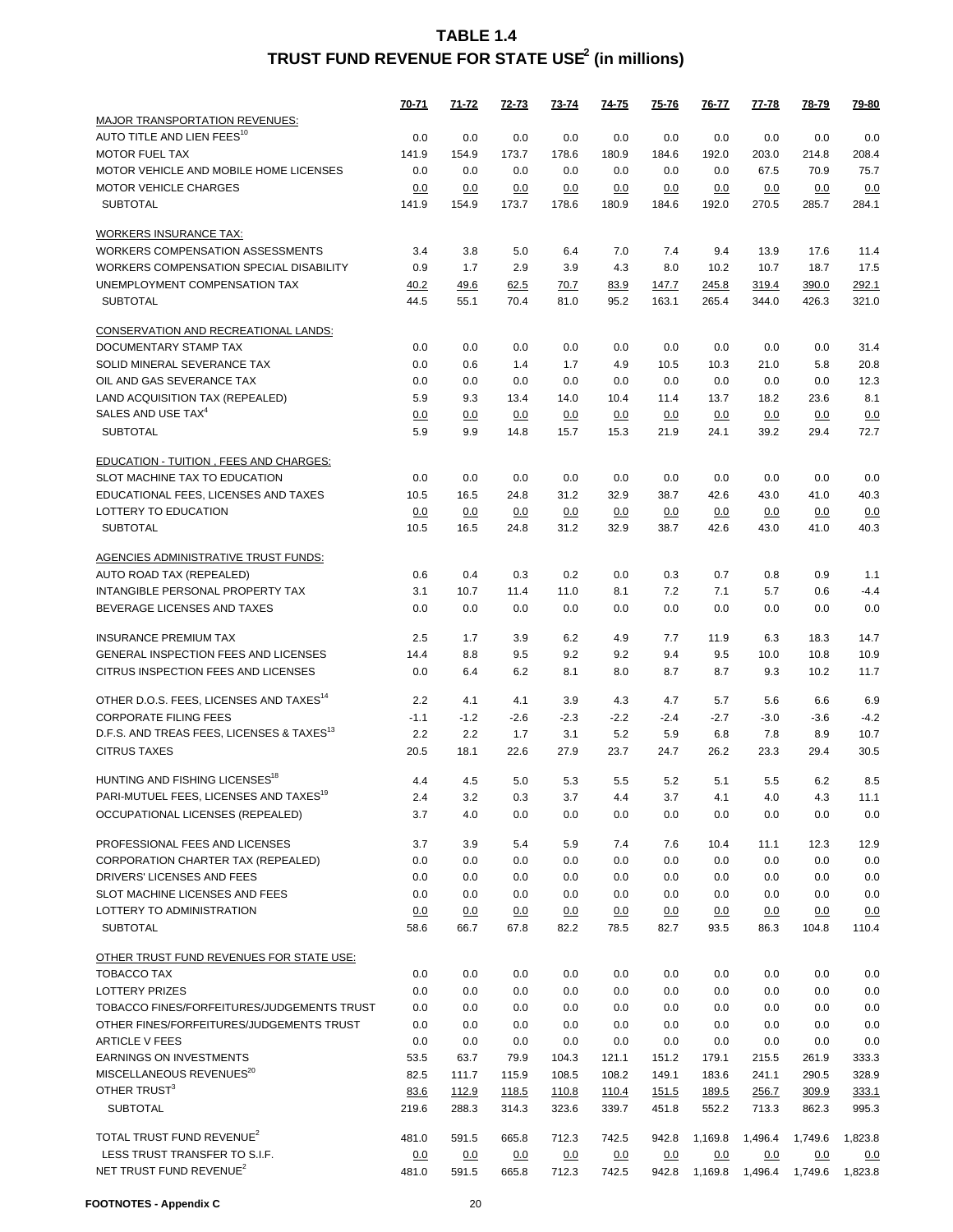# TABLE 1.4
## TRUST FUND REVENUE FOR STATE USE[2] (in millions)

| | 70-71 | 71-72 | 72-73 | 73-74 | 74-75 | 75-76 | 76-77 | 77-78 | 78-79 | 79-80 |
|---|---|---|---|---|---|---|---|---|---|---|
| MAJOR TRANSPORTATION REVENUES: | | | | | | | | | | |
| AUTO TITLE AND LIEN FEES[10] | 0.0 | 0.0 | 0.0 | 0.0 | 0.0 | 0.0 | 0.0 | 0.0 | 0.0 | 0.0 |
| MOTOR FUEL TAX | 141.9 | 154.9 | 173.7 | 178.6 | 180.9 | 184.6 | 192.0 | 203.0 | 214.8 | 208.4 |
| MOTOR VEHICLE AND MOBILE HOME LICENSES | 0.0 | 0.0 | 0.0 | 0.0 | 0.0 | 0.0 | 0.0 | 67.5 | 70.9 | 75.7 |
| MOTOR VEHICLE CHARGES | 0.0 | 0.0 | 0.0 | 0.0 | 0.0 | 0.0 | 0.0 | 0.0 | 0.0 | 0.0 |
| SUBTOTAL | 141.9 | 154.9 | 173.7 | 178.6 | 180.9 | 184.6 | 192.0 | 270.5 | 285.7 | 284.1 |
| WORKERS INSURANCE TAX: | | | | | | | | | | |
| WORKERS COMPENSATION ASSESSMENTS | 3.4 | 3.8 | 5.0 | 6.4 | 7.0 | 7.4 | 9.4 | 13.9 | 17.6 | 11.4 |
| WORKERS COMPENSATION SPECIAL DISABILITY | 0.9 | 1.7 | 2.9 | 3.9 | 4.3 | 8.0 | 10.2 | 10.7 | 18.7 | 17.5 |
| UNEMPLOYMENT COMPENSATION TAX | 40.2 | 49.6 | 62.5 | 70.7 | 83.9 | 147.7 | 245.8 | 319.4 | 390.0 | 292.1 |
| SUBTOTAL | 44.5 | 55.1 | 70.4 | 81.0 | 95.2 | 163.1 | 265.4 | 344.0 | 426.3 | 321.0 |
| CONSERVATION AND RECREATIONAL LANDS: | | | | | | | | | | |
| DOCUMENTARY STAMP TAX | 0.0 | 0.0 | 0.0 | 0.0 | 0.0 | 0.0 | 0.0 | 0.0 | 0.0 | 31.4 |
| SOLID MINERAL SEVERANCE TAX | 0.0 | 0.6 | 1.4 | 1.7 | 4.9 | 10.5 | 10.3 | 21.0 | 5.8 | 20.8 |
| OIL AND GAS SEVERANCE TAX | 0.0 | 0.0 | 0.0 | 0.0 | 0.0 | 0.0 | 0.0 | 0.0 | 0.0 | 12.3 |
| LAND ACQUISITION TAX (REPEALED) | 5.9 | 9.3 | 13.4 | 14.0 | 10.4 | 11.4 | 13.7 | 18.2 | 23.6 | 8.1 |
| SALES AND USE TAX[4] | 0.0 | 0.0 | 0.0 | 0.0 | 0.0 | 0.0 | 0.0 | 0.0 | 0.0 | 0.0 |
| SUBTOTAL | 5.9 | 9.9 | 14.8 | 15.7 | 15.3 | 21.9 | 24.1 | 39.2 | 29.4 | 72.7 |
| EDUCATION - TUITION , FEES AND CHARGES: | | | | | | | | | | |
| SLOT MACHINE TAX TO EDUCATION | 0.0 | 0.0 | 0.0 | 0.0 | 0.0 | 0.0 | 0.0 | 0.0 | 0.0 | 0.0 |
| EDUCATIONAL FEES, LICENSES AND TAXES | 10.5 | 16.5 | 24.8 | 31.2 | 32.9 | 38.7 | 42.6 | 43.0 | 41.0 | 40.3 |
| LOTTERY TO EDUCATION | 0.0 | 0.0 | 0.0 | 0.0 | 0.0 | 0.0 | 0.0 | 0.0 | 0.0 | 0.0 |
| SUBTOTAL | 10.5 | 16.5 | 24.8 | 31.2 | 32.9 | 38.7 | 42.6 | 43.0 | 41.0 | 40.3 |
| AGENCIES ADMINISTRATIVE TRUST FUNDS: | | | | | | | | | | |
| AUTO ROAD TAX (REPEALED) | 0.6 | 0.4 | 0.3 | 0.2 | 0.0 | 0.3 | 0.7 | 0.8 | 0.9 | 1.1 |
| INTANGIBLE PERSONAL PROPERTY TAX | 3.1 | 10.7 | 11.4 | 11.0 | 8.1 | 7.2 | 7.1 | 5.7 | 0.6 | -4.4 |
| BEVERAGE LICENSES AND TAXES | 0.0 | 0.0 | 0.0 | 0.0 | 0.0 | 0.0 | 0.0 | 0.0 | 0.0 | 0.0 |
| INSURANCE PREMIUM TAX | 2.5 | 1.7 | 3.9 | 6.2 | 4.9 | 7.7 | 11.9 | 6.3 | 18.3 | 14.7 |
| GENERAL INSPECTION FEES AND LICENSES | 14.4 | 8.8 | 9.5 | 9.2 | 9.2 | 9.4 | 9.5 | 10.0 | 10.8 | 10.9 |
| CITRUS INSPECTION FEES AND LICENSES | 0.0 | 6.4 | 6.2 | 8.1 | 8.0 | 8.7 | 8.7 | 9.3 | 10.2 | 11.7 |
| OTHER D.O.S. FEES, LICENSES AND TAXES[14] | 2.2 | 4.1 | 4.1 | 3.9 | 4.3 | 4.7 | 5.7 | 5.6 | 6.6 | 6.9 |
| CORPORATE FILING FEES | -1.1 | -1.2 | -2.6 | -2.3 | -2.2 | -2.4 | -2.7 | -3.0 | -3.6 | -4.2 |
| D.F.S. AND TREAS FEES, LICENSES & TAXES[13] | 2.2 | 2.2 | 1.7 | 3.1 | 5.2 | 5.9 | 6.8 | 7.8 | 8.9 | 10.7 |
| CITRUS TAXES | 20.5 | 18.1 | 22.6 | 27.9 | 23.7 | 24.7 | 26.2 | 23.3 | 29.4 | 30.5 |
| HUNTING AND FISHING LICENSES[18] | 4.4 | 4.5 | 5.0 | 5.3 | 5.5 | 5.2 | 5.1 | 5.5 | 6.2 | 8.5 |
| PARI-MUTUEL FEES, LICENSES AND TAXES[19] | 2.4 | 3.2 | 0.3 | 3.7 | 4.4 | 3.7 | 4.1 | 4.0 | 4.3 | 11.1 |
| OCCUPATIONAL LICENSES (REPEALED) | 3.7 | 4.0 | 0.0 | 0.0 | 0.0 | 0.0 | 0.0 | 0.0 | 0.0 | 0.0 |
| PROFESSIONAL FEES AND LICENSES | 3.7 | 3.9 | 5.4 | 5.9 | 7.4 | 7.6 | 10.4 | 11.1 | 12.3 | 12.9 |
| CORPORATION CHARTER TAX (REPEALED) | 0.0 | 0.0 | 0.0 | 0.0 | 0.0 | 0.0 | 0.0 | 0.0 | 0.0 | 0.0 |
| DRIVERS' LICENSES AND FEES | 0.0 | 0.0 | 0.0 | 0.0 | 0.0 | 0.0 | 0.0 | 0.0 | 0.0 | 0.0 |
| SLOT MACHINE LICENSES AND FEES | 0.0 | 0.0 | 0.0 | 0.0 | 0.0 | 0.0 | 0.0 | 0.0 | 0.0 | 0.0 |
| LOTTERY TO ADMINISTRATION | 0.0 | 0.0 | 0.0 | 0.0 | 0.0 | 0.0 | 0.0 | 0.0 | 0.0 | 0.0 |
| SUBTOTAL | 58.6 | 66.7 | 67.8 | 82.2 | 78.5 | 82.7 | 93.5 | 86.3 | 104.8 | 110.4 |
| OTHER TRUST FUND REVENUES FOR STATE USE: | | | | | | | | | | |
| TOBACCO TAX | 0.0 | 0.0 | 0.0 | 0.0 | 0.0 | 0.0 | 0.0 | 0.0 | 0.0 | 0.0 |
| LOTTERY PRIZES | 0.0 | 0.0 | 0.0 | 0.0 | 0.0 | 0.0 | 0.0 | 0.0 | 0.0 | 0.0 |
| TOBACCO FINES/FORFEITURES/JUDGEMENTS TRUST | 0.0 | 0.0 | 0.0 | 0.0 | 0.0 | 0.0 | 0.0 | 0.0 | 0.0 | 0.0 |
| OTHER FINES/FORFEITURES/JUDGEMENTS TRUST | 0.0 | 0.0 | 0.0 | 0.0 | 0.0 | 0.0 | 0.0 | 0.0 | 0.0 | 0.0 |
| ARTICLE V FEES | 0.0 | 0.0 | 0.0 | 0.0 | 0.0 | 0.0 | 0.0 | 0.0 | 0.0 | 0.0 |
| EARNINGS ON INVESTMENTS | 53.5 | 63.7 | 79.9 | 104.3 | 121.1 | 151.2 | 179.1 | 215.5 | 261.9 | 333.3 |
| MISCELLANEOUS REVENUES[20] | 82.5 | 111.7 | 115.9 | 108.5 | 108.2 | 149.1 | 183.6 | 241.1 | 290.5 | 328.9 |
| OTHER TRUST[3] | 83.6 | 112.9 | 118.5 | 110.8 | 110.4 | 151.5 | 189.5 | 256.7 | 309.9 | 333.1 |
| SUBTOTAL | 219.6 | 288.3 | 314.3 | 323.6 | 339.7 | 451.8 | 552.2 | 713.3 | 862.3 | 995.3 |
| TOTAL TRUST FUND REVENUE[2] | 481.0 | 591.5 | 665.8 | 712.3 | 742.5 | 942.8 | 1,169.8 | 1,496.4 | 1,749.6 | 1,823.8 |
| LESS TRUST TRANSFER TO S.I.F. | 0.0 | 0.0 | 0.0 | 0.0 | 0.0 | 0.0 | 0.0 | 0.0 | 0.0 | 0.0 |
| NET TRUST FUND REVENUE[2] | 481.0 | 591.5 | 665.8 | 712.3 | 742.5 | 942.8 | 1,169.8 | 1,496.4 | 1,749.6 | 1,823.8 |

**FOOTNOTES - Appendix C**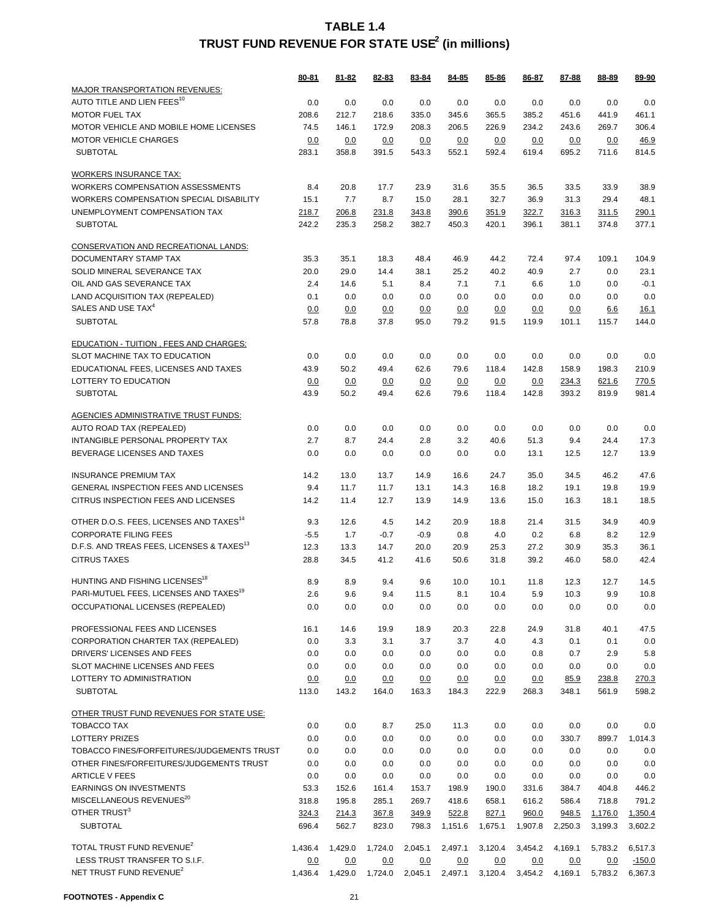# TABLE 1.4
## TRUST FUND REVENUE FOR STATE USE[2] (in millions)

| | 80-81 | 81-82 | 82-83 | 83-84 | 84-85 | 85-86 | 86-87 | 87-88 | 88-89 | 89-90 |
|---|---|---|---|---|---|---|---|---|---|---|
| MAJOR TRANSPORTATION REVENUES: | | | | | | | | | | |
| AUTO TITLE AND LIEN FEES[10] | 0.0 | 0.0 | 0.0 | 0.0 | 0.0 | 0.0 | 0.0 | 0.0 | 0.0 | 0.0 |
| MOTOR FUEL TAX | 208.6 | 212.7 | 218.6 | 335.0 | 345.6 | 365.5 | 385.2 | 451.6 | 441.9 | 461.1 |
| MOTOR VEHICLE AND MOBILE HOME LICENSES | 74.5 | 146.1 | 172.9 | 208.3 | 206.5 | 226.9 | 234.2 | 243.6 | 269.7 | 306.4 |
| MOTOR VEHICLE CHARGES | 0.0 | 0.0 | 0.0 | 0.0 | 0.0 | 0.0 | 0.0 | 0.0 | 0.0 | 46.9 |
| SUBTOTAL | 283.1 | 358.8 | 391.5 | 543.3 | 552.1 | 592.4 | 619.4 | 695.2 | 711.6 | 814.5 |
| WORKERS INSURANCE TAX: | | | | | | | | | | |
| WORKERS COMPENSATION ASSESSMENTS | 8.4 | 20.8 | 17.7 | 23.9 | 31.6 | 35.5 | 36.5 | 33.5 | 33.9 | 38.9 |
| WORKERS COMPENSATION SPECIAL DISABILITY | 15.1 | 7.7 | 8.7 | 15.0 | 28.1 | 32.7 | 36.9 | 31.3 | 29.4 | 48.1 |
| UNEMPLOYMENT COMPENSATION TAX | 218.7 | 206.8 | 231.8 | 343.8 | 390.6 | 351.9 | 322.7 | 316.3 | 311.5 | 290.1 |
| SUBTOTAL | 242.2 | 235.3 | 258.2 | 382.7 | 450.3 | 420.1 | 396.1 | 381.1 | 374.8 | 377.1 |
| CONSERVATION AND RECREATIONAL LANDS: | | | | | | | | | | |
| DOCUMENTARY STAMP TAX | 35.3 | 35.1 | 18.3 | 48.4 | 46.9 | 44.2 | 72.4 | 97.4 | 109.1 | 104.9 |
| SOLID MINERAL SEVERANCE TAX | 20.0 | 29.0 | 14.4 | 38.1 | 25.2 | 40.2 | 40.9 | 2.7 | 0.0 | 23.1 |
| OIL AND GAS SEVERANCE TAX | 2.4 | 14.6 | 5.1 | 8.4 | 7.1 | 7.1 | 6.6 | 1.0 | 0.0 | -0.1 |
| LAND ACQUISITION TAX (REPEALED) | 0.1 | 0.0 | 0.0 | 0.0 | 0.0 | 0.0 | 0.0 | 0.0 | 0.0 | 0.0 |
| SALES AND USE TAX[4] | 0.0 | 0.0 | 0.0 | 0.0 | 0.0 | 0.0 | 0.0 | 0.0 | 6.6 | 16.1 |
| SUBTOTAL | 57.8 | 78.8 | 37.8 | 95.0 | 79.2 | 91.5 | 119.9 | 101.1 | 115.7 | 144.0 |
| EDUCATION - TUITION , FEES AND CHARGES: | | | | | | | | | | |
| SLOT MACHINE TAX TO EDUCATION | 0.0 | 0.0 | 0.0 | 0.0 | 0.0 | 0.0 | 0.0 | 0.0 | 0.0 | 0.0 |
| EDUCATIONAL FEES, LICENSES AND TAXES | 43.9 | 50.2 | 49.4 | 62.6 | 79.6 | 118.4 | 142.8 | 158.9 | 198.3 | 210.9 |
| LOTTERY TO EDUCATION | 0.0 | 0.0 | 0.0 | 0.0 | 0.0 | 0.0 | 0.0 | 234.3 | 621.6 | 770.5 |
| SUBTOTAL | 43.9 | 50.2 | 49.4 | 62.6 | 79.6 | 118.4 | 142.8 | 393.2 | 819.9 | 981.4 |
| AGENCIES ADMINISTRATIVE TRUST FUNDS: | | | | | | | | | | |
| AUTO ROAD TAX (REPEALED) | 0.0 | 0.0 | 0.0 | 0.0 | 0.0 | 0.0 | 0.0 | 0.0 | 0.0 | 0.0 |
| INTANGIBLE PERSONAL PROPERTY TAX | 2.7 | 8.7 | 24.4 | 2.8 | 3.2 | 40.6 | 51.3 | 9.4 | 24.4 | 17.3 |
| BEVERAGE LICENSES AND TAXES | 0.0 | 0.0 | 0.0 | 0.0 | 0.0 | 0.0 | 13.1 | 12.5 | 12.7 | 13.9 |
| INSURANCE PREMIUM TAX | 14.2 | 13.0 | 13.7 | 14.9 | 16.6 | 24.7 | 35.0 | 34.5 | 46.2 | 47.6 |
| GENERAL INSPECTION FEES AND LICENSES | 9.4 | 11.7 | 11.7 | 13.1 | 14.3 | 16.8 | 18.2 | 19.1 | 19.8 | 19.9 |
| CITRUS INSPECTION FEES AND LICENSES | 14.2 | 11.4 | 12.7 | 13.9 | 14.9 | 13.6 | 15.0 | 16.3 | 18.1 | 18.5 |
| OTHER D.O.S. FEES, LICENSES AND TAXES[14] | 9.3 | 12.6 | 4.5 | 14.2 | 20.9 | 18.8 | 21.4 | 31.5 | 34.9 | 40.9 |
| CORPORATE FILING FEES | -5.5 | 1.7 | -0.7 | -0.9 | 0.8 | 4.0 | 0.2 | 6.8 | 8.2 | 12.9 |
| D.F.S. AND TREAS FEES, LICENSES & TAXES[13] | 12.3 | 13.3 | 14.7 | 20.0 | 20.9 | 25.3 | 27.2 | 30.9 | 35.3 | 36.1 |
| CITRUS TAXES | 28.8 | 34.5 | 41.2 | 41.6 | 50.6 | 31.8 | 39.2 | 46.0 | 58.0 | 42.4 |
| HUNTING AND FISHING LICENSES[18] | 8.9 | 8.9 | 9.4 | 9.6 | 10.0 | 10.1 | 11.8 | 12.3 | 12.7 | 14.5 |
| PARI-MUTUEL FEES, LICENSES AND TAXES[19] | 2.6 | 9.6 | 9.4 | 11.5 | 8.1 | 10.4 | 5.9 | 10.3 | 9.9 | 10.8 |
| OCCUPATIONAL LICENSES (REPEALED) | 0.0 | 0.0 | 0.0 | 0.0 | 0.0 | 0.0 | 0.0 | 0.0 | 0.0 | 0.0 |
| PROFESSIONAL FEES AND LICENSES | 16.1 | 14.6 | 19.9 | 18.9 | 20.3 | 22.8 | 24.9 | 31.8 | 40.1 | 47.5 |
| CORPORATION CHARTER TAX (REPEALED) | 0.0 | 3.3 | 3.1 | 3.7 | 3.7 | 4.0 | 4.3 | 0.1 | 0.1 | 0.0 |
| DRIVERS' LICENSES AND FEES | 0.0 | 0.0 | 0.0 | 0.0 | 0.0 | 0.0 | 0.8 | 0.7 | 2.9 | 5.8 |
| SLOT MACHINE LICENSES AND FEES | 0.0 | 0.0 | 0.0 | 0.0 | 0.0 | 0.0 | 0.0 | 0.0 | 0.0 | 0.0 |
| LOTTERY TO ADMINISTRATION | 0.0 | 0.0 | 0.0 | 0.0 | 0.0 | 0.0 | 0.0 | 85.9 | 238.8 | 270.3 |
| SUBTOTAL | 113.0 | 143.2 | 164.0 | 163.3 | 184.3 | 222.9 | 268.3 | 348.1 | 561.9 | 598.2 |
| OTHER TRUST FUND REVENUES FOR STATE USE: | | | | | | | | | | |
| TOBACCO TAX | 0.0 | 0.0 | 8.7 | 25.0 | 11.3 | 0.0 | 0.0 | 0.0 | 0.0 | 0.0 |
| LOTTERY PRIZES | 0.0 | 0.0 | 0.0 | 0.0 | 0.0 | 0.0 | 0.0 | 330.7 | 899.7 | 1,014.3 |
| TOBACCO FINES/FORFEITURES/JUDGEMENTS TRUST | 0.0 | 0.0 | 0.0 | 0.0 | 0.0 | 0.0 | 0.0 | 0.0 | 0.0 | 0.0 |
| OTHER FINES/FORFEITURES/JUDGEMENTS TRUST | 0.0 | 0.0 | 0.0 | 0.0 | 0.0 | 0.0 | 0.0 | 0.0 | 0.0 | 0.0 |
| ARTICLE V FEES | 0.0 | 0.0 | 0.0 | 0.0 | 0.0 | 0.0 | 0.0 | 0.0 | 0.0 | 0.0 |
| EARNINGS ON INVESTMENTS | 53.3 | 152.6 | 161.4 | 153.7 | 198.9 | 190.0 | 331.6 | 384.7 | 404.8 | 446.2 |
| MISCELLANEOUS REVENUES[20] | 318.8 | 195.8 | 285.1 | 269.7 | 418.6 | 658.1 | 616.2 | 586.4 | 718.8 | 791.2 |
| OTHER TRUST[3] | 324.3 | 214.3 | 367.8 | 349.9 | 522.8 | 827.1 | 960.0 | 948.5 | 1,176.0 | 1,350.4 |
| SUBTOTAL | 696.4 | 562.7 | 823.0 | 798.3 | 1,151.6 | 1,675.1 | 1,907.8 | 2,250.3 | 3,199.3 | 3,602.2 |
| TOTAL TRUST FUND REVENUE[2] | 1,436.4 | 1,429.0 | 1,724.0 | 2,045.1 | 2,497.1 | 3,120.4 | 3,454.2 | 4,169.1 | 5,783.2 | 6,517.3 |
| LESS TRUST TRANSFER TO S.I.F. | 0.0 | 0.0 | 0.0 | 0.0 | 0.0 | 0.0 | 0.0 | 0.0 | 0.0 | -150.0 |
| NET TRUST FUND REVENUE[2] | 1,436.4 | 1,429.0 | 1,724.0 | 2,045.1 | 2,497.1 | 3,120.4 | 3,454.2 | 4,169.1 | 5,783.2 | 6,367.3 |

**FOOTNOTES - Appendix C**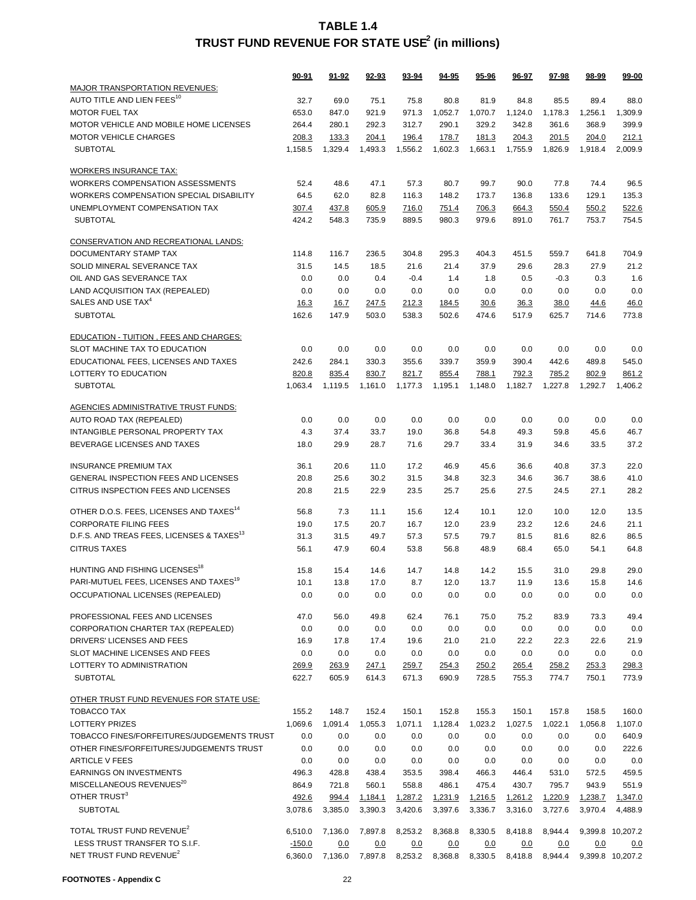# TABLE 1.4
# TRUST FUND REVENUE FOR STATE USE[2] (in millions)

| | 90-91 | 91-92 | 92-93 | 93-94 | 94-95 | 95-96 | 96-97 | 97-98 | 98-99 | 99-00 |
|---|---|---|---|---|---|---|---|---|---|---|
| MAJOR TRANSPORTATION REVENUES: | | | | | | | | | | |
| AUTO TITLE AND LIEN FEES[10] | 32.7 | 69.0 | 75.1 | 75.8 | 80.8 | 81.9 | 84.8 | 85.5 | 89.4 | 88.0 |
| MOTOR FUEL TAX | 653.0 | 847.0 | 921.9 | 971.3 | 1,052.7 | 1,070.7 | 1,124.0 | 1,178.3 | 1,256.1 | 1,309.9 |
| MOTOR VEHICLE AND MOBILE HOME LICENSES | 264.4 | 280.1 | 292.3 | 312.7 | 290.1 | 329.2 | 342.8 | 361.6 | 368.9 | 399.9 |
| MOTOR VEHICLE CHARGES | 208.3 | 133.3 | 204.1 | 196.4 | 178.7 | 181.3 | 204.3 | 201.5 | 204.0 | 212.1 |
| SUBTOTAL | 1,158.5 | 1,329.4 | 1,493.3 | 1,556.2 | 1,602.3 | 1,663.1 | 1,755.9 | 1,826.9 | 1,918.4 | 2,009.9 |
| WORKERS INSURANCE TAX: | | | | | | | | | | |
| WORKERS COMPENSATION ASSESSMENTS | 52.4 | 48.6 | 47.1 | 57.3 | 80.7 | 99.7 | 90.0 | 77.8 | 74.4 | 96.5 |
| WORKERS COMPENSATION SPECIAL DISABILITY | 64.5 | 62.0 | 82.8 | 116.3 | 148.2 | 173.7 | 136.8 | 133.6 | 129.1 | 135.3 |
| UNEMPLOYMENT COMPENSATION TAX | 307.4 | 437.8 | 605.9 | 716.0 | 751.4 | 706.3 | 664.3 | 550.4 | 550.2 | 522.6 |
| SUBTOTAL | 424.2 | 548.3 | 735.9 | 889.5 | 980.3 | 979.6 | 891.0 | 761.7 | 753.7 | 754.5 |
| CONSERVATION AND RECREATIONAL LANDS: | | | | | | | | | | |
| DOCUMENTARY STAMP TAX | 114.8 | 116.7 | 236.5 | 304.8 | 295.3 | 404.3 | 451.5 | 559.7 | 641.8 | 704.9 |
| SOLID MINERAL SEVERANCE TAX | 31.5 | 14.5 | 18.5 | 21.6 | 21.4 | 37.9 | 29.6 | 28.3 | 27.9 | 21.2 |
| OIL AND GAS SEVERANCE TAX | 0.0 | 0.0 | 0.4 | -0.4 | 1.4 | 1.8 | 0.5 | -0.3 | 0.3 | 1.6 |
| LAND ACQUISITION TAX (REPEALED) | 0.0 | 0.0 | 0.0 | 0.0 | 0.0 | 0.0 | 0.0 | 0.0 | 0.0 | 0.0 |
| SALES AND USE TAX[4] | 16.3 | 16.7 | 247.5 | 212.3 | 184.5 | 30.6 | 36.3 | 38.0 | 44.6 | 46.0 |
| SUBTOTAL | 162.6 | 147.9 | 503.0 | 538.3 | 502.6 | 474.6 | 517.9 | 625.7 | 714.6 | 773.8 |
| EDUCATION - TUITION , FEES AND CHARGES: | | | | | | | | | | |
| SLOT MACHINE TAX TO EDUCATION | 0.0 | 0.0 | 0.0 | 0.0 | 0.0 | 0.0 | 0.0 | 0.0 | 0.0 | 0.0 |
| EDUCATIONAL FEES, LICENSES AND TAXES | 242.6 | 284.1 | 330.3 | 355.6 | 339.7 | 359.9 | 390.4 | 442.6 | 489.8 | 545.0 |
| LOTTERY TO EDUCATION | 820.8 | 835.4 | 830.7 | 821.7 | 855.4 | 788.1 | 792.3 | 785.2 | 802.9 | 861.2 |
| SUBTOTAL | 1,063.4 | 1,119.5 | 1,161.0 | 1,177.3 | 1,195.1 | 1,148.0 | 1,182.7 | 1,227.8 | 1,292.7 | 1,406.2 |
| AGENCIES ADMINISTRATIVE TRUST FUNDS: | | | | | | | | | | |
| AUTO ROAD TAX (REPEALED) | 0.0 | 0.0 | 0.0 | 0.0 | 0.0 | 0.0 | 0.0 | 0.0 | 0.0 | 0.0 |
| INTANGIBLE PERSONAL PROPERTY TAX | 4.3 | 37.4 | 33.7 | 19.0 | 36.8 | 54.8 | 49.3 | 59.8 | 45.6 | 46.7 |
| BEVERAGE LICENSES AND TAXES | 18.0 | 29.9 | 28.7 | 71.6 | 29.7 | 33.4 | 31.9 | 34.6 | 33.5 | 37.2 |
| INSURANCE PREMIUM TAX | 36.1 | 20.6 | 11.0 | 17.2 | 46.9 | 45.6 | 36.6 | 40.8 | 37.3 | 22.0 |
| GENERAL INSPECTION FEES AND LICENSES | 20.8 | 25.6 | 30.2 | 31.5 | 34.8 | 32.3 | 34.6 | 36.7 | 38.6 | 41.0 |
| CITRUS INSPECTION FEES AND LICENSES | 20.8 | 21.5 | 22.9 | 23.5 | 25.7 | 25.6 | 27.5 | 24.5 | 27.1 | 28.2 |
| OTHER D.O.S. FEES, LICENSES AND TAXES[14] | 56.8 | 7.3 | 11.1 | 15.6 | 12.4 | 10.1 | 12.0 | 10.0 | 12.0 | 13.5 |
| CORPORATE FILING FEES | 19.0 | 17.5 | 20.7 | 16.7 | 12.0 | 23.9 | 23.2 | 12.6 | 24.6 | 21.1 |
| D.F.S. AND TREAS FEES, LICENSES & TAXES[13] | 31.3 | 31.5 | 49.7 | 57.3 | 57.5 | 79.7 | 81.5 | 81.6 | 82.6 | 86.5 |
| CITRUS TAXES | 56.1 | 47.9 | 60.4 | 53.8 | 56.8 | 48.9 | 68.4 | 65.0 | 54.1 | 64.8 |
| HUNTING AND FISHING LICENSES[18] | 15.8 | 15.4 | 14.6 | 14.7 | 14.8 | 14.2 | 15.5 | 31.0 | 29.8 | 29.0 |
| PARI-MUTUEL FEES, LICENSES AND TAXES[19] | 10.1 | 13.8 | 17.0 | 8.7 | 12.0 | 13.7 | 11.9 | 13.6 | 15.8 | 14.6 |
| OCCUPATIONAL LICENSES (REPEALED) | 0.0 | 0.0 | 0.0 | 0.0 | 0.0 | 0.0 | 0.0 | 0.0 | 0.0 | 0.0 |
| PROFESSIONAL FEES AND LICENSES | 47.0 | 56.0 | 49.8 | 62.4 | 76.1 | 75.0 | 75.2 | 83.9 | 73.3 | 49.4 |
| CORPORATION CHARTER TAX (REPEALED) | 0.0 | 0.0 | 0.0 | 0.0 | 0.0 | 0.0 | 0.0 | 0.0 | 0.0 | 0.0 |
| DRIVERS' LICENSES AND FEES | 16.9 | 17.8 | 17.4 | 19.6 | 21.0 | 21.0 | 22.2 | 22.3 | 22.6 | 21.9 |
| SLOT MACHINE LICENSES AND FEES | 0.0 | 0.0 | 0.0 | 0.0 | 0.0 | 0.0 | 0.0 | 0.0 | 0.0 | 0.0 |
| LOTTERY TO ADMINISTRATION | 269.9 | 263.9 | 247.1 | 259.7 | 254.3 | 250.2 | 265.4 | 258.2 | 253.3 | 298.3 |
| SUBTOTAL | 622.7 | 605.9 | 614.3 | 671.3 | 690.9 | 728.5 | 755.3 | 774.7 | 750.1 | 773.9 |
| OTHER TRUST FUND REVENUES FOR STATE USE: | | | | | | | | | | |
| TOBACCO TAX | 155.2 | 148.7 | 152.4 | 150.1 | 152.8 | 155.3 | 150.1 | 157.8 | 158.5 | 160.0 |
| LOTTERY PRIZES | 1,069.6 | 1,091.4 | 1,055.3 | 1,071.1 | 1,128.4 | 1,023.2 | 1,027.5 | 1,022.1 | 1,056.8 | 1,107.0 |
| TOBACCO FINES/FORFEITURES/JUDGEMENTS TRUST | 0.0 | 0.0 | 0.0 | 0.0 | 0.0 | 0.0 | 0.0 | 0.0 | 0.0 | 640.9 |
| OTHER FINES/FORFEITURES/JUDGEMENTS TRUST | 0.0 | 0.0 | 0.0 | 0.0 | 0.0 | 0.0 | 0.0 | 0.0 | 0.0 | 222.6 |
| ARTICLE V FEES | 0.0 | 0.0 | 0.0 | 0.0 | 0.0 | 0.0 | 0.0 | 0.0 | 0.0 | 0.0 |
| EARNINGS ON INVESTMENTS | 496.3 | 428.8 | 438.4 | 353.5 | 398.4 | 466.3 | 446.4 | 531.0 | 572.5 | 459.5 |
| MISCELLANEOUS REVENUES[20] | 864.9 | 721.8 | 560.1 | 558.8 | 486.1 | 475.4 | 430.7 | 795.7 | 943.9 | 551.9 |
| OTHER TRUST[3] | 492.6 | 994.4 | 1,184.1 | 1,287.2 | 1,231.9 | 1,216.5 | 1,261.2 | 1,220.9 | 1,238.7 | 1,347.0 |
| SUBTOTAL | 3,078.6 | 3,385.0 | 3,390.3 | 3,420.6 | 3,397.6 | 3,336.7 | 3,316.0 | 3,727.6 | 3,970.4 | 4,488.9 |
| TOTAL TRUST FUND REVENUE[2] | 6,510.0 | 7,136.0 | 7,897.8 | 8,253.2 | 8,368.8 | 8,330.5 | 8,418.8 | 8,944.4 | 9,399.8 | 10,207.2 |
| LESS TRUST TRANSFER TO S.I.F. | -150.0 | 0.0 | 0.0 | 0.0 | 0.0 | 0.0 | 0.0 | 0.0 | 0.0 | 0.0 |
| NET TRUST FUND REVENUE[2] | 6,360.0 | 7,136.0 | 7,897.8 | 8,253.2 | 8,368.8 | 8,330.5 | 8,418.8 | 8,944.4 | 9,399.8 | 10,207.2 |

**FOOTNOTES - Appendix C**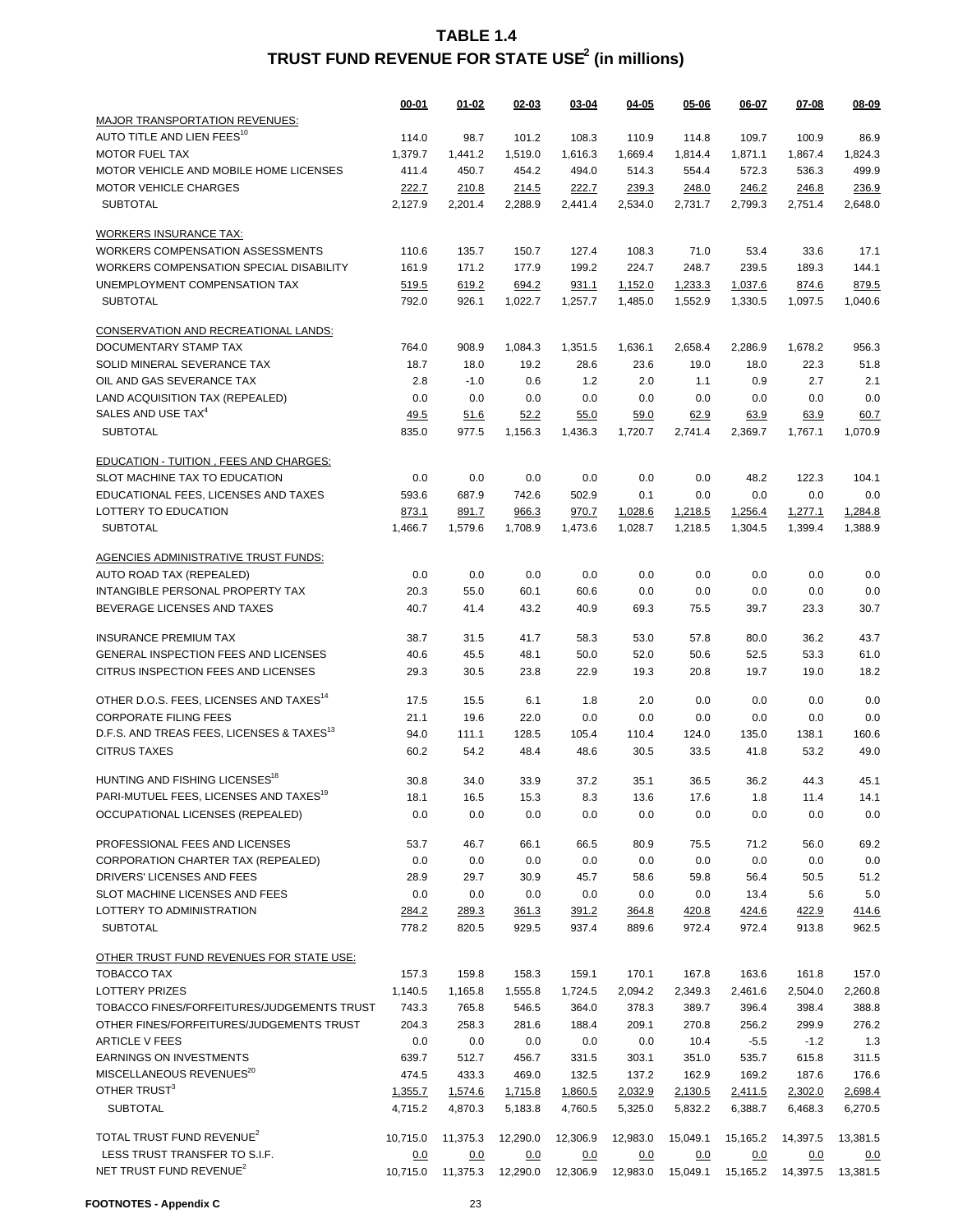# TABLE 1.4
## TRUST FUND REVENUE FOR STATE USE[2] (in millions)

| | 00-01 | 01-02 | 02-03 | 03-04 | 04-05 | 05-06 | 06-07 | 07-08 | 08-09 |
|---|---|---|---|---|---|---|---|---|---|
| MAJOR TRANSPORTATION REVENUES: | | | | | | | | | |
| AUTO TITLE AND LIEN FEES[10] | 114.0 | 98.7 | 101.2 | 108.3 | 110.9 | 114.8 | 109.7 | 100.9 | 86.9 |
| MOTOR FUEL TAX | 1,379.7 | 1,441.2 | 1,519.0 | 1,616.3 | 1,669.4 | 1,814.4 | 1,871.1 | 1,867.4 | 1,824.3 |
| MOTOR VEHICLE AND MOBILE HOME LICENSES | 411.4 | 450.7 | 454.2 | 494.0 | 514.3 | 554.4 | 572.3 | 536.3 | 499.9 |
| MOTOR VEHICLE CHARGES | 222.7 | 210.8 | 214.5 | 222.7 | 239.3 | 248.0 | 246.2 | 246.8 | 236.9 |
| SUBTOTAL | 2,127.9 | 2,201.4 | 2,288.9 | 2,441.4 | 2,534.0 | 2,731.7 | 2,799.3 | 2,751.4 | 2,648.0 |
| WORKERS INSURANCE TAX: | | | | | | | | | |
| WORKERS COMPENSATION ASSESSMENTS | 110.6 | 135.7 | 150.7 | 127.4 | 108.3 | 71.0 | 53.4 | 33.6 | 17.1 |
| WORKERS COMPENSATION SPECIAL DISABILITY | 161.9 | 171.2 | 177.9 | 199.2 | 224.7 | 248.7 | 239.5 | 189.3 | 144.1 |
| UNEMPLOYMENT COMPENSATION TAX | 519.5 | 619.2 | 694.2 | 931.1 | 1,152.0 | 1,233.3 | 1,037.6 | 874.6 | 879.5 |
| SUBTOTAL | 792.0 | 926.1 | 1,022.7 | 1,257.7 | 1,485.0 | 1,552.9 | 1,330.5 | 1,097.5 | 1,040.6 |
| CONSERVATION AND RECREATIONAL LANDS: | | | | | | | | | |
| DOCUMENTARY STAMP TAX | 764.0 | 908.9 | 1,084.3 | 1,351.5 | 1,636.1 | 2,658.4 | 2,286.9 | 1,678.2 | 956.3 |
| SOLID MINERAL SEVERANCE TAX | 18.7 | 18.0 | 19.2 | 28.6 | 23.6 | 19.0 | 18.0 | 22.3 | 51.8 |
| OIL AND GAS SEVERANCE TAX | 2.8 | -1.0 | 0.6 | 1.2 | 2.0 | 1.1 | 0.9 | 2.7 | 2.1 |
| LAND ACQUISITION TAX (REPEALED) | 0.0 | 0.0 | 0.0 | 0.0 | 0.0 | 0.0 | 0.0 | 0.0 | 0.0 |
| SALES AND USE TAX[4] | 49.5 | 51.6 | 52.2 | 55.0 | 59.0 | 62.9 | 63.9 | 63.9 | 60.7 |
| SUBTOTAL | 835.0 | 977.5 | 1,156.3 | 1,436.3 | 1,720.7 | 2,741.4 | 2,369.7 | 1,767.1 | 1,070.9 |
| EDUCATION - TUITION , FEES AND CHARGES: | | | | | | | | | |
| SLOT MACHINE TAX TO EDUCATION | 0.0 | 0.0 | 0.0 | 0.0 | 0.0 | 0.0 | 48.2 | 122.3 | 104.1 |
| EDUCATIONAL FEES, LICENSES AND TAXES | 593.6 | 687.9 | 742.6 | 502.9 | 0.1 | 0.0 | 0.0 | 0.0 | 0.0 |
| LOTTERY TO EDUCATION | 873.1 | 891.7 | 966.3 | 970.7 | 1,028.6 | 1,218.5 | 1,256.4 | 1,277.1 | 1,284.8 |
| SUBTOTAL | 1,466.7 | 1,579.6 | 1,708.9 | 1,473.6 | 1,028.7 | 1,218.5 | 1,304.5 | 1,399.4 | 1,388.9 |
| AGENCIES ADMINISTRATIVE TRUST FUNDS: | | | | | | | | | |
| AUTO ROAD TAX (REPEALED) | 0.0 | 0.0 | 0.0 | 0.0 | 0.0 | 0.0 | 0.0 | 0.0 | 0.0 |
| INTANGIBLE PERSONAL PROPERTY TAX | 20.3 | 55.0 | 60.1 | 60.6 | 0.0 | 0.0 | 0.0 | 0.0 | 0.0 |
| BEVERAGE LICENSES AND TAXES | 40.7 | 41.4 | 43.2 | 40.9 | 69.3 | 75.5 | 39.7 | 23.3 | 30.7 |
| INSURANCE PREMIUM TAX | 38.7 | 31.5 | 41.7 | 58.3 | 53.0 | 57.8 | 80.0 | 36.2 | 43.7 |
| GENERAL INSPECTION FEES AND LICENSES | 40.6 | 45.5 | 48.1 | 50.0 | 52.0 | 50.6 | 52.5 | 53.3 | 61.0 |
| CITRUS INSPECTION FEES AND LICENSES | 29.3 | 30.5 | 23.8 | 22.9 | 19.3 | 20.8 | 19.7 | 19.0 | 18.2 |
| OTHER D.O.S. FEES, LICENSES AND TAXES[14] | 17.5 | 15.5 | 6.1 | 1.8 | 2.0 | 0.0 | 0.0 | 0.0 | 0.0 |
| CORPORATE FILING FEES | 21.1 | 19.6 | 22.0 | 0.0 | 0.0 | 0.0 | 0.0 | 0.0 | 0.0 |
| D.F.S. AND TREAS FEES, LICENSES & TAXES[13] | 94.0 | 111.1 | 128.5 | 105.4 | 110.4 | 124.0 | 135.0 | 138.1 | 160.6 |
| CITRUS TAXES | 60.2 | 54.2 | 48.4 | 48.6 | 30.5 | 33.5 | 41.8 | 53.2 | 49.0 |
| HUNTING AND FISHING LICENSES[18] | 30.8 | 34.0 | 33.9 | 37.2 | 35.1 | 36.5 | 36.2 | 44.3 | 45.1 |
| PARI-MUTUEL FEES, LICENSES AND TAXES[19] | 18.1 | 16.5 | 15.3 | 8.3 | 13.6 | 17.6 | 1.8 | 11.4 | 14.1 |
| OCCUPATIONAL LICENSES (REPEALED) | 0.0 | 0.0 | 0.0 | 0.0 | 0.0 | 0.0 | 0.0 | 0.0 | 0.0 |
| PROFESSIONAL FEES AND LICENSES | 53.7 | 46.7 | 66.1 | 66.5 | 80.9 | 75.5 | 71.2 | 56.0 | 69.2 |
| CORPORATION CHARTER TAX (REPEALED) | 0.0 | 0.0 | 0.0 | 0.0 | 0.0 | 0.0 | 0.0 | 0.0 | 0.0 |
| DRIVERS' LICENSES AND FEES | 28.9 | 29.7 | 30.9 | 45.7 | 58.6 | 59.8 | 56.4 | 50.5 | 51.2 |
| SLOT MACHINE LICENSES AND FEES | 0.0 | 0.0 | 0.0 | 0.0 | 0.0 | 0.0 | 13.4 | 5.6 | 5.0 |
| LOTTERY TO ADMINISTRATION | 284.2 | 289.3 | 361.3 | 391.2 | 364.8 | 420.8 | 424.6 | 422.9 | 414.6 |
| SUBTOTAL | 778.2 | 820.5 | 929.5 | 937.4 | 889.6 | 972.4 | 972.4 | 913.8 | 962.5 |
| OTHER TRUST FUND REVENUES FOR STATE USE: | | | | | | | | | |
| TOBACCO TAX | 157.3 | 159.8 | 158.3 | 159.1 | 170.1 | 167.8 | 163.6 | 161.8 | 157.0 |
| LOTTERY PRIZES | 1,140.5 | 1,165.8 | 1,555.8 | 1,724.5 | 2,094.2 | 2,349.3 | 2,461.6 | 2,504.0 | 2,260.8 |
| TOBACCO FINES/FORFEITURES/JUDGEMENTS TRUST | 743.3 | 765.8 | 546.5 | 364.0 | 378.3 | 389.7 | 396.4 | 398.4 | 388.8 |
| OTHER FINES/FORFEITURES/JUDGEMENTS TRUST | 204.3 | 258.3 | 281.6 | 188.4 | 209.1 | 270.8 | 256.2 | 299.9 | 276.2 |
| ARTICLE V FEES | 0.0 | 0.0 | 0.0 | 0.0 | 0.0 | 10.4 | -5.5 | -1.2 | 1.3 |
| EARNINGS ON INVESTMENTS | 639.7 | 512.7 | 456.7 | 331.5 | 303.1 | 351.0 | 535.7 | 615.8 | 311.5 |
| MISCELLANEOUS REVENUES[20] | 474.5 | 433.3 | 469.0 | 132.5 | 137.2 | 162.9 | 169.2 | 187.6 | 176.6 |
| OTHER TRUST[3] | 1,355.7 | 1,574.6 | 1,715.8 | 1,860.5 | 2,032.9 | 2,130.5 | 2,411.5 | 2,302.0 | 2,698.4 |
| SUBTOTAL | 4,715.2 | 4,870.3 | 5,183.8 | 4,760.5 | 5,325.0 | 5,832.2 | 6,388.7 | 6,468.3 | 6,270.5 |
| TOTAL TRUST FUND REVENUE[2] | 10,715.0 | 11,375.3 | 12,290.0 | 12,306.9 | 12,983.0 | 15,049.1 | 15,165.2 | 14,397.5 | 13,381.5 |
| LESS TRUST TRANSFER TO S.I.F. | 0.0 | 0.0 | 0.0 | 0.0 | 0.0 | 0.0 | 0.0 | 0.0 | 0.0 |
| NET TRUST FUND REVENUE[2] | 10,715.0 | 11,375.3 | 12,290.0 | 12,306.9 | 12,983.0 | 15,049.1 | 15,165.2 | 14,397.5 | 13,381.5 |

**FOOTNOTES - Appendix C**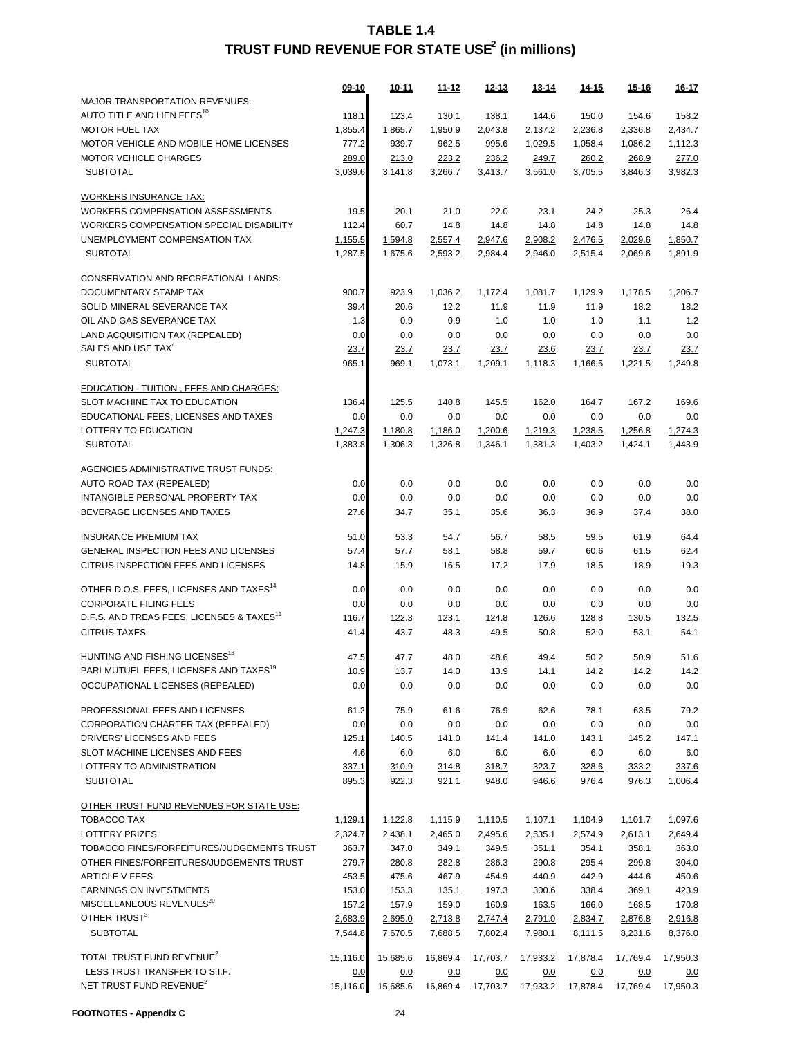# TABLE 1.4
## TRUST FUND REVENUE FOR STATE USE[2] (in millions)

| | 09-10 | 10-11 | 11-12 | 12-13 | 13-14 | 14-15 | 15-16 | 16-17 |
|---|---|---|---|---|---|---|---|---|
| MAJOR TRANSPORTATION REVENUES: | | | | | | | | |
| AUTO TITLE AND LIEN FEES[10] | 118.1 | 123.4 | 130.1 | 138.1 | 144.6 | 150.0 | 154.6 | 158.2 |
| MOTOR FUEL TAX | 1,855.4 | 1,865.7 | 1,950.9 | 2,043.8 | 2,137.2 | 2,236.8 | 2,336.8 | 2,434.7 |
| MOTOR VEHICLE AND MOBILE HOME LICENSES | 777.2 | 939.7 | 962.5 | 995.6 | 1,029.5 | 1,058.4 | 1,086.2 | 1,112.3 |
| MOTOR VEHICLE CHARGES | 289.0 | 213.0 | 223.2 | 236.2 | 249.7 | 260.2 | 268.9 | 277.0 |
| SUBTOTAL | 3,039.6 | 3,141.8 | 3,266.7 | 3,413.7 | 3,561.0 | 3,705.5 | 3,846.3 | 3,982.3 |
| WORKERS INSURANCE TAX: | | | | | | | | |
| WORKERS COMPENSATION ASSESSMENTS | 19.5 | 20.1 | 21.0 | 22.0 | 23.1 | 24.2 | 25.3 | 26.4 |
| WORKERS COMPENSATION SPECIAL DISABILITY | 112.4 | 60.7 | 14.8 | 14.8 | 14.8 | 14.8 | 14.8 | 14.8 |
| UNEMPLOYMENT COMPENSATION TAX | 1,155.5 | 1,594.8 | 2,557.4 | 2,947.6 | 2,908.2 | 2,476.5 | 2,029.6 | 1,850.7 |
| SUBTOTAL | 1,287.5 | 1,675.6 | 2,593.2 | 2,984.4 | 2,946.0 | 2,515.4 | 2,069.6 | 1,891.9 |
| CONSERVATION AND RECREATIONAL LANDS: | | | | | | | | |
| DOCUMENTARY STAMP TAX | 900.7 | 923.9 | 1,036.2 | 1,172.4 | 1,081.7 | 1,129.9 | 1,178.5 | 1,206.7 |
| SOLID MINERAL SEVERANCE TAX | 39.4 | 20.6 | 12.2 | 11.9 | 11.9 | 11.9 | 18.2 | 18.2 |
| OIL AND GAS SEVERANCE TAX | 1.3 | 0.9 | 0.9 | 1.0 | 1.0 | 1.0 | 1.1 | 1.2 |
| LAND ACQUISITION TAX (REPEALED) | 0.0 | 0.0 | 0.0 | 0.0 | 0.0 | 0.0 | 0.0 | 0.0 |
| SALES AND USE TAX[4] | 23.7 | 23.7 | 23.7 | 23.7 | 23.6 | 23.7 | 23.7 | 23.7 |
| SUBTOTAL | 965.1 | 969.1 | 1,073.1 | 1,209.1 | 1,118.3 | 1,166.5 | 1,221.5 | 1,249.8 |
| EDUCATION - TUITION , FEES AND CHARGES: | | | | | | | | |
| SLOT MACHINE TAX TO EDUCATION | 136.4 | 125.5 | 140.8 | 145.5 | 162.0 | 164.7 | 167.2 | 169.6 |
| EDUCATIONAL FEES, LICENSES AND TAXES | 0.0 | 0.0 | 0.0 | 0.0 | 0.0 | 0.0 | 0.0 | 0.0 |
| LOTTERY TO EDUCATION | 1,247.3 | 1,180.8 | 1,186.0 | 1,200.6 | 1,219.3 | 1,238.5 | 1,256.8 | 1,274.3 |
| SUBTOTAL | 1,383.8 | 1,306.3 | 1,326.8 | 1,346.1 | 1,381.3 | 1,403.2 | 1,424.1 | 1,443.9 |
| AGENCIES ADMINISTRATIVE TRUST FUNDS: | | | | | | | | |
| AUTO ROAD TAX (REPEALED) | 0.0 | 0.0 | 0.0 | 0.0 | 0.0 | 0.0 | 0.0 | 0.0 |
| INTANGIBLE PERSONAL PROPERTY TAX | 0.0 | 0.0 | 0.0 | 0.0 | 0.0 | 0.0 | 0.0 | 0.0 |
| BEVERAGE LICENSES AND TAXES | 27.6 | 34.7 | 35.1 | 35.6 | 36.3 | 36.9 | 37.4 | 38.0 |
| INSURANCE PREMIUM TAX | 51.0 | 53.3 | 54.7 | 56.7 | 58.5 | 59.5 | 61.9 | 64.4 |
| GENERAL INSPECTION FEES AND LICENSES | 57.4 | 57.7 | 58.1 | 58.8 | 59.7 | 60.6 | 61.5 | 62.4 |
| CITRUS INSPECTION FEES AND LICENSES | 14.8 | 15.9 | 16.5 | 17.2 | 17.9 | 18.5 | 18.9 | 19.3 |
| OTHER D.O.S. FEES, LICENSES AND TAXES[14] | 0.0 | 0.0 | 0.0 | 0.0 | 0.0 | 0.0 | 0.0 | 0.0 |
| CORPORATE FILING FEES | 0.0 | 0.0 | 0.0 | 0.0 | 0.0 | 0.0 | 0.0 | 0.0 |
| D.F.S. AND TREAS FEES, LICENSES & TAXES[13] | 116.7 | 122.3 | 123.1 | 124.8 | 126.6 | 128.8 | 130.5 | 132.5 |
| CITRUS TAXES | 41.4 | 43.7 | 48.3 | 49.5 | 50.8 | 52.0 | 53.1 | 54.1 |
| HUNTING AND FISHING LICENSES[18] | 47.5 | 47.7 | 48.0 | 48.6 | 49.4 | 50.2 | 50.9 | 51.6 |
| PARI-MUTUEL FEES, LICENSES AND TAXES[19] | 10.9 | 13.7 | 14.0 | 13.9 | 14.1 | 14.2 | 14.2 | 14.2 |
| OCCUPATIONAL LICENSES (REPEALED) | 0.0 | 0.0 | 0.0 | 0.0 | 0.0 | 0.0 | 0.0 | 0.0 |
| PROFESSIONAL FEES AND LICENSES | 61.2 | 75.9 | 61.6 | 76.9 | 62.6 | 78.1 | 63.5 | 79.2 |
| CORPORATION CHARTER TAX (REPEALED) | 0.0 | 0.0 | 0.0 | 0.0 | 0.0 | 0.0 | 0.0 | 0.0 |
| DRIVERS' LICENSES AND FEES | 125.1 | 140.5 | 141.0 | 141.4 | 141.0 | 143.1 | 145.2 | 147.1 |
| SLOT MACHINE LICENSES AND FEES | 4.6 | 6.0 | 6.0 | 6.0 | 6.0 | 6.0 | 6.0 | 6.0 |
| LOTTERY TO ADMINISTRATION | 337.1 | 310.9 | 314.8 | 318.7 | 323.7 | 328.6 | 333.2 | 337.6 |
| SUBTOTAL | 895.3 | 922.3 | 921.1 | 948.0 | 946.6 | 976.4 | 976.3 | 1,006.4 |
| OTHER TRUST FUND REVENUES FOR STATE USE: | | | | | | | | |
| TOBACCO TAX | 1,129.1 | 1,122.8 | 1,115.9 | 1,110.5 | 1,107.1 | 1,104.9 | 1,101.7 | 1,097.6 |
| LOTTERY PRIZES | 2,324.7 | 2,438.1 | 2,465.0 | 2,495.6 | 2,535.1 | 2,574.9 | 2,613.1 | 2,649.4 |
| TOBACCO FINES/FORFEITURES/JUDGEMENTS TRUST | 363.7 | 347.0 | 349.1 | 349.5 | 351.1 | 354.1 | 358.1 | 363.0 |
| OTHER FINES/FORFEITURES/JUDGEMENTS TRUST | 279.7 | 280.8 | 282.8 | 286.3 | 290.8 | 295.4 | 299.8 | 304.0 |
| ARTICLE V FEES | 453.5 | 475.6 | 467.9 | 454.9 | 440.9 | 442.9 | 444.6 | 450.6 |
| EARNINGS ON INVESTMENTS | 153.0 | 153.3 | 135.1 | 197.3 | 300.6 | 338.4 | 369.1 | 423.9 |
| MISCELLANEOUS REVENUES[20] | 157.2 | 157.9 | 159.0 | 160.9 | 163.5 | 166.0 | 168.5 | 170.8 |
| OTHER TRUST[3] | 2,683.9 | 2,695.0 | 2,713.8 | 2,747.4 | 2,791.0 | 2,834.7 | 2,876.8 | 2,916.8 |
| SUBTOTAL | 7,544.8 | 7,670.5 | 7,688.5 | 7,802.4 | 7,980.1 | 8,111.5 | 8,231.6 | 8,376.0 |
| TOTAL TRUST FUND REVENUE[2] | 15,116.0 | 15,685.6 | 16,869.4 | 17,703.7 | 17,933.2 | 17,878.4 | 17,769.4 | 17,950.3 |
| LESS TRUST TRANSFER TO S.I.F. | 0.0 | 0.0 | 0.0 | 0.0 | 0.0 | 0.0 | 0.0 | 0.0 |
| NET TRUST FUND REVENUE[2] | 15,116.0 | 15,685.6 | 16,869.4 | 17,703.7 | 17,933.2 | 17,878.4 | 17,769.4 | 17,950.3 |

**FOOTNOTES - Appendix C**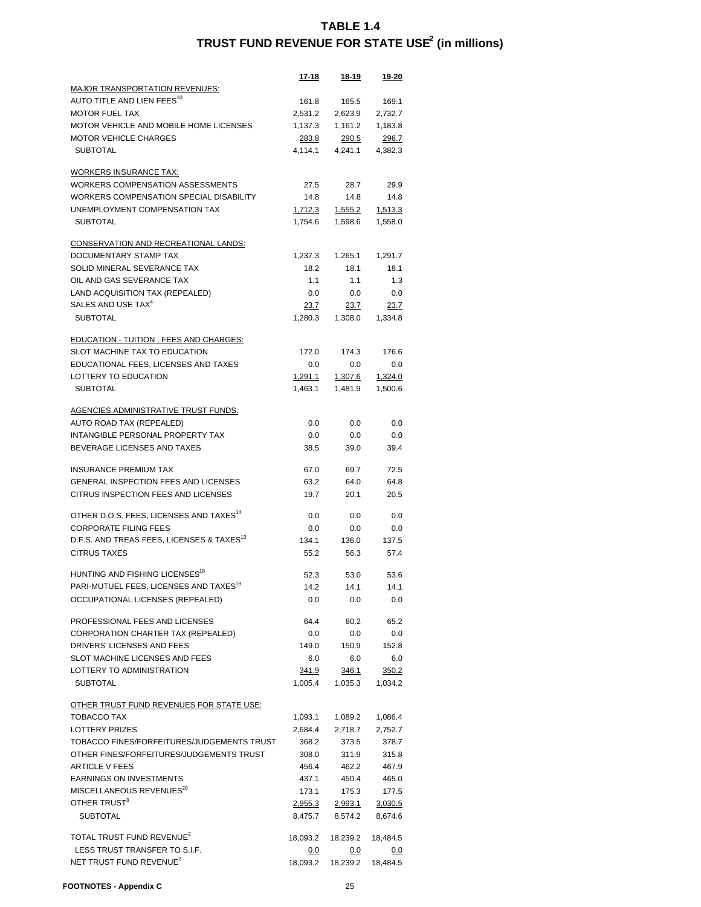# TABLE 1.4
## TRUST FUND REVENUE FOR STATE USE[2] (in millions)

| | 17-18 | 18-19 | 19-20 |
|---|---|---|---|
| MAJOR TRANSPORTATION REVENUES: | | | |
| AUTO TITLE AND LIEN FEES[10] | 161.8 | 165.5 | 169.1 |
| MOTOR FUEL TAX | 2,531.2 | 2,623.9 | 2,732.7 |
| MOTOR VEHICLE AND MOBILE HOME LICENSES | 1,137.3 | 1,161.2 | 1,183.8 |
| MOTOR VEHICLE CHARGES | 283.8 | 290.5 | 296.7 |
| SUBTOTAL | 4,114.1 | 4,241.1 | 4,382.3 |
| | | | |
| WORKERS INSURANCE TAX: | | | |
| WORKERS COMPENSATION ASSESSMENTS | 27.5 | 28.7 | 29.9 |
| WORKERS COMPENSATION SPECIAL DISABILITY | 14.8 | 14.8 | 14.8 |
| UNEMPLOYMENT COMPENSATION TAX | 1,712.3 | 1,555.2 | 1,513.3 |
| SUBTOTAL | 1,754.6 | 1,598.6 | 1,558.0 |
| | | | |
| CONSERVATION AND RECREATIONAL LANDS: | | | |
| DOCUMENTARY STAMP TAX | 1,237.3 | 1,265.1 | 1,291.7 |
| SOLID MINERAL SEVERANCE TAX | 18.2 | 18.1 | 18.1 |
| OIL AND GAS SEVERANCE TAX | 1.1 | 1.1 | 1.3 |
| LAND ACQUISITION TAX (REPEALED) | 0.0 | 0.0 | 0.0 |
| SALES AND USE TAX[4] | 23.7 | 23.7 | 23.7 |
| SUBTOTAL | 1,280.3 | 1,308.0 | 1,334.8 |
| | | | |
| EDUCATION - TUITION , FEES AND CHARGES: | | | |
| SLOT MACHINE TAX TO EDUCATION | 172.0 | 174.3 | 176.6 |
| EDUCATIONAL FEES, LICENSES AND TAXES | 0.0 | 0.0 | 0.0 |
| LOTTERY TO EDUCATION | 1,291.1 | 1,307.6 | 1,324.0 |
| SUBTOTAL | 1,463.1 | 1,481.9 | 1,500.6 |
| | | | |
| AGENCIES ADMINISTRATIVE TRUST FUNDS: | | | |
| AUTO ROAD TAX (REPEALED) | 0.0 | 0.0 | 0.0 |
| INTANGIBLE PERSONAL PROPERTY TAX | 0.0 | 0.0 | 0.0 |
| BEVERAGE LICENSES AND TAXES | 38.5 | 39.0 | 39.4 |
| | | | |
| INSURANCE PREMIUM TAX | 67.0 | 69.7 | 72.5 |
| GENERAL INSPECTION FEES AND LICENSES | 63.2 | 64.0 | 64.8 |
| CITRUS INSPECTION FEES AND LICENSES | 19.7 | 20.1 | 20.5 |
| | | | |
| OTHER D.O.S. FEES, LICENSES AND TAXES[14] | 0.0 | 0.0 | 0.0 |
| CORPORATE FILING FEES | 0.0 | 0.0 | 0.0 |
| D.F.S. AND TREAS FEES, LICENSES & TAXES[13] | 134.1 | 136.0 | 137.5 |
| CITRUS TAXES | 55.2 | 56.3 | 57.4 |
| | | | |
| HUNTING AND FISHING LICENSES[18] | 52.3 | 53.0 | 53.6 |
| PARI-MUTUEL FEES, LICENSES AND TAXES[19] | 14.2 | 14.1 | 14.1 |
| OCCUPATIONAL LICENSES (REPEALED) | 0.0 | 0.0 | 0.0 |
| | | | |
| PROFESSIONAL FEES AND LICENSES | 64.4 | 80.2 | 65.2 |
| CORPORATION CHARTER TAX (REPEALED) | 0.0 | 0.0 | 0.0 |
| DRIVERS' LICENSES AND FEES | 149.0 | 150.9 | 152.8 |
| SLOT MACHINE LICENSES AND FEES | 6.0 | 6.0 | 6.0 |
| LOTTERY TO ADMINISTRATION | 341.9 | 346.1 | 350.2 |
| SUBTOTAL | 1,005.4 | 1,035.3 | 1,034.2 |
| | | | |
| OTHER TRUST FUND REVENUES FOR STATE USE: | | | |
| TOBACCO TAX | 1,093.1 | 1,089.2 | 1,086.4 |
| LOTTERY PRIZES | 2,684.4 | 2,718.7 | 2,752.7 |
| TOBACCO FINES/FORFEITURES/JUDGEMENTS TRUST | 368.2 | 373.5 | 378.7 |
| OTHER FINES/FORFEITURES/JUDGEMENTS TRUST | 308.0 | 311.9 | 315.8 |
| ARTICLE V FEES | 456.4 | 462.2 | 467.9 |
| EARNINGS ON INVESTMENTS | 437.1 | 450.4 | 465.0 |
| MISCELLANEOUS REVENUES[20] | 173.1 | 175.3 | 177.5 |
| OTHER TRUST[3] | 2,955.3 | 2,993.1 | 3,030.5 |
| SUBTOTAL | 8,475.7 | 8,574.2 | 8,674.6 |
| | | | |
| TOTAL TRUST FUND REVENUE[2] | 18,093.2 | 18,239.2 | 18,484.5 |
| LESS TRUST TRANSFER TO S.I.F. | 0.0 | 0.0 | 0.0 |
| NET TRUST FUND REVENUE[2] | 18,093.2 | 18,239.2 | 18,484.5 |

FOOTNOTES - Appendix C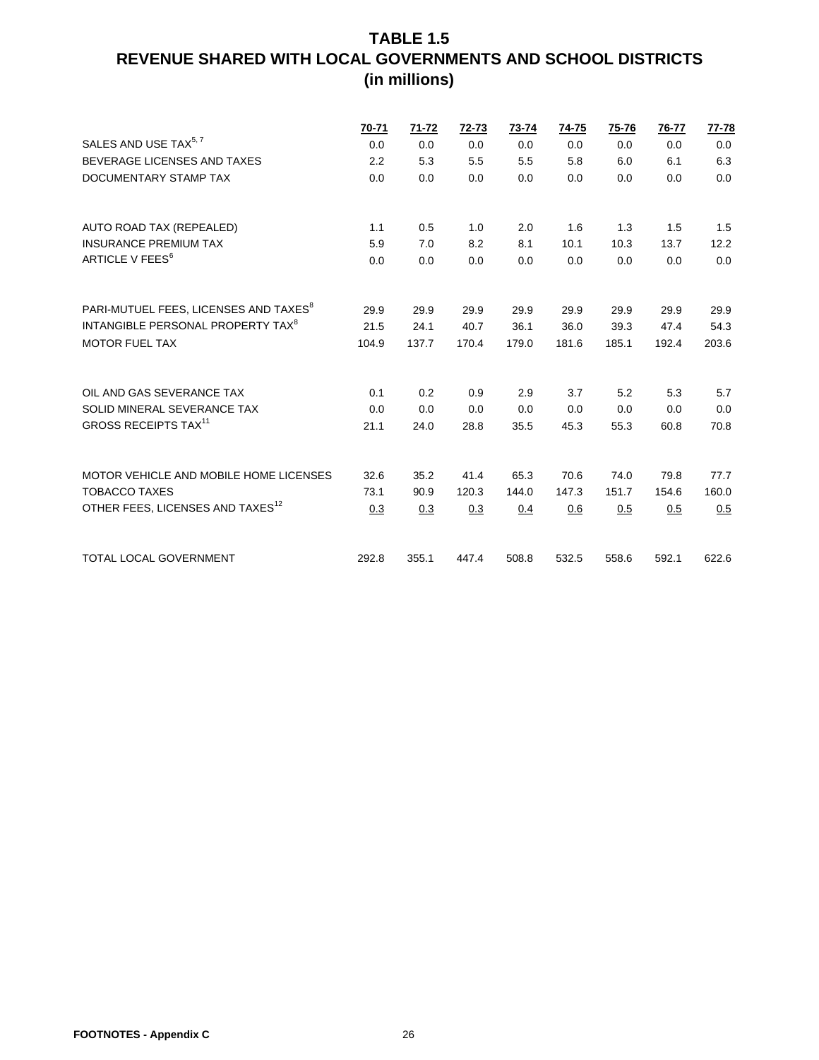# TABLE 1.5
# REVENUE SHARED WITH LOCAL GOVERNMENTS AND SCHOOL DISTRICTS
# (in millions)

| | 70-71 | 71-72 | 72-73 | 73-74 | 74-75 | 75-76 | 76-77 | 77-78 |
|---|---|---|---|---|---|---|---|---|
| SALES AND USE TAX[5, 7] | 0.0 | 0.0 | 0.0 | 0.0 | 0.0 | 0.0 | 0.0 | 0.0 |
| BEVERAGE LICENSES AND TAXES | 2.2 | 5.3 | 5.5 | 5.5 | 5.8 | 6.0 | 6.1 | 6.3 |
| DOCUMENTARY STAMP TAX | 0.0 | 0.0 | 0.0 | 0.0 | 0.0 | 0.0 | 0.0 | 0.0 |
| AUTO ROAD TAX (REPEALED) | 1.1 | 0.5 | 1.0 | 2.0 | 1.6 | 1.3 | 1.5 | 1.5 |
| INSURANCE PREMIUM TAX | 5.9 | 7.0 | 8.2 | 8.1 | 10.1 | 10.3 | 13.7 | 12.2 |
| ARTICLE V FEES[6] | 0.0 | 0.0 | 0.0 | 0.0 | 0.0 | 0.0 | 0.0 | 0.0 |
| PARI-MUTUEL FEES, LICENSES AND TAXES[8] | 29.9 | 29.9 | 29.9 | 29.9 | 29.9 | 29.9 | 29.9 | 29.9 |
| INTANGIBLE PERSONAL PROPERTY TAX[8] | 21.5 | 24.1 | 40.7 | 36.1 | 36.0 | 39.3 | 47.4 | 54.3 |
| MOTOR FUEL TAX | 104.9 | 137.7 | 170.4 | 179.0 | 181.6 | 185.1 | 192.4 | 203.6 |
| OIL AND GAS SEVERANCE TAX | 0.1 | 0.2 | 0.9 | 2.9 | 3.7 | 5.2 | 5.3 | 5.7 |
| SOLID MINERAL SEVERANCE TAX | 0.0 | 0.0 | 0.0 | 0.0 | 0.0 | 0.0 | 0.0 | 0.0 |
| GROSS RECEIPTS TAX[11] | 21.1 | 24.0 | 28.8 | 35.5 | 45.3 | 55.3 | 60.8 | 70.8 |
| MOTOR VEHICLE AND MOBILE HOME LICENSES | 32.6 | 35.2 | 41.4 | 65.3 | 70.6 | 74.0 | 79.8 | 77.7 |
| TOBACCO TAXES | 73.1 | 90.9 | 120.3 | 144.0 | 147.3 | 151.7 | 154.6 | 160.0 |
| OTHER FEES, LICENSES AND TAXES[12] | 0.3 | 0.3 | 0.3 | 0.4 | 0.6 | 0.5 | 0.5 | 0.5 |
| TOTAL LOCAL GOVERNMENT | 292.8 | 355.1 | 447.4 | 508.8 | 532.5 | 558.6 | 592.1 | 622.6 |

**FOOTNOTES - Appendix C**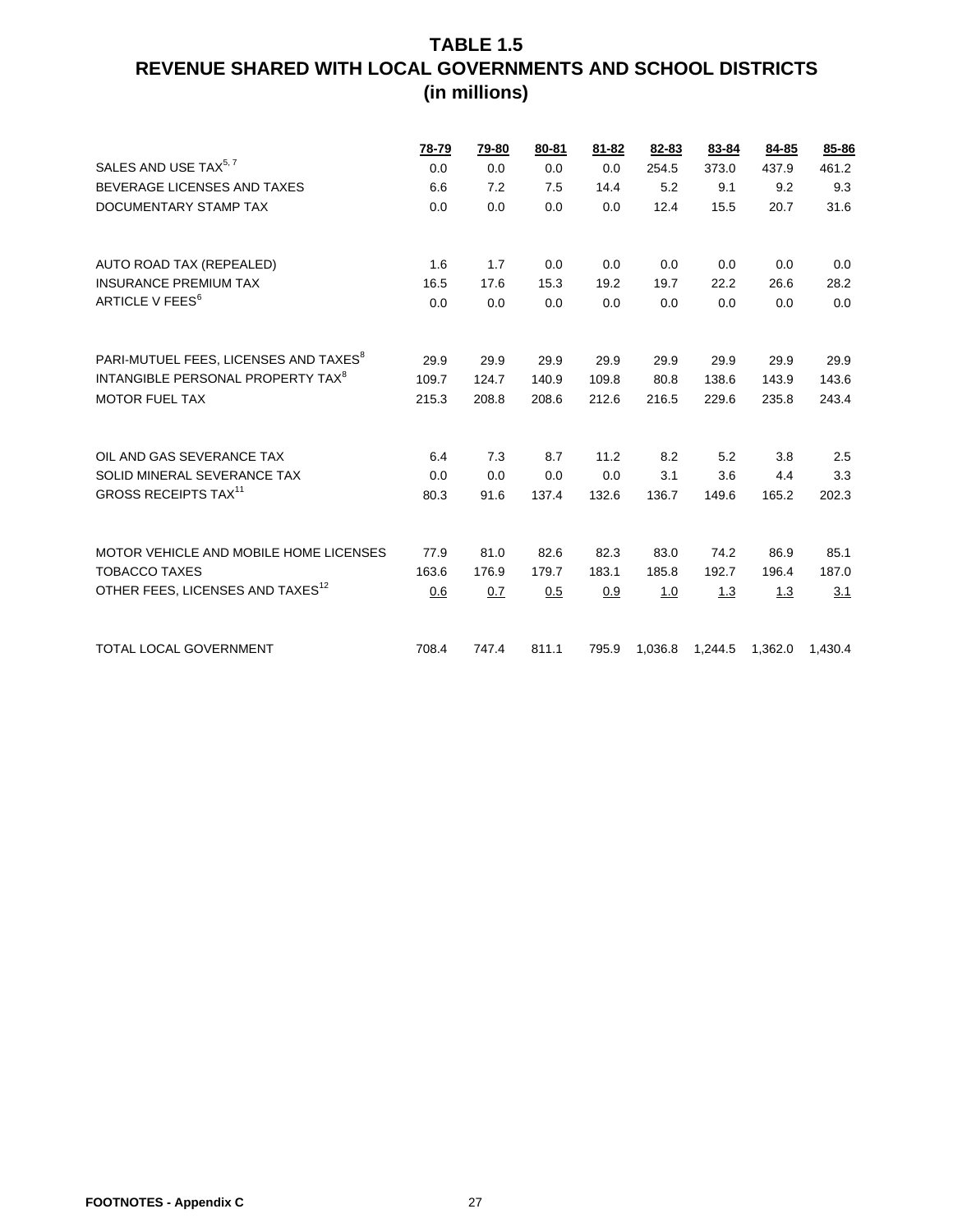# TABLE 1.5
## REVENUE SHARED WITH LOCAL GOVERNMENTS AND SCHOOL DISTRICTS
### (in millions)

| | 78-79 | 79-80 | 80-81 | 81-82 | 82-83 | 83-84 | 84-85 | 85-86 |
|---|---|---|---|---|---|---|---|---|
| SALES AND USE TAX[5, 7] | 0.0 | 0.0 | 0.0 | 0.0 | 254.5 | 373.0 | 437.9 | 461.2 |
| BEVERAGE LICENSES AND TAXES | 6.6 | 7.2 | 7.5 | 14.4 | 5.2 | 9.1 | 9.2 | 9.3 |
| DOCUMENTARY STAMP TAX | 0.0 | 0.0 | 0.0 | 0.0 | 12.4 | 15.5 | 20.7 | 31.6 |
| AUTO ROAD TAX (REPEALED) | 1.6 | 1.7 | 0.0 | 0.0 | 0.0 | 0.0 | 0.0 | 0.0 |
| INSURANCE PREMIUM TAX | 16.5 | 17.6 | 15.3 | 19.2 | 19.7 | 22.2 | 26.6 | 28.2 |
| ARTICLE V FEES[6] | 0.0 | 0.0 | 0.0 | 0.0 | 0.0 | 0.0 | 0.0 | 0.0 |
| PARI-MUTUEL FEES, LICENSES AND TAXES[8] | 29.9 | 29.9 | 29.9 | 29.9 | 29.9 | 29.9 | 29.9 | 29.9 |
| INTANGIBLE PERSONAL PROPERTY TAX[8] | 109.7 | 124.7 | 140.9 | 109.8 | 80.8 | 138.6 | 143.9 | 143.6 |
| MOTOR FUEL TAX | 215.3 | 208.8 | 208.6 | 212.6 | 216.5 | 229.6 | 235.8 | 243.4 |
| OIL AND GAS SEVERANCE TAX | 6.4 | 7.3 | 8.7 | 11.2 | 8.2 | 5.2 | 3.8 | 2.5 |
| SOLID MINERAL SEVERANCE TAX | 0.0 | 0.0 | 0.0 | 0.0 | 3.1 | 3.6 | 4.4 | 3.3 |
| GROSS RECEIPTS TAX[11] | 80.3 | 91.6 | 137.4 | 132.6 | 136.7 | 149.6 | 165.2 | 202.3 |
| MOTOR VEHICLE AND MOBILE HOME LICENSES | 77.9 | 81.0 | 82.6 | 82.3 | 83.0 | 74.2 | 86.9 | 85.1 |
| TOBACCO TAXES | 163.6 | 176.9 | 179.7 | 183.1 | 185.8 | 192.7 | 196.4 | 187.0 |
| OTHER FEES, LICENSES AND TAXES[12] | 0.6 | 0.7 | 0.5 | 0.9 | 1.0 | 1.3 | 1.3 | 3.1 |
| TOTAL LOCAL GOVERNMENT | 708.4 | 747.4 | 811.1 | 795.9 | 1,036.8 | 1,244.5 | 1,362.0 | 1,430.4 |

**FOOTNOTES - Appendix C**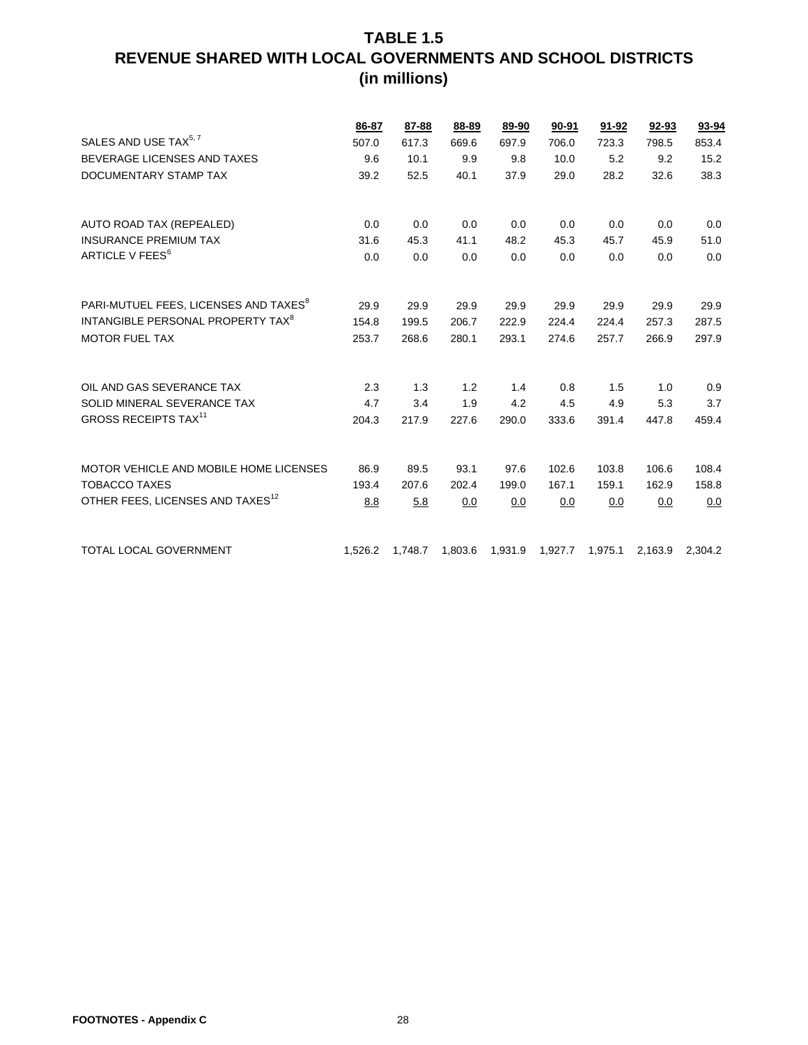# TABLE 1.5
# REVENUE SHARED WITH LOCAL GOVERNMENTS AND SCHOOL DISTRICTS
## (in millions)

| | 86-87 | 87-88 | 88-89 | 89-90 | 90-91 | 91-92 | 92-93 | 93-94 |
|---|---|---|---|---|---|---|---|---|
| SALES AND USE TAX[5, 7] | 507.0 | 617.3 | 669.6 | 697.9 | 706.0 | 723.3 | 798.5 | 853.4 |
| BEVERAGE LICENSES AND TAXES | 9.6 | 10.1 | 9.9 | 9.8 | 10.0 | 5.2 | 9.2 | 15.2 |
| DOCUMENTARY STAMP TAX | 39.2 | 52.5 | 40.1 | 37.9 | 29.0 | 28.2 | 32.6 | 38.3 |
| AUTO ROAD TAX (REPEALED) | 0.0 | 0.0 | 0.0 | 0.0 | 0.0 | 0.0 | 0.0 | 0.0 |
| INSURANCE PREMIUM TAX | 31.6 | 45.3 | 41.1 | 48.2 | 45.3 | 45.7 | 45.9 | 51.0 |
| ARTICLE V FEES[6] | 0.0 | 0.0 | 0.0 | 0.0 | 0.0 | 0.0 | 0.0 | 0.0 |
| PARI-MUTUEL FEES, LICENSES AND TAXES[8] | 29.9 | 29.9 | 29.9 | 29.9 | 29.9 | 29.9 | 29.9 | 29.9 |
| INTANGIBLE PERSONAL PROPERTY TAX[8] | 154.8 | 199.5 | 206.7 | 222.9 | 224.4 | 224.4 | 257.3 | 287.5 |
| MOTOR FUEL TAX | 253.7 | 268.6 | 280.1 | 293.1 | 274.6 | 257.7 | 266.9 | 297.9 |
| OIL AND GAS SEVERANCE TAX | 2.3 | 1.3 | 1.2 | 1.4 | 0.8 | 1.5 | 1.0 | 0.9 |
| SOLID MINERAL SEVERANCE TAX | 4.7 | 3.4 | 1.9 | 4.2 | 4.5 | 4.9 | 5.3 | 3.7 |
| GROSS RECEIPTS TAX[11] | 204.3 | 217.9 | 227.6 | 290.0 | 333.6 | 391.4 | 447.8 | 459.4 |
| MOTOR VEHICLE AND MOBILE HOME LICENSES | 86.9 | 89.5 | 93.1 | 97.6 | 102.6 | 103.8 | 106.6 | 108.4 |
| TOBACCO TAXES | 193.4 | 207.6 | 202.4 | 199.0 | 167.1 | 159.1 | 162.9 | 158.8 |
| OTHER FEES, LICENSES AND TAXES[12] | 8.8 | 5.8 | 0.0 | 0.0 | 0.0 | 0.0 | 0.0 | 0.0 |
| TOTAL LOCAL GOVERNMENT | 1,526.2 | 1,748.7 | 1,803.6 | 1,931.9 | 1,927.7 | 1,975.1 | 2,163.9 | 2,304.2 |

**FOOTNOTES - Appendix C**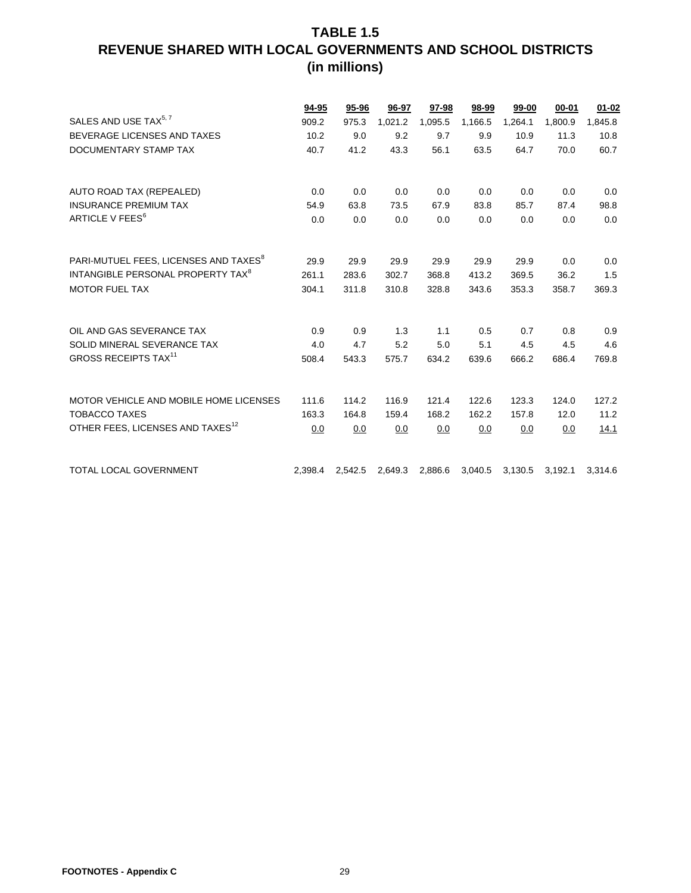# TABLE 1.5
# REVENUE SHARED WITH LOCAL GOVERNMENTS AND SCHOOL DISTRICTS
# (in millions)

| | 94-95 | 95-96 | 96-97 | 97-98 | 98-99 | 99-00 | 00-01 | 01-02 |
|---|---|---|---|---|---|---|---|---|
| SALES AND USE TAX[5, 7] | 909.2 | 975.3 | 1,021.2 | 1,095.5 | 1,166.5 | 1,264.1 | 1,800.9 | 1,845.8 |
| BEVERAGE LICENSES AND TAXES | 10.2 | 9.0 | 9.2 | 9.7 | 9.9 | 10.9 | 11.3 | 10.8 |
| DOCUMENTARY STAMP TAX | 40.7 | 41.2 | 43.3 | 56.1 | 63.5 | 64.7 | 70.0 | 60.7 |
| AUTO ROAD TAX (REPEALED) | 0.0 | 0.0 | 0.0 | 0.0 | 0.0 | 0.0 | 0.0 | 0.0 |
| INSURANCE PREMIUM TAX | 54.9 | 63.8 | 73.5 | 67.9 | 83.8 | 85.7 | 87.4 | 98.8 |
| ARTICLE V FEES[6] | 0.0 | 0.0 | 0.0 | 0.0 | 0.0 | 0.0 | 0.0 | 0.0 |
| PARI-MUTUEL FEES, LICENSES AND TAXES[8] | 29.9 | 29.9 | 29.9 | 29.9 | 29.9 | 29.9 | 0.0 | 0.0 |
| INTANGIBLE PERSONAL PROPERTY TAX[8] | 261.1 | 283.6 | 302.7 | 368.8 | 413.2 | 369.5 | 36.2 | 1.5 |
| MOTOR FUEL TAX | 304.1 | 311.8 | 310.8 | 328.8 | 343.6 | 353.3 | 358.7 | 369.3 |
| OIL AND GAS SEVERANCE TAX | 0.9 | 0.9 | 1.3 | 1.1 | 0.5 | 0.7 | 0.8 | 0.9 |
| SOLID MINERAL SEVERANCE TAX | 4.0 | 4.7 | 5.2 | 5.0 | 5.1 | 4.5 | 4.5 | 4.6 |
| GROSS RECEIPTS TAX[11] | 508.4 | 543.3 | 575.7 | 634.2 | 639.6 | 666.2 | 686.4 | 769.8 |
| MOTOR VEHICLE AND MOBILE HOME LICENSES | 111.6 | 114.2 | 116.9 | 121.4 | 122.6 | 123.3 | 124.0 | 127.2 |
| TOBACCO TAXES | 163.3 | 164.8 | 159.4 | 168.2 | 162.2 | 157.8 | 12.0 | 11.2 |
| OTHER FEES, LICENSES AND TAXES[12] | 0.0 | 0.0 | 0.0 | 0.0 | 0.0 | 0.0 | 0.0 | 14.1 |
| TOTAL LOCAL GOVERNMENT | 2,398.4 | 2,542.5 | 2,649.3 | 2,886.6 | 3,040.5 | 3,130.5 | 3,192.1 | 3,314.6 |

**FOOTNOTES - Appendix C**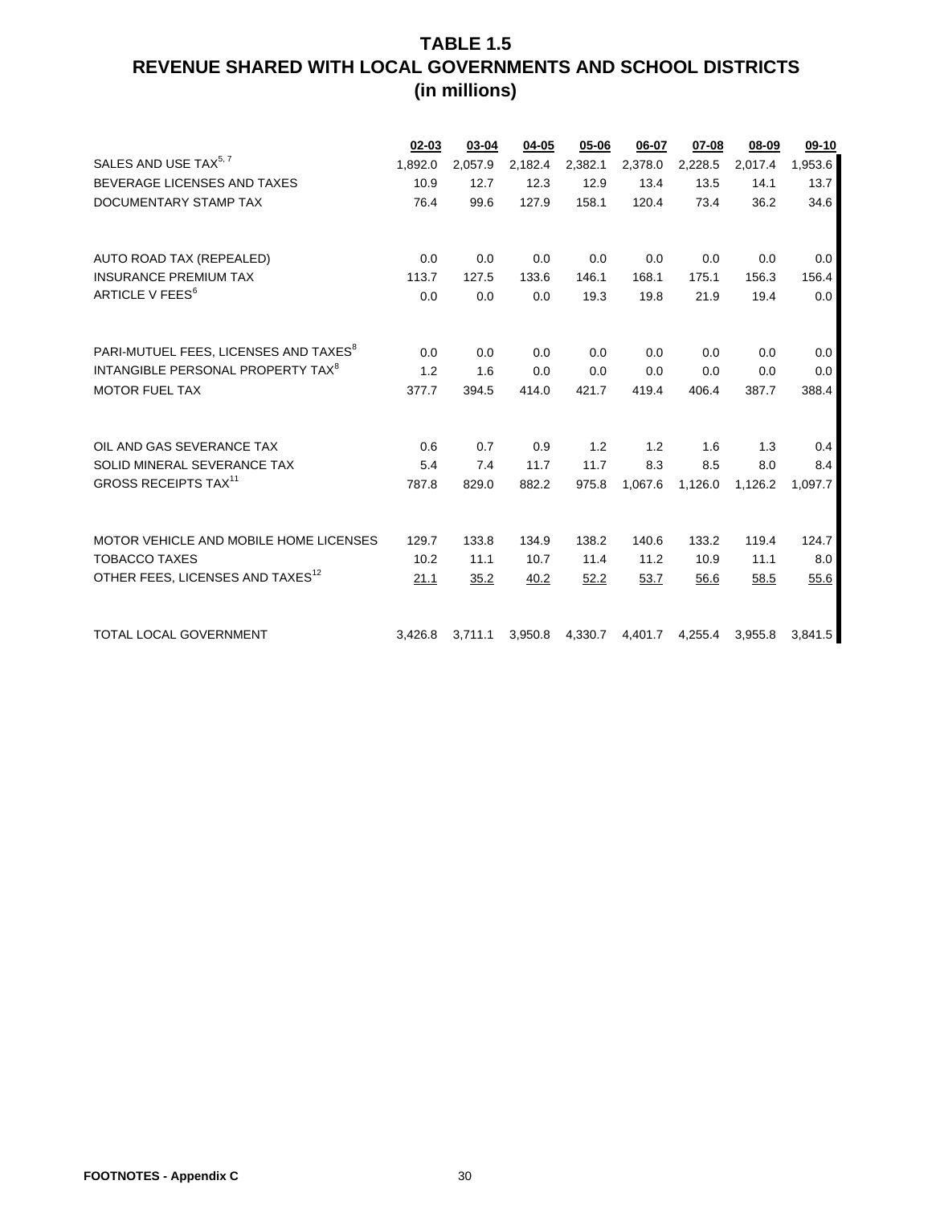# TABLE 1.5
# REVENUE SHARED WITH LOCAL GOVERNMENTS AND SCHOOL DISTRICTS
# (in millions)

| | 02-03 | 03-04 | 04-05 | 05-06 | 06-07 | 07-08 | 08-09 | 09-10 |
|---|---|---|---|---|---|---|---|---|
| SALES AND USE TAX[5, 7] | 1,892.0 | 2,057.9 | 2,182.4 | 2,382.1 | 2,378.0 | 2,228.5 | 2,017.4 | 1,953.6 |
| BEVERAGE LICENSES AND TAXES | 10.9 | 12.7 | 12.3 | 12.9 | 13.4 | 13.5 | 14.1 | 13.7 |
| DOCUMENTARY STAMP TAX | 76.4 | 99.6 | 127.9 | 158.1 | 120.4 | 73.4 | 36.2 | 34.6 |
| AUTO ROAD TAX (REPEALED) | 0.0 | 0.0 | 0.0 | 0.0 | 0.0 | 0.0 | 0.0 | 0.0 |
| INSURANCE PREMIUM TAX | 113.7 | 127.5 | 133.6 | 146.1 | 168.1 | 175.1 | 156.3 | 156.4 |
| ARTICLE V FEES[6] | 0.0 | 0.0 | 0.0 | 19.3 | 19.8 | 21.9 | 19.4 | 0.0 |
| PARI-MUTUEL FEES, LICENSES AND TAXES[8] | 0.0 | 0.0 | 0.0 | 0.0 | 0.0 | 0.0 | 0.0 | 0.0 |
| INTANGIBLE PERSONAL PROPERTY TAX[8] | 1.2 | 1.6 | 0.0 | 0.0 | 0.0 | 0.0 | 0.0 | 0.0 |
| MOTOR FUEL TAX | 377.7 | 394.5 | 414.0 | 421.7 | 419.4 | 406.4 | 387.7 | 388.4 |
| OIL AND GAS SEVERANCE TAX | 0.6 | 0.7 | 0.9 | 1.2 | 1.2 | 1.6 | 1.3 | 0.4 |
| SOLID MINERAL SEVERANCE TAX | 5.4 | 7.4 | 11.7 | 11.7 | 8.3 | 8.5 | 8.0 | 8.4 |
| GROSS RECEIPTS TAX[11] | 787.8 | 829.0 | 882.2 | 975.8 | 1,067.6 | 1,126.0 | 1,126.2 | 1,097.7 |
| MOTOR VEHICLE AND MOBILE HOME LICENSES | 129.7 | 133.8 | 134.9 | 138.2 | 140.6 | 133.2 | 119.4 | 124.7 |
| TOBACCO TAXES | 10.2 | 11.1 | 10.7 | 11.4 | 11.2 | 10.9 | 11.1 | 8.0 |
| OTHER FEES, LICENSES AND TAXES[12] | 21.1 | 35.2 | 40.2 | 52.2 | 53.7 | 56.6 | 58.5 | 55.6 |
| TOTAL LOCAL GOVERNMENT | 3,426.8 | 3,711.1 | 3,950.8 | 4,330.7 | 4,401.7 | 4,255.4 | 3,955.8 | 3,841.5 |

**FOOTNOTES - Appendix C**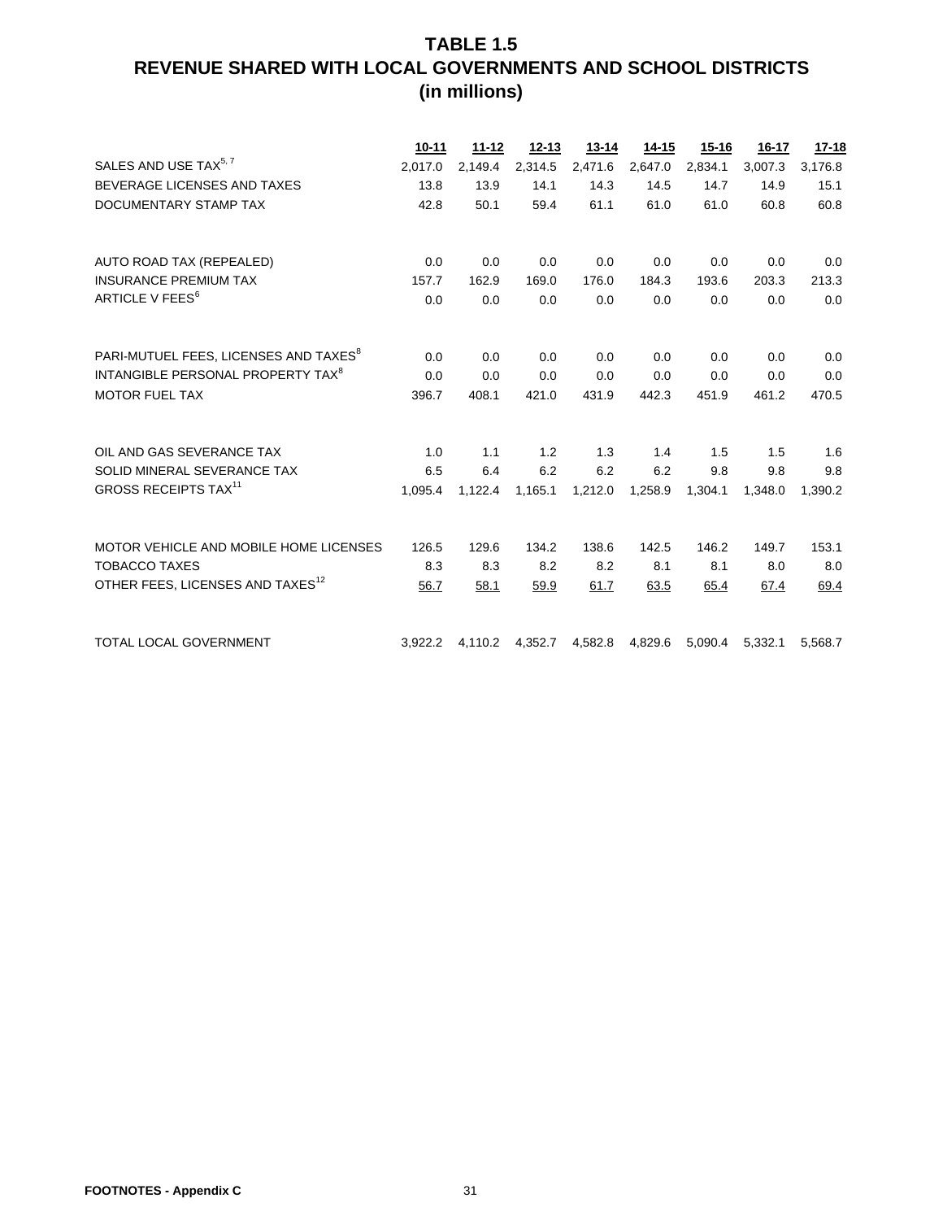# TABLE 1.5
# REVENUE SHARED WITH LOCAL GOVERNMENTS AND SCHOOL DISTRICTS
# (in millions)

| | 10-11 | 11-12 | 12-13 | 13-14 | 14-15 | 15-16 | 16-17 | 17-18 |
|---|---|---|---|---|---|---|---|---|
| SALES AND USE TAX[5, 7] | 2,017.0 | 2,149.4 | 2,314.5 | 2,471.6 | 2,647.0 | 2,834.1 | 3,007.3 | 3,176.8 |
| BEVERAGE LICENSES AND TAXES | 13.8 | 13.9 | 14.1 | 14.3 | 14.5 | 14.7 | 14.9 | 15.1 |
| DOCUMENTARY STAMP TAX | 42.8 | 50.1 | 59.4 | 61.1 | 61.0 | 61.0 | 60.8 | 60.8 |
| AUTO ROAD TAX (REPEALED) | 0.0 | 0.0 | 0.0 | 0.0 | 0.0 | 0.0 | 0.0 | 0.0 |
| INSURANCE PREMIUM TAX | 157.7 | 162.9 | 169.0 | 176.0 | 184.3 | 193.6 | 203.3 | 213.3 |
| ARTICLE V FEES[6] | 0.0 | 0.0 | 0.0 | 0.0 | 0.0 | 0.0 | 0.0 | 0.0 |
| PARI-MUTUEL FEES, LICENSES AND TAXES[8] | 0.0 | 0.0 | 0.0 | 0.0 | 0.0 | 0.0 | 0.0 | 0.0 |
| INTANGIBLE PERSONAL PROPERTY TAX[8] | 0.0 | 0.0 | 0.0 | 0.0 | 0.0 | 0.0 | 0.0 | 0.0 |
| MOTOR FUEL TAX | 396.7 | 408.1 | 421.0 | 431.9 | 442.3 | 451.9 | 461.2 | 470.5 |
| OIL AND GAS SEVERANCE TAX | 1.0 | 1.1 | 1.2 | 1.3 | 1.4 | 1.5 | 1.5 | 1.6 |
| SOLID MINERAL SEVERANCE TAX | 6.5 | 6.4 | 6.2 | 6.2 | 6.2 | 9.8 | 9.8 | 9.8 |
| GROSS RECEIPTS TAX[11] | 1,095.4 | 1,122.4 | 1,165.1 | 1,212.0 | 1,258.9 | 1,304.1 | 1,348.0 | 1,390.2 |
| MOTOR VEHICLE AND MOBILE HOME LICENSES | 126.5 | 129.6 | 134.2 | 138.6 | 142.5 | 146.2 | 149.7 | 153.1 |
| TOBACCO TAXES | 8.3 | 8.3 | 8.2 | 8.2 | 8.1 | 8.1 | 8.0 | 8.0 |
| OTHER FEES, LICENSES AND TAXES[12] | 56.7 | 58.1 | 59.9 | 61.7 | 63.5 | 65.4 | 67.4 | 69.4 |
| TOTAL LOCAL GOVERNMENT | 3,922.2 | 4,110.2 | 4,352.7 | 4,582.8 | 4,829.6 | 5,090.4 | 5,332.1 | 5,568.7 |

**FOOTNOTES - Appendix C**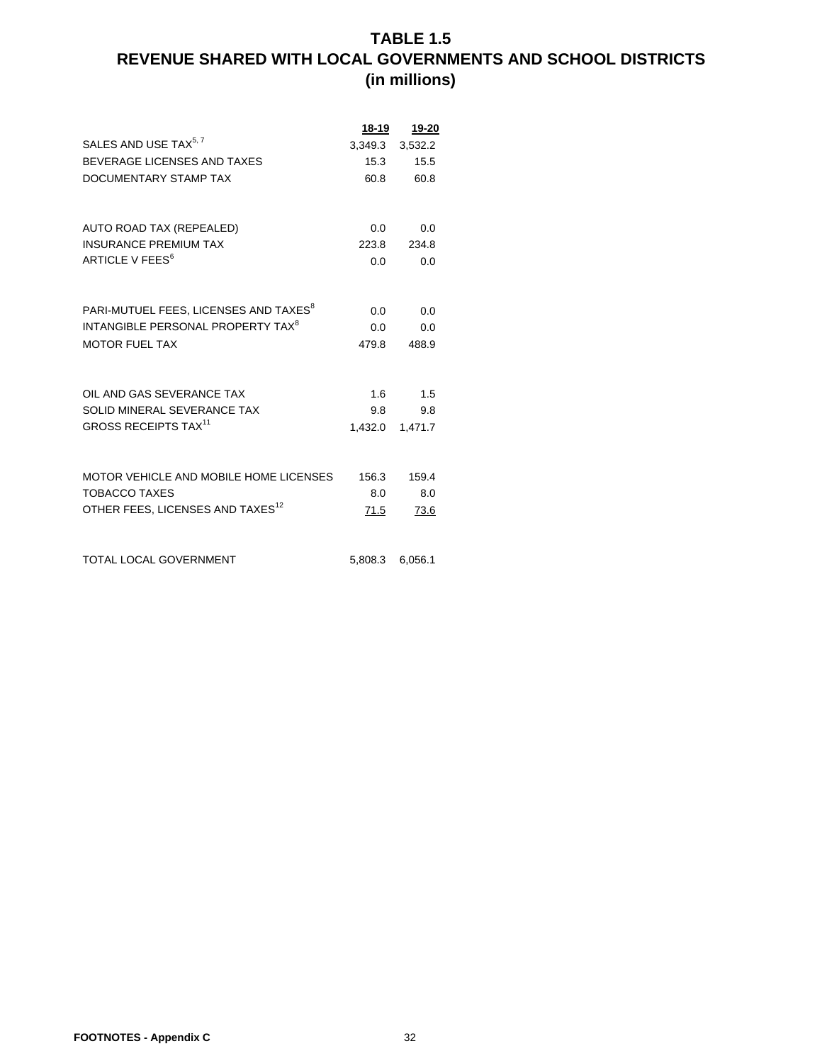# TABLE 1.5
# REVENUE SHARED WITH LOCAL GOVERNMENTS AND SCHOOL DISTRICTS
## (in millions)

| | 18-19 | 19-20 |
|---|---|---|
| SALES AND USE TAX[5, 7] | 3,349.3 | 3,532.2 |
| BEVERAGE LICENSES AND TAXES | 15.3 | 15.5 |
| DOCUMENTARY STAMP TAX | 60.8 | 60.8 |
| | | |
| AUTO ROAD TAX (REPEALED) | 0.0 | 0.0 |
| INSURANCE PREMIUM TAX | 223.8 | 234.8 |
| ARTICLE V FEES[6] | 0.0 | 0.0 |
| | | |
| PARI-MUTUEL FEES, LICENSES AND TAXES[8] | 0.0 | 0.0 |
| INTANGIBLE PERSONAL PROPERTY TAX[8] | 0.0 | 0.0 |
| MOTOR FUEL TAX | 479.8 | 488.9 |
| | | |
| OIL AND GAS SEVERANCE TAX | 1.6 | 1.5 |
| SOLID MINERAL SEVERANCE TAX | 9.8 | 9.8 |
| GROSS RECEIPTS TAX[11] | 1,432.0 | 1,471.7 |
| | | |
| MOTOR VEHICLE AND MOBILE HOME LICENSES | 156.3 | 159.4 |
| TOBACCO TAXES | 8.0 | 8.0 |
| OTHER FEES, LICENSES AND TAXES[12] | 71.5 | 73.6 |
| | | |
| TOTAL LOCAL GOVERNMENT | 5,808.3 | 6,056.1 |

**FOOTNOTES - Appendix C**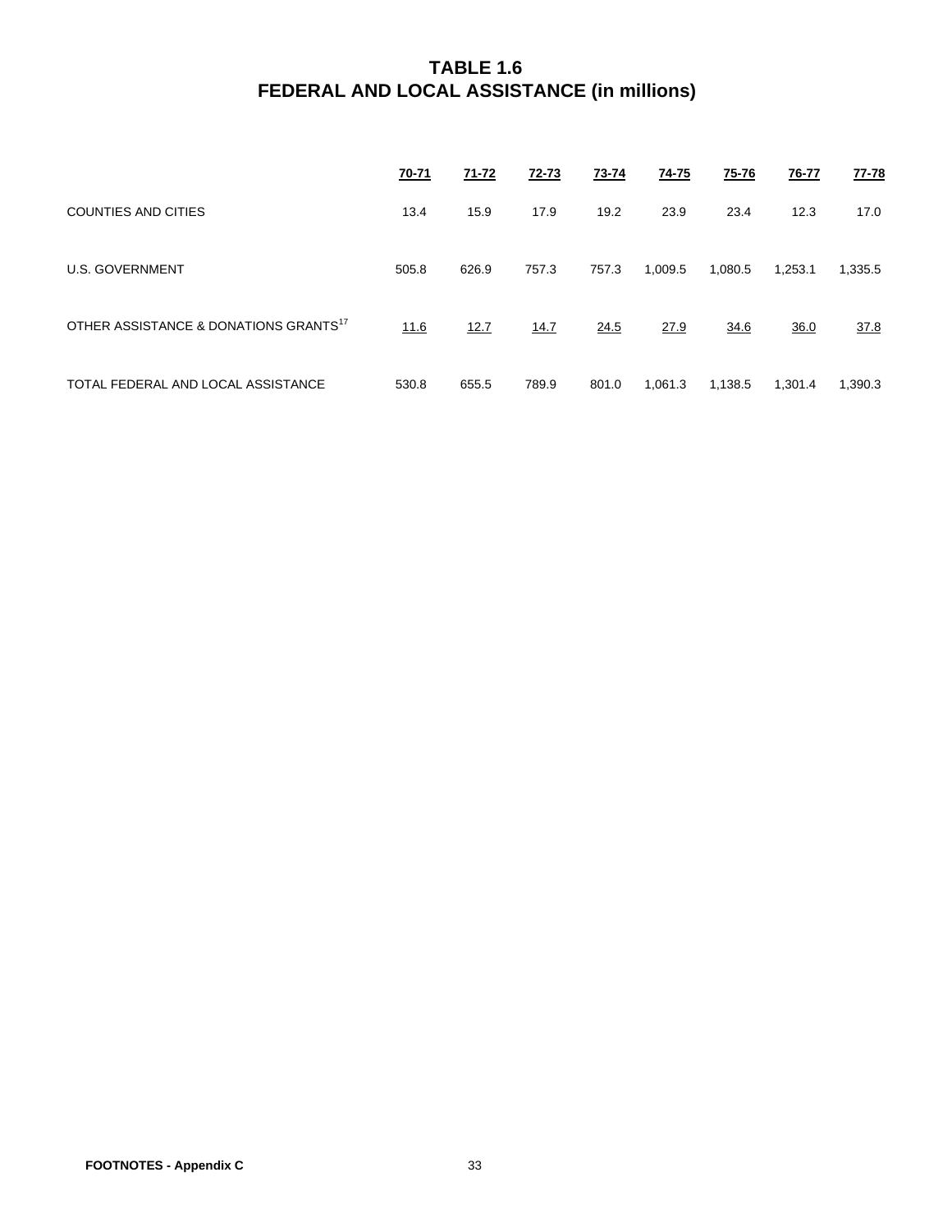# TABLE 1.6
# FEDERAL AND LOCAL ASSISTANCE (in millions)

| | 70-71 | 71-72 | 72-73 | 73-74 | 74-75 | 75-76 | 76-77 | 77-78 |
|---|---|---|---|---|---|---|---|---|
| COUNTIES AND CITIES | 13.4 | 15.9 | 17.9 | 19.2 | 23.9 | 23.4 | 12.3 | 17.0 |
| U.S. GOVERNMENT | 505.8 | 626.9 | 757.3 | 757.3 | 1,009.5 | 1,080.5 | 1,253.1 | 1,335.5 |
| OTHER ASSISTANCE & DONATIONS GRANTS[17] | 11.6 | 12.7 | 14.7 | 24.5 | 27.9 | 34.6 | 36.0 | 37.8 |
| TOTAL FEDERAL AND LOCAL ASSISTANCE | 530.8 | 655.5 | 789.9 | 801.0 | 1,061.3 | 1,138.5 | 1,301.4 | 1,390.3 |

**FOOTNOTES - Appendix C**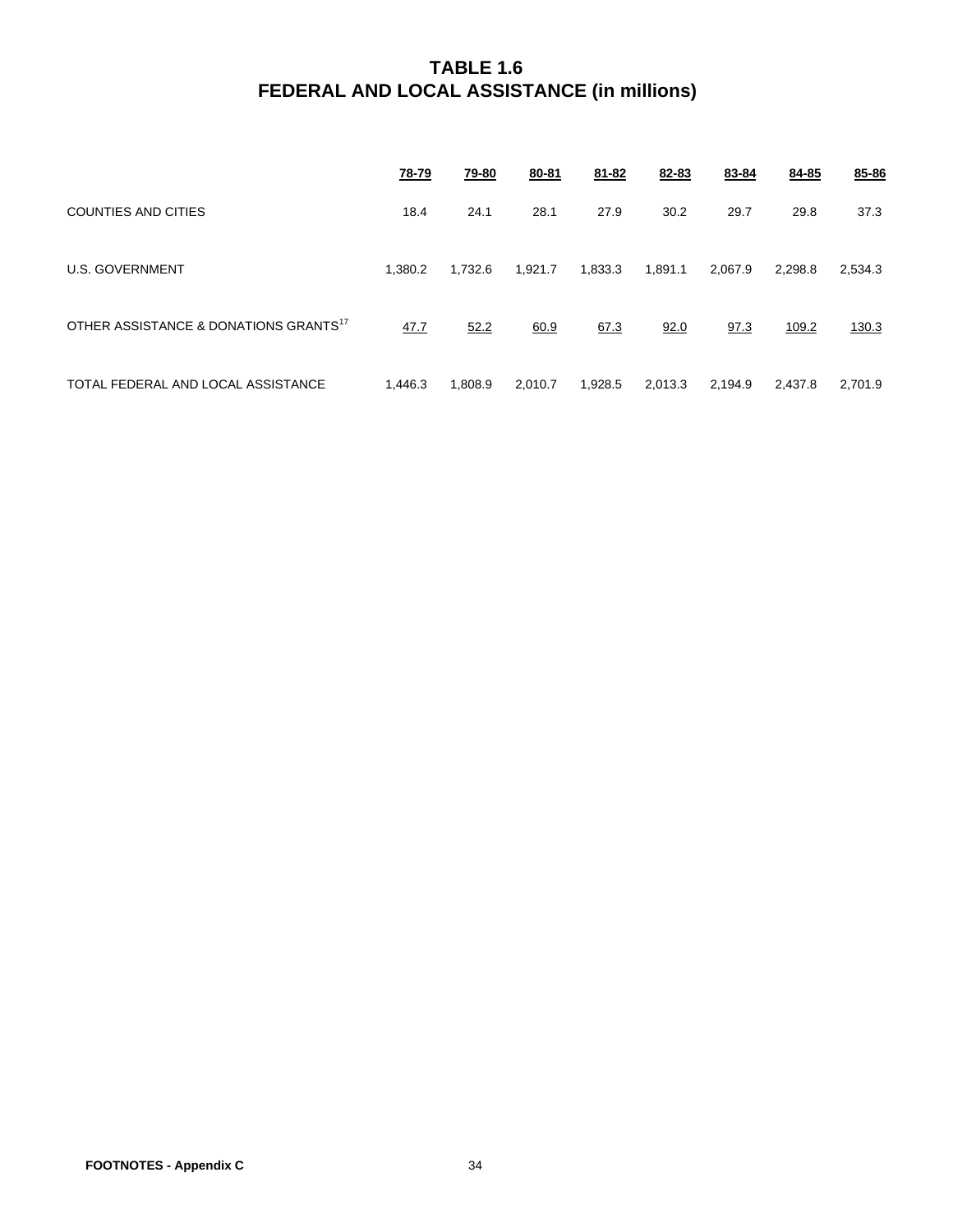# TABLE 1.6
# FEDERAL AND LOCAL ASSISTANCE (in millions)

| | 78-79 | 79-80 | 80-81 | 81-82 | 82-83 | 83-84 | 84-85 | 85-86 |
|---|---|---|---|---|---|---|---|---|
| COUNTIES AND CITIES | 18.4 | 24.1 | 28.1 | 27.9 | 30.2 | 29.7 | 29.8 | 37.3 |
| U.S. GOVERNMENT | 1,380.2 | 1,732.6 | 1,921.7 | 1,833.3 | 1,891.1 | 2,067.9 | 2,298.8 | 2,534.3 |
| OTHER ASSISTANCE & DONATIONS GRANTS[17] | 47.7 | 52.2 | 60.9 | 67.3 | 92.0 | 97.3 | 109.2 | 130.3 |
| TOTAL FEDERAL AND LOCAL ASSISTANCE | 1,446.3 | 1,808.9 | 2,010.7 | 1,928.5 | 2,013.3 | 2,194.9 | 2,437.8 | 2,701.9 |

**FOOTNOTES - Appendix C**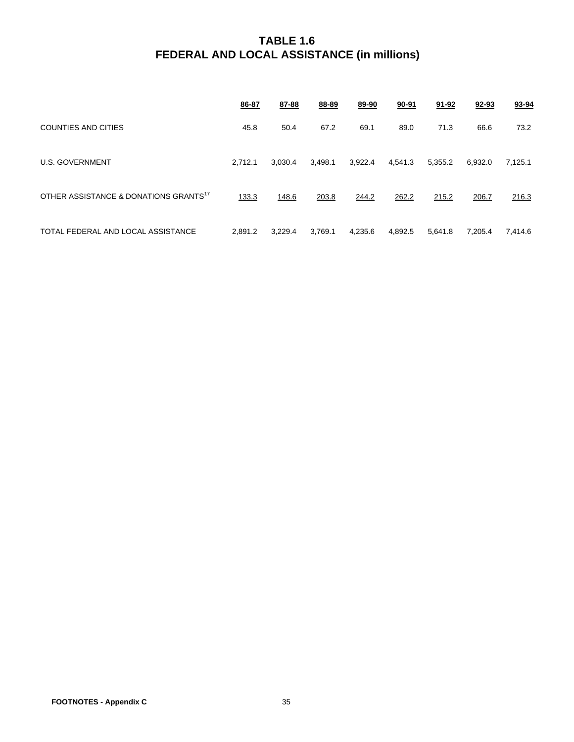# TABLE 1.6
# FEDERAL AND LOCAL ASSISTANCE (in millions)

| | 86-87 | 87-88 | 88-89 | 89-90 | 90-91 | 91-92 | 92-93 | 93-94 |
|---|---|---|---|---|---|---|---|---|
| COUNTIES AND CITIES | 45.8 | 50.4 | 67.2 | 69.1 | 89.0 | 71.3 | 66.6 | 73.2 |
| U.S. GOVERNMENT | 2,712.1 | 3,030.4 | 3,498.1 | 3,922.4 | 4,541.3 | 5,355.2 | 6,932.0 | 7,125.1 |
| OTHER ASSISTANCE & DONATIONS GRANTS[17] | 133.3 | 148.6 | 203.8 | 244.2 | 262.2 | 215.2 | 206.7 | 216.3 |
| TOTAL FEDERAL AND LOCAL ASSISTANCE | 2,891.2 | 3,229.4 | 3,769.1 | 4,235.6 | 4,892.5 | 5,641.8 | 7,205.4 | 7,414.6 |

**FOOTNOTES - Appendix C**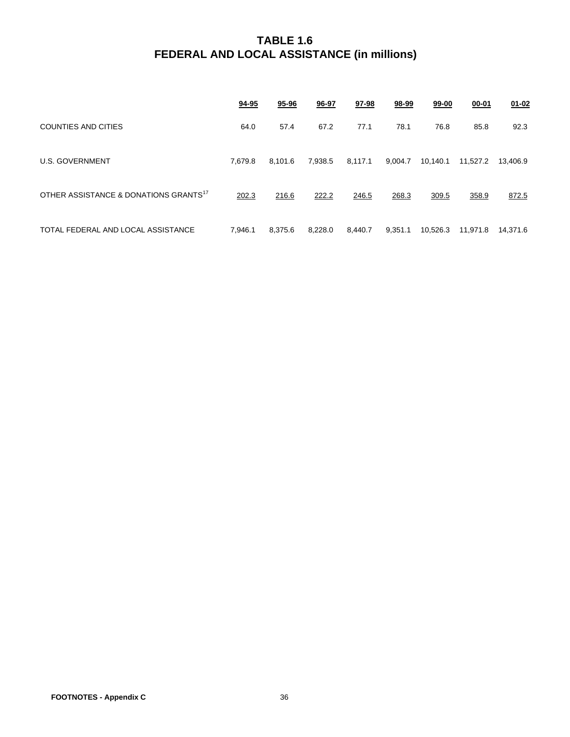# TABLE 1.6
# FEDERAL AND LOCAL ASSISTANCE (in millions)

| | 94-95 | 95-96 | 96-97 | 97-98 | 98-99 | 99-00 | 00-01 | 01-02 |
|---|---|---|---|---|---|---|---|---|
| COUNTIES AND CITIES | 64.0 | 57.4 | 67.2 | 77.1 | 78.1 | 76.8 | 85.8 | 92.3 |
| U.S. GOVERNMENT | 7,679.8 | 8,101.6 | 7,938.5 | 8,117.1 | 9,004.7 | 10,140.1 | 11,527.2 | 13,406.9 |
| OTHER ASSISTANCE & DONATIONS GRANTS[17] | 202.3 | 216.6 | 222.2 | 246.5 | 268.3 | 309.5 | 358.9 | 872.5 |
| TOTAL FEDERAL AND LOCAL ASSISTANCE | 7,946.1 | 8,375.6 | 8,228.0 | 8,440.7 | 9,351.1 | 10,526.3 | 11,971.8 | 14,371.6 |

**FOOTNOTES - Appendix C**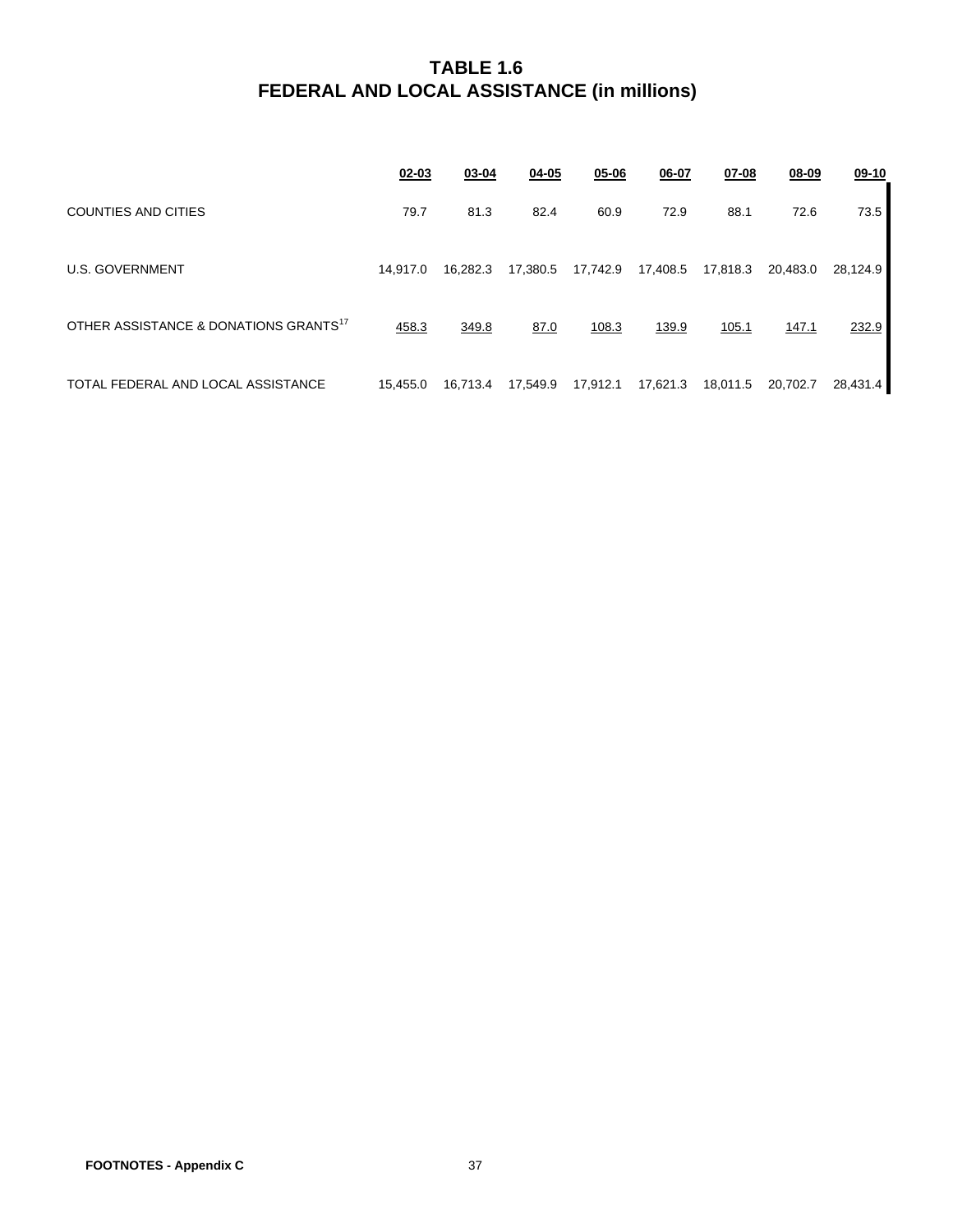# TABLE 1.6
# FEDERAL AND LOCAL ASSISTANCE (in millions)

| | 02-03 | 03-04 | 04-05 | 05-06 | 06-07 | 07-08 | 08-09 | 09-10 |
|---|---|---|---|---|---|---|---|---|
| COUNTIES AND CITIES | 79.7 | 81.3 | 82.4 | 60.9 | 72.9 | 88.1 | 72.6 | 73.5 |
| U.S. GOVERNMENT | 14,917.0 | 16,282.3 | 17,380.5 | 17,742.9 | 17,408.5 | 17,818.3 | 20,483.0 | 28,124.9 |
| OTHER ASSISTANCE & DONATIONS GRANTS[17] | 458.3 | 349.8 | 87.0 | 108.3 | 139.9 | 105.1 | 147.1 | 232.9 |
| TOTAL FEDERAL AND LOCAL ASSISTANCE | 15,455.0 | 16,713.4 | 17,549.9 | 17,912.1 | 17,621.3 | 18,011.5 | 20,702.7 | 28,431.4 |

**FOOTNOTES - Appendix C**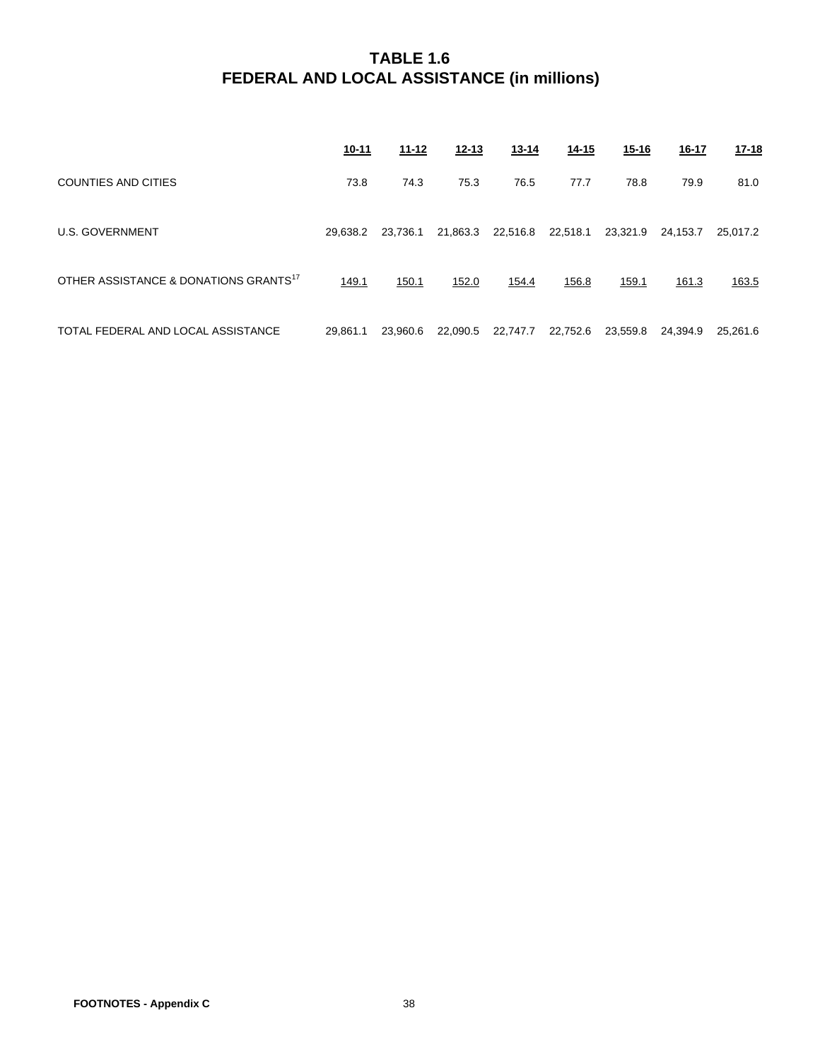# TABLE 1.6
# FEDERAL AND LOCAL ASSISTANCE (in millions)

| | 10-11 | 11-12 | 12-13 | 13-14 | 14-15 | 15-16 | 16-17 | 17-18 |
|---|---|---|---|---|---|---|---|---|
| COUNTIES AND CITIES | 73.8 | 74.3 | 75.3 | 76.5 | 77.7 | 78.8 | 79.9 | 81.0 |
| U.S. GOVERNMENT | 29,638.2 | 23,736.1 | 21,863.3 | 22,516.8 | 22,518.1 | 23,321.9 | 24,153.7 | 25,017.2 |
| OTHER ASSISTANCE & DONATIONS GRANTS[17] | 149.1 | 150.1 | 152.0 | 154.4 | 156.8 | 159.1 | 161.3 | 163.5 |
| TOTAL FEDERAL AND LOCAL ASSISTANCE | 29,861.1 | 23,960.6 | 22,090.5 | 22,747.7 | 22,752.6 | 23,559.8 | 24,394.9 | 25,261.6 |

**FOOTNOTES - Appendix C**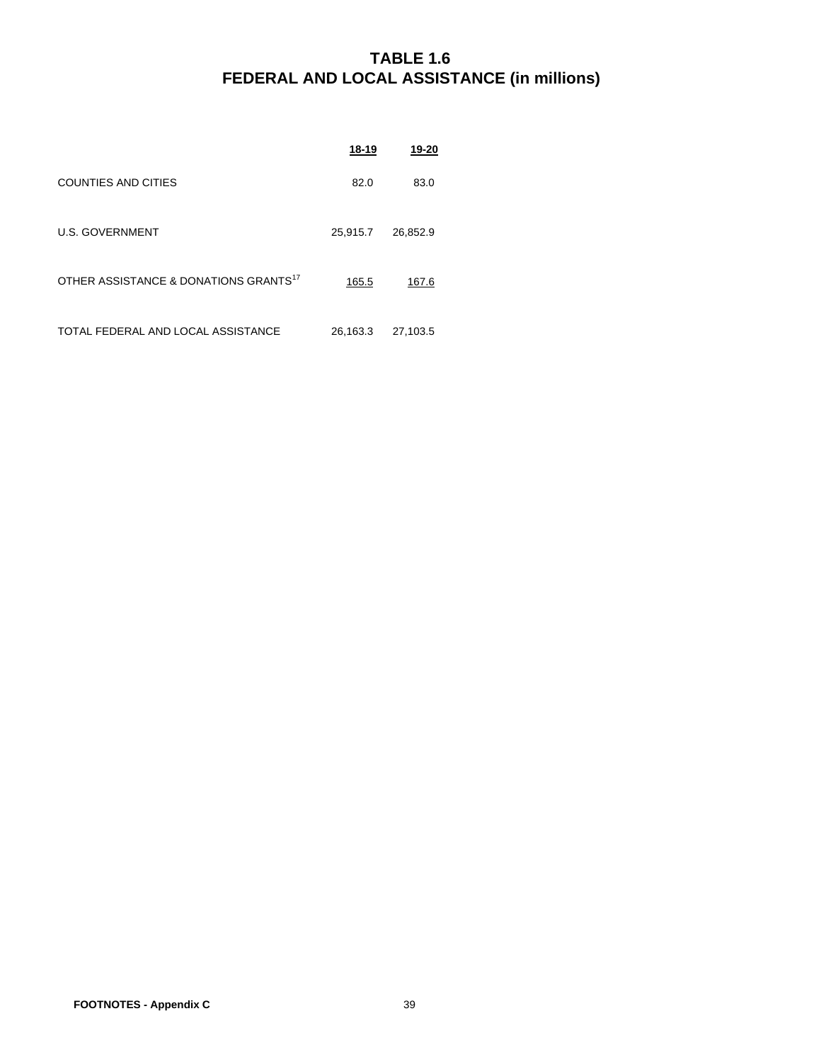# TABLE 1.6
# FEDERAL AND LOCAL ASSISTANCE (in millions)

| | 18-19 | 19-20 |
|---|---|---|
| COUNTIES AND CITIES | 82.0 | 83.0 |
| U.S. GOVERNMENT | 25,915.7 | 26,852.9 |
| OTHER ASSISTANCE & DONATIONS GRANTS[17] | 165.5 | 167.6 |
| TOTAL FEDERAL AND LOCAL ASSISTANCE | 26,163.3 | 27,103.5 |

**FOOTNOTES - Appendix C**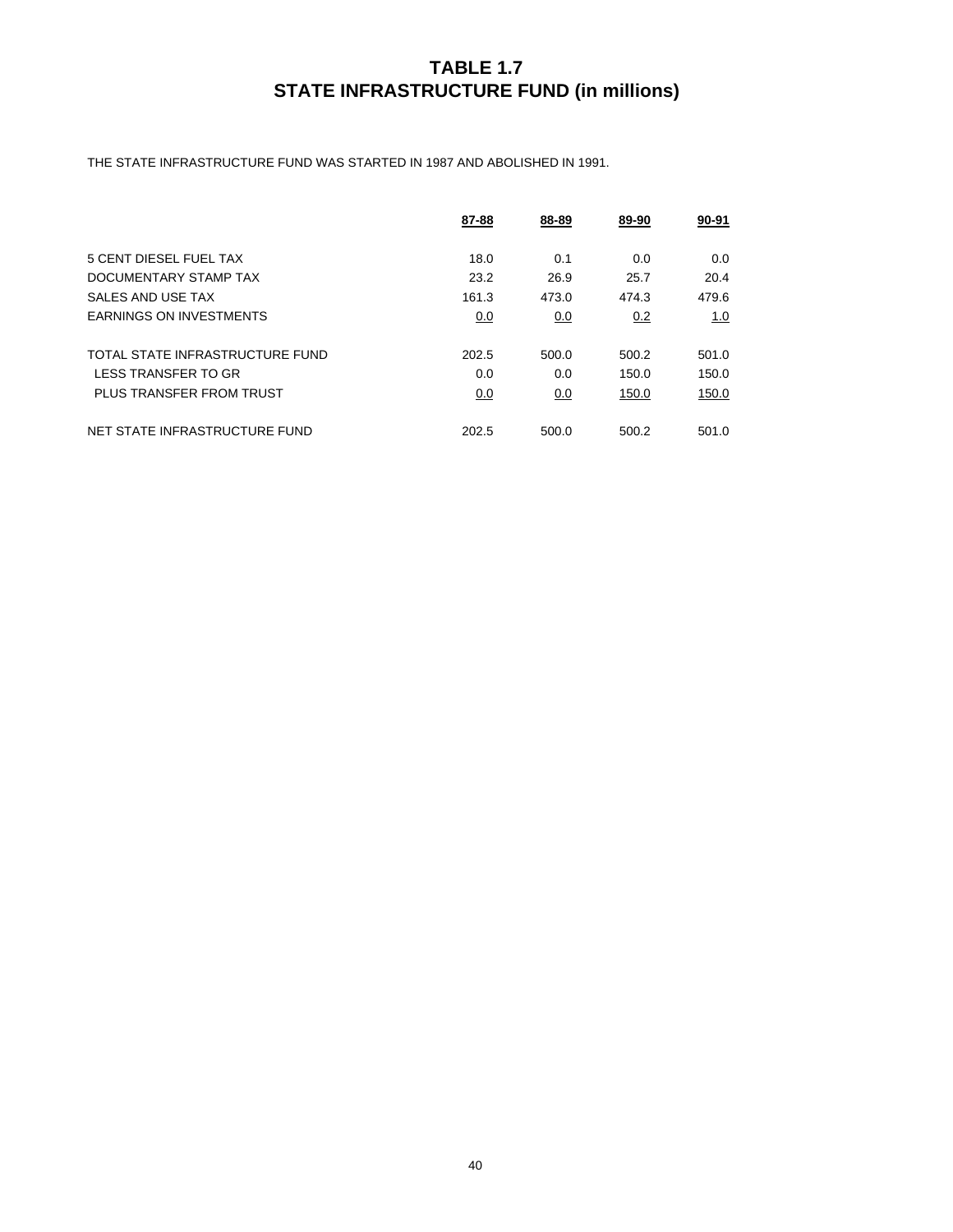# TABLE 1.7
# STATE INFRASTRUCTURE FUND (in millions)

THE STATE INFRASTRUCTURE FUND WAS STARTED IN 1987 AND ABOLISHED IN 1991.

| | 87-88 | 88-89 | 89-90 | 90-91 |
|---|---|---|---|---|
| 5 CENT DIESEL FUEL TAX | 18.0 | 0.1 | 0.0 | 0.0 |
| DOCUMENTARY STAMP TAX | 23.2 | 26.9 | 25.7 | 20.4 |
| SALES AND USE TAX | 161.3 | 473.0 | 474.3 | 479.6 |
| EARNINGS ON INVESTMENTS | 0.0 | 0.0 | 0.2 | 1.0 |
| TOTAL STATE INFRASTRUCTURE FUND | 202.5 | 500.0 | 500.2 | 501.0 |
| LESS TRANSFER TO GR | 0.0 | 0.0 | 150.0 | 150.0 |
| PLUS TRANSFER FROM TRUST | 0.0 | 0.0 | 150.0 | 150.0 |
| NET STATE INFRASTRUCTURE FUND | 202.5 | 500.0 | 500.2 | 501.0 |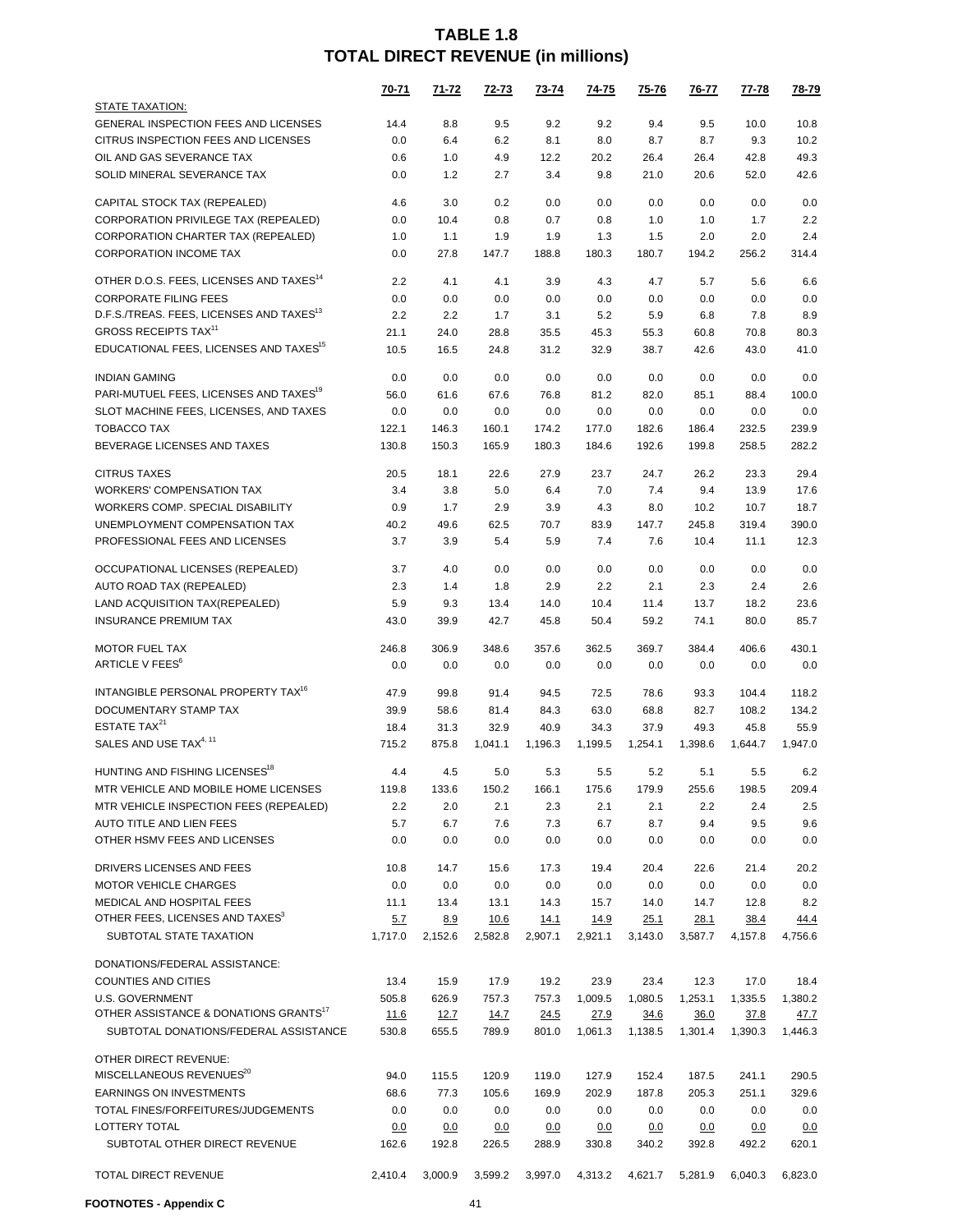# TABLE 1.8
# TOTAL DIRECT REVENUE (in millions)

| | 70-71 | 71-72 | 72-73 | 73-74 | 74-75 | 75-76 | 76-77 | 77-78 | 78-79 |
|---|---|---|---|---|---|---|---|---|---|
| STATE TAXATION: | | | | | | | | | |
| GENERAL INSPECTION FEES AND LICENSES | 14.4 | 8.8 | 9.5 | 9.2 | 9.2 | 9.4 | 9.5 | 10.0 | 10.8 |
| CITRUS INSPECTION FEES AND LICENSES | 0.0 | 6.4 | 6.2 | 8.1 | 8.0 | 8.7 | 8.7 | 9.3 | 10.2 |
| OIL AND GAS SEVERANCE TAX | 0.6 | 1.0 | 4.9 | 12.2 | 20.2 | 26.4 | 26.4 | 42.8 | 49.3 |
| SOLID MINERAL SEVERANCE TAX | 0.0 | 1.2 | 2.7 | 3.4 | 9.8 | 21.0 | 20.6 | 52.0 | 42.6 |
| CAPITAL STOCK TAX (REPEALED) | 4.6 | 3.0 | 0.2 | 0.0 | 0.0 | 0.0 | 0.0 | 0.0 | 0.0 |
| CORPORATION PRIVILEGE TAX (REPEALED) | 0.0 | 10.4 | 0.8 | 0.7 | 0.8 | 1.0 | 1.0 | 1.7 | 2.2 |
| CORPORATION CHARTER TAX (REPEALED) | 1.0 | 1.1 | 1.9 | 1.9 | 1.3 | 1.5 | 2.0 | 2.0 | 2.4 |
| CORPORATION INCOME TAX | 0.0 | 27.8 | 147.7 | 188.8 | 180.3 | 180.7 | 194.2 | 256.2 | 314.4 |
| OTHER D.O.S. FEES, LICENSES AND TAXES[14] | 2.2 | 4.1 | 4.1 | 3.9 | 4.3 | 4.7 | 5.7 | 5.6 | 6.6 |
| CORPORATE FILING FEES | 0.0 | 0.0 | 0.0 | 0.0 | 0.0 | 0.0 | 0.0 | 0.0 | 0.0 |
| D.F.S./TREAS. FEES, LICENSES AND TAXES[13] | 2.2 | 2.2 | 1.7 | 3.1 | 5.2 | 5.9 | 6.8 | 7.8 | 8.9 |
| GROSS RECEIPTS TAX[11] | 21.1 | 24.0 | 28.8 | 35.5 | 45.3 | 55.3 | 60.8 | 70.8 | 80.3 |
| EDUCATIONAL FEES, LICENSES AND TAXES[15] | 10.5 | 16.5 | 24.8 | 31.2 | 32.9 | 38.7 | 42.6 | 43.0 | 41.0 |
| INDIAN GAMING | 0.0 | 0.0 | 0.0 | 0.0 | 0.0 | 0.0 | 0.0 | 0.0 | 0.0 |
| PARI-MUTUEL FEES, LICENSES AND TAXES[19] | 56.0 | 61.6 | 67.6 | 76.8 | 81.2 | 82.0 | 85.1 | 88.4 | 100.0 |
| SLOT MACHINE FEES, LICENSES, AND TAXES | 0.0 | 0.0 | 0.0 | 0.0 | 0.0 | 0.0 | 0.0 | 0.0 | 0.0 |
| TOBACCO TAX | 122.1 | 146.3 | 160.1 | 174.2 | 177.0 | 182.6 | 186.4 | 232.5 | 239.9 |
| BEVERAGE LICENSES AND TAXES | 130.8 | 150.3 | 165.9 | 180.3 | 184.6 | 192.6 | 199.8 | 258.5 | 282.2 |
| CITRUS TAXES | 20.5 | 18.1 | 22.6 | 27.9 | 23.7 | 24.7 | 26.2 | 23.3 | 29.4 |
| WORKERS' COMPENSATION TAX | 3.4 | 3.8 | 5.0 | 6.4 | 7.0 | 7.4 | 9.4 | 13.9 | 17.6 |
| WORKERS COMP. SPECIAL DISABILITY | 0.9 | 1.7 | 2.9 | 3.9 | 4.3 | 8.0 | 10.2 | 10.7 | 18.7 |
| UNEMPLOYMENT COMPENSATION TAX | 40.2 | 49.6 | 62.5 | 70.7 | 83.9 | 147.7 | 245.8 | 319.4 | 390.0 |
| PROFESSIONAL FEES AND LICENSES | 3.7 | 3.9 | 5.4 | 5.9 | 7.4 | 7.6 | 10.4 | 11.1 | 12.3 |
| OCCUPATIONAL LICENSES (REPEALED) | 3.7 | 4.0 | 0.0 | 0.0 | 0.0 | 0.0 | 0.0 | 0.0 | 0.0 |
| AUTO ROAD TAX (REPEALED) | 2.3 | 1.4 | 1.8 | 2.9 | 2.2 | 2.1 | 2.3 | 2.4 | 2.6 |
| LAND ACQUISITION TAX(REPEALED) | 5.9 | 9.3 | 13.4 | 14.0 | 10.4 | 11.4 | 13.7 | 18.2 | 23.6 |
| INSURANCE PREMIUM TAX | 43.0 | 39.9 | 42.7 | 45.8 | 50.4 | 59.2 | 74.1 | 80.0 | 85.7 |
| MOTOR FUEL TAX | 246.8 | 306.9 | 348.6 | 357.6 | 362.5 | 369.7 | 384.4 | 406.6 | 430.1 |
| ARTICLE V FEES[6] | 0.0 | 0.0 | 0.0 | 0.0 | 0.0 | 0.0 | 0.0 | 0.0 | 0.0 |
| INTANGIBLE PERSONAL PROPERTY TAX[16] | 47.9 | 99.8 | 91.4 | 94.5 | 72.5 | 78.6 | 93.3 | 104.4 | 118.2 |
| DOCUMENTARY STAMP TAX | 39.9 | 58.6 | 81.4 | 84.3 | 63.0 | 68.8 | 82.7 | 108.2 | 134.2 |
| ESTATE TAX[21] | 18.4 | 31.3 | 32.9 | 40.9 | 34.3 | 37.9 | 49.3 | 45.8 | 55.9 |
| SALES AND USE TAX[4, 11] | 715.2 | 875.8 | 1,041.1 | 1,196.3 | 1,199.5 | 1,254.1 | 1,398.6 | 1,644.7 | 1,947.0 |
| HUNTING AND FISHING LICENSES[18] | 4.4 | 4.5 | 5.0 | 5.3 | 5.5 | 5.2 | 5.1 | 5.5 | 6.2 |
| MTR VEHICLE AND MOBILE HOME LICENSES | 119.8 | 133.6 | 150.2 | 166.1 | 175.6 | 179.9 | 255.6 | 198.5 | 209.4 |
| MTR VEHICLE INSPECTION FEES (REPEALED) | 2.2 | 2.0 | 2.1 | 2.3 | 2.1 | 2.1 | 2.2 | 2.4 | 2.5 |
| AUTO TITLE AND LIEN FEES | 5.7 | 6.7 | 7.6 | 7.3 | 6.7 | 8.7 | 9.4 | 9.5 | 9.6 |
| OTHER HSMV FEES AND LICENSES | 0.0 | 0.0 | 0.0 | 0.0 | 0.0 | 0.0 | 0.0 | 0.0 | 0.0 |
| DRIVERS LICENSES AND FEES | 10.8 | 14.7 | 15.6 | 17.3 | 19.4 | 20.4 | 22.6 | 21.4 | 20.2 |
| MOTOR VEHICLE CHARGES | 0.0 | 0.0 | 0.0 | 0.0 | 0.0 | 0.0 | 0.0 | 0.0 | 0.0 |
| MEDICAL AND HOSPITAL FEES | 11.1 | 13.4 | 13.1 | 14.3 | 15.7 | 14.0 | 14.7 | 12.8 | 8.2 |
| OTHER FEES, LICENSES AND TAXES[3] | 5.7 | 8.9 | 10.6 | 14.1 | 14.9 | 25.1 | 28.1 | 38.4 | 44.4 |
| SUBTOTAL STATE TAXATION | 1,717.0 | 2,152.6 | 2,582.8 | 2,907.1 | 2,921.1 | 3,143.0 | 3,587.7 | 4,157.8 | 4,756.6 |
| DONATIONS/FEDERAL ASSISTANCE: | | | | | | | | | |
| COUNTIES AND CITIES | 13.4 | 15.9 | 17.9 | 19.2 | 23.9 | 23.4 | 12.3 | 17.0 | 18.4 |
| U.S. GOVERNMENT | 505.8 | 626.9 | 757.3 | 757.3 | 1,009.5 | 1,080.5 | 1,253.1 | 1,335.5 | 1,380.2 |
| OTHER ASSISTANCE & DONATIONS GRANTS[17] | 11.6 | 12.7 | 14.7 | 24.5 | 27.9 | 34.6 | 36.0 | 37.8 | 47.7 |
| SUBTOTAL DONATIONS/FEDERAL ASSISTANCE | 530.8 | 655.5 | 789.9 | 801.0 | 1,061.3 | 1,138.5 | 1,301.4 | 1,390.3 | 1,446.3 |
| OTHER DIRECT REVENUE: | | | | | | | | | |
| MISCELLANEOUS REVENUES[20] | 94.0 | 115.5 | 120.9 | 119.0 | 127.9 | 152.4 | 187.5 | 241.1 | 290.5 |
| EARNINGS ON INVESTMENTS | 68.6 | 77.3 | 105.6 | 169.9 | 202.9 | 187.8 | 205.3 | 251.1 | 329.6 |
| TOTAL FINES/FORFEITURES/JUDGEMENTS | 0.0 | 0.0 | 0.0 | 0.0 | 0.0 | 0.0 | 0.0 | 0.0 | 0.0 |
| LOTTERY TOTAL | 0.0 | 0.0 | 0.0 | 0.0 | 0.0 | 0.0 | 0.0 | 0.0 | 0.0 |
| SUBTOTAL OTHER DIRECT REVENUE | 162.6 | 192.8 | 226.5 | 288.9 | 330.8 | 340.2 | 392.8 | 492.2 | 620.1 |
| TOTAL DIRECT REVENUE | 2,410.4 | 3,000.9 | 3,599.2 | 3,997.0 | 4,313.2 | 4,621.7 | 5,281.9 | 6,040.3 | 6,823.0 |

**FOOTNOTES - Appendix C**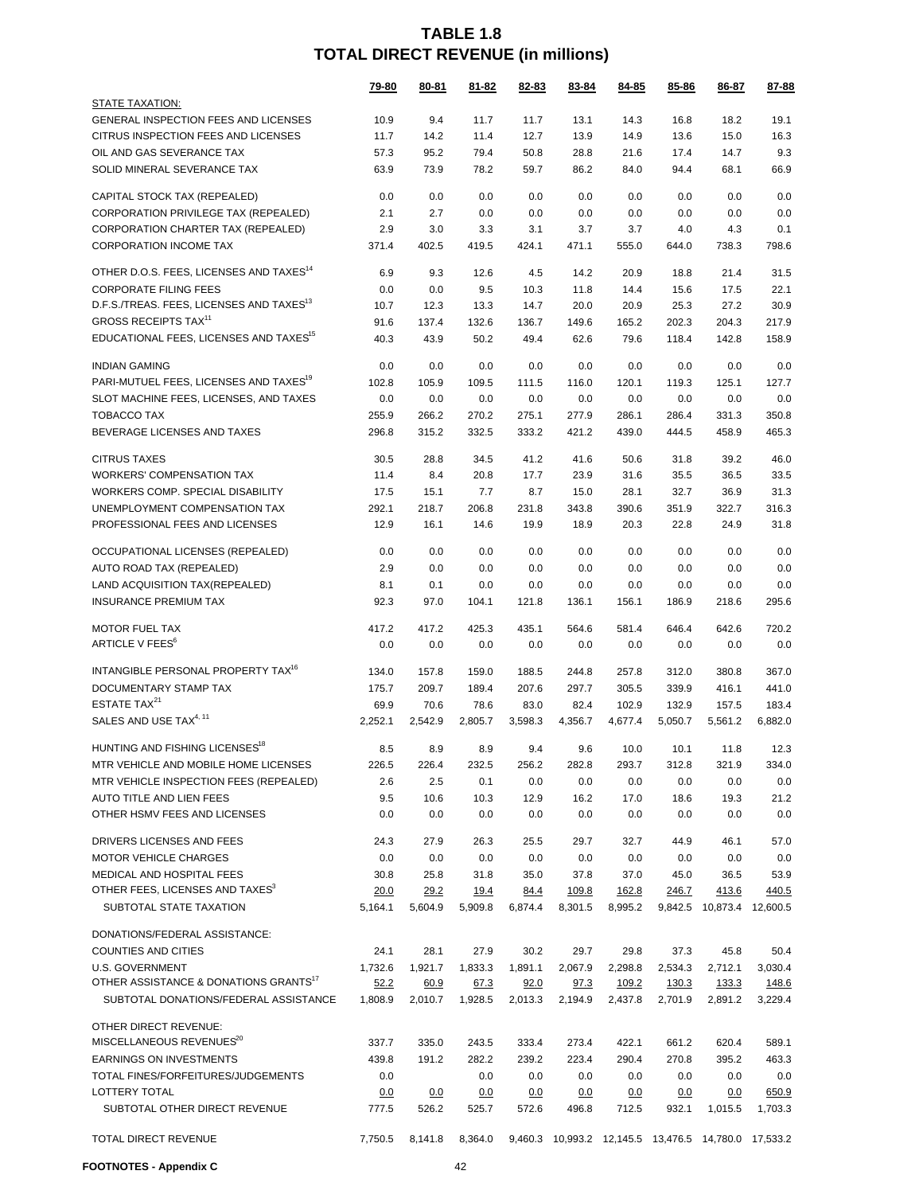# TABLE 1.8
## TOTAL DIRECT REVENUE (in millions)

| | 79-80 | 80-81 | 81-82 | 82-83 | 83-84 | 84-85 | 85-86 | 86-87 | 87-88 |
|---|---|---|---|---|---|---|---|---|---|
| STATE TAXATION: | | | | | | | | | |
| GENERAL INSPECTION FEES AND LICENSES | 10.9 | 9.4 | 11.7 | 11.7 | 13.1 | 14.3 | 16.8 | 18.2 | 19.1 |
| CITRUS INSPECTION FEES AND LICENSES | 11.7 | 14.2 | 11.4 | 12.7 | 13.9 | 14.9 | 13.6 | 15.0 | 16.3 |
| OIL AND GAS SEVERANCE TAX | 57.3 | 95.2 | 79.4 | 50.8 | 28.8 | 21.6 | 17.4 | 14.7 | 9.3 |
| SOLID MINERAL SEVERANCE TAX | 63.9 | 73.9 | 78.2 | 59.7 | 86.2 | 84.0 | 94.4 | 68.1 | 66.9 |
| CAPITAL STOCK TAX (REPEALED) | 0.0 | 0.0 | 0.0 | 0.0 | 0.0 | 0.0 | 0.0 | 0.0 | 0.0 |
| CORPORATION PRIVILEGE TAX (REPEALED) | 2.1 | 2.7 | 0.0 | 0.0 | 0.0 | 0.0 | 0.0 | 0.0 | 0.0 |
| CORPORATION CHARTER TAX (REPEALED) | 2.9 | 3.0 | 3.3 | 3.1 | 3.7 | 3.7 | 4.0 | 4.3 | 0.1 |
| CORPORATION INCOME TAX | 371.4 | 402.5 | 419.5 | 424.1 | 471.1 | 555.0 | 644.0 | 738.3 | 798.6 |
| OTHER D.O.S. FEES, LICENSES AND TAXES[14] | 6.9 | 9.3 | 12.6 | 4.5 | 14.2 | 20.9 | 18.8 | 21.4 | 31.5 |
| CORPORATE FILING FEES | 0.0 | 0.0 | 9.5 | 10.3 | 11.8 | 14.4 | 15.6 | 17.5 | 22.1 |
| D.F.S./TREAS. FEES, LICENSES AND TAXES[13] | 10.7 | 12.3 | 13.3 | 14.7 | 20.0 | 20.9 | 25.3 | 27.2 | 30.9 |
| GROSS RECEIPTS TAX[11] | 91.6 | 137.4 | 132.6 | 136.7 | 149.6 | 165.2 | 202.3 | 204.3 | 217.9 |
| EDUCATIONAL FEES, LICENSES AND TAXES[15] | 40.3 | 43.9 | 50.2 | 49.4 | 62.6 | 79.6 | 118.4 | 142.8 | 158.9 |
| INDIAN GAMING | 0.0 | 0.0 | 0.0 | 0.0 | 0.0 | 0.0 | 0.0 | 0.0 | 0.0 |
| PARI-MUTUEL FEES, LICENSES AND TAXES[19] | 102.8 | 105.9 | 109.5 | 111.5 | 116.0 | 120.1 | 119.3 | 125.1 | 127.7 |
| SLOT MACHINE FEES, LICENSES, AND TAXES | 0.0 | 0.0 | 0.0 | 0.0 | 0.0 | 0.0 | 0.0 | 0.0 | 0.0 |
| TOBACCO TAX | 255.9 | 266.2 | 270.2 | 275.1 | 277.9 | 286.1 | 286.4 | 331.3 | 350.8 |
| BEVERAGE LICENSES AND TAXES | 296.8 | 315.2 | 332.5 | 333.2 | 421.2 | 439.0 | 444.5 | 458.9 | 465.3 |
| CITRUS TAXES | 30.5 | 28.8 | 34.5 | 41.2 | 41.6 | 50.6 | 31.8 | 39.2 | 46.0 |
| WORKERS' COMPENSATION TAX | 11.4 | 8.4 | 20.8 | 17.7 | 23.9 | 31.6 | 35.5 | 36.5 | 33.5 |
| WORKERS COMP. SPECIAL DISABILITY | 17.5 | 15.1 | 7.7 | 8.7 | 15.0 | 28.1 | 32.7 | 36.9 | 31.3 |
| UNEMPLOYMENT COMPENSATION TAX | 292.1 | 218.7 | 206.8 | 231.8 | 343.8 | 390.6 | 351.9 | 322.7 | 316.3 |
| PROFESSIONAL FEES AND LICENSES | 12.9 | 16.1 | 14.6 | 19.9 | 18.9 | 20.3 | 22.8 | 24.9 | 31.8 |
| OCCUPATIONAL LICENSES (REPEALED) | 0.0 | 0.0 | 0.0 | 0.0 | 0.0 | 0.0 | 0.0 | 0.0 | 0.0 |
| AUTO ROAD TAX (REPEALED) | 2.9 | 0.0 | 0.0 | 0.0 | 0.0 | 0.0 | 0.0 | 0.0 | 0.0 |
| LAND ACQUISITION TAX(REPEALED) | 8.1 | 0.1 | 0.0 | 0.0 | 0.0 | 0.0 | 0.0 | 0.0 | 0.0 |
| INSURANCE PREMIUM TAX | 92.3 | 97.0 | 104.1 | 121.8 | 136.1 | 156.1 | 186.9 | 218.6 | 295.6 |
| MOTOR FUEL TAX | 417.2 | 417.2 | 425.3 | 435.1 | 564.6 | 581.4 | 646.4 | 642.6 | 720.2 |
| ARTICLE V FEES[6] | 0.0 | 0.0 | 0.0 | 0.0 | 0.0 | 0.0 | 0.0 | 0.0 | 0.0 |
| INTANGIBLE PERSONAL PROPERTY TAX[16] | 134.0 | 157.8 | 159.0 | 188.5 | 244.8 | 257.8 | 312.0 | 380.8 | 367.0 |
| DOCUMENTARY STAMP TAX | 175.7 | 209.7 | 189.4 | 207.6 | 297.7 | 305.5 | 339.9 | 416.1 | 441.0 |
| ESTATE TAX[21] | 69.9 | 70.6 | 78.6 | 83.0 | 82.4 | 102.9 | 132.9 | 157.5 | 183.4 |
| SALES AND USE TAX[4, 11] | 2,252.1 | 2,542.9 | 2,805.7 | 3,598.3 | 4,356.7 | 4,677.4 | 5,050.7 | 5,561.2 | 6,882.0 |
| HUNTING AND FISHING LICENSES[18] | 8.5 | 8.9 | 8.9 | 9.4 | 9.6 | 10.0 | 10.1 | 11.8 | 12.3 |
| MTR VEHICLE AND MOBILE HOME LICENSES | 226.5 | 226.4 | 232.5 | 256.2 | 282.8 | 293.7 | 312.8 | 321.9 | 334.0 |
| MTR VEHICLE INSPECTION FEES (REPEALED) | 2.6 | 2.5 | 0.1 | 0.0 | 0.0 | 0.0 | 0.0 | 0.0 | 0.0 |
| AUTO TITLE AND LIEN FEES | 9.5 | 10.6 | 10.3 | 12.9 | 16.2 | 17.0 | 18.6 | 19.3 | 21.2 |
| OTHER HSMV FEES AND LICENSES | 0.0 | 0.0 | 0.0 | 0.0 | 0.0 | 0.0 | 0.0 | 0.0 | 0.0 |
| DRIVERS LICENSES AND FEES | 24.3 | 27.9 | 26.3 | 25.5 | 29.7 | 32.7 | 44.9 | 46.1 | 57.0 |
| MOTOR VEHICLE CHARGES | 0.0 | 0.0 | 0.0 | 0.0 | 0.0 | 0.0 | 0.0 | 0.0 | 0.0 |
| MEDICAL AND HOSPITAL FEES | 30.8 | 25.8 | 31.8 | 35.0 | 37.8 | 37.0 | 45.0 | 36.5 | 53.9 |
| OTHER FEES, LICENSES AND TAXES[3] | 20.0 | 29.2 | 19.4 | 84.4 | 109.8 | 162.8 | 246.7 | 413.6 | 440.5 |
| SUBTOTAL STATE TAXATION | 5,164.1 | 5,604.9 | 5,909.8 | 6,874.4 | 8,301.5 | 8,995.2 | 9,842.5 | 10,873.4 | 12,600.5 |
| DONATIONS/FEDERAL ASSISTANCE: | | | | | | | | | |
| COUNTIES AND CITIES | 24.1 | 28.1 | 27.9 | 30.2 | 29.7 | 29.8 | 37.3 | 45.8 | 50.4 |
| U.S. GOVERNMENT | 1,732.6 | 1,921.7 | 1,833.3 | 1,891.1 | 2,067.9 | 2,298.8 | 2,534.3 | 2,712.1 | 3,030.4 |
| OTHER ASSISTANCE & DONATIONS GRANTS[17] | 52.2 | 60.9 | 67.3 | 92.0 | 97.3 | 109.2 | 130.3 | 133.3 | 148.6 |
| SUBTOTAL DONATIONS/FEDERAL ASSISTANCE | 1,808.9 | 2,010.7 | 1,928.5 | 2,013.3 | 2,194.9 | 2,437.8 | 2,701.9 | 2,891.2 | 3,229.4 |
| OTHER DIRECT REVENUE: | | | | | | | | | |
| MISCELLANEOUS REVENUES[20] | 337.7 | 335.0 | 243.5 | 333.4 | 273.4 | 422.1 | 661.2 | 620.4 | 589.1 |
| EARNINGS ON INVESTMENTS | 439.8 | 191.2 | 282.2 | 239.2 | 223.4 | 290.4 | 270.8 | 395.2 | 463.3 |
| TOTAL FINES/FORFEITURES/JUDGEMENTS | 0.0 | | 0.0 | 0.0 | 0.0 | 0.0 | 0.0 | 0.0 | 0.0 |
| LOTTERY TOTAL | 0.0 | 0.0 | 0.0 | 0.0 | 0.0 | 0.0 | 0.0 | 0.0 | 650.9 |
| SUBTOTAL OTHER DIRECT REVENUE | 777.5 | 526.2 | 525.7 | 572.6 | 496.8 | 712.5 | 932.1 | 1,015.5 | 1,703.3 |
| TOTAL DIRECT REVENUE | 7,750.5 | 8,141.8 | 8,364.0 | 9,460.3 | 10,993.2 | 12,145.5 | 13,476.5 | 14,780.0 | 17,533.2 |

**FOOTNOTES - Appendix C**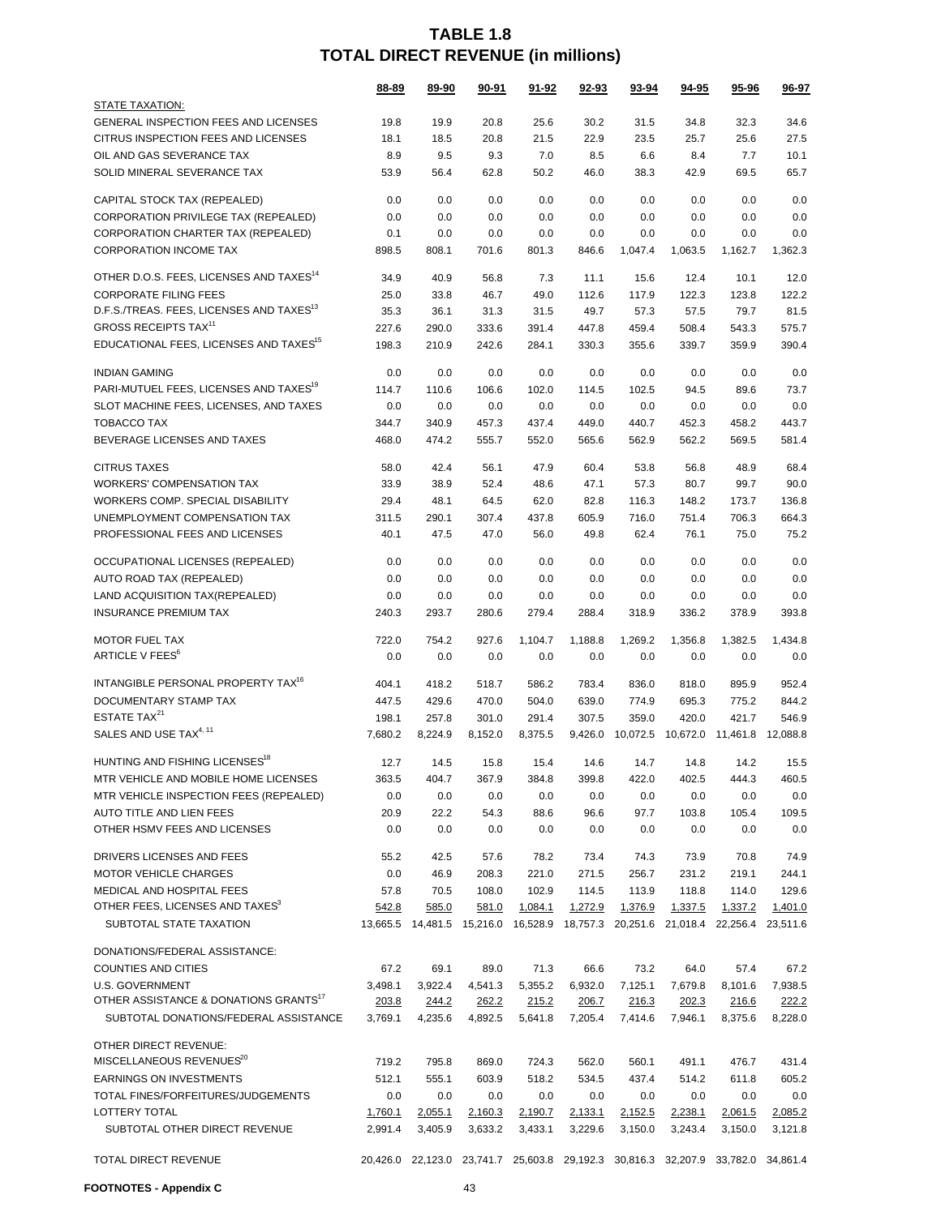# TABLE 1.8
# TOTAL DIRECT REVENUE (in millions)

| | 88-89 | 89-90 | 90-91 | 91-92 | 92-93 | 93-94 | 94-95 | 95-96 | 96-97 |
|---|---|---|---|---|---|---|---|---|---|
| STATE TAXATION: | | | | | | | | | |
| GENERAL INSPECTION FEES AND LICENSES | 19.8 | 19.9 | 20.8 | 25.6 | 30.2 | 31.5 | 34.8 | 32.3 | 34.6 |
| CITRUS INSPECTION FEES AND LICENSES | 18.1 | 18.5 | 20.8 | 21.5 | 22.9 | 23.5 | 25.7 | 25.6 | 27.5 |
| OIL AND GAS SEVERANCE TAX | 8.9 | 9.5 | 9.3 | 7.0 | 8.5 | 6.6 | 8.4 | 7.7 | 10.1 |
| SOLID MINERAL SEVERANCE TAX | 53.9 | 56.4 | 62.8 | 50.2 | 46.0 | 38.3 | 42.9 | 69.5 | 65.7 |
| CAPITAL STOCK TAX (REPEALED) | 0.0 | 0.0 | 0.0 | 0.0 | 0.0 | 0.0 | 0.0 | 0.0 | 0.0 |
| CORPORATION PRIVILEGE TAX (REPEALED) | 0.0 | 0.0 | 0.0 | 0.0 | 0.0 | 0.0 | 0.0 | 0.0 | 0.0 |
| CORPORATION CHARTER TAX (REPEALED) | 0.1 | 0.0 | 0.0 | 0.0 | 0.0 | 0.0 | 0.0 | 0.0 | 0.0 |
| CORPORATION INCOME TAX | 898.5 | 808.1 | 701.6 | 801.3 | 846.6 | 1,047.4 | 1,063.5 | 1,162.7 | 1,362.3 |
| OTHER D.O.S. FEES, LICENSES AND TAXES[14] | 34.9 | 40.9 | 56.8 | 7.3 | 11.1 | 15.6 | 12.4 | 10.1 | 12.0 |
| CORPORATE FILING FEES | 25.0 | 33.8 | 46.7 | 49.0 | 112.6 | 117.9 | 122.3 | 123.8 | 122.2 |
| D.F.S./TREAS. FEES, LICENSES AND TAXES[13] | 35.3 | 36.1 | 31.3 | 31.5 | 49.7 | 57.3 | 57.5 | 79.7 | 81.5 |
| GROSS RECEIPTS TAX[11] | 227.6 | 290.0 | 333.6 | 391.4 | 447.8 | 459.4 | 508.4 | 543.3 | 575.7 |
| EDUCATIONAL FEES, LICENSES AND TAXES[15] | 198.3 | 210.9 | 242.6 | 284.1 | 330.3 | 355.6 | 339.7 | 359.9 | 390.4 |
| INDIAN GAMING | 0.0 | 0.0 | 0.0 | 0.0 | 0.0 | 0.0 | 0.0 | 0.0 | 0.0 |
| PARI-MUTUEL FEES, LICENSES AND TAXES[19] | 114.7 | 110.6 | 106.6 | 102.0 | 114.5 | 102.5 | 94.5 | 89.6 | 73.7 |
| SLOT MACHINE FEES, LICENSES, AND TAXES | 0.0 | 0.0 | 0.0 | 0.0 | 0.0 | 0.0 | 0.0 | 0.0 | 0.0 |
| TOBACCO TAX | 344.7 | 340.9 | 457.3 | 437.4 | 449.0 | 440.7 | 452.3 | 458.2 | 443.7 |
| BEVERAGE LICENSES AND TAXES | 468.0 | 474.2 | 555.7 | 552.0 | 565.6 | 562.9 | 562.2 | 569.5 | 581.4 |
| CITRUS TAXES | 58.0 | 42.4 | 56.1 | 47.9 | 60.4 | 53.8 | 56.8 | 48.9 | 68.4 |
| WORKERS' COMPENSATION TAX | 33.9 | 38.9 | 52.4 | 48.6 | 47.1 | 57.3 | 80.7 | 99.7 | 90.0 |
| WORKERS COMP. SPECIAL DISABILITY | 29.4 | 48.1 | 64.5 | 62.0 | 82.8 | 116.3 | 148.2 | 173.7 | 136.8 |
| UNEMPLOYMENT COMPENSATION TAX | 311.5 | 290.1 | 307.4 | 437.8 | 605.9 | 716.0 | 751.4 | 706.3 | 664.3 |
| PROFESSIONAL FEES AND LICENSES | 40.1 | 47.5 | 47.0 | 56.0 | 49.8 | 62.4 | 76.1 | 75.0 | 75.2 |
| OCCUPATIONAL LICENSES (REPEALED) | 0.0 | 0.0 | 0.0 | 0.0 | 0.0 | 0.0 | 0.0 | 0.0 | 0.0 |
| AUTO ROAD TAX (REPEALED) | 0.0 | 0.0 | 0.0 | 0.0 | 0.0 | 0.0 | 0.0 | 0.0 | 0.0 |
| LAND ACQUISITION TAX(REPEALED) | 0.0 | 0.0 | 0.0 | 0.0 | 0.0 | 0.0 | 0.0 | 0.0 | 0.0 |
| INSURANCE PREMIUM TAX | 240.3 | 293.7 | 280.6 | 279.4 | 288.4 | 318.9 | 336.2 | 378.9 | 393.8 |
| MOTOR FUEL TAX | 722.0 | 754.2 | 927.6 | 1,104.7 | 1,188.8 | 1,269.2 | 1,356.8 | 1,382.5 | 1,434.8 |
| ARTICLE V FEES[6] | 0.0 | 0.0 | 0.0 | 0.0 | 0.0 | 0.0 | 0.0 | 0.0 | 0.0 |
| INTANGIBLE PERSONAL PROPERTY TAX[16] | 404.1 | 418.2 | 518.7 | 586.2 | 783.4 | 836.0 | 818.0 | 895.9 | 952.4 |
| DOCUMENTARY STAMP TAX | 447.5 | 429.6 | 470.0 | 504.0 | 639.0 | 774.9 | 695.3 | 775.2 | 844.2 |
| ESTATE TAX[21] | 198.1 | 257.8 | 301.0 | 291.4 | 307.5 | 359.0 | 420.0 | 421.7 | 546.9 |
| SALES AND USE TAX[4, 11] | 7,680.2 | 8,224.9 | 8,152.0 | 8,375.5 | 9,426.0 | 10,072.5 | 10,672.0 | 11,461.8 | 12,088.8 |
| HUNTING AND FISHING LICENSES[18] | 12.7 | 14.5 | 15.8 | 15.4 | 14.6 | 14.7 | 14.8 | 14.2 | 15.5 |
| MTR VEHICLE AND MOBILE HOME LICENSES | 363.5 | 404.7 | 367.9 | 384.8 | 399.8 | 422.0 | 402.5 | 444.3 | 460.5 |
| MTR VEHICLE INSPECTION FEES (REPEALED) | 0.0 | 0.0 | 0.0 | 0.0 | 0.0 | 0.0 | 0.0 | 0.0 | 0.0 |
| AUTO TITLE AND LIEN FEES | 20.9 | 22.2 | 54.3 | 88.6 | 96.6 | 97.7 | 103.8 | 105.4 | 109.5 |
| OTHER HSMV FEES AND LICENSES | 0.0 | 0.0 | 0.0 | 0.0 | 0.0 | 0.0 | 0.0 | 0.0 | 0.0 |
| DRIVERS LICENSES AND FEES | 55.2 | 42.5 | 57.6 | 78.2 | 73.4 | 74.3 | 73.9 | 70.8 | 74.9 |
| MOTOR VEHICLE CHARGES | 0.0 | 46.9 | 208.3 | 221.0 | 271.5 | 256.7 | 231.2 | 219.1 | 244.1 |
| MEDICAL AND HOSPITAL FEES | 57.8 | 70.5 | 108.0 | 102.9 | 114.5 | 113.9 | 118.8 | 114.0 | 129.6 |
| OTHER FEES, LICENSES AND TAXES[3] | 542.8 | 585.0 | 581.0 | 1,084.1 | 1,272.9 | 1,376.9 | 1,337.5 | 1,337.2 | 1,401.0 |
| SUBTOTAL STATE TAXATION | 13,665.5 | 14,481.5 | 15,216.0 | 16,528.9 | 18,757.3 | 20,251.6 | 21,018.4 | 22,256.4 | 23,511.6 |
| DONATIONS/FEDERAL ASSISTANCE: | | | | | | | | | |
| COUNTIES AND CITIES | 67.2 | 69.1 | 89.0 | 71.3 | 66.6 | 73.2 | 64.0 | 57.4 | 67.2 |
| U.S. GOVERNMENT | 3,498.1 | 3,922.4 | 4,541.3 | 5,355.2 | 6,932.0 | 7,125.1 | 7,679.8 | 8,101.6 | 7,938.5 |
| OTHER ASSISTANCE & DONATIONS GRANTS[17] | 203.8 | 244.2 | 262.2 | 215.2 | 206.7 | 216.3 | 202.3 | 216.6 | 222.2 |
| SUBTOTAL DONATIONS/FEDERAL ASSISTANCE | 3,769.1 | 4,235.6 | 4,892.5 | 5,641.8 | 7,205.4 | 7,414.6 | 7,946.1 | 8,375.6 | 8,228.0 |
| OTHER DIRECT REVENUE: | | | | | | | | | |
| MISCELLANEOUS REVENUES[20] | 719.2 | 795.8 | 869.0 | 724.3 | 562.0 | 560.1 | 491.1 | 476.7 | 431.4 |
| EARNINGS ON INVESTMENTS | 512.1 | 555.1 | 603.9 | 518.2 | 534.5 | 437.4 | 514.2 | 611.8 | 605.2 |
| TOTAL FINES/FORFEITURES/JUDGEMENTS | 0.0 | 0.0 | 0.0 | 0.0 | 0.0 | 0.0 | 0.0 | 0.0 | 0.0 |
| LOTTERY TOTAL | 1,760.1 | 2,055.1 | 2,160.3 | 2,190.7 | 2,133.1 | 2,152.5 | 2,238.1 | 2,061.5 | 2,085.2 |
| SUBTOTAL OTHER DIRECT REVENUE | 2,991.4 | 3,405.9 | 3,633.2 | 3,433.1 | 3,229.6 | 3,150.0 | 3,243.4 | 3,150.0 | 3,121.8 |
| TOTAL DIRECT REVENUE | 20,426.0 | 22,123.0 | 23,741.7 | 25,603.8 | 29,192.3 | 30,816.3 | 32,207.9 | 33,782.0 | 34,861.4 |

**FOOTNOTES - Appendix C**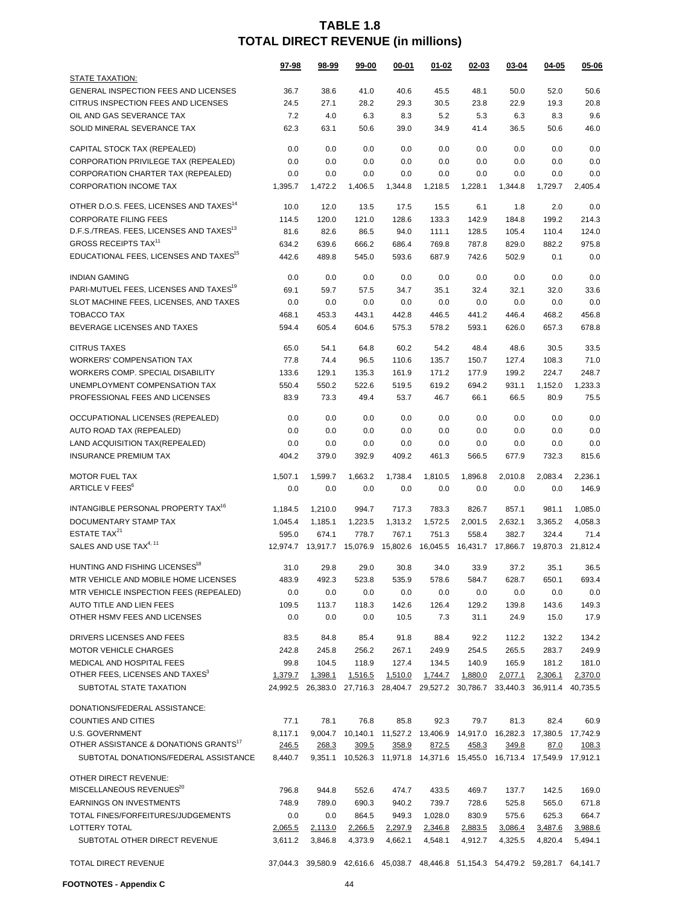# TABLE 1.8
## TOTAL DIRECT REVENUE (in millions)

| | 97-98 | 98-99 | 99-00 | 00-01 | 01-02 | 02-03 | 03-04 | 04-05 | 05-06 |
|---|---|---|---|---|---|---|---|---|---|
| STATE TAXATION: | | | | | | | | | |
| GENERAL INSPECTION FEES AND LICENSES | 36.7 | 38.6 | 41.0 | 40.6 | 45.5 | 48.1 | 50.0 | 52.0 | 50.6 |
| CITRUS INSPECTION FEES AND LICENSES | 24.5 | 27.1 | 28.2 | 29.3 | 30.5 | 23.8 | 22.9 | 19.3 | 20.8 |
| OIL AND GAS SEVERANCE TAX | 7.2 | 4.0 | 6.3 | 8.3 | 5.2 | 5.3 | 6.3 | 8.3 | 9.6 |
| SOLID MINERAL SEVERANCE TAX | 62.3 | 63.1 | 50.6 | 39.0 | 34.9 | 41.4 | 36.5 | 50.6 | 46.0 |
| CAPITAL STOCK TAX (REPEALED) | 0.0 | 0.0 | 0.0 | 0.0 | 0.0 | 0.0 | 0.0 | 0.0 | 0.0 |
| CORPORATION PRIVILEGE TAX (REPEALED) | 0.0 | 0.0 | 0.0 | 0.0 | 0.0 | 0.0 | 0.0 | 0.0 | 0.0 |
| CORPORATION CHARTER TAX (REPEALED) | 0.0 | 0.0 | 0.0 | 0.0 | 0.0 | 0.0 | 0.0 | 0.0 | 0.0 |
| CORPORATION INCOME TAX | 1,395.7 | 1,472.2 | 1,406.5 | 1,344.8 | 1,218.5 | 1,228.1 | 1,344.8 | 1,729.7 | 2,405.4 |
| OTHER D.O.S. FEES, LICENSES AND TAXES[14] | 10.0 | 12.0 | 13.5 | 17.5 | 15.5 | 6.1 | 1.8 | 2.0 | 0.0 |
| CORPORATE FILING FEES | 114.5 | 120.0 | 121.0 | 128.6 | 133.3 | 142.9 | 184.8 | 199.2 | 214.3 |
| D.F.S./TREAS. FEES, LICENSES AND TAXES[13] | 81.6 | 82.6 | 86.5 | 94.0 | 111.1 | 128.5 | 105.4 | 110.4 | 124.0 |
| GROSS RECEIPTS TAX[11] | 634.2 | 639.6 | 666.2 | 686.4 | 769.8 | 787.8 | 829.0 | 882.2 | 975.8 |
| EDUCATIONAL FEES, LICENSES AND TAXES[15] | 442.6 | 489.8 | 545.0 | 593.6 | 687.9 | 742.6 | 502.9 | 0.1 | 0.0 |
| INDIAN GAMING | 0.0 | 0.0 | 0.0 | 0.0 | 0.0 | 0.0 | 0.0 | 0.0 | 0.0 |
| PARI-MUTUEL FEES, LICENSES AND TAXES[19] | 69.1 | 59.7 | 57.5 | 34.7 | 35.1 | 32.4 | 32.1 | 32.0 | 33.6 |
| SLOT MACHINE FEES, LICENSES, AND TAXES | 0.0 | 0.0 | 0.0 | 0.0 | 0.0 | 0.0 | 0.0 | 0.0 | 0.0 |
| TOBACCO TAX | 468.1 | 453.3 | 443.1 | 442.8 | 446.5 | 441.2 | 446.4 | 468.2 | 456.8 |
| BEVERAGE LICENSES AND TAXES | 594.4 | 605.4 | 604.6 | 575.3 | 578.2 | 593.1 | 626.0 | 657.3 | 678.8 |
| CITRUS TAXES | 65.0 | 54.1 | 64.8 | 60.2 | 54.2 | 48.4 | 48.6 | 30.5 | 33.5 |
| WORKERS' COMPENSATION TAX | 77.8 | 74.4 | 96.5 | 110.6 | 135.7 | 150.7 | 127.4 | 108.3 | 71.0 |
| WORKERS COMP. SPECIAL DISABILITY | 133.6 | 129.1 | 135.3 | 161.9 | 171.2 | 177.9 | 199.2 | 224.7 | 248.7 |
| UNEMPLOYMENT COMPENSATION TAX | 550.4 | 550.2 | 522.6 | 519.5 | 619.2 | 694.2 | 931.1 | 1,152.0 | 1,233.3 |
| PROFESSIONAL FEES AND LICENSES | 83.9 | 73.3 | 49.4 | 53.7 | 46.7 | 66.1 | 66.5 | 80.9 | 75.5 |
| OCCUPATIONAL LICENSES (REPEALED) | 0.0 | 0.0 | 0.0 | 0.0 | 0.0 | 0.0 | 0.0 | 0.0 | 0.0 |
| AUTO ROAD TAX (REPEALED) | 0.0 | 0.0 | 0.0 | 0.0 | 0.0 | 0.0 | 0.0 | 0.0 | 0.0 |
| LAND ACQUISITION TAX(REPEALED) | 0.0 | 0.0 | 0.0 | 0.0 | 0.0 | 0.0 | 0.0 | 0.0 | 0.0 |
| INSURANCE PREMIUM TAX | 404.2 | 379.0 | 392.9 | 409.2 | 461.3 | 566.5 | 677.9 | 732.3 | 815.6 |
| MOTOR FUEL TAX | 1,507.1 | 1,599.7 | 1,663.2 | 1,738.4 | 1,810.5 | 1,896.8 | 2,010.8 | 2,083.4 | 2,236.1 |
| ARTICLE V FEES[6] | 0.0 | 0.0 | 0.0 | 0.0 | 0.0 | 0.0 | 0.0 | 0.0 | 146.9 |
| INTANGIBLE PERSONAL PROPERTY TAX[16] | 1,184.5 | 1,210.0 | 994.7 | 717.3 | 783.3 | 826.7 | 857.1 | 981.1 | 1,085.0 |
| DOCUMENTARY STAMP TAX | 1,045.4 | 1,185.1 | 1,223.5 | 1,313.2 | 1,572.5 | 2,001.5 | 2,632.1 | 3,365.2 | 4,058.3 |
| ESTATE TAX[21] | 595.0 | 674.1 | 778.7 | 767.1 | 751.3 | 558.4 | 382.7 | 324.4 | 71.4 |
| SALES AND USE TAX[4, 11] | 12,974.7 | 13,917.7 | 15,076.9 | 15,802.6 | 16,045.5 | 16,431.7 | 17,866.7 | 19,870.3 | 21,812.4 |
| HUNTING AND FISHING LICENSES[18] | 31.0 | 29.8 | 29.0 | 30.8 | 34.0 | 33.9 | 37.2 | 35.1 | 36.5 |
| MTR VEHICLE AND MOBILE HOME LICENSES | 483.9 | 492.3 | 523.8 | 535.9 | 578.6 | 584.7 | 628.7 | 650.1 | 693.4 |
| MTR VEHICLE INSPECTION FEES (REPEALED) | 0.0 | 0.0 | 0.0 | 0.0 | 0.0 | 0.0 | 0.0 | 0.0 | 0.0 |
| AUTO TITLE AND LIEN FEES | 109.5 | 113.7 | 118.3 | 142.6 | 126.4 | 129.2 | 139.8 | 143.6 | 149.3 |
| OTHER HSMV FEES AND LICENSES | 0.0 | 0.0 | 0.0 | 10.5 | 7.3 | 31.1 | 24.9 | 15.0 | 17.9 |
| DRIVERS LICENSES AND FEES | 83.5 | 84.8 | 85.4 | 91.8 | 88.4 | 92.2 | 112.2 | 132.2 | 134.2 |
| MOTOR VEHICLE CHARGES | 242.8 | 245.8 | 256.2 | 267.1 | 249.9 | 254.5 | 265.5 | 283.7 | 249.9 |
| MEDICAL AND HOSPITAL FEES | 99.8 | 104.5 | 118.9 | 127.4 | 134.5 | 140.9 | 165.9 | 181.2 | 181.0 |
| OTHER FEES, LICENSES AND TAXES[3] | 1,379.7 | 1,398.1 | 1,516.5 | 1,510.0 | 1,744.7 | 1,880.0 | 2,077.1 | 2,306.1 | 2,370.0 |
| SUBTOTAL STATE TAXATION | 24,992.5 | 26,383.0 | 27,716.3 | 28,404.7 | 29,527.2 | 30,786.7 | 33,440.3 | 36,911.4 | 40,735.5 |
| DONATIONS/FEDERAL ASSISTANCE: | | | | | | | | | |
| COUNTIES AND CITIES | 77.1 | 78.1 | 76.8 | 85.8 | 92.3 | 79.7 | 81.3 | 82.4 | 60.9 |
| U.S. GOVERNMENT | 8,117.1 | 9,004.7 | 10,140.1 | 11,527.2 | 13,406.9 | 14,917.0 | 16,282.3 | 17,380.5 | 17,742.9 |
| OTHER ASSISTANCE & DONATIONS GRANTS[17] | 246.5 | 268.3 | 309.5 | 358.9 | 872.5 | 458.3 | 349.8 | 87.0 | 108.3 |
| SUBTOTAL DONATIONS/FEDERAL ASSISTANCE | 8,440.7 | 9,351.1 | 10,526.3 | 11,971.8 | 14,371.6 | 15,455.0 | 16,713.4 | 17,549.9 | 17,912.1 |
| OTHER DIRECT REVENUE: | | | | | | | | | |
| MISCELLANEOUS REVENUES[20] | 796.8 | 944.8 | 552.6 | 474.7 | 433.5 | 469.7 | 137.7 | 142.5 | 169.0 |
| EARNINGS ON INVESTMENTS | 748.9 | 789.0 | 690.3 | 940.2 | 739.7 | 728.6 | 525.8 | 565.0 | 671.8 |
| TOTAL FINES/FORFEITURES/JUDGEMENTS | 0.0 | 0.0 | 864.5 | 949.3 | 1,028.0 | 830.9 | 575.6 | 625.3 | 664.7 |
| LOTTERY TOTAL | 2,065.5 | 2,113.0 | 2,266.5 | 2,297.9 | 2,346.8 | 2,883.5 | 3,086.4 | 3,487.6 | 3,988.6 |
| SUBTOTAL OTHER DIRECT REVENUE | 3,611.2 | 3,846.8 | 4,373.9 | 4,662.1 | 4,548.1 | 4,912.7 | 4,325.5 | 4,820.4 | 5,494.1 |
| TOTAL DIRECT REVENUE | 37,044.3 | 39,580.9 | 42,616.6 | 45,038.7 | 48,446.8 | 51,154.3 | 54,479.2 | 59,281.7 | 64,141.7 |

**FOOTNOTES - Appendix C**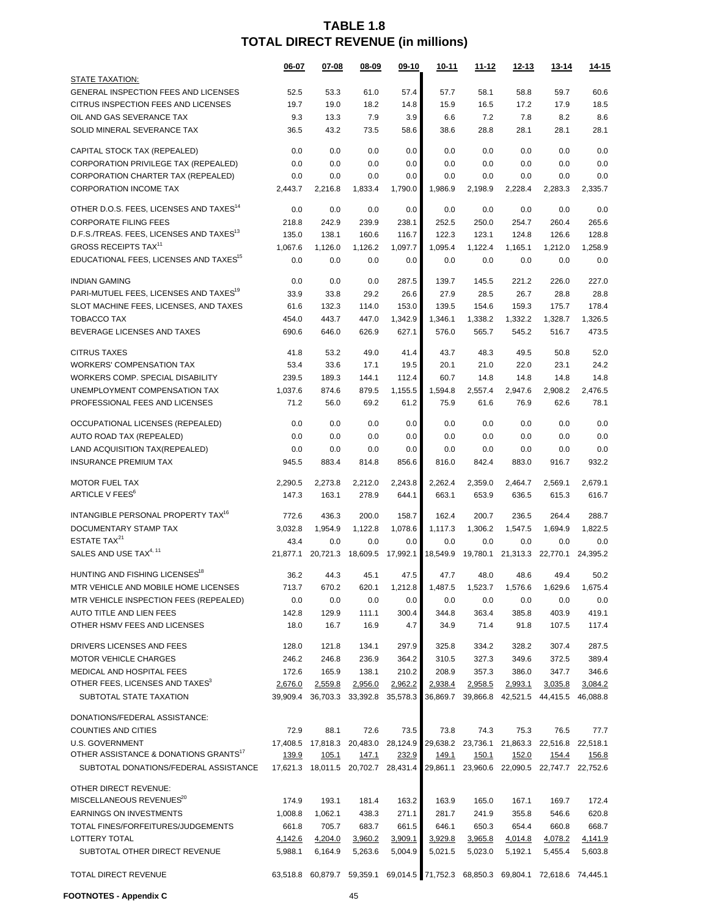# TABLE 1.8
## TOTAL DIRECT REVENUE (in millions)

| | 06-07 | 07-08 | 08-09 | 09-10 | 10-11 | 11-12 | 12-13 | 13-14 | 14-15 |
|---|---|---|---|---|---|---|---|---|---|
| STATE TAXATION: | | | | | | | | | |
| GENERAL INSPECTION FEES AND LICENSES | 52.5 | 53.3 | 61.0 | 57.4 | 57.7 | 58.1 | 58.8 | 59.7 | 60.6 |
| CITRUS INSPECTION FEES AND LICENSES | 19.7 | 19.0 | 18.2 | 14.8 | 15.9 | 16.5 | 17.2 | 17.9 | 18.5 |
| OIL AND GAS SEVERANCE TAX | 9.3 | 13.3 | 7.9 | 3.9 | 6.6 | 7.2 | 7.8 | 8.2 | 8.6 |
| SOLID MINERAL SEVERANCE TAX | 36.5 | 43.2 | 73.5 | 58.6 | 38.6 | 28.8 | 28.1 | 28.1 | 28.1 |
| CAPITAL STOCK TAX (REPEALED) | 0.0 | 0.0 | 0.0 | 0.0 | 0.0 | 0.0 | 0.0 | 0.0 | 0.0 |
| CORPORATION PRIVILEGE TAX (REPEALED) | 0.0 | 0.0 | 0.0 | 0.0 | 0.0 | 0.0 | 0.0 | 0.0 | 0.0 |
| CORPORATION CHARTER TAX (REPEALED) | 0.0 | 0.0 | 0.0 | 0.0 | 0.0 | 0.0 | 0.0 | 0.0 | 0.0 |
| CORPORATION INCOME TAX | 2,443.7 | 2,216.8 | 1,833.4 | 1,790.0 | 1,986.9 | 2,198.9 | 2,228.4 | 2,283.3 | 2,335.7 |
| OTHER D.O.S. FEES, LICENSES AND TAXES[14] | 0.0 | 0.0 | 0.0 | 0.0 | 0.0 | 0.0 | 0.0 | 0.0 | 0.0 |
| CORPORATE FILING FEES | 218.8 | 242.9 | 239.9 | 238.1 | 252.5 | 250.0 | 254.7 | 260.4 | 265.6 |
| D.F.S./TREAS. FEES, LICENSES AND TAXES[13] | 135.0 | 138.1 | 160.6 | 116.7 | 122.3 | 123.1 | 124.8 | 126.6 | 128.8 |
| GROSS RECEIPTS TAX[11] | 1,067.6 | 1,126.0 | 1,126.2 | 1,097.7 | 1,095.4 | 1,122.4 | 1,165.1 | 1,212.0 | 1,258.9 |
| EDUCATIONAL FEES, LICENSES AND TAXES[15] | 0.0 | 0.0 | 0.0 | 0.0 | 0.0 | 0.0 | 0.0 | 0.0 | 0.0 |
| INDIAN GAMING | 0.0 | 0.0 | 0.0 | 287.5 | 139.7 | 145.5 | 221.2 | 226.0 | 227.0 |
| PARI-MUTUEL FEES, LICENSES AND TAXES[19] | 33.9 | 33.8 | 29.2 | 26.6 | 27.9 | 28.5 | 26.7 | 28.8 | 28.8 |
| SLOT MACHINE FEES, LICENSES, AND TAXES | 61.6 | 132.3 | 114.0 | 153.0 | 139.5 | 154.6 | 159.3 | 175.7 | 178.4 |
| TOBACCO TAX | 454.0 | 443.7 | 447.0 | 1,342.9 | 1,346.1 | 1,338.2 | 1,332.2 | 1,328.7 | 1,326.5 |
| BEVERAGE LICENSES AND TAXES | 690.6 | 646.0 | 626.9 | 627.1 | 576.0 | 565.7 | 545.2 | 516.7 | 473.5 |
| CITRUS TAXES | 41.8 | 53.2 | 49.0 | 41.4 | 43.7 | 48.3 | 49.5 | 50.8 | 52.0 |
| WORKERS' COMPENSATION TAX | 53.4 | 33.6 | 17.1 | 19.5 | 20.1 | 21.0 | 22.0 | 23.1 | 24.2 |
| WORKERS COMP. SPECIAL DISABILITY | 239.5 | 189.3 | 144.1 | 112.4 | 60.7 | 14.8 | 14.8 | 14.8 | 14.8 |
| UNEMPLOYMENT COMPENSATION TAX | 1,037.6 | 874.6 | 879.5 | 1,155.5 | 1,594.8 | 2,557.4 | 2,947.6 | 2,908.2 | 2,476.5 |
| PROFESSIONAL FEES AND LICENSES | 71.2 | 56.0 | 69.2 | 61.2 | 75.9 | 61.6 | 76.9 | 62.6 | 78.1 |
| OCCUPATIONAL LICENSES (REPEALED) | 0.0 | 0.0 | 0.0 | 0.0 | 0.0 | 0.0 | 0.0 | 0.0 | 0.0 |
| AUTO ROAD TAX (REPEALED) | 0.0 | 0.0 | 0.0 | 0.0 | 0.0 | 0.0 | 0.0 | 0.0 | 0.0 |
| LAND ACQUISITION TAX(REPEALED) | 0.0 | 0.0 | 0.0 | 0.0 | 0.0 | 0.0 | 0.0 | 0.0 | 0.0 |
| INSURANCE PREMIUM TAX | 945.5 | 883.4 | 814.8 | 856.6 | 816.0 | 842.4 | 883.0 | 916.7 | 932.2 |
| MOTOR FUEL TAX | 2,290.5 | 2,273.8 | 2,212.0 | 2,243.8 | 2,262.4 | 2,359.0 | 2,464.7 | 2,569.1 | 2,679.1 |
| ARTICLE V FEES[6] | 147.3 | 163.1 | 278.9 | 644.1 | 663.1 | 653.9 | 636.5 | 615.3 | 616.7 |
| INTANGIBLE PERSONAL PROPERTY TAX[16] | 772.6 | 436.3 | 200.0 | 158.7 | 162.4 | 200.7 | 236.5 | 264.4 | 288.7 |
| DOCUMENTARY STAMP TAX | 3,032.8 | 1,954.9 | 1,122.8 | 1,078.6 | 1,117.3 | 1,306.2 | 1,547.5 | 1,694.9 | 1,822.5 |
| ESTATE TAX[21] | 43.4 | 0.0 | 0.0 | 0.0 | 0.0 | 0.0 | 0.0 | 0.0 | 0.0 |
| SALES AND USE TAX[4, 11] | 21,877.1 | 20,721.3 | 18,609.5 | 17,992.1 | 18,549.9 | 19,780.1 | 21,313.3 | 22,770.1 | 24,395.2 |
| HUNTING AND FISHING LICENSES[18] | 36.2 | 44.3 | 45.1 | 47.5 | 47.7 | 48.0 | 48.6 | 49.4 | 50.2 |
| MTR VEHICLE AND MOBILE HOME LICENSES | 713.7 | 670.2 | 620.1 | 1,212.8 | 1,487.5 | 1,523.7 | 1,576.6 | 1,629.6 | 1,675.4 |
| MTR VEHICLE INSPECTION FEES (REPEALED) | 0.0 | 0.0 | 0.0 | 0.0 | 0.0 | 0.0 | 0.0 | 0.0 | 0.0 |
| AUTO TITLE AND LIEN FEES | 142.8 | 129.9 | 111.1 | 300.4 | 344.8 | 363.4 | 385.8 | 403.9 | 419.1 |
| OTHER HSMV FEES AND LICENSES | 18.0 | 16.7 | 16.9 | 4.7 | 34.9 | 71.4 | 91.8 | 107.5 | 117.4 |
| DRIVERS LICENSES AND FEES | 128.0 | 121.8 | 134.1 | 297.9 | 325.8 | 334.2 | 328.2 | 307.4 | 287.5 |
| MOTOR VEHICLE CHARGES | 246.2 | 246.8 | 236.9 | 364.2 | 310.5 | 327.3 | 349.6 | 372.5 | 389.4 |
| MEDICAL AND HOSPITAL FEES | 172.6 | 165.9 | 138.1 | 210.2 | 208.9 | 357.3 | 386.0 | 347.7 | 346.6 |
| OTHER FEES, LICENSES AND TAXES[3] | 2,676.0 | 2,559.8 | 2,956.0 | 2,962.2 | 2,938.4 | 2,958.5 | 2,993.1 | 3,035.8 | 3,084.2 |
| SUBTOTAL STATE TAXATION | 39,909.4 | 36,703.3 | 33,392.8 | 35,578.3 | 36,869.7 | 39,866.8 | 42,521.5 | 44,415.5 | 46,088.8 |
| DONATIONS/FEDERAL ASSISTANCE: | | | | | | | | | |
| COUNTIES AND CITIES | 72.9 | 88.1 | 72.6 | 73.5 | 73.8 | 74.3 | 75.3 | 76.5 | 77.7 |
| U.S. GOVERNMENT | 17,408.5 | 17,818.3 | 20,483.0 | 28,124.9 | 29,638.2 | 23,736.1 | 21,863.3 | 22,516.8 | 22,518.1 |
| OTHER ASSISTANCE & DONATIONS GRANTS[17] | 139.9 | 105.1 | 147.1 | 232.9 | 149.1 | 150.1 | 152.0 | 154.4 | 156.8 |
| SUBTOTAL DONATIONS/FEDERAL ASSISTANCE | 17,621.3 | 18,011.5 | 20,702.7 | 28,431.4 | 29,861.1 | 23,960.6 | 22,090.5 | 22,747.7 | 22,752.6 |
| OTHER DIRECT REVENUE: | | | | | | | | | |
| MISCELLANEOUS REVENUES[20] | 174.9 | 193.1 | 181.4 | 163.2 | 163.9 | 165.0 | 167.1 | 169.7 | 172.4 |
| EARNINGS ON INVESTMENTS | 1,008.8 | 1,062.1 | 438.3 | 271.1 | 281.7 | 241.9 | 355.8 | 546.6 | 620.8 |
| TOTAL FINES/FORFEITURES/JUDGEMENTS | 661.8 | 705.7 | 683.7 | 661.5 | 646.1 | 650.3 | 654.4 | 660.8 | 668.7 |
| LOTTERY TOTAL | 4,142.6 | 4,204.0 | 3,960.2 | 3,909.1 | 3,929.8 | 3,965.8 | 4,014.8 | 4,078.2 | 4,141.9 |
| SUBTOTAL OTHER DIRECT REVENUE | 5,988.1 | 6,164.9 | 5,263.6 | 5,004.9 | 5,021.5 | 5,023.0 | 5,192.1 | 5,455.4 | 5,603.8 |
| TOTAL DIRECT REVENUE | 63,518.8 | 60,879.7 | 59,359.1 | 69,014.5 | 71,752.3 | 68,850.3 | 69,804.1 | 72,618.6 | 74,445.1 |

**FOOTNOTES - Appendix C**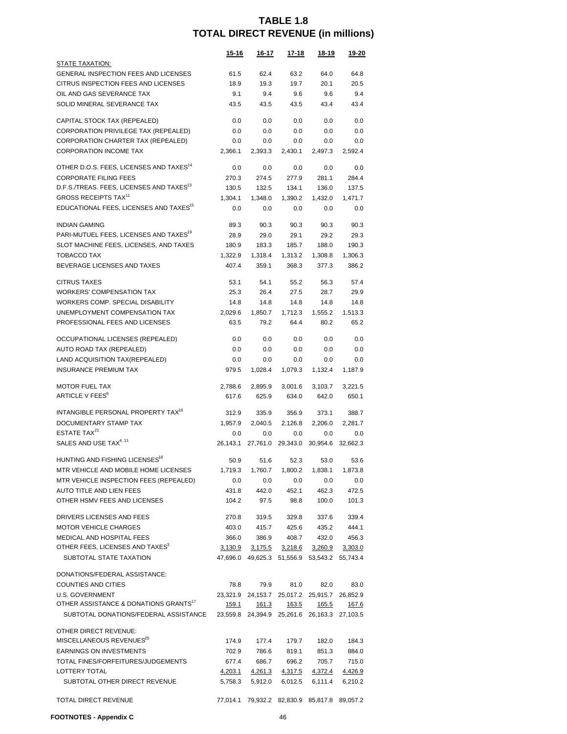# TABLE 1.8
# TOTAL DIRECT REVENUE (in millions)

| | 15-16 | 16-17 | 17-18 | 18-19 | 19-20 |
|---|---|---|---|---|---|
| STATE TAXATION: | | | | | |
| GENERAL INSPECTION FEES AND LICENSES | 61.5 | 62.4 | 63.2 | 64.0 | 64.8 |
| CITRUS INSPECTION FEES AND LICENSES | 18.9 | 19.3 | 19.7 | 20.1 | 20.5 |
| OIL AND GAS SEVERANCE TAX | 9.1 | 9.4 | 9.6 | 9.6 | 9.4 |
| SOLID MINERAL SEVERANCE TAX | 43.5 | 43.5 | 43.5 | 43.4 | 43.4 |
| CAPITAL STOCK TAX (REPEALED) | 0.0 | 0.0 | 0.0 | 0.0 | 0.0 |
| CORPORATION PRIVILEGE TAX (REPEALED) | 0.0 | 0.0 | 0.0 | 0.0 | 0.0 |
| CORPORATION CHARTER TAX (REPEALED) | 0.0 | 0.0 | 0.0 | 0.0 | 0.0 |
| CORPORATION INCOME TAX | 2,366.1 | 2,393.3 | 2,430.1 | 2,497.3 | 2,592.4 |
| OTHER D.O.S. FEES, LICENSES AND TAXES[14] | 0.0 | 0.0 | 0.0 | 0.0 | 0.0 |
| CORPORATE FILING FEES | 270.3 | 274.5 | 277.9 | 281.1 | 284.4 |
| D.F.S./TREAS. FEES, LICENSES AND TAXES[13] | 130.5 | 132.5 | 134.1 | 136.0 | 137.5 |
| GROSS RECEIPTS TAX[11] | 1,304.1 | 1,348.0 | 1,390.2 | 1,432.0 | 1,471.7 |
| EDUCATIONAL FEES, LICENSES AND TAXES[15] | 0.0 | 0.0 | 0.0 | 0.0 | 0.0 |
| INDIAN GAMING | 89.3 | 90.3 | 90.3 | 90.3 | 90.3 |
| PARI-MUTUEL FEES, LICENSES AND TAXES[19] | 28.9 | 29.0 | 29.1 | 29.2 | 29.3 |
| SLOT MACHINE FEES, LICENSES, AND TAXES | 180.9 | 183.3 | 185.7 | 188.0 | 190.3 |
| TOBACCO TAX | 1,322.9 | 1,318.4 | 1,313.2 | 1,308.8 | 1,306.3 |
| BEVERAGE LICENSES AND TAXES | 407.4 | 359.1 | 368.3 | 377.3 | 386.2 |
| CITRUS TAXES | 53.1 | 54.1 | 55.2 | 56.3 | 57.4 |
| WORKERS' COMPENSATION TAX | 25.3 | 26.4 | 27.5 | 28.7 | 29.9 |
| WORKERS COMP. SPECIAL DISABILITY | 14.8 | 14.8 | 14.8 | 14.8 | 14.8 |
| UNEMPLOYMENT COMPENSATION TAX | 2,029.6 | 1,850.7 | 1,712.3 | 1,555.2 | 1,513.3 |
| PROFESSIONAL FEES AND LICENSES | 63.5 | 79.2 | 64.4 | 80.2 | 65.2 |
| OCCUPATIONAL LICENSES (REPEALED) | 0.0 | 0.0 | 0.0 | 0.0 | 0.0 |
| AUTO ROAD TAX (REPEALED) | 0.0 | 0.0 | 0.0 | 0.0 | 0.0 |
| LAND ACQUISITION TAX(REPEALED) | 0.0 | 0.0 | 0.0 | 0.0 | 0.0 |
| INSURANCE PREMIUM TAX | 979.5 | 1,028.4 | 1,079.3 | 1,132.4 | 1,187.9 |
| MOTOR FUEL TAX | 2,788.6 | 2,895.9 | 3,001.6 | 3,103.7 | 3,221.5 |
| ARTICLE V FEES[6] | 617.6 | 625.9 | 634.0 | 642.0 | 650.1 |
| INTANGIBLE PERSONAL PROPERTY TAX[16] | 312.9 | 335.9 | 356.9 | 373.1 | 388.7 |
| DOCUMENTARY STAMP TAX | 1,957.9 | 2,040.5 | 2,126.8 | 2,206.0 | 2,281.7 |
| ESTATE TAX[21] | 0.0 | 0.0 | 0.0 | 0.0 | 0.0 |
| SALES AND USE TAX[4, 11] | 26,143.1 | 27,761.0 | 29,343.0 | 30,954.6 | 32,662.3 |
| HUNTING AND FISHING LICENSES[18] | 50.9 | 51.6 | 52.3 | 53.0 | 53.6 |
| MTR VEHICLE AND MOBILE HOME LICENSES | 1,719.3 | 1,760.7 | 1,800.2 | 1,838.1 | 1,873.8 |
| MTR VEHICLE INSPECTION FEES (REPEALED) | 0.0 | 0.0 | 0.0 | 0.0 | 0.0 |
| AUTO TITLE AND LIEN FEES | 431.8 | 442.0 | 452.1 | 462.3 | 472.5 |
| OTHER HSMV FEES AND LICENSES | 104.2 | 97.5 | 98.8 | 100.0 | 101.3 |
| DRIVERS LICENSES AND FEES | 270.8 | 319.5 | 329.8 | 337.6 | 339.4 |
| MOTOR VEHICLE CHARGES | 403.0 | 415.7 | 425.6 | 435.2 | 444.1 |
| MEDICAL AND HOSPITAL FEES | 366.0 | 386.9 | 408.7 | 432.0 | 456.3 |
| OTHER FEES, LICENSES AND TAXES[3] | 3,130.9 | 3,175.5 | 3,218.6 | 3,260.9 | 3,303.0 |
| SUBTOTAL STATE TAXATION | 47,696.0 | 49,625.3 | 51,556.9 | 53,543.2 | 55,743.4 |
| DONATIONS/FEDERAL ASSISTANCE: | | | | | |
| COUNTIES AND CITIES | 78.8 | 79.9 | 81.0 | 82.0 | 83.0 |
| U.S. GOVERNMENT | 23,321.9 | 24,153.7 | 25,017.2 | 25,915.7 | 26,852.9 |
| OTHER ASSISTANCE & DONATIONS GRANTS[17] | 159.1 | 161.3 | 163.5 | 165.5 | 167.6 |
| SUBTOTAL DONATIONS/FEDERAL ASSISTANCE | 23,559.8 | 24,394.9 | 25,261.6 | 26,163.3 | 27,103.5 |
| OTHER DIRECT REVENUE: | | | | | |
| MISCELLANEOUS REVENUES[20] | 174.9 | 177.4 | 179.7 | 182.0 | 184.3 |
| EARNINGS ON INVESTMENTS | 702.9 | 786.6 | 819.1 | 851.3 | 884.0 |
| TOTAL FINES/FORFEITURES/JUDGEMENTS | 677.4 | 686.7 | 696.2 | 705.7 | 715.0 |
| LOTTERY TOTAL | 4,203.1 | 4,261.3 | 4,317.5 | 4,372.4 | 4,426.9 |
| SUBTOTAL OTHER DIRECT REVENUE | 5,758.3 | 5,912.0 | 6,012.5 | 6,111.4 | 6,210.2 |
| TOTAL DIRECT REVENUE | 77,014.1 | 79,932.2 | 82,830.9 | 85,817.8 | 89,057.2 |

**FOOTNOTES - Appendix C**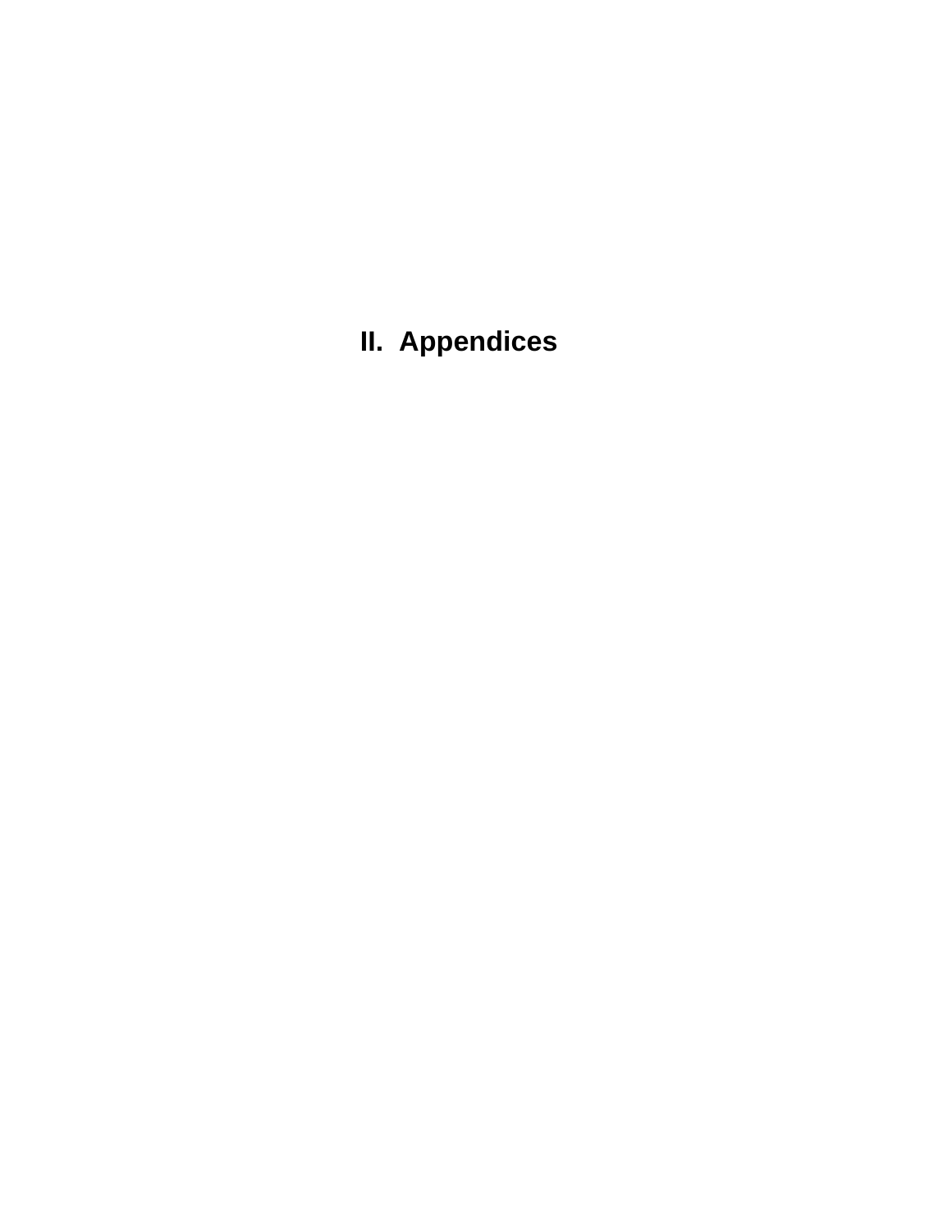# II. Appendices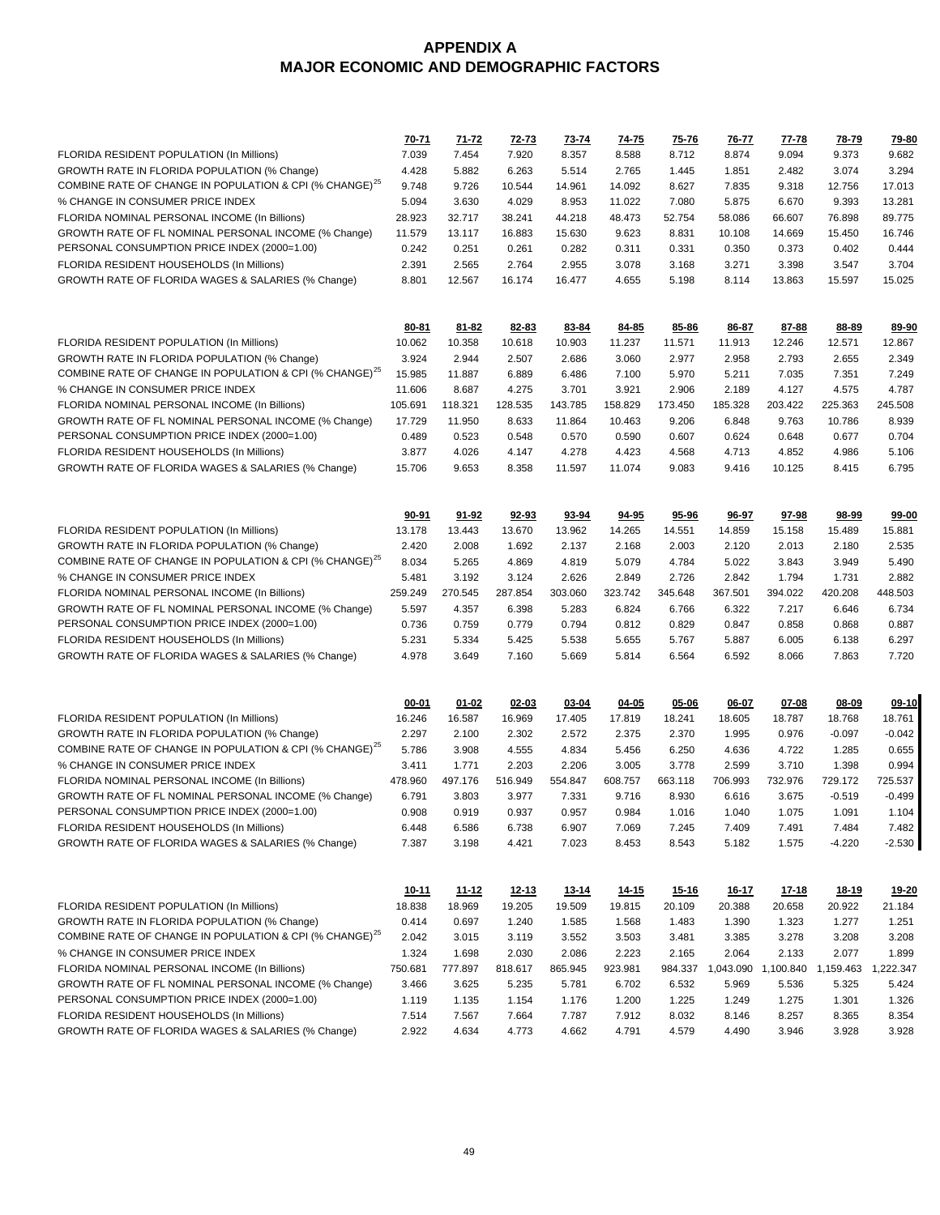# APPENDIX A
# MAJOR ECONOMIC AND DEMOGRAPHIC FACTORS

| | 70-71 | 71-72 | 72-73 | 73-74 | 74-75 | 75-76 | 76-77 | 77-78 | 78-79 | 79-80 |
|---|---|---|---|---|---|---|---|---|---|---|
| FLORIDA RESIDENT POPULATION (In Millions) | 7.039 | 7.454 | 7.920 | 8.357 | 8.588 | 8.712 | 8.874 | 9.094 | 9.373 | 9.682 |
| GROWTH RATE IN FLORIDA POPULATION (% Change) | 4.428 | 5.882 | 6.263 | 5.514 | 2.765 | 1.445 | 1.851 | 2.482 | 3.074 | 3.294 |
| COMBINE RATE OF CHANGE IN POPULATION & CPI (% CHANGE)[25] | 9.748 | 9.726 | 10.544 | 14.961 | 14.092 | 8.627 | 7.835 | 9.318 | 12.756 | 17.013 |
| % CHANGE IN CONSUMER PRICE INDEX | 5.094 | 3.630 | 4.029 | 8.953 | 11.022 | 7.080 | 5.875 | 6.670 | 9.393 | 13.281 |
| FLORIDA NOMINAL PERSONAL INCOME (In Billions) | 28.923 | 32.717 | 38.241 | 44.218 | 48.473 | 52.754 | 58.086 | 66.607 | 76.898 | 89.775 |
| GROWTH RATE OF FL NOMINAL PERSONAL INCOME (% Change) | 11.579 | 13.117 | 16.883 | 15.630 | 9.623 | 8.831 | 10.108 | 14.669 | 15.450 | 16.746 |
| PERSONAL CONSUMPTION PRICE INDEX (2000=1.00) | 0.242 | 0.251 | 0.261 | 0.282 | 0.311 | 0.331 | 0.350 | 0.373 | 0.402 | 0.444 |
| FLORIDA RESIDENT HOUSEHOLDS (In Millions) | 2.391 | 2.565 | 2.764 | 2.955 | 3.078 | 3.168 | 3.271 | 3.398 | 3.547 | 3.704 |
| GROWTH RATE OF FLORIDA WAGES & SALARIES (% Change) | 8.801 | 12.567 | 16.174 | 16.477 | 4.655 | 5.198 | 8.114 | 13.863 | 15.597 | 15.025 |

| | 80-81 | 81-82 | 82-83 | 83-84 | 84-85 | 85-86 | 86-87 | 87-88 | 88-89 | 89-90 |
|---|---|---|---|---|---|---|---|---|---|---|
| FLORIDA RESIDENT POPULATION (In Millions) | 10.062 | 10.358 | 10.618 | 10.903 | 11.237 | 11.571 | 11.913 | 12.246 | 12.571 | 12.867 |
| GROWTH RATE IN FLORIDA POPULATION (% Change) | 3.924 | 2.944 | 2.507 | 2.686 | 3.060 | 2.977 | 2.958 | 2.793 | 2.655 | 2.349 |
| COMBINE RATE OF CHANGE IN POPULATION & CPI (% CHANGE)[25] | 15.985 | 11.887 | 6.889 | 6.486 | 7.100 | 5.970 | 5.211 | 7.035 | 7.351 | 7.249 |
| % CHANGE IN CONSUMER PRICE INDEX | 11.606 | 8.687 | 4.275 | 3.701 | 3.921 | 2.906 | 2.189 | 4.127 | 4.575 | 4.787 |
| FLORIDA NOMINAL PERSONAL INCOME (In Billions) | 105.691 | 118.321 | 128.535 | 143.785 | 158.829 | 173.450 | 185.328 | 203.422 | 225.363 | 245.508 |
| GROWTH RATE OF FL NOMINAL PERSONAL INCOME (% Change) | 17.729 | 11.950 | 8.633 | 11.864 | 10.463 | 9.206 | 6.848 | 9.763 | 10.786 | 8.939 |
| PERSONAL CONSUMPTION PRICE INDEX (2000=1.00) | 0.489 | 0.523 | 0.548 | 0.570 | 0.590 | 0.607 | 0.624 | 0.648 | 0.677 | 0.704 |
| FLORIDA RESIDENT HOUSEHOLDS (In Millions) | 3.877 | 4.026 | 4.147 | 4.278 | 4.423 | 4.568 | 4.713 | 4.852 | 4.986 | 5.106 |
| GROWTH RATE OF FLORIDA WAGES & SALARIES (% Change) | 15.706 | 9.653 | 8.358 | 11.597 | 11.074 | 9.083 | 9.416 | 10.125 | 8.415 | 6.795 |

| | 90-91 | 91-92 | 92-93 | 93-94 | 94-95 | 95-96 | 96-97 | 97-98 | 98-99 | 99-00 |
|---|---|---|---|---|---|---|---|---|---|---|
| FLORIDA RESIDENT POPULATION (In Millions) | 13.178 | 13.443 | 13.670 | 13.962 | 14.265 | 14.551 | 14.859 | 15.158 | 15.489 | 15.881 |
| GROWTH RATE IN FLORIDA POPULATION (% Change) | 2.420 | 2.008 | 1.692 | 2.137 | 2.168 | 2.003 | 2.120 | 2.013 | 2.180 | 2.535 |
| COMBINE RATE OF CHANGE IN POPULATION & CPI (% CHANGE)[25] | 8.034 | 5.265 | 4.869 | 4.819 | 5.079 | 4.784 | 5.022 | 3.843 | 3.949 | 5.490 |
| % CHANGE IN CONSUMER PRICE INDEX | 5.481 | 3.192 | 3.124 | 2.626 | 2.849 | 2.726 | 2.842 | 1.794 | 1.731 | 2.882 |
| FLORIDA NOMINAL PERSONAL INCOME (In Billions) | 259.249 | 270.545 | 287.854 | 303.060 | 323.742 | 345.648 | 367.501 | 394.022 | 420.208 | 448.503 |
| GROWTH RATE OF FL NOMINAL PERSONAL INCOME (% Change) | 5.597 | 4.357 | 6.398 | 5.283 | 6.824 | 6.766 | 6.322 | 7.217 | 6.646 | 6.734 |
| PERSONAL CONSUMPTION PRICE INDEX (2000=1.00) | 0.736 | 0.759 | 0.779 | 0.794 | 0.812 | 0.829 | 0.847 | 0.858 | 0.868 | 0.887 |
| FLORIDA RESIDENT HOUSEHOLDS (In Millions) | 5.231 | 5.334 | 5.425 | 5.538 | 5.655 | 5.767 | 5.887 | 6.005 | 6.138 | 6.297 |
| GROWTH RATE OF FLORIDA WAGES & SALARIES (% Change) | 4.978 | 3.649 | 7.160 | 5.669 | 5.814 | 6.564 | 6.592 | 8.066 | 7.863 | 7.720 |

| | 00-01 | 01-02 | 02-03 | 03-04 | 04-05 | 05-06 | 06-07 | 07-08 | 08-09 | 09-10 |
|---|---|---|---|---|---|---|---|---|---|---|
| FLORIDA RESIDENT POPULATION (In Millions) | 16.246 | 16.587 | 16.969 | 17.405 | 17.819 | 18.241 | 18.605 | 18.787 | 18.768 | 18.761 |
| GROWTH RATE IN FLORIDA POPULATION (% Change) | 2.297 | 2.100 | 2.302 | 2.572 | 2.375 | 2.370 | 1.995 | 0.976 | -0.097 | -0.042 |
| COMBINE RATE OF CHANGE IN POPULATION & CPI (% CHANGE)[25] | 5.786 | 3.908 | 4.555 | 4.834 | 5.456 | 6.250 | 4.636 | 4.722 | 1.285 | 0.655 |
| % CHANGE IN CONSUMER PRICE INDEX | 3.411 | 1.771 | 2.203 | 2.206 | 3.005 | 3.778 | 2.599 | 3.710 | 1.398 | 0.994 |
| FLORIDA NOMINAL PERSONAL INCOME (In Billions) | 478.960 | 497.176 | 516.949 | 554.847 | 608.757 | 663.118 | 706.993 | 732.976 | 729.172 | 725.537 |
| GROWTH RATE OF FL NOMINAL PERSONAL INCOME (% Change) | 6.791 | 3.803 | 3.977 | 7.331 | 9.716 | 8.930 | 6.616 | 3.675 | -0.519 | -0.499 |
| PERSONAL CONSUMPTION PRICE INDEX (2000=1.00) | 0.908 | 0.919 | 0.937 | 0.957 | 0.984 | 1.016 | 1.040 | 1.075 | 1.091 | 1.104 |
| FLORIDA RESIDENT HOUSEHOLDS (In Millions) | 6.448 | 6.586 | 6.738 | 6.907 | 7.069 | 7.245 | 7.409 | 7.491 | 7.484 | 7.482 |
| GROWTH RATE OF FLORIDA WAGES & SALARIES (% Change) | 7.387 | 3.198 | 4.421 | 7.023 | 8.453 | 8.543 | 5.182 | 1.575 | -4.220 | -2.530 |

| | 10-11 | 11-12 | 12-13 | 13-14 | 14-15 | 15-16 | 16-17 | 17-18 | 18-19 | 19-20 |
|---|---|---|---|---|---|---|---|---|---|---|
| FLORIDA RESIDENT POPULATION (In Millions) | 18.838 | 18.969 | 19.205 | 19.509 | 19.815 | 20.109 | 20.388 | 20.658 | 20.922 | 21.184 |
| GROWTH RATE IN FLORIDA POPULATION (% Change) | 0.414 | 0.697 | 1.240 | 1.585 | 1.568 | 1.483 | 1.390 | 1.323 | 1.277 | 1.251 |
| COMBINE RATE OF CHANGE IN POPULATION & CPI (% CHANGE)[25] | 2.042 | 3.015 | 3.119 | 3.552 | 3.503 | 3.481 | 3.385 | 3.278 | 3.208 | 3.208 |
| % CHANGE IN CONSUMER PRICE INDEX | 1.324 | 1.698 | 2.030 | 2.086 | 2.223 | 2.165 | 2.064 | 2.133 | 2.077 | 1.899 |
| FLORIDA NOMINAL PERSONAL INCOME (In Billions) | 750.681 | 777.897 | 818.617 | 865.945 | 923.981 | 984.337 | 1,043.090 | 1,100.840 | 1,159.463 | 1,222.347 |
| GROWTH RATE OF FL NOMINAL PERSONAL INCOME (% Change) | 3.466 | 3.625 | 5.235 | 5.781 | 6.702 | 6.532 | 5.969 | 5.536 | 5.325 | 5.424 |
| PERSONAL CONSUMPTION PRICE INDEX (2000=1.00) | 1.119 | 1.135 | 1.154 | 1.176 | 1.200 | 1.225 | 1.249 | 1.275 | 1.301 | 1.326 |
| FLORIDA RESIDENT HOUSEHOLDS (In Millions) | 7.514 | 7.567 | 7.664 | 7.787 | 7.912 | 8.032 | 8.146 | 8.257 | 8.365 | 8.354 |
| GROWTH RATE OF FLORIDA WAGES & SALARIES (% Change) | 2.922 | 4.634 | 4.773 | 4.662 | 4.791 | 4.579 | 4.490 | 3.946 | 3.928 | 3.928 |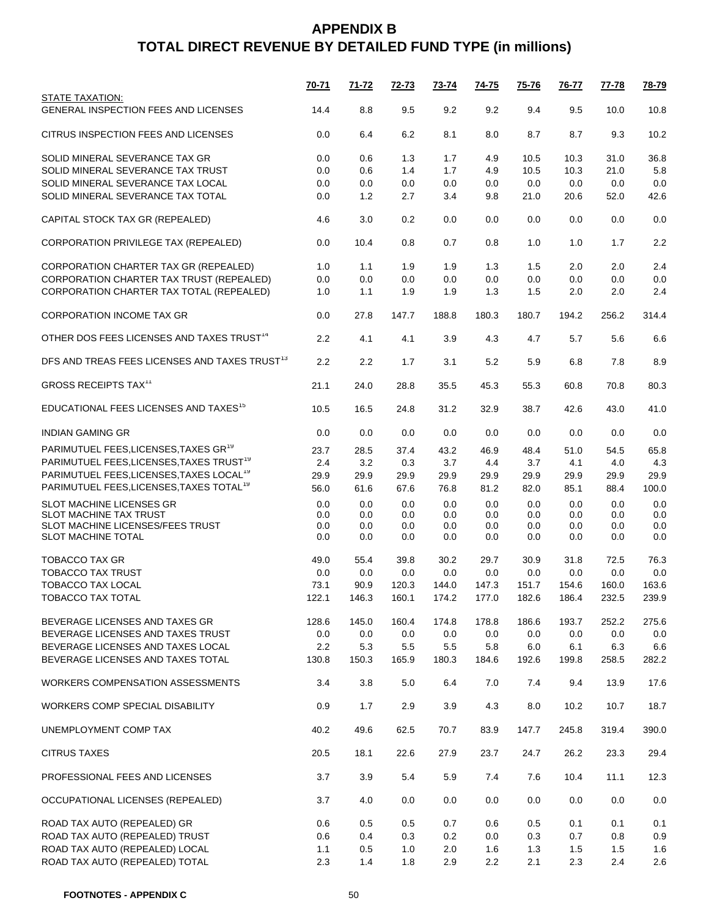# APPENDIX B
## TOTAL DIRECT REVENUE BY DETAILED FUND TYPE (in millions)

| | 70-71 | 71-72 | 72-73 | 73-74 | 74-75 | 75-76 | 76-77 | 77-78 | 78-79 |
|---|---|---|---|---|---|---|---|---|---|
| STATE TAXATION: | | | | | | | | | |
| GENERAL INSPECTION FEES AND LICENSES | 14.4 | 8.8 | 9.5 | 9.2 | 9.2 | 9.4 | 9.5 | 10.0 | 10.8 |
| CITRUS INSPECTION FEES AND LICENSES | 0.0 | 6.4 | 6.2 | 8.1 | 8.0 | 8.7 | 8.7 | 9.3 | 10.2 |
| SOLID MINERAL SEVERANCE TAX GR | 0.0 | 0.6 | 1.3 | 1.7 | 4.9 | 10.5 | 10.3 | 31.0 | 36.8 |
| SOLID MINERAL SEVERANCE TAX TRUST | 0.0 | 0.6 | 1.4 | 1.7 | 4.9 | 10.5 | 10.3 | 21.0 | 5.8 |
| SOLID MINERAL SEVERANCE TAX LOCAL | 0.0 | 0.0 | 0.0 | 0.0 | 0.0 | 0.0 | 0.0 | 0.0 | 0.0 |
| SOLID MINERAL SEVERANCE TAX TOTAL | 0.0 | 1.2 | 2.7 | 3.4 | 9.8 | 21.0 | 20.6 | 52.0 | 42.6 |
| CAPITAL STOCK TAX GR (REPEALED) | 4.6 | 3.0 | 0.2 | 0.0 | 0.0 | 0.0 | 0.0 | 0.0 | 0.0 |
| CORPORATION PRIVILEGE TAX (REPEALED) | 0.0 | 10.4 | 0.8 | 0.7 | 0.8 | 1.0 | 1.0 | 1.7 | 2.2 |
| CORPORATION CHARTER TAX GR (REPEALED) | 1.0 | 1.1 | 1.9 | 1.9 | 1.3 | 1.5 | 2.0 | 2.0 | 2.4 |
| CORPORATION CHARTER TAX TRUST (REPEALED) | 0.0 | 0.0 | 0.0 | 0.0 | 0.0 | 0.0 | 0.0 | 0.0 | 0.0 |
| CORPORATION CHARTER TAX TOTAL (REPEALED) | 1.0 | 1.1 | 1.9 | 1.9 | 1.3 | 1.5 | 2.0 | 2.0 | 2.4 |
| CORPORATION INCOME TAX GR | 0.0 | 27.8 | 147.7 | 188.8 | 180.3 | 180.7 | 194.2 | 256.2 | 314.4 |
| OTHER DOS FEES LICENSES AND TAXES TRUST[14] | 2.2 | 4.1 | 4.1 | 3.9 | 4.3 | 4.7 | 5.7 | 5.6 | 6.6 |
| DFS AND TREAS FEES LICENSES AND TAXES TRUST[13] | 2.2 | 2.2 | 1.7 | 3.1 | 5.2 | 5.9 | 6.8 | 7.8 | 8.9 |
| GROSS RECEIPTS TAX[11] | 21.1 | 24.0 | 28.8 | 35.5 | 45.3 | 55.3 | 60.8 | 70.8 | 80.3 |
| EDUCATIONAL FEES LICENSES AND TAXES[15] | 10.5 | 16.5 | 24.8 | 31.2 | 32.9 | 38.7 | 42.6 | 43.0 | 41.0 |
| INDIAN GAMING GR | 0.0 | 0.0 | 0.0 | 0.0 | 0.0 | 0.0 | 0.0 | 0.0 | 0.0 |
| PARIMUTUEL FEES,LICENSES,TAXES GR[19] | 23.7 | 28.5 | 37.4 | 43.2 | 46.9 | 48.4 | 51.0 | 54.5 | 65.8 |
| PARIMUTUEL FEES,LICENSES,TAXES TRUST[19] | 2.4 | 3.2 | 0.3 | 3.7 | 4.4 | 3.7 | 4.1 | 4.0 | 4.3 |
| PARIMUTUEL FEES,LICENSES,TAXES LOCAL[19] | 29.9 | 29.9 | 29.9 | 29.9 | 29.9 | 29.9 | 29.9 | 29.9 | 29.9 |
| PARIMUTUEL FEES,LICENSES,TAXES TOTAL[19] | 56.0 | 61.6 | 67.6 | 76.8 | 81.2 | 82.0 | 85.1 | 88.4 | 100.0 |
| SLOT MACHINE LICENSES GR | 0.0 | 0.0 | 0.0 | 0.0 | 0.0 | 0.0 | 0.0 | 0.0 | 0.0 |
| SLOT MACHINE TAX TRUST | 0.0 | 0.0 | 0.0 | 0.0 | 0.0 | 0.0 | 0.0 | 0.0 | 0.0 |
| SLOT MACHINE LICENSES/FEES TRUST | 0.0 | 0.0 | 0.0 | 0.0 | 0.0 | 0.0 | 0.0 | 0.0 | 0.0 |
| SLOT MACHINE TOTAL | 0.0 | 0.0 | 0.0 | 0.0 | 0.0 | 0.0 | 0.0 | 0.0 | 0.0 |
| TOBACCO TAX GR | 49.0 | 55.4 | 39.8 | 30.2 | 29.7 | 30.9 | 31.8 | 72.5 | 76.3 |
| TOBACCO TAX TRUST | 0.0 | 0.0 | 0.0 | 0.0 | 0.0 | 0.0 | 0.0 | 0.0 | 0.0 |
| TOBACCO TAX LOCAL | 73.1 | 90.9 | 120.3 | 144.0 | 147.3 | 151.7 | 154.6 | 160.0 | 163.6 |
| TOBACCO TAX TOTAL | 122.1 | 146.3 | 160.1 | 174.2 | 177.0 | 182.6 | 186.4 | 232.5 | 239.9 |
| BEVERAGE LICENSES AND TAXES GR | 128.6 | 145.0 | 160.4 | 174.8 | 178.8 | 186.6 | 193.7 | 252.2 | 275.6 |
| BEVERAGE LICENSES AND TAXES TRUST | 0.0 | 0.0 | 0.0 | 0.0 | 0.0 | 0.0 | 0.0 | 0.0 | 0.0 |
| BEVERAGE LICENSES AND TAXES LOCAL | 2.2 | 5.3 | 5.5 | 5.5 | 5.8 | 6.0 | 6.1 | 6.3 | 6.6 |
| BEVERAGE LICENSES AND TAXES TOTAL | 130.8 | 150.3 | 165.9 | 180.3 | 184.6 | 192.6 | 199.8 | 258.5 | 282.2 |
| WORKERS COMPENSATION ASSESSMENTS | 3.4 | 3.8 | 5.0 | 6.4 | 7.0 | 7.4 | 9.4 | 13.9 | 17.6 |
| WORKERS COMP SPECIAL DISABILITY | 0.9 | 1.7 | 2.9 | 3.9 | 4.3 | 8.0 | 10.2 | 10.7 | 18.7 |
| UNEMPLOYMENT COMP TAX | 40.2 | 49.6 | 62.5 | 70.7 | 83.9 | 147.7 | 245.8 | 319.4 | 390.0 |
| CITRUS TAXES | 20.5 | 18.1 | 22.6 | 27.9 | 23.7 | 24.7 | 26.2 | 23.3 | 29.4 |
| PROFESSIONAL FEES AND LICENSES | 3.7 | 3.9 | 5.4 | 5.9 | 7.4 | 7.6 | 10.4 | 11.1 | 12.3 |
| OCCUPATIONAL LICENSES (REPEALED) | 3.7 | 4.0 | 0.0 | 0.0 | 0.0 | 0.0 | 0.0 | 0.0 | 0.0 |
| ROAD TAX AUTO (REPEALED) GR | 0.6 | 0.5 | 0.5 | 0.7 | 0.6 | 0.5 | 0.1 | 0.1 | 0.1 |
| ROAD TAX AUTO (REPEALED) TRUST | 0.6 | 0.4 | 0.3 | 0.2 | 0.0 | 0.3 | 0.7 | 0.8 | 0.9 |
| ROAD TAX AUTO (REPEALED) LOCAL | 1.1 | 0.5 | 1.0 | 2.0 | 1.6 | 1.3 | 1.5 | 1.5 | 1.6 |
| ROAD TAX AUTO (REPEALED) TOTAL | 2.3 | 1.4 | 1.8 | 2.9 | 2.2 | 2.1 | 2.3 | 2.4 | 2.6 |

**FOOTNOTES - APPENDIX C**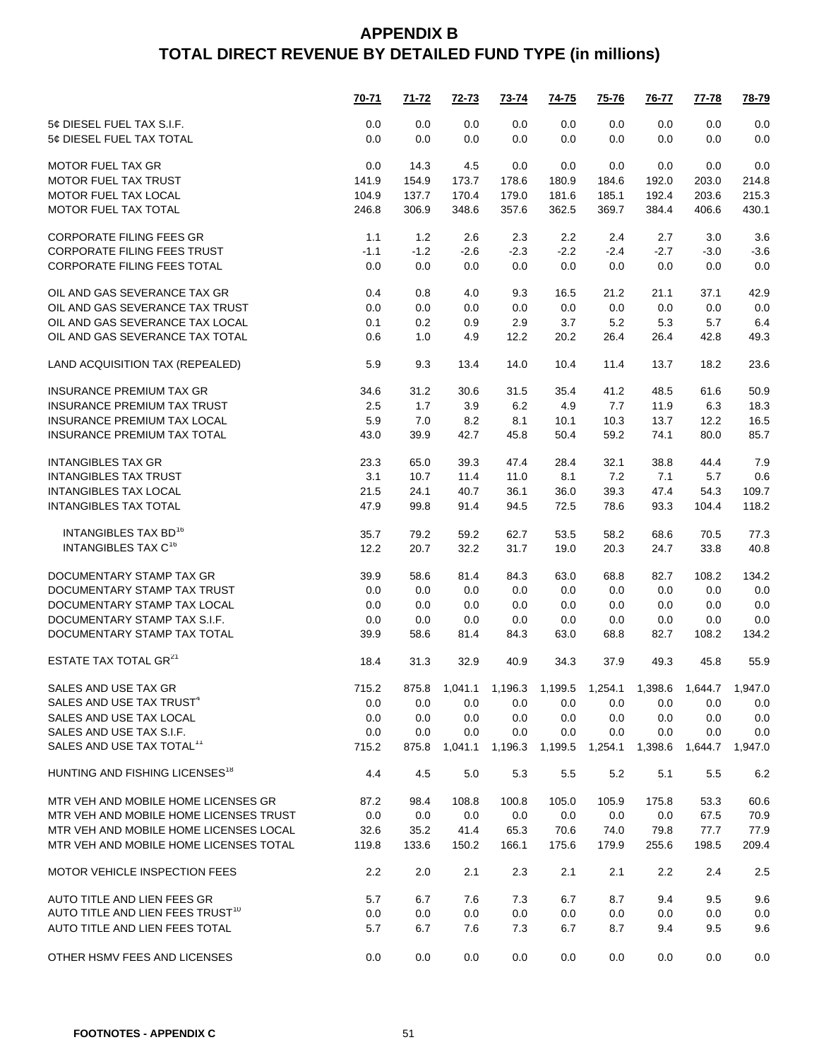# APPENDIX B
# TOTAL DIRECT REVENUE BY DETAILED FUND TYPE (in millions)

| | 70-71 | 71-72 | 72-73 | 73-74 | 74-75 | 75-76 | 76-77 | 77-78 | 78-79 |
|---|---|---|---|---|---|---|---|---|---|
| 5¢ DIESEL FUEL TAX S.I.F. | 0.0 | 0.0 | 0.0 | 0.0 | 0.0 | 0.0 | 0.0 | 0.0 | 0.0 |
| 5¢ DIESEL FUEL TAX TOTAL | 0.0 | 0.0 | 0.0 | 0.0 | 0.0 | 0.0 | 0.0 | 0.0 | 0.0 |
| | | | | | | | | | |
| MOTOR FUEL TAX GR | 0.0 | 14.3 | 4.5 | 0.0 | 0.0 | 0.0 | 0.0 | 0.0 | 0.0 |
| MOTOR FUEL TAX TRUST | 141.9 | 154.9 | 173.7 | 178.6 | 180.9 | 184.6 | 192.0 | 203.0 | 214.8 |
| MOTOR FUEL TAX LOCAL | 104.9 | 137.7 | 170.4 | 179.0 | 181.6 | 185.1 | 192.4 | 203.6 | 215.3 |
| MOTOR FUEL TAX TOTAL | 246.8 | 306.9 | 348.6 | 357.6 | 362.5 | 369.7 | 384.4 | 406.6 | 430.1 |
| | | | | | | | | | |
| CORPORATE FILING FEES GR | 1.1 | 1.2 | 2.6 | 2.3 | 2.2 | 2.4 | 2.7 | 3.0 | 3.6 |
| CORPORATE FILING FEES TRUST | -1.1 | -1.2 | -2.6 | -2.3 | -2.2 | -2.4 | -2.7 | -3.0 | -3.6 |
| CORPORATE FILING FEES TOTAL | 0.0 | 0.0 | 0.0 | 0.0 | 0.0 | 0.0 | 0.0 | 0.0 | 0.0 |
| | | | | | | | | | |
| OIL AND GAS SEVERANCE TAX GR | 0.4 | 0.8 | 4.0 | 9.3 | 16.5 | 21.2 | 21.1 | 37.1 | 42.9 |
| OIL AND GAS SEVERANCE TAX TRUST | 0.0 | 0.0 | 0.0 | 0.0 | 0.0 | 0.0 | 0.0 | 0.0 | 0.0 |
| OIL AND GAS SEVERANCE TAX LOCAL | 0.1 | 0.2 | 0.9 | 2.9 | 3.7 | 5.2 | 5.3 | 5.7 | 6.4 |
| OIL AND GAS SEVERANCE TAX TOTAL | 0.6 | 1.0 | 4.9 | 12.2 | 20.2 | 26.4 | 26.4 | 42.8 | 49.3 |
| | | | | | | | | | |
| LAND ACQUISITION TAX (REPEALED) | 5.9 | 9.3 | 13.4 | 14.0 | 10.4 | 11.4 | 13.7 | 18.2 | 23.6 |
| | | | | | | | | | |
| INSURANCE PREMIUM TAX GR | 34.6 | 31.2 | 30.6 | 31.5 | 35.4 | 41.2 | 48.5 | 61.6 | 50.9 |
| INSURANCE PREMIUM TAX TRUST | 2.5 | 1.7 | 3.9 | 6.2 | 4.9 | 7.7 | 11.9 | 6.3 | 18.3 |
| INSURANCE PREMIUM TAX LOCAL | 5.9 | 7.0 | 8.2 | 8.1 | 10.1 | 10.3 | 13.7 | 12.2 | 16.5 |
| INSURANCE PREMIUM TAX TOTAL | 43.0 | 39.9 | 42.7 | 45.8 | 50.4 | 59.2 | 74.1 | 80.0 | 85.7 |
| | | | | | | | | | |
| INTANGIBLES TAX GR | 23.3 | 65.0 | 39.3 | 47.4 | 28.4 | 32.1 | 38.8 | 44.4 | 7.9 |
| INTANGIBLES TAX TRUST | 3.1 | 10.7 | 11.4 | 11.0 | 8.1 | 7.2 | 7.1 | 5.7 | 0.6 |
| INTANGIBLES TAX LOCAL | 21.5 | 24.1 | 40.7 | 36.1 | 36.0 | 39.3 | 47.4 | 54.3 | 109.7 |
| INTANGIBLES TAX TOTAL | 47.9 | 99.8 | 91.4 | 94.5 | 72.5 | 78.6 | 93.3 | 104.4 | 118.2 |
| | | | | | | | | | |
| INTANGIBLES TAX BD[16] | 35.7 | 79.2 | 59.2 | 62.7 | 53.5 | 58.2 | 68.6 | 70.5 | 77.3 |
| INTANGIBLES TAX C[16] | 12.2 | 20.7 | 32.2 | 31.7 | 19.0 | 20.3 | 24.7 | 33.8 | 40.8 |
| | | | | | | | | | |
| DOCUMENTARY STAMP TAX GR | 39.9 | 58.6 | 81.4 | 84.3 | 63.0 | 68.8 | 82.7 | 108.2 | 134.2 |
| DOCUMENTARY STAMP TAX TRUST | 0.0 | 0.0 | 0.0 | 0.0 | 0.0 | 0.0 | 0.0 | 0.0 | 0.0 |
| DOCUMENTARY STAMP TAX LOCAL | 0.0 | 0.0 | 0.0 | 0.0 | 0.0 | 0.0 | 0.0 | 0.0 | 0.0 |
| DOCUMENTARY STAMP TAX S.I.F. | 0.0 | 0.0 | 0.0 | 0.0 | 0.0 | 0.0 | 0.0 | 0.0 | 0.0 |
| DOCUMENTARY STAMP TAX TOTAL | 39.9 | 58.6 | 81.4 | 84.3 | 63.0 | 68.8 | 82.7 | 108.2 | 134.2 |
| | | | | | | | | | |
| ESTATE TAX TOTAL GR[21] | 18.4 | 31.3 | 32.9 | 40.9 | 34.3 | 37.9 | 49.3 | 45.8 | 55.9 |
| | | | | | | | | | |
| SALES AND USE TAX GR | 715.2 | 875.8 | 1,041.1 | 1,196.3 | 1,199.5 | 1,254.1 | 1,398.6 | 1,644.7 | 1,947.0 |
| SALES AND USE TAX TRUST[4] | 0.0 | 0.0 | 0.0 | 0.0 | 0.0 | 0.0 | 0.0 | 0.0 | 0.0 |
| SALES AND USE TAX LOCAL | 0.0 | 0.0 | 0.0 | 0.0 | 0.0 | 0.0 | 0.0 | 0.0 | 0.0 |
| SALES AND USE TAX S.I.F. | 0.0 | 0.0 | 0.0 | 0.0 | 0.0 | 0.0 | 0.0 | 0.0 | 0.0 |
| SALES AND USE TAX TOTAL[11] | 715.2 | 875.8 | 1,041.1 | 1,196.3 | 1,199.5 | 1,254.1 | 1,398.6 | 1,644.7 | 1,947.0 |
| | | | | | | | | | |
| HUNTING AND FISHING LICENSES[18] | 4.4 | 4.5 | 5.0 | 5.3 | 5.5 | 5.2 | 5.1 | 5.5 | 6.2 |
| | | | | | | | | | |
| MTR VEH AND MOBILE HOME LICENSES GR | 87.2 | 98.4 | 108.8 | 100.8 | 105.0 | 105.9 | 175.8 | 53.3 | 60.6 |
| MTR VEH AND MOBILE HOME LICENSES TRUST | 0.0 | 0.0 | 0.0 | 0.0 | 0.0 | 0.0 | 0.0 | 67.5 | 70.9 |
| MTR VEH AND MOBILE HOME LICENSES LOCAL | 32.6 | 35.2 | 41.4 | 65.3 | 70.6 | 74.0 | 79.8 | 77.7 | 77.9 |
| MTR VEH AND MOBILE HOME LICENSES TOTAL | 119.8 | 133.6 | 150.2 | 166.1 | 175.6 | 179.9 | 255.6 | 198.5 | 209.4 |
| | | | | | | | | | |
| MOTOR VEHICLE INSPECTION FEES | 2.2 | 2.0 | 2.1 | 2.3 | 2.1 | 2.1 | 2.2 | 2.4 | 2.5 |
| | | | | | | | | | |
| AUTO TITLE AND LIEN FEES GR | 5.7 | 6.7 | 7.6 | 7.3 | 6.7 | 8.7 | 9.4 | 9.5 | 9.6 |
| AUTO TITLE AND LIEN FEES TRUST[10] | 0.0 | 0.0 | 0.0 | 0.0 | 0.0 | 0.0 | 0.0 | 0.0 | 0.0 |
| AUTO TITLE AND LIEN FEES TOTAL | 5.7 | 6.7 | 7.6 | 7.3 | 6.7 | 8.7 | 9.4 | 9.5 | 9.6 |
| | | | | | | | | | |
| OTHER HSMV FEES AND LICENSES | 0.0 | 0.0 | 0.0 | 0.0 | 0.0 | 0.0 | 0.0 | 0.0 | 0.0 |

**FOOTNOTES - APPENDIX C**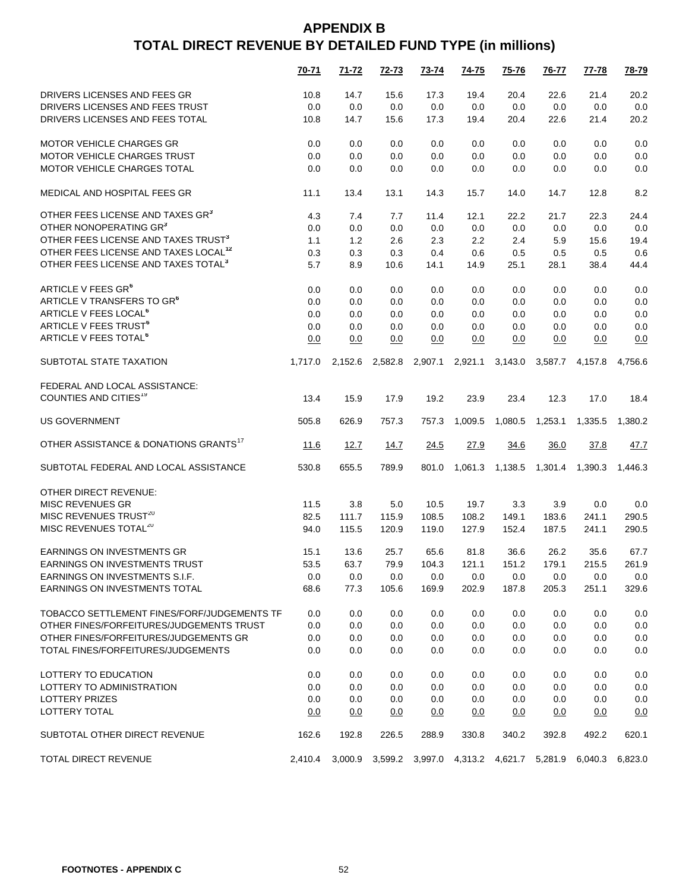# APPENDIX B
## TOTAL DIRECT REVENUE BY DETAILED FUND TYPE (in millions)

| | 70-71 | 71-72 | 72-73 | 73-74 | 74-75 | 75-76 | 76-77 | 77-78 | 78-79 |
|---|---|---|---|---|---|---|---|---|---|
| DRIVERS LICENSES AND FEES GR | 10.8 | 14.7 | 15.6 | 17.3 | 19.4 | 20.4 | 22.6 | 21.4 | 20.2 |
| DRIVERS LICENSES AND FEES TRUST | 0.0 | 0.0 | 0.0 | 0.0 | 0.0 | 0.0 | 0.0 | 0.0 | 0.0 |
| DRIVERS LICENSES AND FEES TOTAL | 10.8 | 14.7 | 15.6 | 17.3 | 19.4 | 20.4 | 22.6 | 21.4 | 20.2 |
| | | | | | | | | | |
| MOTOR VEHICLE CHARGES GR | 0.0 | 0.0 | 0.0 | 0.0 | 0.0 | 0.0 | 0.0 | 0.0 | 0.0 |
| MOTOR VEHICLE CHARGES TRUST | 0.0 | 0.0 | 0.0 | 0.0 | 0.0 | 0.0 | 0.0 | 0.0 | 0.0 |
| MOTOR VEHICLE CHARGES TOTAL | 0.0 | 0.0 | 0.0 | 0.0 | 0.0 | 0.0 | 0.0 | 0.0 | 0.0 |
| | | | | | | | | | |
| MEDICAL AND HOSPITAL FEES GR | 11.1 | 13.4 | 13.1 | 14.3 | 15.7 | 14.0 | 14.7 | 12.8 | 8.2 |
| | | | | | | | | | |
| OTHER FEES LICENSE AND TAXES GR[3] | 4.3 | 7.4 | 7.7 | 11.4 | 12.1 | 22.2 | 21.7 | 22.3 | 24.4 |
| OTHER NONOPERATING GR[3] | 0.0 | 0.0 | 0.0 | 0.0 | 0.0 | 0.0 | 0.0 | 0.0 | 0.0 |
| OTHER FEES LICENSE AND TAXES TRUST[3] | 1.1 | 1.2 | 2.6 | 2.3 | 2.2 | 2.4 | 5.9 | 15.6 | 19.4 |
| OTHER FEES LICENSE AND TAXES LOCAL[12] | 0.3 | 0.3 | 0.3 | 0.4 | 0.6 | 0.5 | 0.5 | 0.5 | 0.6 |
| OTHER FEES LICENSE AND TAXES TOTAL[3] | 5.7 | 8.9 | 10.6 | 14.1 | 14.9 | 25.1 | 28.1 | 38.4 | 44.4 |
| | | | | | | | | | |
| ARTICLE V FEES GR[6] | 0.0 | 0.0 | 0.0 | 0.0 | 0.0 | 0.0 | 0.0 | 0.0 | 0.0 |
| ARTICLE V TRANSFERS TO GR[6] | 0.0 | 0.0 | 0.0 | 0.0 | 0.0 | 0.0 | 0.0 | 0.0 | 0.0 |
| ARTICLE V FEES LOCAL[6] | 0.0 | 0.0 | 0.0 | 0.0 | 0.0 | 0.0 | 0.0 | 0.0 | 0.0 |
| ARTICLE V FEES TRUST[6] | 0.0 | 0.0 | 0.0 | 0.0 | 0.0 | 0.0 | 0.0 | 0.0 | 0.0 |
| ARTICLE V FEES TOTAL[6] | 0.0 | 0.0 | 0.0 | 0.0 | 0.0 | 0.0 | 0.0 | 0.0 | 0.0 |
| | | | | | | | | | |
| SUBTOTAL STATE TAXATION | 1,717.0 | 2,152.6 | 2,582.8 | 2,907.1 | 2,921.1 | 3,143.0 | 3,587.7 | 4,157.8 | 4,756.6 |
| | | | | | | | | | |
| FEDERAL AND LOCAL ASSISTANCE: | | | | | | | | | |
| COUNTIES AND CITIES[19] | 13.4 | 15.9 | 17.9 | 19.2 | 23.9 | 23.4 | 12.3 | 17.0 | 18.4 |
| | | | | | | | | | |
| US GOVERNMENT | 505.8 | 626.9 | 757.3 | 757.3 | 1,009.5 | 1,080.5 | 1,253.1 | 1,335.5 | 1,380.2 |
| | | | | | | | | | |
| OTHER ASSISTANCE & DONATIONS GRANTS[17] | 11.6 | 12.7 | 14.7 | 24.5 | 27.9 | 34.6 | 36.0 | 37.8 | 47.7 |
| | | | | | | | | | |
| SUBTOTAL FEDERAL AND LOCAL ASSISTANCE | 530.8 | 655.5 | 789.9 | 801.0 | 1,061.3 | 1,138.5 | 1,301.4 | 1,390.3 | 1,446.3 |
| | | | | | | | | | |
| OTHER DIRECT REVENUE: | | | | | | | | | |
| MISC REVENUES GR | 11.5 | 3.8 | 5.0 | 10.5 | 19.7 | 3.3 | 3.9 | 0.0 | 0.0 |
| MISC REVENUES TRUST[20] | 82.5 | 111.7 | 115.9 | 108.5 | 108.2 | 149.1 | 183.6 | 241.1 | 290.5 |
| MISC REVENUES TOTAL[20] | 94.0 | 115.5 | 120.9 | 119.0 | 127.9 | 152.4 | 187.5 | 241.1 | 290.5 |
| | | | | | | | | | |
| EARNINGS ON INVESTMENTS GR | 15.1 | 13.6 | 25.7 | 65.6 | 81.8 | 36.6 | 26.2 | 35.6 | 67.7 |
| EARNINGS ON INVESTMENTS TRUST | 53.5 | 63.7 | 79.9 | 104.3 | 121.1 | 151.2 | 179.1 | 215.5 | 261.9 |
| EARNINGS ON INVESTMENTS S.I.F. | 0.0 | 0.0 | 0.0 | 0.0 | 0.0 | 0.0 | 0.0 | 0.0 | 0.0 |
| EARNINGS ON INVESTMENTS TOTAL | 68.6 | 77.3 | 105.6 | 169.9 | 202.9 | 187.8 | 205.3 | 251.1 | 329.6 |
| | | | | | | | | | |
| TOBACCO SETTLEMENT FINES/FORF/JUDGEMENTS TF | 0.0 | 0.0 | 0.0 | 0.0 | 0.0 | 0.0 | 0.0 | 0.0 | 0.0 |
| OTHER FINES/FORFEITURES/JUDGEMENTS TRUST | 0.0 | 0.0 | 0.0 | 0.0 | 0.0 | 0.0 | 0.0 | 0.0 | 0.0 |
| OTHER FINES/FORFEITURES/JUDGEMENTS GR | 0.0 | 0.0 | 0.0 | 0.0 | 0.0 | 0.0 | 0.0 | 0.0 | 0.0 |
| TOTAL FINES/FORFEITURES/JUDGEMENTS | 0.0 | 0.0 | 0.0 | 0.0 | 0.0 | 0.0 | 0.0 | 0.0 | 0.0 |
| | | | | | | | | | |
| LOTTERY TO EDUCATION | 0.0 | 0.0 | 0.0 | 0.0 | 0.0 | 0.0 | 0.0 | 0.0 | 0.0 |
| LOTTERY TO ADMINISTRATION | 0.0 | 0.0 | 0.0 | 0.0 | 0.0 | 0.0 | 0.0 | 0.0 | 0.0 |
| LOTTERY PRIZES | 0.0 | 0.0 | 0.0 | 0.0 | 0.0 | 0.0 | 0.0 | 0.0 | 0.0 |
| LOTTERY TOTAL | 0.0 | 0.0 | 0.0 | 0.0 | 0.0 | 0.0 | 0.0 | 0.0 | 0.0 |
| | | | | | | | | | |
| SUBTOTAL OTHER DIRECT REVENUE | 162.6 | 192.8 | 226.5 | 288.9 | 330.8 | 340.2 | 392.8 | 492.2 | 620.1 |
| | | | | | | | | | |
| TOTAL DIRECT REVENUE | 2,410.4 | 3,000.9 | 3,599.2 | 3,997.0 | 4,313.2 | 4,621.7 | 5,281.9 | 6,040.3 | 6,823.0 |

**FOOTNOTES - APPENDIX C**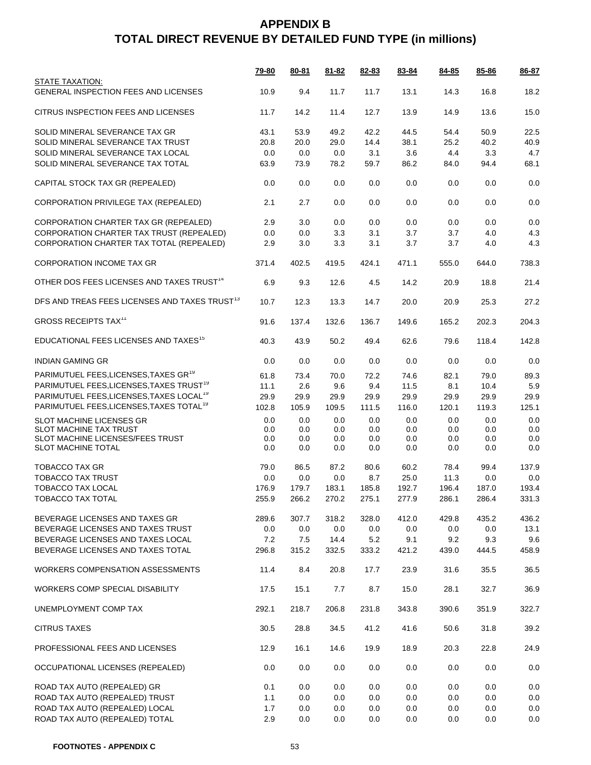# APPENDIX B
# TOTAL DIRECT REVENUE BY DETAILED FUND TYPE (in millions)

| | 79-80 | 80-81 | 81-82 | 82-83 | 83-84 | 84-85 | 85-86 | 86-87 |
|---|---|---|---|---|---|---|---|---|
| STATE TAXATION: | | | | | | | | |
| GENERAL INSPECTION FEES AND LICENSES | 10.9 | 9.4 | 11.7 | 11.7 | 13.1 | 14.3 | 16.8 | 18.2 |
| CITRUS INSPECTION FEES AND LICENSES | 11.7 | 14.2 | 11.4 | 12.7 | 13.9 | 14.9 | 13.6 | 15.0 |
| SOLID MINERAL SEVERANCE TAX GR | 43.1 | 53.9 | 49.2 | 42.2 | 44.5 | 54.4 | 50.9 | 22.5 |
| SOLID MINERAL SEVERANCE TAX TRUST | 20.8 | 20.0 | 29.0 | 14.4 | 38.1 | 25.2 | 40.2 | 40.9 |
| SOLID MINERAL SEVERANCE TAX LOCAL | 0.0 | 0.0 | 0.0 | 3.1 | 3.6 | 4.4 | 3.3 | 4.7 |
| SOLID MINERAL SEVERANCE TAX TOTAL | 63.9 | 73.9 | 78.2 | 59.7 | 86.2 | 84.0 | 94.4 | 68.1 |
| CAPITAL STOCK TAX GR (REPEALED) | 0.0 | 0.0 | 0.0 | 0.0 | 0.0 | 0.0 | 0.0 | 0.0 |
| CORPORATION PRIVILEGE TAX (REPEALED) | 2.1 | 2.7 | 0.0 | 0.0 | 0.0 | 0.0 | 0.0 | 0.0 |
| CORPORATION CHARTER TAX GR (REPEALED) | 2.9 | 3.0 | 0.0 | 0.0 | 0.0 | 0.0 | 0.0 | 0.0 |
| CORPORATION CHARTER TAX TRUST (REPEALED) | 0.0 | 0.0 | 3.3 | 3.1 | 3.7 | 3.7 | 4.0 | 4.3 |
| CORPORATION CHARTER TAX TOTAL (REPEALED) | 2.9 | 3.0 | 3.3 | 3.1 | 3.7 | 3.7 | 4.0 | 4.3 |
| CORPORATION INCOME TAX GR | 371.4 | 402.5 | 419.5 | 424.1 | 471.1 | 555.0 | 644.0 | 738.3 |
| OTHER DOS FEES LICENSES AND TAXES TRUST[14] | 6.9 | 9.3 | 12.6 | 4.5 | 14.2 | 20.9 | 18.8 | 21.4 |
| DFS AND TREAS FEES LICENSES AND TAXES TRUST[13] | 10.7 | 12.3 | 13.3 | 14.7 | 20.0 | 20.9 | 25.3 | 27.2 |
| GROSS RECEIPTS TAX[11] | 91.6 | 137.4 | 132.6 | 136.7 | 149.6 | 165.2 | 202.3 | 204.3 |
| EDUCATIONAL FEES LICENSES AND TAXES[15] | 40.3 | 43.9 | 50.2 | 49.4 | 62.6 | 79.6 | 118.4 | 142.8 |
| INDIAN GAMING GR | 0.0 | 0.0 | 0.0 | 0.0 | 0.0 | 0.0 | 0.0 | 0.0 |
| PARIMUTUEL FEES,LICENSES,TAXES GR[19] | 61.8 | 73.4 | 70.0 | 72.2 | 74.6 | 82.1 | 79.0 | 89.3 |
| PARIMUTUEL FEES,LICENSES,TAXES TRUST[19] | 11.1 | 2.6 | 9.6 | 9.4 | 11.5 | 8.1 | 10.4 | 5.9 |
| PARIMUTUEL FEES,LICENSES,TAXES LOCAL[19] | 29.9 | 29.9 | 29.9 | 29.9 | 29.9 | 29.9 | 29.9 | 29.9 |
| PARIMUTUEL FEES,LICENSES,TAXES TOTAL[19] | 102.8 | 105.9 | 109.5 | 111.5 | 116.0 | 120.1 | 119.3 | 125.1 |
| SLOT MACHINE LICENSES GR | 0.0 | 0.0 | 0.0 | 0.0 | 0.0 | 0.0 | 0.0 | 0.0 |
| SLOT MACHINE TAX TRUST | 0.0 | 0.0 | 0.0 | 0.0 | 0.0 | 0.0 | 0.0 | 0.0 |
| SLOT MACHINE LICENSES/FEES TRUST | 0.0 | 0.0 | 0.0 | 0.0 | 0.0 | 0.0 | 0.0 | 0.0 |
| SLOT MACHINE TOTAL | 0.0 | 0.0 | 0.0 | 0.0 | 0.0 | 0.0 | 0.0 | 0.0 |
| TOBACCO TAX GR | 79.0 | 86.5 | 87.2 | 80.6 | 60.2 | 78.4 | 99.4 | 137.9 |
| TOBACCO TAX TRUST | 0.0 | 0.0 | 0.0 | 8.7 | 25.0 | 11.3 | 0.0 | 0.0 |
| TOBACCO TAX LOCAL | 176.9 | 179.7 | 183.1 | 185.8 | 192.7 | 196.4 | 187.0 | 193.4 |
| TOBACCO TAX TOTAL | 255.9 | 266.2 | 270.2 | 275.1 | 277.9 | 286.1 | 286.4 | 331.3 |
| BEVERAGE LICENSES AND TAXES GR | 289.6 | 307.7 | 318.2 | 328.0 | 412.0 | 429.8 | 435.2 | 436.2 |
| BEVERAGE LICENSES AND TAXES TRUST | 0.0 | 0.0 | 0.0 | 0.0 | 0.0 | 0.0 | 0.0 | 13.1 |
| BEVERAGE LICENSES AND TAXES LOCAL | 7.2 | 7.5 | 14.4 | 5.2 | 9.1 | 9.2 | 9.3 | 9.6 |
| BEVERAGE LICENSES AND TAXES TOTAL | 296.8 | 315.2 | 332.5 | 333.2 | 421.2 | 439.0 | 444.5 | 458.9 |
| WORKERS COMPENSATION ASSESSMENTS | 11.4 | 8.4 | 20.8 | 17.7 | 23.9 | 31.6 | 35.5 | 36.5 |
| WORKERS COMP SPECIAL DISABILITY | 17.5 | 15.1 | 7.7 | 8.7 | 15.0 | 28.1 | 32.7 | 36.9 |
| UNEMPLOYMENT COMP TAX | 292.1 | 218.7 | 206.8 | 231.8 | 343.8 | 390.6 | 351.9 | 322.7 |
| CITRUS TAXES | 30.5 | 28.8 | 34.5 | 41.2 | 41.6 | 50.6 | 31.8 | 39.2 |
| PROFESSIONAL FEES AND LICENSES | 12.9 | 16.1 | 14.6 | 19.9 | 18.9 | 20.3 | 22.8 | 24.9 |
| OCCUPATIONAL LICENSES (REPEALED) | 0.0 | 0.0 | 0.0 | 0.0 | 0.0 | 0.0 | 0.0 | 0.0 |
| ROAD TAX AUTO (REPEALED) GR | 0.1 | 0.0 | 0.0 | 0.0 | 0.0 | 0.0 | 0.0 | 0.0 |
| ROAD TAX AUTO (REPEALED) TRUST | 1.1 | 0.0 | 0.0 | 0.0 | 0.0 | 0.0 | 0.0 | 0.0 |
| ROAD TAX AUTO (REPEALED) LOCAL | 1.7 | 0.0 | 0.0 | 0.0 | 0.0 | 0.0 | 0.0 | 0.0 |
| ROAD TAX AUTO (REPEALED) TOTAL | 2.9 | 0.0 | 0.0 | 0.0 | 0.0 | 0.0 | 0.0 | 0.0 |

**FOOTNOTES - APPENDIX C**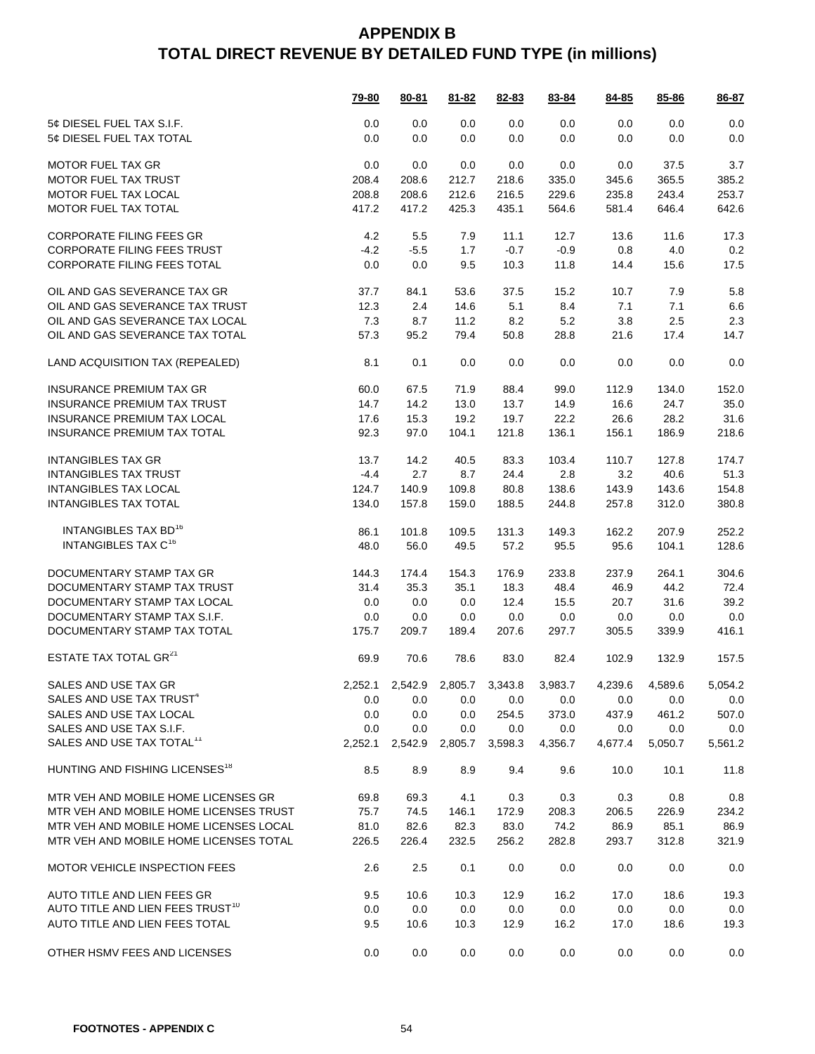# APPENDIX B
# TOTAL DIRECT REVENUE BY DETAILED FUND TYPE (in millions)

| | 79-80 | 80-81 | 81-82 | 82-83 | 83-84 | 84-85 | 85-86 | 86-87 |
|---|---|---|---|---|---|---|---|---|
| 5¢ DIESEL FUEL TAX S.I.F. | 0.0 | 0.0 | 0.0 | 0.0 | 0.0 | 0.0 | 0.0 | 0.0 |
| 5¢ DIESEL FUEL TAX TOTAL | 0.0 | 0.0 | 0.0 | 0.0 | 0.0 | 0.0 | 0.0 | 0.0 |
| | | | | | | | | |
| MOTOR FUEL TAX GR | 0.0 | 0.0 | 0.0 | 0.0 | 0.0 | 0.0 | 37.5 | 3.7 |
| MOTOR FUEL TAX TRUST | 208.4 | 208.6 | 212.7 | 218.6 | 335.0 | 345.6 | 365.5 | 385.2 |
| MOTOR FUEL TAX LOCAL | 208.8 | 208.6 | 212.6 | 216.5 | 229.6 | 235.8 | 243.4 | 253.7 |
| MOTOR FUEL TAX TOTAL | 417.2 | 417.2 | 425.3 | 435.1 | 564.6 | 581.4 | 646.4 | 642.6 |
| | | | | | | | | |
| CORPORATE FILING FEES GR | 4.2 | 5.5 | 7.9 | 11.1 | 12.7 | 13.6 | 11.6 | 17.3 |
| CORPORATE FILING FEES TRUST | -4.2 | -5.5 | 1.7 | -0.7 | -0.9 | 0.8 | 4.0 | 0.2 |
| CORPORATE FILING FEES TOTAL | 0.0 | 0.0 | 9.5 | 10.3 | 11.8 | 14.4 | 15.6 | 17.5 |
| | | | | | | | | |
| OIL AND GAS SEVERANCE TAX GR | 37.7 | 84.1 | 53.6 | 37.5 | 15.2 | 10.7 | 7.9 | 5.8 |
| OIL AND GAS SEVERANCE TAX TRUST | 12.3 | 2.4 | 14.6 | 5.1 | 8.4 | 7.1 | 7.1 | 6.6 |
| OIL AND GAS SEVERANCE TAX LOCAL | 7.3 | 8.7 | 11.2 | 8.2 | 5.2 | 3.8 | 2.5 | 2.3 |
| OIL AND GAS SEVERANCE TAX TOTAL | 57.3 | 95.2 | 79.4 | 50.8 | 28.8 | 21.6 | 17.4 | 14.7 |
| | | | | | | | | |
| LAND ACQUISITION TAX (REPEALED) | 8.1 | 0.1 | 0.0 | 0.0 | 0.0 | 0.0 | 0.0 | 0.0 |
| | | | | | | | | |
| INSURANCE PREMIUM TAX GR | 60.0 | 67.5 | 71.9 | 88.4 | 99.0 | 112.9 | 134.0 | 152.0 |
| INSURANCE PREMIUM TAX TRUST | 14.7 | 14.2 | 13.0 | 13.7 | 14.9 | 16.6 | 24.7 | 35.0 |
| INSURANCE PREMIUM TAX LOCAL | 17.6 | 15.3 | 19.2 | 19.7 | 22.2 | 26.6 | 28.2 | 31.6 |
| INSURANCE PREMIUM TAX TOTAL | 92.3 | 97.0 | 104.1 | 121.8 | 136.1 | 156.1 | 186.9 | 218.6 |
| | | | | | | | | |
| INTANGIBLES TAX GR | 13.7 | 14.2 | 40.5 | 83.3 | 103.4 | 110.7 | 127.8 | 174.7 |
| INTANGIBLES TAX TRUST | -4.4 | 2.7 | 8.7 | 24.4 | 2.8 | 3.2 | 40.6 | 51.3 |
| INTANGIBLES TAX LOCAL | 124.7 | 140.9 | 109.8 | 80.8 | 138.6 | 143.9 | 143.6 | 154.8 |
| INTANGIBLES TAX TOTAL | 134.0 | 157.8 | 159.0 | 188.5 | 244.8 | 257.8 | 312.0 | 380.8 |
| | | | | | | | | |
| INTANGIBLES TAX BD[16] | 86.1 | 101.8 | 109.5 | 131.3 | 149.3 | 162.2 | 207.9 | 252.2 |
| INTANGIBLES TAX C[16] | 48.0 | 56.0 | 49.5 | 57.2 | 95.5 | 95.6 | 104.1 | 128.6 |
| | | | | | | | | |
| DOCUMENTARY STAMP TAX GR | 144.3 | 174.4 | 154.3 | 176.9 | 233.8 | 237.9 | 264.1 | 304.6 |
| DOCUMENTARY STAMP TAX TRUST | 31.4 | 35.3 | 35.1 | 18.3 | 48.4 | 46.9 | 44.2 | 72.4 |
| DOCUMENTARY STAMP TAX LOCAL | 0.0 | 0.0 | 0.0 | 12.4 | 15.5 | 20.7 | 31.6 | 39.2 |
| DOCUMENTARY STAMP TAX S.I.F. | 0.0 | 0.0 | 0.0 | 0.0 | 0.0 | 0.0 | 0.0 | 0.0 |
| DOCUMENTARY STAMP TAX TOTAL | 175.7 | 209.7 | 189.4 | 207.6 | 297.7 | 305.5 | 339.9 | 416.1 |
| | | | | | | | | |
| ESTATE TAX TOTAL GR[21] | 69.9 | 70.6 | 78.6 | 83.0 | 82.4 | 102.9 | 132.9 | 157.5 |
| | | | | | | | | |
| SALES AND USE TAX GR | 2,252.1 | 2,542.9 | 2,805.7 | 3,343.8 | 3,983.7 | 4,239.6 | 4,589.6 | 5,054.2 |
| SALES AND USE TAX TRUST[4] | 0.0 | 0.0 | 0.0 | 0.0 | 0.0 | 0.0 | 0.0 | 0.0 |
| SALES AND USE TAX LOCAL | 0.0 | 0.0 | 0.0 | 254.5 | 373.0 | 437.9 | 461.2 | 507.0 |
| SALES AND USE TAX S.I.F. | 0.0 | 0.0 | 0.0 | 0.0 | 0.0 | 0.0 | 0.0 | 0.0 |
| SALES AND USE TAX TOTAL[11] | 2,252.1 | 2,542.9 | 2,805.7 | 3,598.3 | 4,356.7 | 4,677.4 | 5,050.7 | 5,561.2 |
| | | | | | | | | |
| HUNTING AND FISHING LICENSES[18] | 8.5 | 8.9 | 8.9 | 9.4 | 9.6 | 10.0 | 10.1 | 11.8 |
| | | | | | | | | |
| MTR VEH AND MOBILE HOME LICENSES GR | 69.8 | 69.3 | 4.1 | 0.3 | 0.3 | 0.3 | 0.8 | 0.8 |
| MTR VEH AND MOBILE HOME LICENSES TRUST | 75.7 | 74.5 | 146.1 | 172.9 | 208.3 | 206.5 | 226.9 | 234.2 |
| MTR VEH AND MOBILE HOME LICENSES LOCAL | 81.0 | 82.6 | 82.3 | 83.0 | 74.2 | 86.9 | 85.1 | 86.9 |
| MTR VEH AND MOBILE HOME LICENSES TOTAL | 226.5 | 226.4 | 232.5 | 256.2 | 282.8 | 293.7 | 312.8 | 321.9 |
| | | | | | | | | |
| MOTOR VEHICLE INSPECTION FEES | 2.6 | 2.5 | 0.1 | 0.0 | 0.0 | 0.0 | 0.0 | 0.0 |
| | | | | | | | | |
| AUTO TITLE AND LIEN FEES GR | 9.5 | 10.6 | 10.3 | 12.9 | 16.2 | 17.0 | 18.6 | 19.3 |
| AUTO TITLE AND LIEN FEES TRUST[10] | 0.0 | 0.0 | 0.0 | 0.0 | 0.0 | 0.0 | 0.0 | 0.0 |
| AUTO TITLE AND LIEN FEES TOTAL | 9.5 | 10.6 | 10.3 | 12.9 | 16.2 | 17.0 | 18.6 | 19.3 |
| | | | | | | | | |
| OTHER HSMV FEES AND LICENSES | 0.0 | 0.0 | 0.0 | 0.0 | 0.0 | 0.0 | 0.0 | 0.0 |

**FOOTNOTES - APPENDIX C**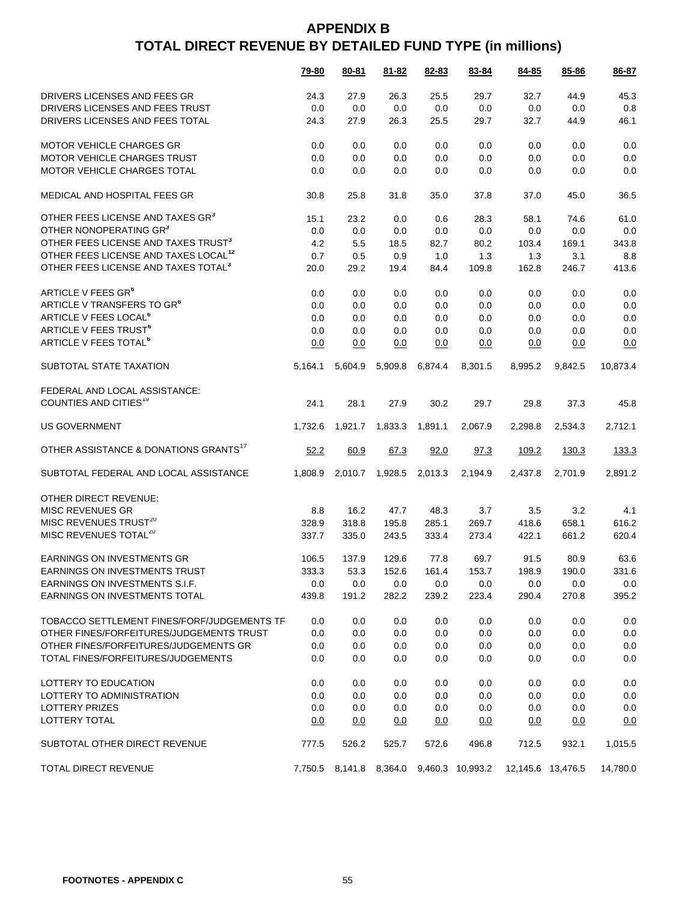# APPENDIX B
# TOTAL DIRECT REVENUE BY DETAILED FUND TYPE (in millions)

| | 79-80 | 80-81 | 81-82 | 82-83 | 83-84 | 84-85 | 85-86 | 86-87 |
|---|---|---|---|---|---|---|---|---|
| DRIVERS LICENSES AND FEES GR | 24.3 | 27.9 | 26.3 | 25.5 | 29.7 | 32.7 | 44.9 | 45.3 |
| DRIVERS LICENSES AND FEES TRUST | 0.0 | 0.0 | 0.0 | 0.0 | 0.0 | 0.0 | 0.0 | 0.8 |
| DRIVERS LICENSES AND FEES TOTAL | 24.3 | 27.9 | 26.3 | 25.5 | 29.7 | 32.7 | 44.9 | 46.1 |
| MOTOR VEHICLE CHARGES GR | 0.0 | 0.0 | 0.0 | 0.0 | 0.0 | 0.0 | 0.0 | 0.0 |
| MOTOR VEHICLE CHARGES TRUST | 0.0 | 0.0 | 0.0 | 0.0 | 0.0 | 0.0 | 0.0 | 0.0 |
| MOTOR VEHICLE CHARGES TOTAL | 0.0 | 0.0 | 0.0 | 0.0 | 0.0 | 0.0 | 0.0 | 0.0 |
| MEDICAL AND HOSPITAL FEES GR | 30.8 | 25.8 | 31.8 | 35.0 | 37.8 | 37.0 | 45.0 | 36.5 |
| OTHER FEES LICENSE AND TAXES GR[3] | 15.1 | 23.2 | 0.0 | 0.6 | 28.3 | 58.1 | 74.6 | 61.0 |
| OTHER NONOPERATING GR[3] | 0.0 | 0.0 | 0.0 | 0.0 | 0.0 | 0.0 | 0.0 | 0.0 |
| OTHER FEES LICENSE AND TAXES TRUST[3] | 4.2 | 5.5 | 18.5 | 82.7 | 80.2 | 103.4 | 169.1 | 343.8 |
| OTHER FEES LICENSE AND TAXES LOCAL[12] | 0.7 | 0.5 | 0.9 | 1.0 | 1.3 | 1.3 | 3.1 | 8.8 |
| OTHER FEES LICENSE AND TAXES TOTAL[3] | 20.0 | 29.2 | 19.4 | 84.4 | 109.8 | 162.8 | 246.7 | 413.6 |
| ARTICLE V FEES GR[6] | 0.0 | 0.0 | 0.0 | 0.0 | 0.0 | 0.0 | 0.0 | 0.0 |
| ARTICLE V TRANSFERS TO GR[6] | 0.0 | 0.0 | 0.0 | 0.0 | 0.0 | 0.0 | 0.0 | 0.0 |
| ARTICLE V FEES LOCAL[6] | 0.0 | 0.0 | 0.0 | 0.0 | 0.0 | 0.0 | 0.0 | 0.0 |
| ARTICLE V FEES TRUST[6] | 0.0 | 0.0 | 0.0 | 0.0 | 0.0 | 0.0 | 0.0 | 0.0 |
| ARTICLE V FEES TOTAL[6] | 0.0 | 0.0 | 0.0 | 0.0 | 0.0 | 0.0 | 0.0 | 0.0 |
| SUBTOTAL STATE TAXATION | 5,164.1 | 5,604.9 | 5,909.8 | 6,874.4 | 8,301.5 | 8,995.2 | 9,842.5 | 10,873.4 |
| FEDERAL AND LOCAL ASSISTANCE: | | | | | | | | |
| COUNTIES AND CITIES[19] | 24.1 | 28.1 | 27.9 | 30.2 | 29.7 | 29.8 | 37.3 | 45.8 |
| US GOVERNMENT | 1,732.6 | 1,921.7 | 1,833.3 | 1,891.1 | 2,067.9 | 2,298.8 | 2,534.3 | 2,712.1 |
| OTHER ASSISTANCE & DONATIONS GRANTS[17] | 52.2 | 60.9 | 67.3 | 92.0 | 97.3 | 109.2 | 130.3 | 133.3 |
| SUBTOTAL FEDERAL AND LOCAL ASSISTANCE | 1,808.9 | 2,010.7 | 1,928.5 | 2,013.3 | 2,194.9 | 2,437.8 | 2,701.9 | 2,891.2 |
| OTHER DIRECT REVENUE: | | | | | | | | |
| MISC REVENUES GR | 8.8 | 16.2 | 47.7 | 48.3 | 3.7 | 3.5 | 3.2 | 4.1 |
| MISC REVENUES TRUST[20] | 328.9 | 318.8 | 195.8 | 285.1 | 269.7 | 418.6 | 658.1 | 616.2 |
| MISC REVENUES TOTAL[20] | 337.7 | 335.0 | 243.5 | 333.4 | 273.4 | 422.1 | 661.2 | 620.4 |
| EARNINGS ON INVESTMENTS GR | 106.5 | 137.9 | 129.6 | 77.8 | 69.7 | 91.5 | 80.9 | 63.6 |
| EARNINGS ON INVESTMENTS TRUST | 333.3 | 53.3 | 152.6 | 161.4 | 153.7 | 198.9 | 190.0 | 331.6 |
| EARNINGS ON INVESTMENTS S.I.F. | 0.0 | 0.0 | 0.0 | 0.0 | 0.0 | 0.0 | 0.0 | 0.0 |
| EARNINGS ON INVESTMENTS TOTAL | 439.8 | 191.2 | 282.2 | 239.2 | 223.4 | 290.4 | 270.8 | 395.2 |
| TOBACCO SETTLEMENT FINES/FORF/JUDGEMENTS TF | 0.0 | 0.0 | 0.0 | 0.0 | 0.0 | 0.0 | 0.0 | 0.0 |
| OTHER FINES/FORFEITURES/JUDGEMENTS TRUST | 0.0 | 0.0 | 0.0 | 0.0 | 0.0 | 0.0 | 0.0 | 0.0 |
| OTHER FINES/FORFEITURES/JUDGEMENTS GR | 0.0 | 0.0 | 0.0 | 0.0 | 0.0 | 0.0 | 0.0 | 0.0 |
| TOTAL FINES/FORFEITURES/JUDGEMENTS | 0.0 | 0.0 | 0.0 | 0.0 | 0.0 | 0.0 | 0.0 | 0.0 |
| LOTTERY TO EDUCATION | 0.0 | 0.0 | 0.0 | 0.0 | 0.0 | 0.0 | 0.0 | 0.0 |
| LOTTERY TO ADMINISTRATION | 0.0 | 0.0 | 0.0 | 0.0 | 0.0 | 0.0 | 0.0 | 0.0 |
| LOTTERY PRIZES | 0.0 | 0.0 | 0.0 | 0.0 | 0.0 | 0.0 | 0.0 | 0.0 |
| LOTTERY TOTAL | 0.0 | 0.0 | 0.0 | 0.0 | 0.0 | 0.0 | 0.0 | 0.0 |
| SUBTOTAL OTHER DIRECT REVENUE | 777.5 | 526.2 | 525.7 | 572.6 | 496.8 | 712.5 | 932.1 | 1,015.5 |
| TOTAL DIRECT REVENUE | 7,750.5 | 8,141.8 | 8,364.0 | 9,460.3 | 10,993.2 | 12,145.6 | 13,476.5 | 14,780.0 |

**FOOTNOTES - APPENDIX C**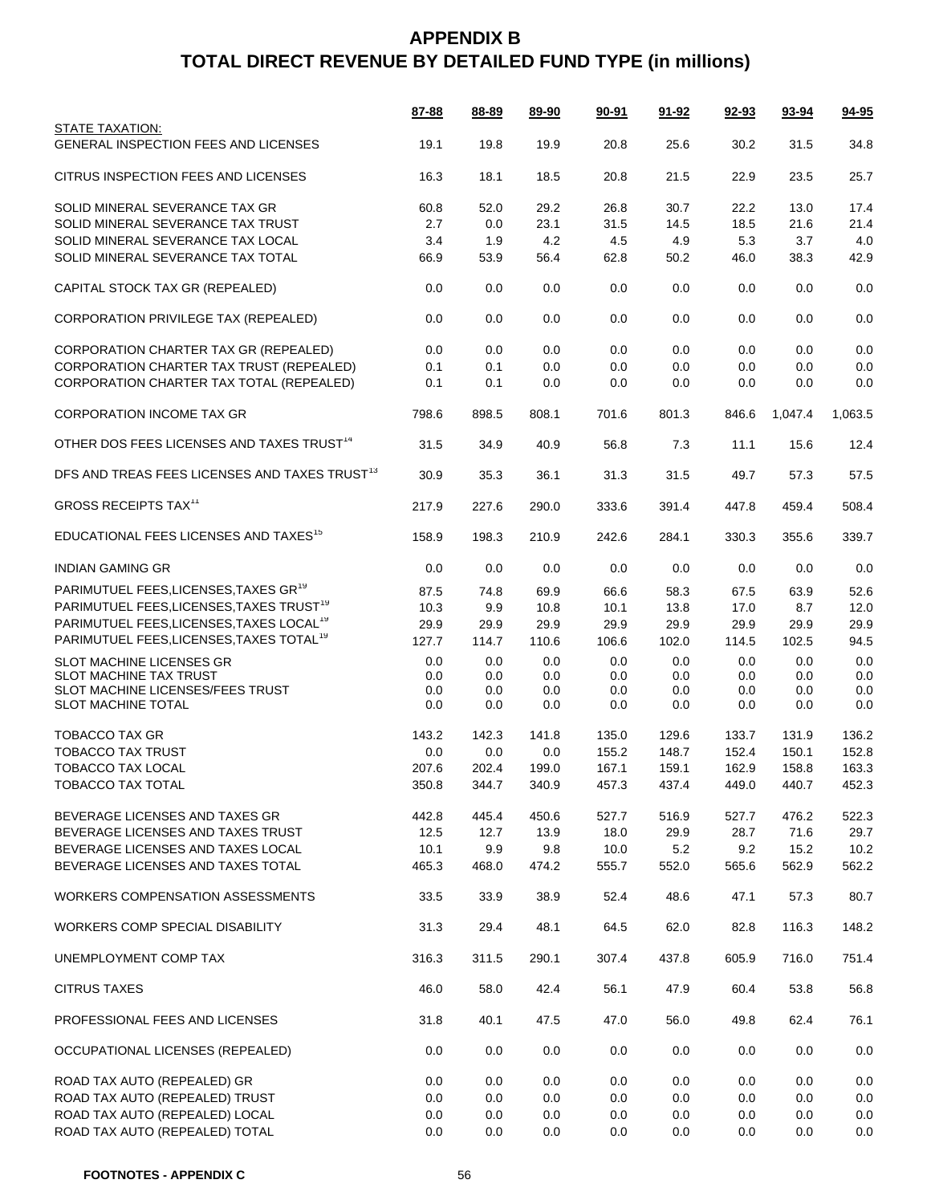# APPENDIX B
## TOTAL DIRECT REVENUE BY DETAILED FUND TYPE (in millions)

| | 87-88 | 88-89 | 89-90 | 90-91 | 91-92 | 92-93 | 93-94 | 94-95 |
|---|---|---|---|---|---|---|---|---|
| STATE TAXATION: | | | | | | | | |
| GENERAL INSPECTION FEES AND LICENSES | 19.1 | 19.8 | 19.9 | 20.8 | 25.6 | 30.2 | 31.5 | 34.8 |
| CITRUS INSPECTION FEES AND LICENSES | 16.3 | 18.1 | 18.5 | 20.8 | 21.5 | 22.9 | 23.5 | 25.7 |
| SOLID MINERAL SEVERANCE TAX GR | 60.8 | 52.0 | 29.2 | 26.8 | 30.7 | 22.2 | 13.0 | 17.4 |
| SOLID MINERAL SEVERANCE TAX TRUST | 2.7 | 0.0 | 23.1 | 31.5 | 14.5 | 18.5 | 21.6 | 21.4 |
| SOLID MINERAL SEVERANCE TAX LOCAL | 3.4 | 1.9 | 4.2 | 4.5 | 4.9 | 5.3 | 3.7 | 4.0 |
| SOLID MINERAL SEVERANCE TAX TOTAL | 66.9 | 53.9 | 56.4 | 62.8 | 50.2 | 46.0 | 38.3 | 42.9 |
| CAPITAL STOCK TAX GR (REPEALED) | 0.0 | 0.0 | 0.0 | 0.0 | 0.0 | 0.0 | 0.0 | 0.0 |
| CORPORATION PRIVILEGE TAX (REPEALED) | 0.0 | 0.0 | 0.0 | 0.0 | 0.0 | 0.0 | 0.0 | 0.0 |
| CORPORATION CHARTER TAX GR (REPEALED) | 0.0 | 0.0 | 0.0 | 0.0 | 0.0 | 0.0 | 0.0 | 0.0 |
| CORPORATION CHARTER TAX TRUST (REPEALED) | 0.1 | 0.1 | 0.0 | 0.0 | 0.0 | 0.0 | 0.0 | 0.0 |
| CORPORATION CHARTER TAX TOTAL (REPEALED) | 0.1 | 0.1 | 0.0 | 0.0 | 0.0 | 0.0 | 0.0 | 0.0 |
| CORPORATION INCOME TAX GR | 798.6 | 898.5 | 808.1 | 701.6 | 801.3 | 846.6 | 1,047.4 | 1,063.5 |
| OTHER DOS FEES LICENSES AND TAXES TRUST[14] | 31.5 | 34.9 | 40.9 | 56.8 | 7.3 | 11.1 | 15.6 | 12.4 |
| DFS AND TREAS FEES LICENSES AND TAXES TRUST[13] | 30.9 | 35.3 | 36.1 | 31.3 | 31.5 | 49.7 | 57.3 | 57.5 |
| GROSS RECEIPTS TAX[11] | 217.9 | 227.6 | 290.0 | 333.6 | 391.4 | 447.8 | 459.4 | 508.4 |
| EDUCATIONAL FEES LICENSES AND TAXES[15] | 158.9 | 198.3 | 210.9 | 242.6 | 284.1 | 330.3 | 355.6 | 339.7 |
| INDIAN GAMING GR | 0.0 | 0.0 | 0.0 | 0.0 | 0.0 | 0.0 | 0.0 | 0.0 |
| PARIMUTUEL FEES,LICENSES,TAXES GR[19] | 87.5 | 74.8 | 69.9 | 66.6 | 58.3 | 67.5 | 63.9 | 52.6 |
| PARIMUTUEL FEES,LICENSES,TAXES TRUST[19] | 10.3 | 9.9 | 10.8 | 10.1 | 13.8 | 17.0 | 8.7 | 12.0 |
| PARIMUTUEL FEES,LICENSES,TAXES LOCAL[19] | 29.9 | 29.9 | 29.9 | 29.9 | 29.9 | 29.9 | 29.9 | 29.9 |
| PARIMUTUEL FEES,LICENSES,TAXES TOTAL[19] | 127.7 | 114.7 | 110.6 | 106.6 | 102.0 | 114.5 | 102.5 | 94.5 |
| SLOT MACHINE LICENSES GR | 0.0 | 0.0 | 0.0 | 0.0 | 0.0 | 0.0 | 0.0 | 0.0 |
| SLOT MACHINE TAX TRUST | 0.0 | 0.0 | 0.0 | 0.0 | 0.0 | 0.0 | 0.0 | 0.0 |
| SLOT MACHINE LICENSES/FEES TRUST | 0.0 | 0.0 | 0.0 | 0.0 | 0.0 | 0.0 | 0.0 | 0.0 |
| SLOT MACHINE TOTAL | 0.0 | 0.0 | 0.0 | 0.0 | 0.0 | 0.0 | 0.0 | 0.0 |
| TOBACCO TAX GR | 143.2 | 142.3 | 141.8 | 135.0 | 129.6 | 133.7 | 131.9 | 136.2 |
| TOBACCO TAX TRUST | 0.0 | 0.0 | 0.0 | 155.2 | 148.7 | 152.4 | 150.1 | 152.8 |
| TOBACCO TAX LOCAL | 207.6 | 202.4 | 199.0 | 167.1 | 159.1 | 162.9 | 158.8 | 163.3 |
| TOBACCO TAX TOTAL | 350.8 | 344.7 | 340.9 | 457.3 | 437.4 | 449.0 | 440.7 | 452.3 |
| BEVERAGE LICENSES AND TAXES GR | 442.8 | 445.4 | 450.6 | 527.7 | 516.9 | 527.7 | 476.2 | 522.3 |
| BEVERAGE LICENSES AND TAXES TRUST | 12.5 | 12.7 | 13.9 | 18.0 | 29.9 | 28.7 | 71.6 | 29.7 |
| BEVERAGE LICENSES AND TAXES LOCAL | 10.1 | 9.9 | 9.8 | 10.0 | 5.2 | 9.2 | 15.2 | 10.2 |
| BEVERAGE LICENSES AND TAXES TOTAL | 465.3 | 468.0 | 474.2 | 555.7 | 552.0 | 565.6 | 562.9 | 562.2 |
| WORKERS COMPENSATION ASSESSMENTS | 33.5 | 33.9 | 38.9 | 52.4 | 48.6 | 47.1 | 57.3 | 80.7 |
| WORKERS COMP SPECIAL DISABILITY | 31.3 | 29.4 | 48.1 | 64.5 | 62.0 | 82.8 | 116.3 | 148.2 |
| UNEMPLOYMENT COMP TAX | 316.3 | 311.5 | 290.1 | 307.4 | 437.8 | 605.9 | 716.0 | 751.4 |
| CITRUS TAXES | 46.0 | 58.0 | 42.4 | 56.1 | 47.9 | 60.4 | 53.8 | 56.8 |
| PROFESSIONAL FEES AND LICENSES | 31.8 | 40.1 | 47.5 | 47.0 | 56.0 | 49.8 | 62.4 | 76.1 |
| OCCUPATIONAL LICENSES (REPEALED) | 0.0 | 0.0 | 0.0 | 0.0 | 0.0 | 0.0 | 0.0 | 0.0 |
| ROAD TAX AUTO (REPEALED) GR | 0.0 | 0.0 | 0.0 | 0.0 | 0.0 | 0.0 | 0.0 | 0.0 |
| ROAD TAX AUTO (REPEALED) TRUST | 0.0 | 0.0 | 0.0 | 0.0 | 0.0 | 0.0 | 0.0 | 0.0 |
| ROAD TAX AUTO (REPEALED) LOCAL | 0.0 | 0.0 | 0.0 | 0.0 | 0.0 | 0.0 | 0.0 | 0.0 |
| ROAD TAX AUTO (REPEALED) TOTAL | 0.0 | 0.0 | 0.0 | 0.0 | 0.0 | 0.0 | 0.0 | 0.0 |

**FOOTNOTES - APPENDIX C**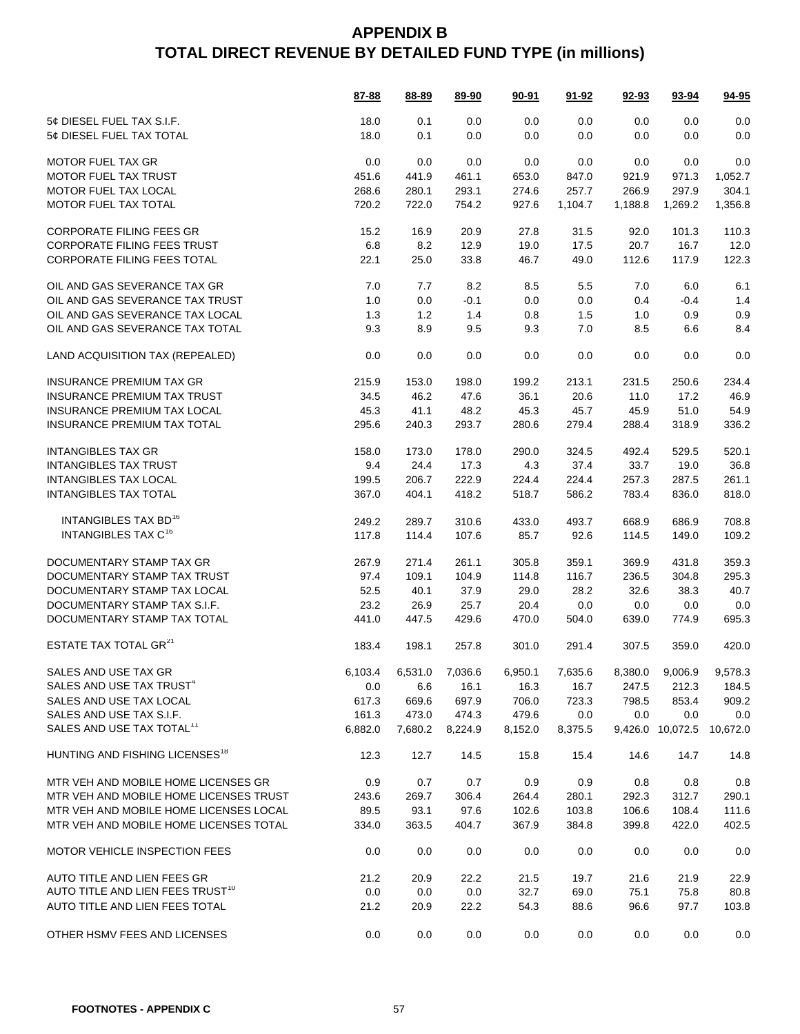# APPENDIX B
# TOTAL DIRECT REVENUE BY DETAILED FUND TYPE (in millions)

| | 87-88 | 88-89 | 89-90 | 90-91 | 91-92 | 92-93 | 93-94 | 94-95 |
|---|---|---|---|---|---|---|---|---|
| 5¢ DIESEL FUEL TAX S.I.F. | 18.0 | 0.1 | 0.0 | 0.0 | 0.0 | 0.0 | 0.0 | 0.0 |
| 5¢ DIESEL FUEL TAX TOTAL | 18.0 | 0.1 | 0.0 | 0.0 | 0.0 | 0.0 | 0.0 | 0.0 |
| | | | | | | | | |
| MOTOR FUEL TAX GR | 0.0 | 0.0 | 0.0 | 0.0 | 0.0 | 0.0 | 0.0 | 0.0 |
| MOTOR FUEL TAX TRUST | 451.6 | 441.9 | 461.1 | 653.0 | 847.0 | 921.9 | 971.3 | 1,052.7 |
| MOTOR FUEL TAX LOCAL | 268.6 | 280.1 | 293.1 | 274.6 | 257.7 | 266.9 | 297.9 | 304.1 |
| MOTOR FUEL TAX TOTAL | 720.2 | 722.0 | 754.2 | 927.6 | 1,104.7 | 1,188.8 | 1,269.2 | 1,356.8 |
| | | | | | | | | |
| CORPORATE FILING FEES GR | 15.2 | 16.9 | 20.9 | 27.8 | 31.5 | 92.0 | 101.3 | 110.3 |
| CORPORATE FILING FEES TRUST | 6.8 | 8.2 | 12.9 | 19.0 | 17.5 | 20.7 | 16.7 | 12.0 |
| CORPORATE FILING FEES TOTAL | 22.1 | 25.0 | 33.8 | 46.7 | 49.0 | 112.6 | 117.9 | 122.3 |
| | | | | | | | | |
| OIL AND GAS SEVERANCE TAX GR | 7.0 | 7.7 | 8.2 | 8.5 | 5.5 | 7.0 | 6.0 | 6.1 |
| OIL AND GAS SEVERANCE TAX TRUST | 1.0 | 0.0 | -0.1 | 0.0 | 0.0 | 0.4 | -0.4 | 1.4 |
| OIL AND GAS SEVERANCE TAX LOCAL | 1.3 | 1.2 | 1.4 | 0.8 | 1.5 | 1.0 | 0.9 | 0.9 |
| OIL AND GAS SEVERANCE TAX TOTAL | 9.3 | 8.9 | 9.5 | 9.3 | 7.0 | 8.5 | 6.6 | 8.4 |
| | | | | | | | | |
| LAND ACQUISITION TAX (REPEALED) | 0.0 | 0.0 | 0.0 | 0.0 | 0.0 | 0.0 | 0.0 | 0.0 |
| | | | | | | | | |
| INSURANCE PREMIUM TAX GR | 215.9 | 153.0 | 198.0 | 199.2 | 213.1 | 231.5 | 250.6 | 234.4 |
| INSURANCE PREMIUM TAX TRUST | 34.5 | 46.2 | 47.6 | 36.1 | 20.6 | 11.0 | 17.2 | 46.9 |
| INSURANCE PREMIUM TAX LOCAL | 45.3 | 41.1 | 48.2 | 45.3 | 45.7 | 45.9 | 51.0 | 54.9 |
| INSURANCE PREMIUM TAX TOTAL | 295.6 | 240.3 | 293.7 | 280.6 | 279.4 | 288.4 | 318.9 | 336.2 |
| | | | | | | | | |
| INTANGIBLES TAX GR | 158.0 | 173.0 | 178.0 | 290.0 | 324.5 | 492.4 | 529.5 | 520.1 |
| INTANGIBLES TAX TRUST | 9.4 | 24.4 | 17.3 | 4.3 | 37.4 | 33.7 | 19.0 | 36.8 |
| INTANGIBLES TAX LOCAL | 199.5 | 206.7 | 222.9 | 224.4 | 224.4 | 257.3 | 287.5 | 261.1 |
| INTANGIBLES TAX TOTAL | 367.0 | 404.1 | 418.2 | 518.7 | 586.2 | 783.4 | 836.0 | 818.0 |
| | | | | | | | | |
| INTANGIBLES TAX BD[16] | 249.2 | 289.7 | 310.6 | 433.0 | 493.7 | 668.9 | 686.9 | 708.8 |
| INTANGIBLES TAX C[16] | 117.8 | 114.4 | 107.6 | 85.7 | 92.6 | 114.5 | 149.0 | 109.2 |
| | | | | | | | | |
| DOCUMENTARY STAMP TAX GR | 267.9 | 271.4 | 261.1 | 305.8 | 359.1 | 369.9 | 431.8 | 359.3 |
| DOCUMENTARY STAMP TAX TRUST | 97.4 | 109.1 | 104.9 | 114.8 | 116.7 | 236.5 | 304.8 | 295.3 |
| DOCUMENTARY STAMP TAX LOCAL | 52.5 | 40.1 | 37.9 | 29.0 | 28.2 | 32.6 | 38.3 | 40.7 |
| DOCUMENTARY STAMP TAX S.I.F. | 23.2 | 26.9 | 25.7 | 20.4 | 0.0 | 0.0 | 0.0 | 0.0 |
| DOCUMENTARY STAMP TAX TOTAL | 441.0 | 447.5 | 429.6 | 470.0 | 504.0 | 639.0 | 774.9 | 695.3 |
| | | | | | | | | |
| ESTATE TAX TOTAL GR[21] | 183.4 | 198.1 | 257.8 | 301.0 | 291.4 | 307.5 | 359.0 | 420.0 |
| | | | | | | | | |
| SALES AND USE TAX GR | 6,103.4 | 6,531.0 | 7,036.6 | 6,950.1 | 7,635.6 | 8,380.0 | 9,006.9 | 9,578.3 |
| SALES AND USE TAX TRUST[4] | 0.0 | 6.6 | 16.1 | 16.3 | 16.7 | 247.5 | 212.3 | 184.5 |
| SALES AND USE TAX LOCAL | 617.3 | 669.6 | 697.9 | 706.0 | 723.3 | 798.5 | 853.4 | 909.2 |
| SALES AND USE TAX S.I.F. | 161.3 | 473.0 | 474.3 | 479.6 | 0.0 | 0.0 | 0.0 | 0.0 |
| SALES AND USE TAX TOTAL[11] | 6,882.0 | 7,680.2 | 8,224.9 | 8,152.0 | 8,375.5 | 9,426.0 | 10,072.5 | 10,672.0 |
| | | | | | | | | |
| HUNTING AND FISHING LICENSES[18] | 12.3 | 12.7 | 14.5 | 15.8 | 15.4 | 14.6 | 14.7 | 14.8 |
| | | | | | | | | |
| MTR VEH AND MOBILE HOME LICENSES GR | 0.9 | 0.7 | 0.7 | 0.9 | 0.9 | 0.8 | 0.8 | 0.8 |
| MTR VEH AND MOBILE HOME LICENSES TRUST | 243.6 | 269.7 | 306.4 | 264.4 | 280.1 | 292.3 | 312.7 | 290.1 |
| MTR VEH AND MOBILE HOME LICENSES LOCAL | 89.5 | 93.1 | 97.6 | 102.6 | 103.8 | 106.6 | 108.4 | 111.6 |
| MTR VEH AND MOBILE HOME LICENSES TOTAL | 334.0 | 363.5 | 404.7 | 367.9 | 384.8 | 399.8 | 422.0 | 402.5 |
| | | | | | | | | |
| MOTOR VEHICLE INSPECTION FEES | 0.0 | 0.0 | 0.0 | 0.0 | 0.0 | 0.0 | 0.0 | 0.0 |
| | | | | | | | | |
| AUTO TITLE AND LIEN FEES GR | 21.2 | 20.9 | 22.2 | 21.5 | 19.7 | 21.6 | 21.9 | 22.9 |
| AUTO TITLE AND LIEN FEES TRUST[10] | 0.0 | 0.0 | 0.0 | 32.7 | 69.0 | 75.1 | 75.8 | 80.8 |
| AUTO TITLE AND LIEN FEES TOTAL | 21.2 | 20.9 | 22.2 | 54.3 | 88.6 | 96.6 | 97.7 | 103.8 |
| | | | | | | | | |
| OTHER HSMV FEES AND LICENSES | 0.0 | 0.0 | 0.0 | 0.0 | 0.0 | 0.0 | 0.0 | 0.0 |

**FOOTNOTES - APPENDIX C**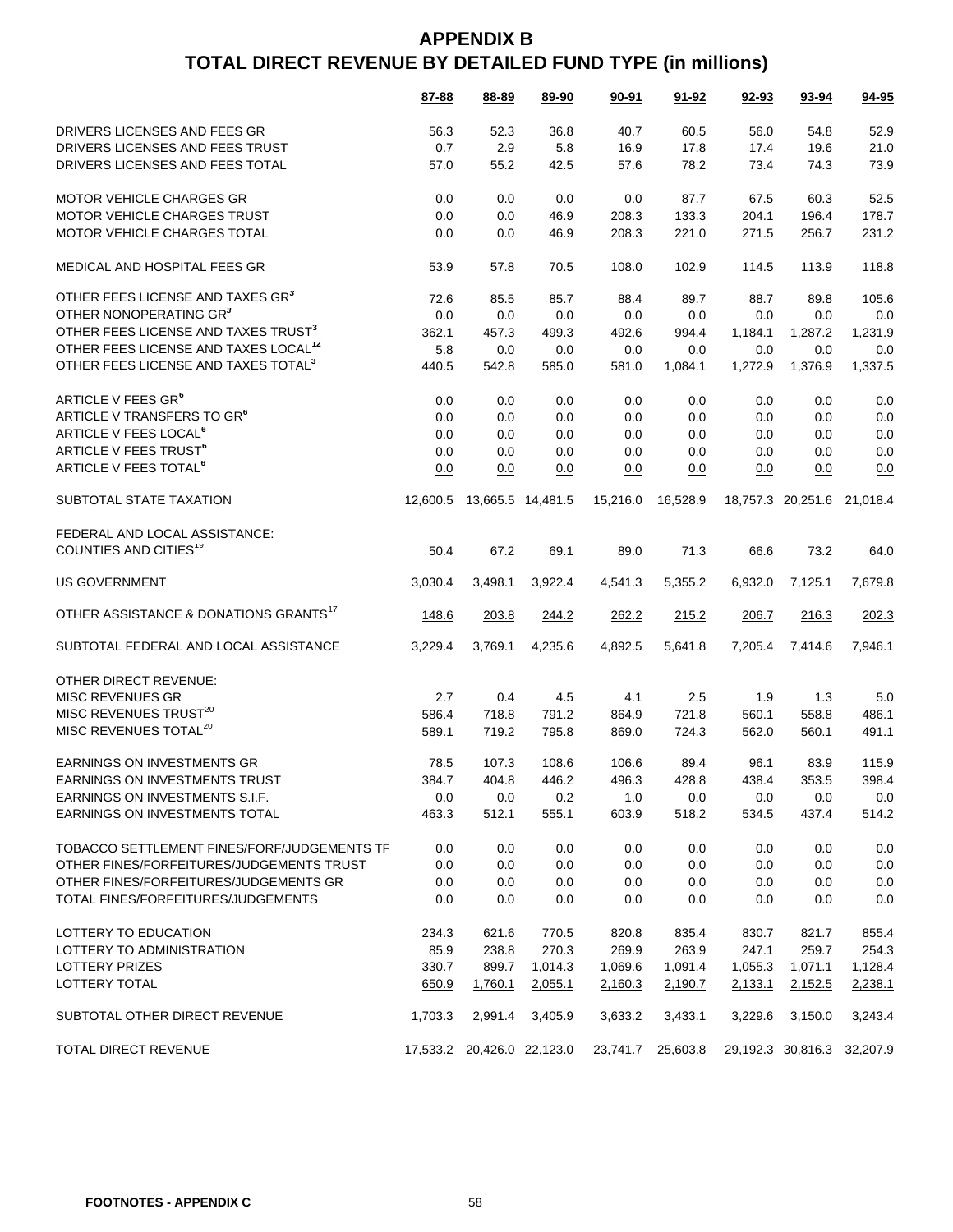# APPENDIX B
## TOTAL DIRECT REVENUE BY DETAILED FUND TYPE (in millions)

| | 87-88 | 88-89 | 89-90 | 90-91 | 91-92 | 92-93 | 93-94 | 94-95 |
|---|---|---|---|---|---|---|---|---|
| DRIVERS LICENSES AND FEES GR | 56.3 | 52.3 | 36.8 | 40.7 | 60.5 | 56.0 | 54.8 | 52.9 |
| DRIVERS LICENSES AND FEES TRUST | 0.7 | 2.9 | 5.8 | 16.9 | 17.8 | 17.4 | 19.6 | 21.0 |
| DRIVERS LICENSES AND FEES TOTAL | 57.0 | 55.2 | 42.5 | 57.6 | 78.2 | 73.4 | 74.3 | 73.9 |
| | | | | | | | | |
| MOTOR VEHICLE CHARGES GR | 0.0 | 0.0 | 0.0 | 0.0 | 87.7 | 67.5 | 60.3 | 52.5 |
| MOTOR VEHICLE CHARGES TRUST | 0.0 | 0.0 | 46.9 | 208.3 | 133.3 | 204.1 | 196.4 | 178.7 |
| MOTOR VEHICLE CHARGES TOTAL | 0.0 | 0.0 | 46.9 | 208.3 | 221.0 | 271.5 | 256.7 | 231.2 |
| | | | | | | | | |
| MEDICAL AND HOSPITAL FEES GR | 53.9 | 57.8 | 70.5 | 108.0 | 102.9 | 114.5 | 113.9 | 118.8 |
| | | | | | | | | |
| OTHER FEES LICENSE AND TAXES GR[3] | 72.6 | 85.5 | 85.7 | 88.4 | 89.7 | 88.7 | 89.8 | 105.6 |
| OTHER NONOPERATING GR[3] | 0.0 | 0.0 | 0.0 | 0.0 | 0.0 | 0.0 | 0.0 | 0.0 |
| OTHER FEES LICENSE AND TAXES TRUST[3] | 362.1 | 457.3 | 499.3 | 492.6 | 994.4 | 1,184.1 | 1,287.2 | 1,231.9 |
| OTHER FEES LICENSE AND TAXES LOCAL[12] | 5.8 | 0.0 | 0.0 | 0.0 | 0.0 | 0.0 | 0.0 | 0.0 |
| OTHER FEES LICENSE AND TAXES TOTAL[3] | 440.5 | 542.8 | 585.0 | 581.0 | 1,084.1 | 1,272.9 | 1,376.9 | 1,337.5 |
| | | | | | | | | |
| ARTICLE V FEES GR[5] | 0.0 | 0.0 | 0.0 | 0.0 | 0.0 | 0.0 | 0.0 | 0.0 |
| ARTICLE V TRANSFERS TO GR[5] | 0.0 | 0.0 | 0.0 | 0.0 | 0.0 | 0.0 | 0.0 | 0.0 |
| ARTICLE V FEES LOCAL[5] | 0.0 | 0.0 | 0.0 | 0.0 | 0.0 | 0.0 | 0.0 | 0.0 |
| ARTICLE V FEES TRUST[5] | 0.0 | 0.0 | 0.0 | 0.0 | 0.0 | 0.0 | 0.0 | 0.0 |
| ARTICLE V FEES TOTAL[5] | 0.0 | 0.0 | 0.0 | 0.0 | 0.0 | 0.0 | 0.0 | 0.0 |
| | | | | | | | | |
| SUBTOTAL STATE TAXATION | 12,600.5 | 13,665.5 | 14,481.5 | 15,216.0 | 16,528.9 | 18,757.3 | 20,251.6 | 21,018.4 |
| | | | | | | | | |
| FEDERAL AND LOCAL ASSISTANCE: | | | | | | | | |
| COUNTIES AND CITIES[19] | 50.4 | 67.2 | 69.1 | 89.0 | 71.3 | 66.6 | 73.2 | 64.0 |
| | | | | | | | | |
| US GOVERNMENT | 3,030.4 | 3,498.1 | 3,922.4 | 4,541.3 | 5,355.2 | 6,932.0 | 7,125.1 | 7,679.8 |
| | | | | | | | | |
| OTHER ASSISTANCE & DONATIONS GRANTS[17] | 148.6 | 203.8 | 244.2 | 262.2 | 215.2 | 206.7 | 216.3 | 202.3 |
| | | | | | | | | |
| SUBTOTAL FEDERAL AND LOCAL ASSISTANCE | 3,229.4 | 3,769.1 | 4,235.6 | 4,892.5 | 5,641.8 | 7,205.4 | 7,414.6 | 7,946.1 |
| | | | | | | | | |
| OTHER DIRECT REVENUE: | | | | | | | | |
| MISC REVENUES GR | 2.7 | 0.4 | 4.5 | 4.1 | 2.5 | 1.9 | 1.3 | 5.0 |
| MISC REVENUES TRUST[20] | 586.4 | 718.8 | 791.2 | 864.9 | 721.8 | 560.1 | 558.8 | 486.1 |
| MISC REVENUES TOTAL[20] | 589.1 | 719.2 | 795.8 | 869.0 | 724.3 | 562.0 | 560.1 | 491.1 |
| | | | | | | | | |
| EARNINGS ON INVESTMENTS GR | 78.5 | 107.3 | 108.6 | 106.6 | 89.4 | 96.1 | 83.9 | 115.9 |
| EARNINGS ON INVESTMENTS TRUST | 384.7 | 404.8 | 446.2 | 496.3 | 428.8 | 438.4 | 353.5 | 398.4 |
| EARNINGS ON INVESTMENTS S.I.F. | 0.0 | 0.0 | 0.2 | 1.0 | 0.0 | 0.0 | 0.0 | 0.0 |
| EARNINGS ON INVESTMENTS TOTAL | 463.3 | 512.1 | 555.1 | 603.9 | 518.2 | 534.5 | 437.4 | 514.2 |
| | | | | | | | | |
| TOBACCO SETTLEMENT FINES/FORF/JUDGEMENTS TF | 0.0 | 0.0 | 0.0 | 0.0 | 0.0 | 0.0 | 0.0 | 0.0 |
| OTHER FINES/FORFEITURES/JUDGEMENTS TRUST | 0.0 | 0.0 | 0.0 | 0.0 | 0.0 | 0.0 | 0.0 | 0.0 |
| OTHER FINES/FORFEITURES/JUDGEMENTS GR | 0.0 | 0.0 | 0.0 | 0.0 | 0.0 | 0.0 | 0.0 | 0.0 |
| TOTAL FINES/FORFEITURES/JUDGEMENTS | 0.0 | 0.0 | 0.0 | 0.0 | 0.0 | 0.0 | 0.0 | 0.0 |
| | | | | | | | | |
| LOTTERY TO EDUCATION | 234.3 | 621.6 | 770.5 | 820.8 | 835.4 | 830.7 | 821.7 | 855.4 |
| LOTTERY TO ADMINISTRATION | 85.9 | 238.8 | 270.3 | 269.9 | 263.9 | 247.1 | 259.7 | 254.3 |
| LOTTERY PRIZES | 330.7 | 899.7 | 1,014.3 | 1,069.6 | 1,091.4 | 1,055.3 | 1,071.1 | 1,128.4 |
| LOTTERY TOTAL | 650.9 | 1,760.1 | 2,055.1 | 2,160.3 | 2,190.7 | 2,133.1 | 2,152.5 | 2,238.1 |
| | | | | | | | | |
| SUBTOTAL OTHER DIRECT REVENUE | 1,703.3 | 2,991.4 | 3,405.9 | 3,633.2 | 3,433.1 | 3,229.6 | 3,150.0 | 3,243.4 |
| | | | | | | | | |
| TOTAL DIRECT REVENUE | 17,533.2 | 20,426.0 | 22,123.0 | 23,741.7 | 25,603.8 | 29,192.3 | 30,816.3 | 32,207.9 |

**FOOTNOTES - APPENDIX C**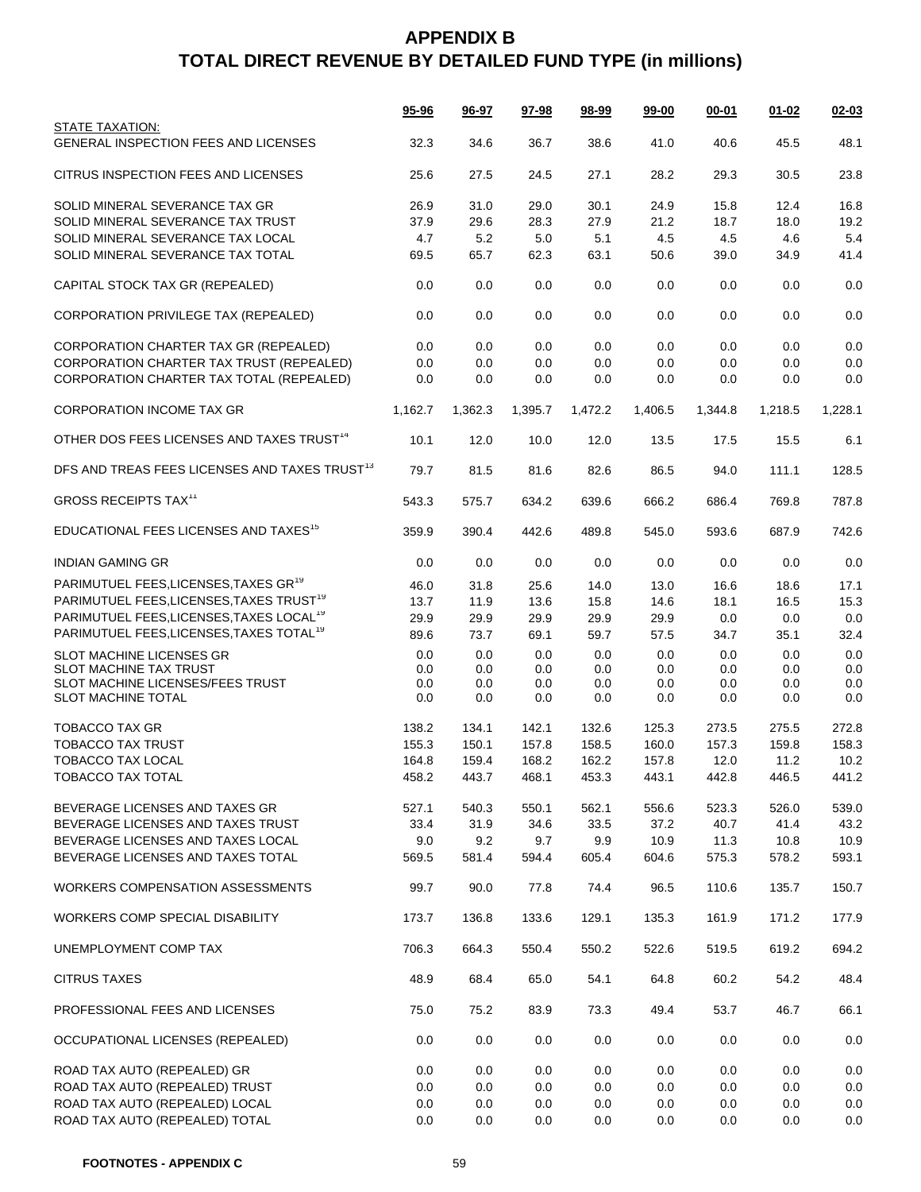# APPENDIX B
# TOTAL DIRECT REVENUE BY DETAILED FUND TYPE (in millions)

| | 95-96 | 96-97 | 97-98 | 98-99 | 99-00 | 00-01 | 01-02 | 02-03 |
|---|---|---|---|---|---|---|---|---|
| STATE TAXATION: | | | | | | | | |
| GENERAL INSPECTION FEES AND LICENSES | 32.3 | 34.6 | 36.7 | 38.6 | 41.0 | 40.6 | 45.5 | 48.1 |
| CITRUS INSPECTION FEES AND LICENSES | 25.6 | 27.5 | 24.5 | 27.1 | 28.2 | 29.3 | 30.5 | 23.8 |
| SOLID MINERAL SEVERANCE TAX GR | 26.9 | 31.0 | 29.0 | 30.1 | 24.9 | 15.8 | 12.4 | 16.8 |
| SOLID MINERAL SEVERANCE TAX TRUST | 37.9 | 29.6 | 28.3 | 27.9 | 21.2 | 18.7 | 18.0 | 19.2 |
| SOLID MINERAL SEVERANCE TAX LOCAL | 4.7 | 5.2 | 5.0 | 5.1 | 4.5 | 4.5 | 4.6 | 5.4 |
| SOLID MINERAL SEVERANCE TAX TOTAL | 69.5 | 65.7 | 62.3 | 63.1 | 50.6 | 39.0 | 34.9 | 41.4 |
| CAPITAL STOCK TAX GR (REPEALED) | 0.0 | 0.0 | 0.0 | 0.0 | 0.0 | 0.0 | 0.0 | 0.0 |
| CORPORATION PRIVILEGE TAX (REPEALED) | 0.0 | 0.0 | 0.0 | 0.0 | 0.0 | 0.0 | 0.0 | 0.0 |
| CORPORATION CHARTER TAX GR (REPEALED) | 0.0 | 0.0 | 0.0 | 0.0 | 0.0 | 0.0 | 0.0 | 0.0 |
| CORPORATION CHARTER TAX TRUST (REPEALED) | 0.0 | 0.0 | 0.0 | 0.0 | 0.0 | 0.0 | 0.0 | 0.0 |
| CORPORATION CHARTER TAX TOTAL (REPEALED) | 0.0 | 0.0 | 0.0 | 0.0 | 0.0 | 0.0 | 0.0 | 0.0 |
| CORPORATION INCOME TAX GR | 1,162.7 | 1,362.3 | 1,395.7 | 1,472.2 | 1,406.5 | 1,344.8 | 1,218.5 | 1,228.1 |
| OTHER DOS FEES LICENSES AND TAXES TRUST[14] | 10.1 | 12.0 | 10.0 | 12.0 | 13.5 | 17.5 | 15.5 | 6.1 |
| DFS AND TREAS FEES LICENSES AND TAXES TRUST[13] | 79.7 | 81.5 | 81.6 | 82.6 | 86.5 | 94.0 | 111.1 | 128.5 |
| GROSS RECEIPTS TAX[11] | 543.3 | 575.7 | 634.2 | 639.6 | 666.2 | 686.4 | 769.8 | 787.8 |
| EDUCATIONAL FEES LICENSES AND TAXES[15] | 359.9 | 390.4 | 442.6 | 489.8 | 545.0 | 593.6 | 687.9 | 742.6 |
| INDIAN GAMING GR | 0.0 | 0.0 | 0.0 | 0.0 | 0.0 | 0.0 | 0.0 | 0.0 |
| PARIMUTUEL FEES,LICENSES,TAXES GR[19] | 46.0 | 31.8 | 25.6 | 14.0 | 13.0 | 16.6 | 18.6 | 17.1 |
| PARIMUTUEL FEES,LICENSES,TAXES TRUST[19] | 13.7 | 11.9 | 13.6 | 15.8 | 14.6 | 18.1 | 16.5 | 15.3 |
| PARIMUTUEL FEES,LICENSES,TAXES LOCAL[19] | 29.9 | 29.9 | 29.9 | 29.9 | 29.9 | 0.0 | 0.0 | 0.0 |
| PARIMUTUEL FEES,LICENSES,TAXES TOTAL[19] | 89.6 | 73.7 | 69.1 | 59.7 | 57.5 | 34.7 | 35.1 | 32.4 |
| SLOT MACHINE LICENSES GR | 0.0 | 0.0 | 0.0 | 0.0 | 0.0 | 0.0 | 0.0 | 0.0 |
| SLOT MACHINE TAX TRUST | 0.0 | 0.0 | 0.0 | 0.0 | 0.0 | 0.0 | 0.0 | 0.0 |
| SLOT MACHINE LICENSES/FEES TRUST | 0.0 | 0.0 | 0.0 | 0.0 | 0.0 | 0.0 | 0.0 | 0.0 |
| SLOT MACHINE TOTAL | 0.0 | 0.0 | 0.0 | 0.0 | 0.0 | 0.0 | 0.0 | 0.0 |
| TOBACCO TAX GR | 138.2 | 134.1 | 142.1 | 132.6 | 125.3 | 273.5 | 275.5 | 272.8 |
| TOBACCO TAX TRUST | 155.3 | 150.1 | 157.8 | 158.5 | 160.0 | 157.3 | 159.8 | 158.3 |
| TOBACCO TAX LOCAL | 164.8 | 159.4 | 168.2 | 162.2 | 157.8 | 12.0 | 11.2 | 10.2 |
| TOBACCO TAX TOTAL | 458.2 | 443.7 | 468.1 | 453.3 | 443.1 | 442.8 | 446.5 | 441.2 |
| BEVERAGE LICENSES AND TAXES GR | 527.1 | 540.3 | 550.1 | 562.1 | 556.6 | 523.3 | 526.0 | 539.0 |
| BEVERAGE LICENSES AND TAXES TRUST | 33.4 | 31.9 | 34.6 | 33.5 | 37.2 | 40.7 | 41.4 | 43.2 |
| BEVERAGE LICENSES AND TAXES LOCAL | 9.0 | 9.2 | 9.7 | 9.9 | 10.9 | 11.3 | 10.8 | 10.9 |
| BEVERAGE LICENSES AND TAXES TOTAL | 569.5 | 581.4 | 594.4 | 605.4 | 604.6 | 575.3 | 578.2 | 593.1 |
| WORKERS COMPENSATION ASSESSMENTS | 99.7 | 90.0 | 77.8 | 74.4 | 96.5 | 110.6 | 135.7 | 150.7 |
| WORKERS COMP SPECIAL DISABILITY | 173.7 | 136.8 | 133.6 | 129.1 | 135.3 | 161.9 | 171.2 | 177.9 |
| UNEMPLOYMENT COMP TAX | 706.3 | 664.3 | 550.4 | 550.2 | 522.6 | 519.5 | 619.2 | 694.2 |
| CITRUS TAXES | 48.9 | 68.4 | 65.0 | 54.1 | 64.8 | 60.2 | 54.2 | 48.4 |
| PROFESSIONAL FEES AND LICENSES | 75.0 | 75.2 | 83.9 | 73.3 | 49.4 | 53.7 | 46.7 | 66.1 |
| OCCUPATIONAL LICENSES (REPEALED) | 0.0 | 0.0 | 0.0 | 0.0 | 0.0 | 0.0 | 0.0 | 0.0 |
| ROAD TAX AUTO (REPEALED) GR | 0.0 | 0.0 | 0.0 | 0.0 | 0.0 | 0.0 | 0.0 | 0.0 |
| ROAD TAX AUTO (REPEALED) TRUST | 0.0 | 0.0 | 0.0 | 0.0 | 0.0 | 0.0 | 0.0 | 0.0 |
| ROAD TAX AUTO (REPEALED) LOCAL | 0.0 | 0.0 | 0.0 | 0.0 | 0.0 | 0.0 | 0.0 | 0.0 |
| ROAD TAX AUTO (REPEALED) TOTAL | 0.0 | 0.0 | 0.0 | 0.0 | 0.0 | 0.0 | 0.0 | 0.0 |

**FOOTNOTES - APPENDIX C**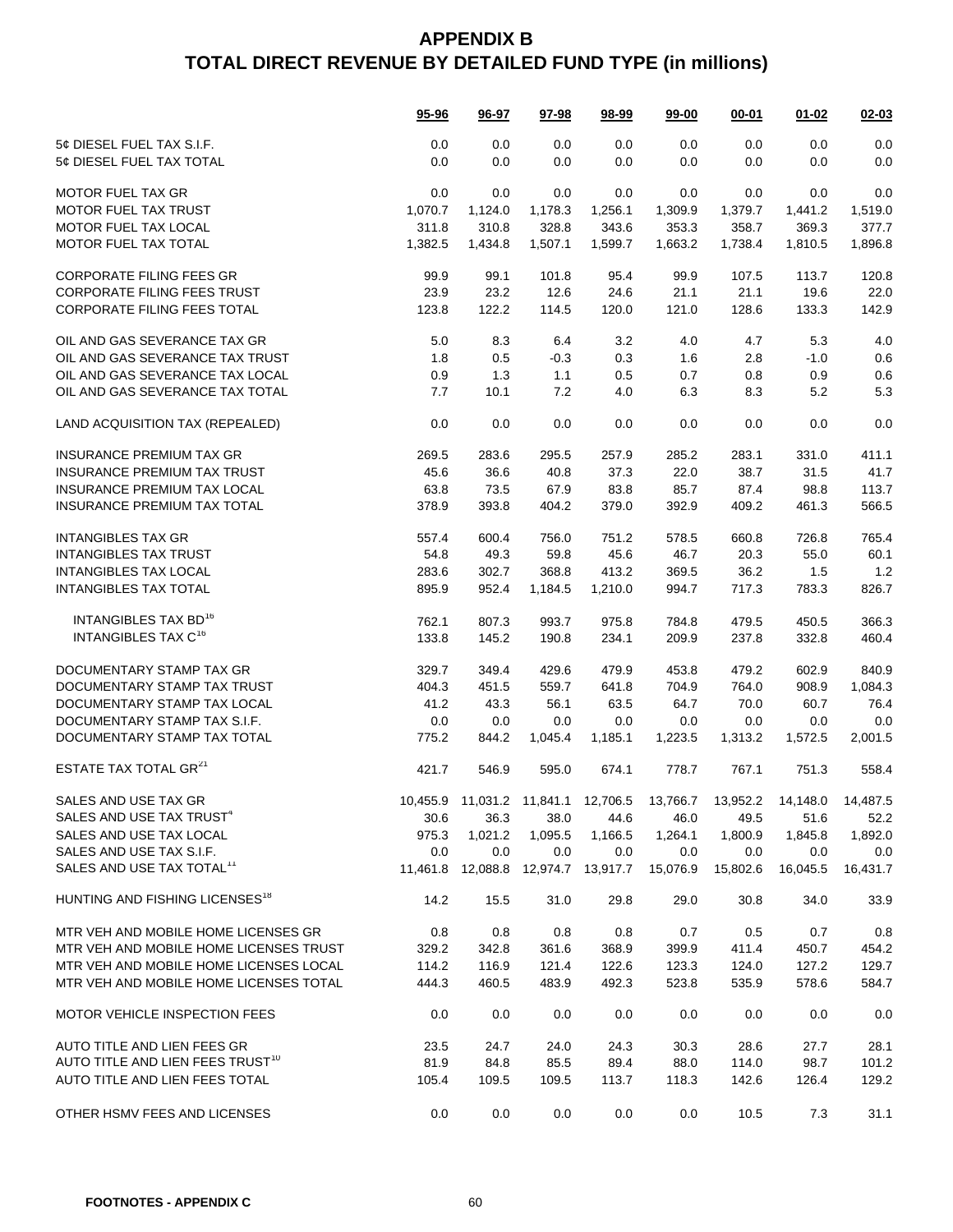# APPENDIX B
# TOTAL DIRECT REVENUE BY DETAILED FUND TYPE (in millions)

| | 95-96 | 96-97 | 97-98 | 98-99 | 99-00 | 00-01 | 01-02 | 02-03 |
|---|---|---|---|---|---|---|---|---|
| 5¢ DIESEL FUEL TAX S.I.F. | 0.0 | 0.0 | 0.0 | 0.0 | 0.0 | 0.0 | 0.0 | 0.0 |
| 5¢ DIESEL FUEL TAX TOTAL | 0.0 | 0.0 | 0.0 | 0.0 | 0.0 | 0.0 | 0.0 | 0.0 |
| | | | | | | | | |
| MOTOR FUEL TAX GR | 0.0 | 0.0 | 0.0 | 0.0 | 0.0 | 0.0 | 0.0 | 0.0 |
| MOTOR FUEL TAX TRUST | 1,070.7 | 1,124.0 | 1,178.3 | 1,256.1 | 1,309.9 | 1,379.7 | 1,441.2 | 1,519.0 |
| MOTOR FUEL TAX LOCAL | 311.8 | 310.8 | 328.8 | 343.6 | 353.3 | 358.7 | 369.3 | 377.7 |
| MOTOR FUEL TAX TOTAL | 1,382.5 | 1,434.8 | 1,507.1 | 1,599.7 | 1,663.2 | 1,738.4 | 1,810.5 | 1,896.8 |
| | | | | | | | | |
| CORPORATE FILING FEES GR | 99.9 | 99.1 | 101.8 | 95.4 | 99.9 | 107.5 | 113.7 | 120.8 |
| CORPORATE FILING FEES TRUST | 23.9 | 23.2 | 12.6 | 24.6 | 21.1 | 21.1 | 19.6 | 22.0 |
| CORPORATE FILING FEES TOTAL | 123.8 | 122.2 | 114.5 | 120.0 | 121.0 | 128.6 | 133.3 | 142.9 |
| | | | | | | | | |
| OIL AND GAS SEVERANCE TAX GR | 5.0 | 8.3 | 6.4 | 3.2 | 4.0 | 4.7 | 5.3 | 4.0 |
| OIL AND GAS SEVERANCE TAX TRUST | 1.8 | 0.5 | -0.3 | 0.3 | 1.6 | 2.8 | -1.0 | 0.6 |
| OIL AND GAS SEVERANCE TAX LOCAL | 0.9 | 1.3 | 1.1 | 0.5 | 0.7 | 0.8 | 0.9 | 0.6 |
| OIL AND GAS SEVERANCE TAX TOTAL | 7.7 | 10.1 | 7.2 | 4.0 | 6.3 | 8.3 | 5.2 | 5.3 |
| | | | | | | | | |
| LAND ACQUISITION TAX (REPEALED) | 0.0 | 0.0 | 0.0 | 0.0 | 0.0 | 0.0 | 0.0 | 0.0 |
| | | | | | | | | |
| INSURANCE PREMIUM TAX GR | 269.5 | 283.6 | 295.5 | 257.9 | 285.2 | 283.1 | 331.0 | 411.1 |
| INSURANCE PREMIUM TAX TRUST | 45.6 | 36.6 | 40.8 | 37.3 | 22.0 | 38.7 | 31.5 | 41.7 |
| INSURANCE PREMIUM TAX LOCAL | 63.8 | 73.5 | 67.9 | 83.8 | 85.7 | 87.4 | 98.8 | 113.7 |
| INSURANCE PREMIUM TAX TOTAL | 378.9 | 393.8 | 404.2 | 379.0 | 392.9 | 409.2 | 461.3 | 566.5 |
| | | | | | | | | |
| INTANGIBLES TAX GR | 557.4 | 600.4 | 756.0 | 751.2 | 578.5 | 660.8 | 726.8 | 765.4 |
| INTANGIBLES TAX TRUST | 54.8 | 49.3 | 59.8 | 45.6 | 46.7 | 20.3 | 55.0 | 60.1 |
| INTANGIBLES TAX LOCAL | 283.6 | 302.7 | 368.8 | 413.2 | 369.5 | 36.2 | 1.5 | 1.2 |
| INTANGIBLES TAX TOTAL | 895.9 | 952.4 | 1,184.5 | 1,210.0 | 994.7 | 717.3 | 783.3 | 826.7 |
| | | | | | | | | |
| INTANGIBLES TAX BD[16] | 762.1 | 807.3 | 993.7 | 975.8 | 784.8 | 479.5 | 450.5 | 366.3 |
| INTANGIBLES TAX C[16] | 133.8 | 145.2 | 190.8 | 234.1 | 209.9 | 237.8 | 332.8 | 460.4 |
| | | | | | | | | |
| DOCUMENTARY STAMP TAX GR | 329.7 | 349.4 | 429.6 | 479.9 | 453.8 | 479.2 | 602.9 | 840.9 |
| DOCUMENTARY STAMP TAX TRUST | 404.3 | 451.5 | 559.7 | 641.8 | 704.9 | 764.0 | 908.9 | 1,084.3 |
| DOCUMENTARY STAMP TAX LOCAL | 41.2 | 43.3 | 56.1 | 63.5 | 64.7 | 70.0 | 60.7 | 76.4 |
| DOCUMENTARY STAMP TAX S.I.F. | 0.0 | 0.0 | 0.0 | 0.0 | 0.0 | 0.0 | 0.0 | 0.0 |
| DOCUMENTARY STAMP TAX TOTAL | 775.2 | 844.2 | 1,045.4 | 1,185.1 | 1,223.5 | 1,313.2 | 1,572.5 | 2,001.5 |
| | | | | | | | | |
| ESTATE TAX TOTAL GR[21] | 421.7 | 546.9 | 595.0 | 674.1 | 778.7 | 767.1 | 751.3 | 558.4 |
| | | | | | | | | |
| SALES AND USE TAX GR | 10,455.9 | 11,031.2 | 11,841.1 | 12,706.5 | 13,766.7 | 13,952.2 | 14,148.0 | 14,487.5 |
| SALES AND USE TAX TRUST[4] | 30.6 | 36.3 | 38.0 | 44.6 | 46.0 | 49.5 | 51.6 | 52.2 |
| SALES AND USE TAX LOCAL | 975.3 | 1,021.2 | 1,095.5 | 1,166.5 | 1,264.1 | 1,800.9 | 1,845.8 | 1,892.0 |
| SALES AND USE TAX S.I.F. | 0.0 | 0.0 | 0.0 | 0.0 | 0.0 | 0.0 | 0.0 | 0.0 |
| SALES AND USE TAX TOTAL[11] | 11,461.8 | 12,088.8 | 12,974.7 | 13,917.7 | 15,076.9 | 15,802.6 | 16,045.5 | 16,431.7 |
| | | | | | | | | |
| HUNTING AND FISHING LICENSES[18] | 14.2 | 15.5 | 31.0 | 29.8 | 29.0 | 30.8 | 34.0 | 33.9 |
| | | | | | | | | |
| MTR VEH AND MOBILE HOME LICENSES GR | 0.8 | 0.8 | 0.8 | 0.8 | 0.7 | 0.5 | 0.7 | 0.8 |
| MTR VEH AND MOBILE HOME LICENSES TRUST | 329.2 | 342.8 | 361.6 | 368.9 | 399.9 | 411.4 | 450.7 | 454.2 |
| MTR VEH AND MOBILE HOME LICENSES LOCAL | 114.2 | 116.9 | 121.4 | 122.6 | 123.3 | 124.0 | 127.2 | 129.7 |
| MTR VEH AND MOBILE HOME LICENSES TOTAL | 444.3 | 460.5 | 483.9 | 492.3 | 523.8 | 535.9 | 578.6 | 584.7 |
| | | | | | | | | |
| MOTOR VEHICLE INSPECTION FEES | 0.0 | 0.0 | 0.0 | 0.0 | 0.0 | 0.0 | 0.0 | 0.0 |
| | | | | | | | | |
| AUTO TITLE AND LIEN FEES GR | 23.5 | 24.7 | 24.0 | 24.3 | 30.3 | 28.6 | 27.7 | 28.1 |
| AUTO TITLE AND LIEN FEES TRUST[10] | 81.9 | 84.8 | 85.5 | 89.4 | 88.0 | 114.0 | 98.7 | 101.2 |
| AUTO TITLE AND LIEN FEES TOTAL | 105.4 | 109.5 | 109.5 | 113.7 | 118.3 | 142.6 | 126.4 | 129.2 |
| | | | | | | | | |
| OTHER HSMV FEES AND LICENSES | 0.0 | 0.0 | 0.0 | 0.0 | 0.0 | 10.5 | 7.3 | 31.1 |

**FOOTNOTES - APPENDIX C**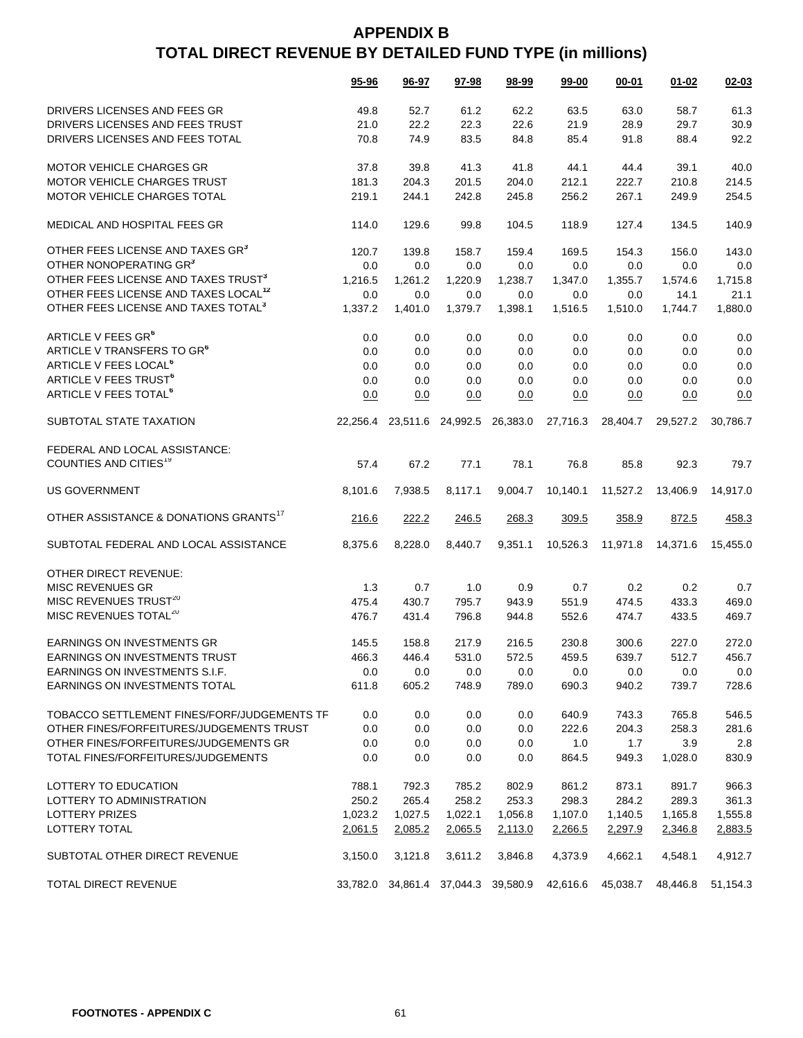# APPENDIX B
# TOTAL DIRECT REVENUE BY DETAILED FUND TYPE (in millions)

| | 95-96 | 96-97 | 97-98 | 98-99 | 99-00 | 00-01 | 01-02 | 02-03 |
|---|---|---|---|---|---|---|---|---|
| DRIVERS LICENSES AND FEES GR | 49.8 | 52.7 | 61.2 | 62.2 | 63.5 | 63.0 | 58.7 | 61.3 |
| DRIVERS LICENSES AND FEES TRUST | 21.0 | 22.2 | 22.3 | 22.6 | 21.9 | 28.9 | 29.7 | 30.9 |
| DRIVERS LICENSES AND FEES TOTAL | 70.8 | 74.9 | 83.5 | 84.8 | 85.4 | 91.8 | 88.4 | 92.2 |
| | | | | | | | | |
| MOTOR VEHICLE CHARGES GR | 37.8 | 39.8 | 41.3 | 41.8 | 44.1 | 44.4 | 39.1 | 40.0 |
| MOTOR VEHICLE CHARGES TRUST | 181.3 | 204.3 | 201.5 | 204.0 | 212.1 | 222.7 | 210.8 | 214.5 |
| MOTOR VEHICLE CHARGES TOTAL | 219.1 | 244.1 | 242.8 | 245.8 | 256.2 | 267.1 | 249.9 | 254.5 |
| | | | | | | | | |
| MEDICAL AND HOSPITAL FEES GR | 114.0 | 129.6 | 99.8 | 104.5 | 118.9 | 127.4 | 134.5 | 140.9 |
| | | | | | | | | |
| OTHER FEES LICENSE AND TAXES GR[3] | 120.7 | 139.8 | 158.7 | 159.4 | 169.5 | 154.3 | 156.0 | 143.0 |
| OTHER NONOPERATING GR[3] | 0.0 | 0.0 | 0.0 | 0.0 | 0.0 | 0.0 | 0.0 | 0.0 |
| OTHER FEES LICENSE AND TAXES TRUST[3] | 1,216.5 | 1,261.2 | 1,220.9 | 1,238.7 | 1,347.0 | 1,355.7 | 1,574.6 | 1,715.8 |
| OTHER FEES LICENSE AND TAXES LOCAL[12] | 0.0 | 0.0 | 0.0 | 0.0 | 0.0 | 0.0 | 14.1 | 21.1 |
| OTHER FEES LICENSE AND TAXES TOTAL[3] | 1,337.2 | 1,401.0 | 1,379.7 | 1,398.1 | 1,516.5 | 1,510.0 | 1,744.7 | 1,880.0 |
| | | | | | | | | |
| ARTICLE V FEES GR[6] | 0.0 | 0.0 | 0.0 | 0.0 | 0.0 | 0.0 | 0.0 | 0.0 |
| ARTICLE V TRANSFERS TO GR[6] | 0.0 | 0.0 | 0.0 | 0.0 | 0.0 | 0.0 | 0.0 | 0.0 |
| ARTICLE V FEES LOCAL[6] | 0.0 | 0.0 | 0.0 | 0.0 | 0.0 | 0.0 | 0.0 | 0.0 |
| ARTICLE V FEES TRUST[6] | 0.0 | 0.0 | 0.0 | 0.0 | 0.0 | 0.0 | 0.0 | 0.0 |
| ARTICLE V FEES TOTAL[6] | 0.0 | 0.0 | 0.0 | 0.0 | 0.0 | 0.0 | 0.0 | 0.0 |
| | | | | | | | | |
| SUBTOTAL STATE TAXATION | 22,256.4 | 23,511.6 | 24,992.5 | 26,383.0 | 27,716.3 | 28,404.7 | 29,527.2 | 30,786.7 |
| | | | | | | | | |
| FEDERAL AND LOCAL ASSISTANCE: | | | | | | | | |
| COUNTIES AND CITIES[19] | 57.4 | 67.2 | 77.1 | 78.1 | 76.8 | 85.8 | 92.3 | 79.7 |
| | | | | | | | | |
| US GOVERNMENT | 8,101.6 | 7,938.5 | 8,117.1 | 9,004.7 | 10,140.1 | 11,527.2 | 13,406.9 | 14,917.0 |
| | | | | | | | | |
| OTHER ASSISTANCE & DONATIONS GRANTS[17] | 216.6 | 222.2 | 246.5 | 268.3 | 309.5 | 358.9 | 872.5 | 458.3 |
| | | | | | | | | |
| SUBTOTAL FEDERAL AND LOCAL ASSISTANCE | 8,375.6 | 8,228.0 | 8,440.7 | 9,351.1 | 10,526.3 | 11,971.8 | 14,371.6 | 15,455.0 |
| | | | | | | | | |
| OTHER DIRECT REVENUE: | | | | | | | | |
| MISC REVENUES GR | 1.3 | 0.7 | 1.0 | 0.9 | 0.7 | 0.2 | 0.2 | 0.7 |
| MISC REVENUES TRUST[20] | 475.4 | 430.7 | 795.7 | 943.9 | 551.9 | 474.5 | 433.3 | 469.0 |
| MISC REVENUES TOTAL[20] | 476.7 | 431.4 | 796.8 | 944.8 | 552.6 | 474.7 | 433.5 | 469.7 |
| | | | | | | | | |
| EARNINGS ON INVESTMENTS GR | 145.5 | 158.8 | 217.9 | 216.5 | 230.8 | 300.6 | 227.0 | 272.0 |
| EARNINGS ON INVESTMENTS TRUST | 466.3 | 446.4 | 531.0 | 572.5 | 459.5 | 639.7 | 512.7 | 456.7 |
| EARNINGS ON INVESTMENTS S.I.F. | 0.0 | 0.0 | 0.0 | 0.0 | 0.0 | 0.0 | 0.0 | 0.0 |
| EARNINGS ON INVESTMENTS TOTAL | 611.8 | 605.2 | 748.9 | 789.0 | 690.3 | 940.2 | 739.7 | 728.6 |
| | | | | | | | | |
| TOBACCO SETTLEMENT FINES/FORF/JUDGEMENTS TF | 0.0 | 0.0 | 0.0 | 0.0 | 640.9 | 743.3 | 765.8 | 546.5 |
| OTHER FINES/FORFEITURES/JUDGEMENTS TRUST | 0.0 | 0.0 | 0.0 | 0.0 | 222.6 | 204.3 | 258.3 | 281.6 |
| OTHER FINES/FORFEITURES/JUDGEMENTS GR | 0.0 | 0.0 | 0.0 | 0.0 | 1.0 | 1.7 | 3.9 | 2.8 |
| TOTAL FINES/FORFEITURES/JUDGEMENTS | 0.0 | 0.0 | 0.0 | 0.0 | 864.5 | 949.3 | 1,028.0 | 830.9 |
| | | | | | | | | |
| LOTTERY TO EDUCATION | 788.1 | 792.3 | 785.2 | 802.9 | 861.2 | 873.1 | 891.7 | 966.3 |
| LOTTERY TO ADMINISTRATION | 250.2 | 265.4 | 258.2 | 253.3 | 298.3 | 284.2 | 289.3 | 361.3 |
| LOTTERY PRIZES | 1,023.2 | 1,027.5 | 1,022.1 | 1,056.8 | 1,107.0 | 1,140.5 | 1,165.8 | 1,555.8 |
| LOTTERY TOTAL | 2,061.5 | 2,085.2 | 2,065.5 | 2,113.0 | 2,266.5 | 2,297.9 | 2,346.8 | 2,883.5 |
| | | | | | | | | |
| SUBTOTAL OTHER DIRECT REVENUE | 3,150.0 | 3,121.8 | 3,611.2 | 3,846.8 | 4,373.9 | 4,662.1 | 4,548.1 | 4,912.7 |
| | | | | | | | | |
| TOTAL DIRECT REVENUE | 33,782.0 | 34,861.4 | 37,044.3 | 39,580.9 | 42,616.6 | 45,038.7 | 48,446.8 | 51,154.3 |

**FOOTNOTES - APPENDIX C**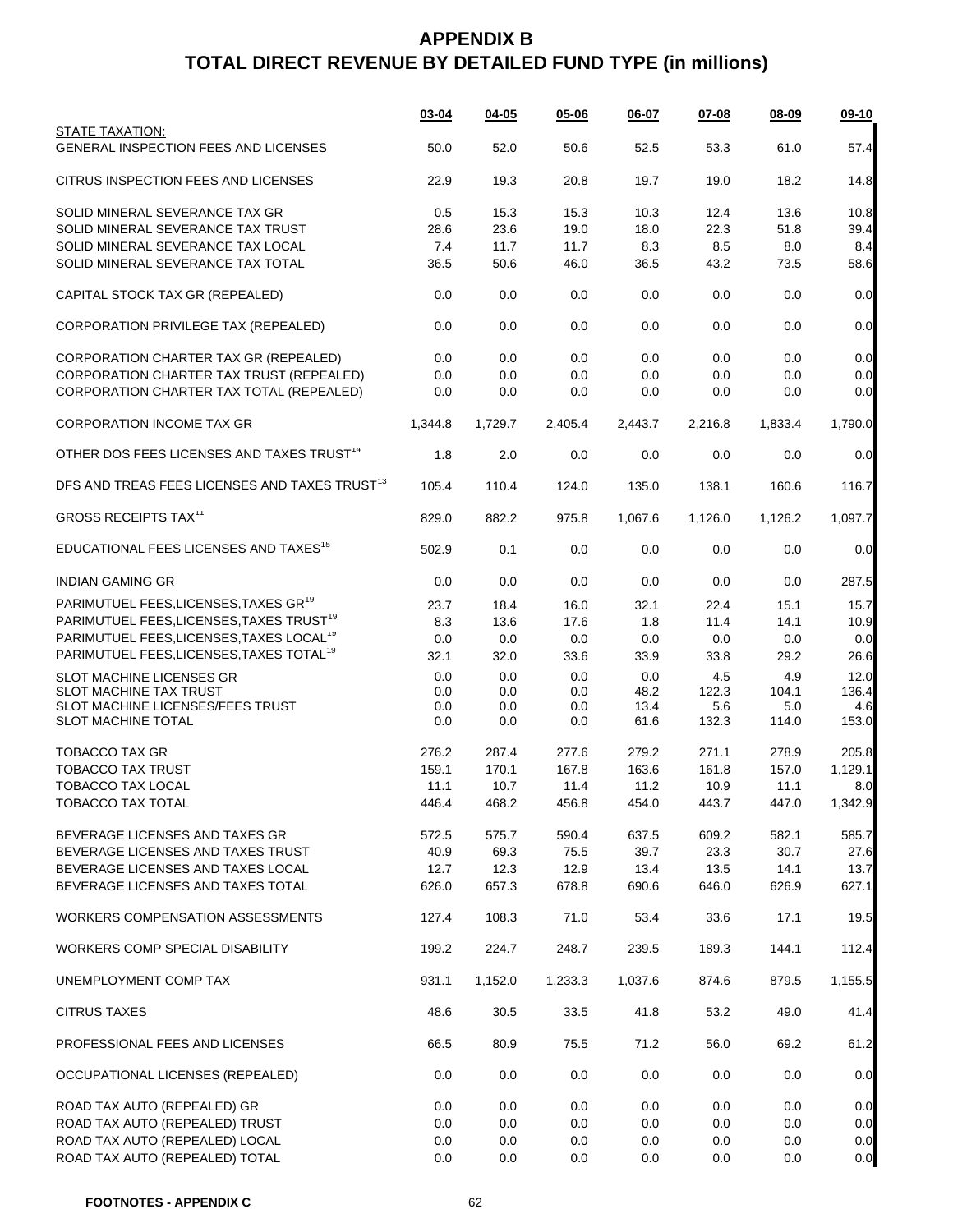# APPENDIX B
## TOTAL DIRECT REVENUE BY DETAILED FUND TYPE (in millions)

| | 03-04 | 04-05 | 05-06 | 06-07 | 07-08 | 08-09 | 09-10 |
|---|---|---|---|---|---|---|---|
| STATE TAXATION: | | | | | | | |
| GENERAL INSPECTION FEES AND LICENSES | 50.0 | 52.0 | 50.6 | 52.5 | 53.3 | 61.0 | 57.4 |
| CITRUS INSPECTION FEES AND LICENSES | 22.9 | 19.3 | 20.8 | 19.7 | 19.0 | 18.2 | 14.8 |
| SOLID MINERAL SEVERANCE TAX GR | 0.5 | 15.3 | 15.3 | 10.3 | 12.4 | 13.6 | 10.8 |
| SOLID MINERAL SEVERANCE TAX TRUST | 28.6 | 23.6 | 19.0 | 18.0 | 22.3 | 51.8 | 39.4 |
| SOLID MINERAL SEVERANCE TAX LOCAL | 7.4 | 11.7 | 11.7 | 8.3 | 8.5 | 8.0 | 8.4 |
| SOLID MINERAL SEVERANCE TAX TOTAL | 36.5 | 50.6 | 46.0 | 36.5 | 43.2 | 73.5 | 58.6 |
| CAPITAL STOCK TAX GR (REPEALED) | 0.0 | 0.0 | 0.0 | 0.0 | 0.0 | 0.0 | 0.0 |
| CORPORATION PRIVILEGE TAX (REPEALED) | 0.0 | 0.0 | 0.0 | 0.0 | 0.0 | 0.0 | 0.0 |
| CORPORATION CHARTER TAX GR (REPEALED) | 0.0 | 0.0 | 0.0 | 0.0 | 0.0 | 0.0 | 0.0 |
| CORPORATION CHARTER TAX TRUST (REPEALED) | 0.0 | 0.0 | 0.0 | 0.0 | 0.0 | 0.0 | 0.0 |
| CORPORATION CHARTER TAX TOTAL (REPEALED) | 0.0 | 0.0 | 0.0 | 0.0 | 0.0 | 0.0 | 0.0 |
| CORPORATION INCOME TAX GR | 1,344.8 | 1,729.7 | 2,405.4 | 2,443.7 | 2,216.8 | 1,833.4 | 1,790.0 |
| OTHER DOS FEES LICENSES AND TAXES TRUST[14] | 1.8 | 2.0 | 0.0 | 0.0 | 0.0 | 0.0 | 0.0 |
| DFS AND TREAS FEES LICENSES AND TAXES TRUST[13] | 105.4 | 110.4 | 124.0 | 135.0 | 138.1 | 160.6 | 116.7 |
| GROSS RECEIPTS TAX[11] | 829.0 | 882.2 | 975.8 | 1,067.6 | 1,126.0 | 1,126.2 | 1,097.7 |
| EDUCATIONAL FEES LICENSES AND TAXES[15] | 502.9 | 0.1 | 0.0 | 0.0 | 0.0 | 0.0 | 0.0 |
| INDIAN GAMING GR | 0.0 | 0.0 | 0.0 | 0.0 | 0.0 | 0.0 | 287.5 |
| PARIMUTUEL FEES,LICENSES,TAXES GR[19] | 23.7 | 18.4 | 16.0 | 32.1 | 22.4 | 15.1 | 15.7 |
| PARIMUTUEL FEES,LICENSES,TAXES TRUST[19] | 8.3 | 13.6 | 17.6 | 1.8 | 11.4 | 14.1 | 10.9 |
| PARIMUTUEL FEES,LICENSES,TAXES LOCAL[19] | 0.0 | 0.0 | 0.0 | 0.0 | 0.0 | 0.0 | 0.0 |
| PARIMUTUEL FEES,LICENSES,TAXES TOTAL[19] | 32.1 | 32.0 | 33.6 | 33.9 | 33.8 | 29.2 | 26.6 |
| SLOT MACHINE LICENSES GR | 0.0 | 0.0 | 0.0 | 0.0 | 4.5 | 4.9 | 12.0 |
| SLOT MACHINE TAX TRUST | 0.0 | 0.0 | 0.0 | 48.2 | 122.3 | 104.1 | 136.4 |
| SLOT MACHINE LICENSES/FEES TRUST | 0.0 | 0.0 | 0.0 | 13.4 | 5.6 | 5.0 | 4.6 |
| SLOT MACHINE TOTAL | 0.0 | 0.0 | 0.0 | 61.6 | 132.3 | 114.0 | 153.0 |
| TOBACCO TAX GR | 276.2 | 287.4 | 277.6 | 279.2 | 271.1 | 278.9 | 205.8 |
| TOBACCO TAX TRUST | 159.1 | 170.1 | 167.8 | 163.6 | 161.8 | 157.0 | 1,129.1 |
| TOBACCO TAX LOCAL | 11.1 | 10.7 | 11.4 | 11.2 | 10.9 | 11.1 | 8.0 |
| TOBACCO TAX TOTAL | 446.4 | 468.2 | 456.8 | 454.0 | 443.7 | 447.0 | 1,342.9 |
| BEVERAGE LICENSES AND TAXES GR | 572.5 | 575.7 | 590.4 | 637.5 | 609.2 | 582.1 | 585.7 |
| BEVERAGE LICENSES AND TAXES TRUST | 40.9 | 69.3 | 75.5 | 39.7 | 23.3 | 30.7 | 27.6 |
| BEVERAGE LICENSES AND TAXES LOCAL | 12.7 | 12.3 | 12.9 | 13.4 | 13.5 | 14.1 | 13.7 |
| BEVERAGE LICENSES AND TAXES TOTAL | 626.0 | 657.3 | 678.8 | 690.6 | 646.0 | 626.9 | 627.1 |
| WORKERS COMPENSATION ASSESSMENTS | 127.4 | 108.3 | 71.0 | 53.4 | 33.6 | 17.1 | 19.5 |
| WORKERS COMP SPECIAL DISABILITY | 199.2 | 224.7 | 248.7 | 239.5 | 189.3 | 144.1 | 112.4 |
| UNEMPLOYMENT COMP TAX | 931.1 | 1,152.0 | 1,233.3 | 1,037.6 | 874.6 | 879.5 | 1,155.5 |
| CITRUS TAXES | 48.6 | 30.5 | 33.5 | 41.8 | 53.2 | 49.0 | 41.4 |
| PROFESSIONAL FEES AND LICENSES | 66.5 | 80.9 | 75.5 | 71.2 | 56.0 | 69.2 | 61.2 |
| OCCUPATIONAL LICENSES (REPEALED) | 0.0 | 0.0 | 0.0 | 0.0 | 0.0 | 0.0 | 0.0 |
| ROAD TAX AUTO (REPEALED) GR | 0.0 | 0.0 | 0.0 | 0.0 | 0.0 | 0.0 | 0.0 |
| ROAD TAX AUTO (REPEALED) TRUST | 0.0 | 0.0 | 0.0 | 0.0 | 0.0 | 0.0 | 0.0 |
| ROAD TAX AUTO (REPEALED) LOCAL | 0.0 | 0.0 | 0.0 | 0.0 | 0.0 | 0.0 | 0.0 |
| ROAD TAX AUTO (REPEALED) TOTAL | 0.0 | 0.0 | 0.0 | 0.0 | 0.0 | 0.0 | 0.0 |

**FOOTNOTES - APPENDIX C**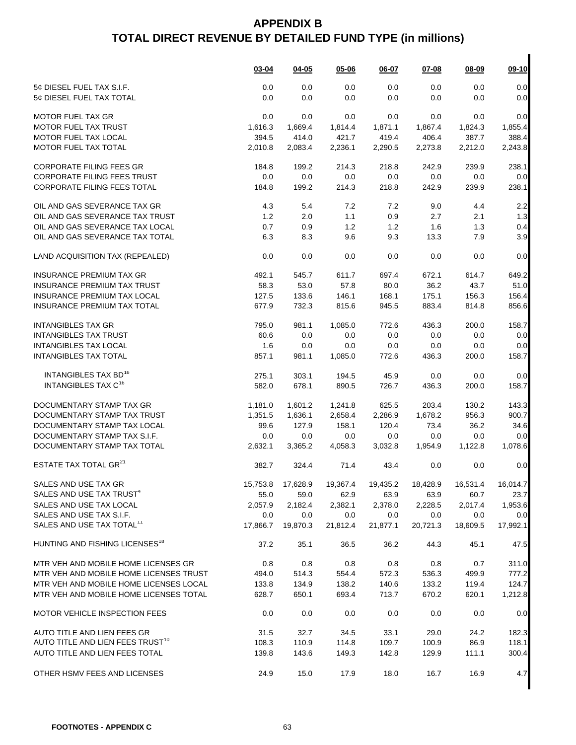# APPENDIX B
# TOTAL DIRECT REVENUE BY DETAILED FUND TYPE (in millions)

| | 03-04 | 04-05 | 05-06 | 06-07 | 07-08 | 08-09 | 09-10 |
|---|---|---|---|---|---|---|---|
| 5¢ DIESEL FUEL TAX S.I.F. | 0.0 | 0.0 | 0.0 | 0.0 | 0.0 | 0.0 | 0.0 |
| 5¢ DIESEL FUEL TAX TOTAL | 0.0 | 0.0 | 0.0 | 0.0 | 0.0 | 0.0 | 0.0 |
| | | | | | | | |
| MOTOR FUEL TAX GR | 0.0 | 0.0 | 0.0 | 0.0 | 0.0 | 0.0 | 0.0 |
| MOTOR FUEL TAX TRUST | 1,616.3 | 1,669.4 | 1,814.4 | 1,871.1 | 1,867.4 | 1,824.3 | 1,855.4 |
| MOTOR FUEL TAX LOCAL | 394.5 | 414.0 | 421.7 | 419.4 | 406.4 | 387.7 | 388.4 |
| MOTOR FUEL TAX TOTAL | 2,010.8 | 2,083.4 | 2,236.1 | 2,290.5 | 2,273.8 | 2,212.0 | 2,243.8 |
| | | | | | | | |
| CORPORATE FILING FEES GR | 184.8 | 199.2 | 214.3 | 218.8 | 242.9 | 239.9 | 238.1 |
| CORPORATE FILING FEES TRUST | 0.0 | 0.0 | 0.0 | 0.0 | 0.0 | 0.0 | 0.0 |
| CORPORATE FILING FEES TOTAL | 184.8 | 199.2 | 214.3 | 218.8 | 242.9 | 239.9 | 238.1 |
| | | | | | | | |
| OIL AND GAS SEVERANCE TAX GR | 4.3 | 5.4 | 7.2 | 7.2 | 9.0 | 4.4 | 2.2 |
| OIL AND GAS SEVERANCE TAX TRUST | 1.2 | 2.0 | 1.1 | 0.9 | 2.7 | 2.1 | 1.3 |
| OIL AND GAS SEVERANCE TAX LOCAL | 0.7 | 0.9 | 1.2 | 1.2 | 1.6 | 1.3 | 0.4 |
| OIL AND GAS SEVERANCE TAX TOTAL | 6.3 | 8.3 | 9.6 | 9.3 | 13.3 | 7.9 | 3.9 |
| | | | | | | | |
| LAND ACQUISITION TAX (REPEALED) | 0.0 | 0.0 | 0.0 | 0.0 | 0.0 | 0.0 | 0.0 |
| | | | | | | | |
| INSURANCE PREMIUM TAX GR | 492.1 | 545.7 | 611.7 | 697.4 | 672.1 | 614.7 | 649.2 |
| INSURANCE PREMIUM TAX TRUST | 58.3 | 53.0 | 57.8 | 80.0 | 36.2 | 43.7 | 51.0 |
| INSURANCE PREMIUM TAX LOCAL | 127.5 | 133.6 | 146.1 | 168.1 | 175.1 | 156.3 | 156.4 |
| INSURANCE PREMIUM TAX TOTAL | 677.9 | 732.3 | 815.6 | 945.5 | 883.4 | 814.8 | 856.6 |
| | | | | | | | |
| INTANGIBLES TAX GR | 795.0 | 981.1 | 1,085.0 | 772.6 | 436.3 | 200.0 | 158.7 |
| INTANGIBLES TAX TRUST | 60.6 | 0.0 | 0.0 | 0.0 | 0.0 | 0.0 | 0.0 |
| INTANGIBLES TAX LOCAL | 1.6 | 0.0 | 0.0 | 0.0 | 0.0 | 0.0 | 0.0 |
| INTANGIBLES TAX TOTAL | 857.1 | 981.1 | 1,085.0 | 772.6 | 436.3 | 200.0 | 158.7 |
| | | | | | | | |
| INTANGIBLES TAX BD[16] | 275.1 | 303.1 | 194.5 | 45.9 | 0.0 | 0.0 | 0.0 |
| INTANGIBLES TAX C[16] | 582.0 | 678.1 | 890.5 | 726.7 | 436.3 | 200.0 | 158.7 |
| | | | | | | | |
| DOCUMENTARY STAMP TAX GR | 1,181.0 | 1,601.2 | 1,241.8 | 625.5 | 203.4 | 130.2 | 143.3 |
| DOCUMENTARY STAMP TAX TRUST | 1,351.5 | 1,636.1 | 2,658.4 | 2,286.9 | 1,678.2 | 956.3 | 900.7 |
| DOCUMENTARY STAMP TAX LOCAL | 99.6 | 127.9 | 158.1 | 120.4 | 73.4 | 36.2 | 34.6 |
| DOCUMENTARY STAMP TAX S.I.F. | 0.0 | 0.0 | 0.0 | 0.0 | 0.0 | 0.0 | 0.0 |
| DOCUMENTARY STAMP TAX TOTAL | 2,632.1 | 3,365.2 | 4,058.3 | 3,032.8 | 1,954.9 | 1,122.8 | 1,078.6 |
| | | | | | | | |
| ESTATE TAX TOTAL GR[21] | 382.7 | 324.4 | 71.4 | 43.4 | 0.0 | 0.0 | 0.0 |
| | | | | | | | |
| SALES AND USE TAX GR | 15,753.8 | 17,628.9 | 19,367.4 | 19,435.2 | 18,428.9 | 16,531.4 | 16,014.7 |
| SALES AND USE TAX TRUST[4] | 55.0 | 59.0 | 62.9 | 63.9 | 63.9 | 60.7 | 23.7 |
| SALES AND USE TAX LOCAL | 2,057.9 | 2,182.4 | 2,382.1 | 2,378.0 | 2,228.5 | 2,017.4 | 1,953.6 |
| SALES AND USE TAX S.I.F. | 0.0 | 0.0 | 0.0 | 0.0 | 0.0 | 0.0 | 0.0 |
| SALES AND USE TAX TOTAL[11] | 17,866.7 | 19,870.3 | 21,812.4 | 21,877.1 | 20,721.3 | 18,609.5 | 17,992.1 |
| | | | | | | | |
| HUNTING AND FISHING LICENSES[18] | 37.2 | 35.1 | 36.5 | 36.2 | 44.3 | 45.1 | 47.5 |
| | | | | | | | |
| MTR VEH AND MOBILE HOME LICENSES GR | 0.8 | 0.8 | 0.8 | 0.8 | 0.8 | 0.7 | 311.0 |
| MTR VEH AND MOBILE HOME LICENSES TRUST | 494.0 | 514.3 | 554.4 | 572.3 | 536.3 | 499.9 | 777.2 |
| MTR VEH AND MOBILE HOME LICENSES LOCAL | 133.8 | 134.9 | 138.2 | 140.6 | 133.2 | 119.4 | 124.7 |
| MTR VEH AND MOBILE HOME LICENSES TOTAL | 628.7 | 650.1 | 693.4 | 713.7 | 670.2 | 620.1 | 1,212.8 |
| | | | | | | | |
| MOTOR VEHICLE INSPECTION FEES | 0.0 | 0.0 | 0.0 | 0.0 | 0.0 | 0.0 | 0.0 |
| | | | | | | | |
| AUTO TITLE AND LIEN FEES GR | 31.5 | 32.7 | 34.5 | 33.1 | 29.0 | 24.2 | 182.3 |
| AUTO TITLE AND LIEN FEES TRUST[10] | 108.3 | 110.9 | 114.8 | 109.7 | 100.9 | 86.9 | 118.1 |
| AUTO TITLE AND LIEN FEES TOTAL | 139.8 | 143.6 | 149.3 | 142.8 | 129.9 | 111.1 | 300.4 |
| | | | | | | | |
| OTHER HSMV FEES AND LICENSES | 24.9 | 15.0 | 17.9 | 18.0 | 16.7 | 16.9 | 4.7 |

**FOOTNOTES - APPENDIX C**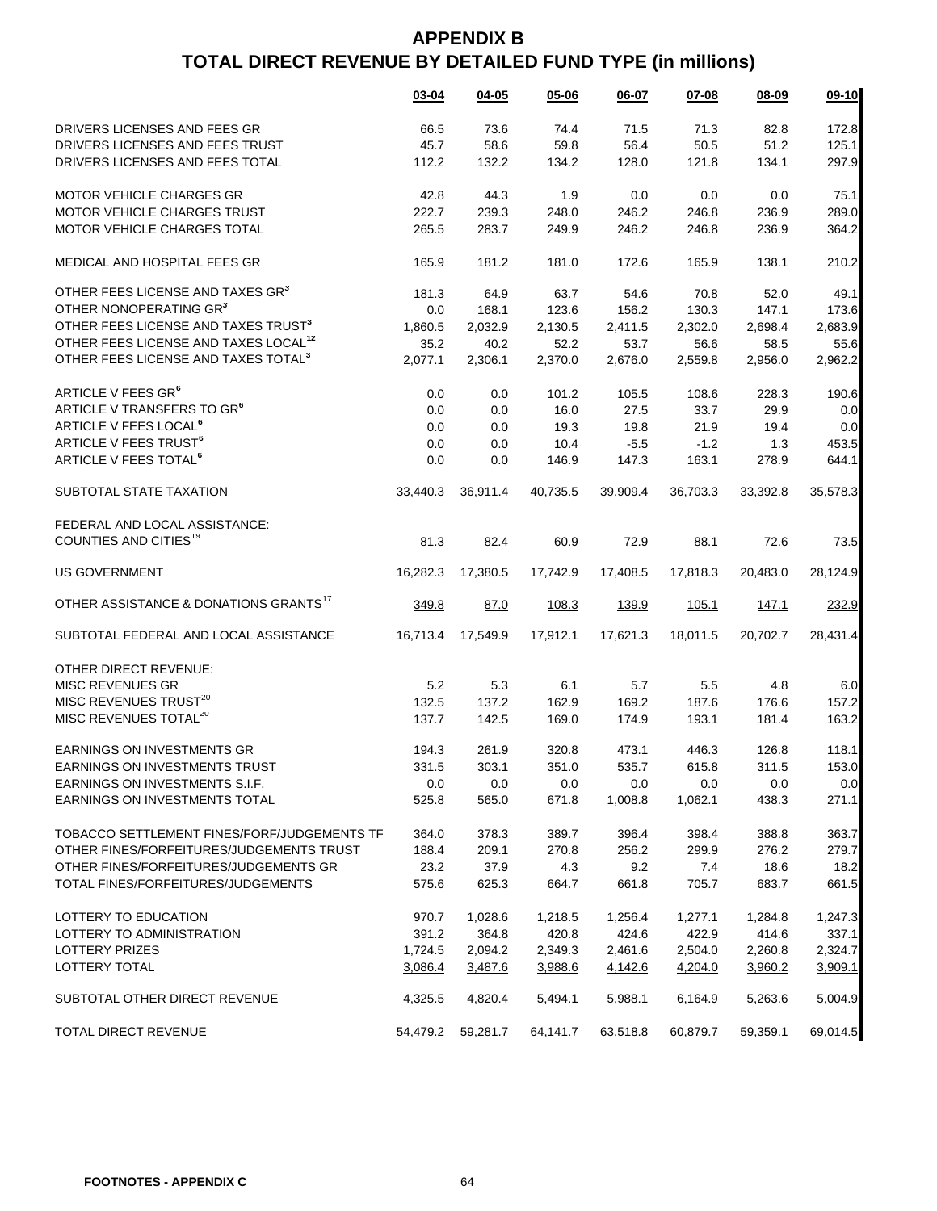# APPENDIX B
## TOTAL DIRECT REVENUE BY DETAILED FUND TYPE (in millions)

| | 03-04 | 04-05 | 05-06 | 06-07 | 07-08 | 08-09 | 09-10 |
|---|---|---|---|---|---|---|---|
| DRIVERS LICENSES AND FEES GR | 66.5 | 73.6 | 74.4 | 71.5 | 71.3 | 82.8 | 172.8 |
| DRIVERS LICENSES AND FEES TRUST | 45.7 | 58.6 | 59.8 | 56.4 | 50.5 | 51.2 | 125.1 |
| DRIVERS LICENSES AND FEES TOTAL | 112.2 | 132.2 | 134.2 | 128.0 | 121.8 | 134.1 | 297.9 |
| | | | | | | | |
| MOTOR VEHICLE CHARGES GR | 42.8 | 44.3 | 1.9 | 0.0 | 0.0 | 0.0 | 75.1 |
| MOTOR VEHICLE CHARGES TRUST | 222.7 | 239.3 | 248.0 | 246.2 | 246.8 | 236.9 | 289.0 |
| MOTOR VEHICLE CHARGES TOTAL | 265.5 | 283.7 | 249.9 | 246.2 | 246.8 | 236.9 | 364.2 |
| | | | | | | | |
| MEDICAL AND HOSPITAL FEES GR | 165.9 | 181.2 | 181.0 | 172.6 | 165.9 | 138.1 | 210.2 |
| | | | | | | | |
| OTHER FEES LICENSE AND TAXES GR[3] | 181.3 | 64.9 | 63.7 | 54.6 | 70.8 | 52.0 | 49.1 |
| OTHER NONOPERATING GR[3] | 0.0 | 168.1 | 123.6 | 156.2 | 130.3 | 147.1 | 173.6 |
| OTHER FEES LICENSE AND TAXES TRUST[3] | 1,860.5 | 2,032.9 | 2,130.5 | 2,411.5 | 2,302.0 | 2,698.4 | 2,683.9 |
| OTHER FEES LICENSE AND TAXES LOCAL[12] | 35.2 | 40.2 | 52.2 | 53.7 | 56.6 | 58.5 | 55.6 |
| OTHER FEES LICENSE AND TAXES TOTAL[3] | 2,077.1 | 2,306.1 | 2,370.0 | 2,676.0 | 2,559.8 | 2,956.0 | 2,962.2 |
| | | | | | | | |
| ARTICLE V FEES GR[6] | 0.0 | 0.0 | 101.2 | 105.5 | 108.6 | 228.3 | 190.6 |
| ARTICLE V TRANSFERS TO GR[6] | 0.0 | 0.0 | 16.0 | 27.5 | 33.7 | 29.9 | 0.0 |
| ARTICLE V FEES LOCAL[6] | 0.0 | 0.0 | 19.3 | 19.8 | 21.9 | 19.4 | 0.0 |
| ARTICLE V FEES TRUST[6] | 0.0 | 0.0 | 10.4 | -5.5 | -1.2 | 1.3 | 453.5 |
| ARTICLE V FEES TOTAL[6] | 0.0 | 0.0 | 146.9 | 147.3 | 163.1 | 278.9 | 644.1 |
| | | | | | | | |
| SUBTOTAL STATE TAXATION | 33,440.3 | 36,911.4 | 40,735.5 | 39,909.4 | 36,703.3 | 33,392.8 | 35,578.3 |
| | | | | | | | |
| FEDERAL AND LOCAL ASSISTANCE: | | | | | | | |
| COUNTIES AND CITIES[19] | 81.3 | 82.4 | 60.9 | 72.9 | 88.1 | 72.6 | 73.5 |
| | | | | | | | |
| US GOVERNMENT | 16,282.3 | 17,380.5 | 17,742.9 | 17,408.5 | 17,818.3 | 20,483.0 | 28,124.9 |
| | | | | | | | |
| OTHER ASSISTANCE & DONATIONS GRANTS[17] | 349.8 | 87.0 | 108.3 | 139.9 | 105.1 | 147.1 | 232.9 |
| | | | | | | | |
| SUBTOTAL FEDERAL AND LOCAL ASSISTANCE | 16,713.4 | 17,549.9 | 17,912.1 | 17,621.3 | 18,011.5 | 20,702.7 | 28,431.4 |
| | | | | | | | |
| OTHER DIRECT REVENUE: | | | | | | | |
| MISC REVENUES GR | 5.2 | 5.3 | 6.1 | 5.7 | 5.5 | 4.8 | 6.0 |
| MISC REVENUES TRUST[20] | 132.5 | 137.2 | 162.9 | 169.2 | 187.6 | 176.6 | 157.2 |
| MISC REVENUES TOTAL[20] | 137.7 | 142.5 | 169.0 | 174.9 | 193.1 | 181.4 | 163.2 |
| | | | | | | | |
| EARNINGS ON INVESTMENTS GR | 194.3 | 261.9 | 320.8 | 473.1 | 446.3 | 126.8 | 118.1 |
| EARNINGS ON INVESTMENTS TRUST | 331.5 | 303.1 | 351.0 | 535.7 | 615.8 | 311.5 | 153.0 |
| EARNINGS ON INVESTMENTS S.I.F. | 0.0 | 0.0 | 0.0 | 0.0 | 0.0 | 0.0 | 0.0 |
| EARNINGS ON INVESTMENTS TOTAL | 525.8 | 565.0 | 671.8 | 1,008.8 | 1,062.1 | 438.3 | 271.1 |
| | | | | | | | |
| TOBACCO SETTLEMENT FINES/FORF/JUDGEMENTS TF | 364.0 | 378.3 | 389.7 | 396.4 | 398.4 | 388.8 | 363.7 |
| OTHER FINES/FORFEITURES/JUDGEMENTS TRUST | 188.4 | 209.1 | 270.8 | 256.2 | 299.9 | 276.2 | 279.7 |
| OTHER FINES/FORFEITURES/JUDGEMENTS GR | 23.2 | 37.9 | 4.3 | 9.2 | 7.4 | 18.6 | 18.2 |
| TOTAL FINES/FORFEITURES/JUDGEMENTS | 575.6 | 625.3 | 664.7 | 661.8 | 705.7 | 683.7 | 661.5 |
| | | | | | | | |
| LOTTERY TO EDUCATION | 970.7 | 1,028.6 | 1,218.5 | 1,256.4 | 1,277.1 | 1,284.8 | 1,247.3 |
| LOTTERY TO ADMINISTRATION | 391.2 | 364.8 | 420.8 | 424.6 | 422.9 | 414.6 | 337.1 |
| LOTTERY PRIZES | 1,724.5 | 2,094.2 | 2,349.3 | 2,461.6 | 2,504.0 | 2,260.8 | 2,324.7 |
| LOTTERY TOTAL | 3,086.4 | 3,487.6 | 3,988.6 | 4,142.6 | 4,204.0 | 3,960.2 | 3,909.1 |
| | | | | | | | |
| SUBTOTAL OTHER DIRECT REVENUE | 4,325.5 | 4,820.4 | 5,494.1 | 5,988.1 | 6,164.9 | 5,263.6 | 5,004.9 |
| | | | | | | | |
| TOTAL DIRECT REVENUE | 54,479.2 | 59,281.7 | 64,141.7 | 63,518.8 | 60,879.7 | 59,359.1 | 69,014.5 |

**FOOTNOTES - APPENDIX C**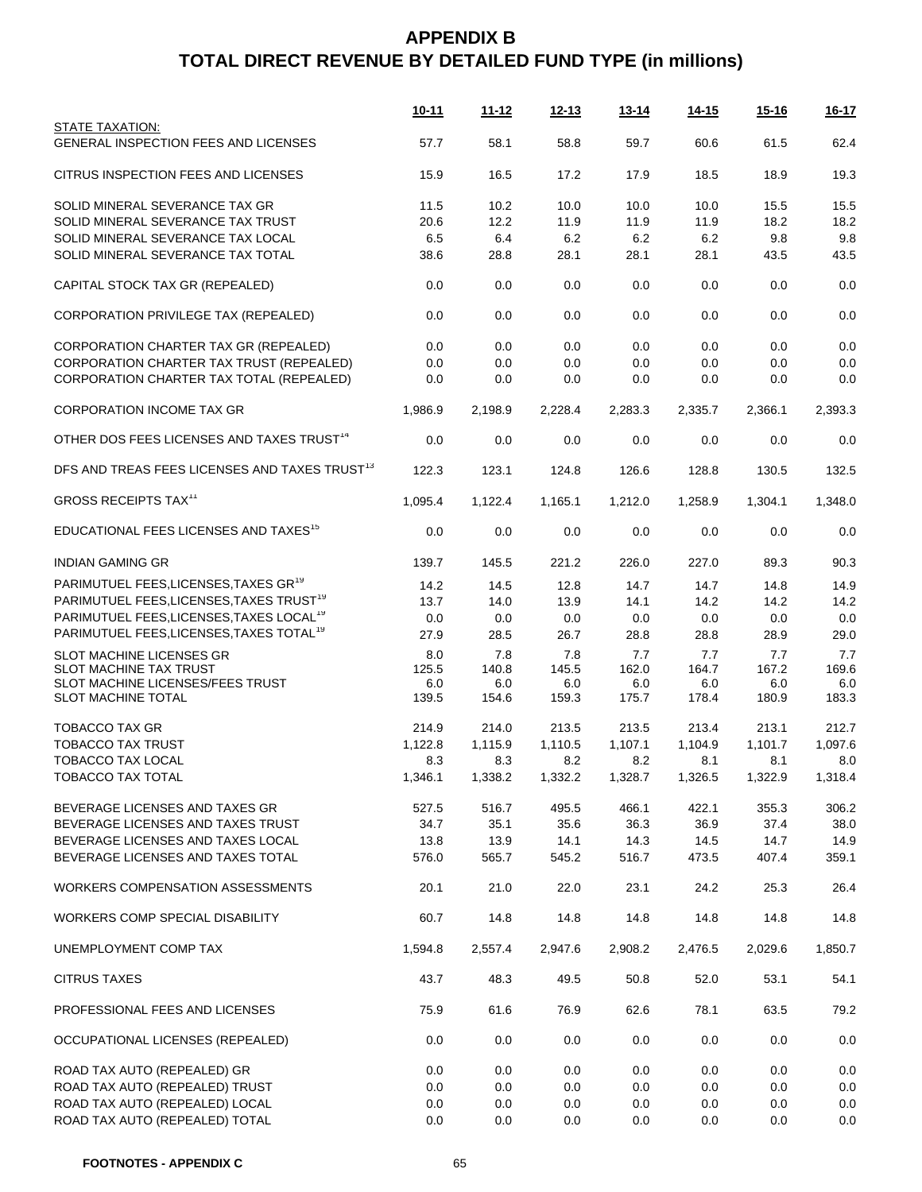# APPENDIX B
# TOTAL DIRECT REVENUE BY DETAILED FUND TYPE (in millions)

| | 10-11 | 11-12 | 12-13 | 13-14 | 14-15 | 15-16 | 16-17 |
|---|---|---|---|---|---|---|---|
| STATE TAXATION: | | | | | | | |
| GENERAL INSPECTION FEES AND LICENSES | 57.7 | 58.1 | 58.8 | 59.7 | 60.6 | 61.5 | 62.4 |
| CITRUS INSPECTION FEES AND LICENSES | 15.9 | 16.5 | 17.2 | 17.9 | 18.5 | 18.9 | 19.3 |
| SOLID MINERAL SEVERANCE TAX GR | 11.5 | 10.2 | 10.0 | 10.0 | 10.0 | 15.5 | 15.5 |
| SOLID MINERAL SEVERANCE TAX TRUST | 20.6 | 12.2 | 11.9 | 11.9 | 11.9 | 18.2 | 18.2 |
| SOLID MINERAL SEVERANCE TAX LOCAL | 6.5 | 6.4 | 6.2 | 6.2 | 6.2 | 9.8 | 9.8 |
| SOLID MINERAL SEVERANCE TAX TOTAL | 38.6 | 28.8 | 28.1 | 28.1 | 28.1 | 43.5 | 43.5 |
| CAPITAL STOCK TAX GR (REPEALED) | 0.0 | 0.0 | 0.0 | 0.0 | 0.0 | 0.0 | 0.0 |
| CORPORATION PRIVILEGE TAX (REPEALED) | 0.0 | 0.0 | 0.0 | 0.0 | 0.0 | 0.0 | 0.0 |
| CORPORATION CHARTER TAX GR (REPEALED) | 0.0 | 0.0 | 0.0 | 0.0 | 0.0 | 0.0 | 0.0 |
| CORPORATION CHARTER TAX TRUST (REPEALED) | 0.0 | 0.0 | 0.0 | 0.0 | 0.0 | 0.0 | 0.0 |
| CORPORATION CHARTER TAX TOTAL (REPEALED) | 0.0 | 0.0 | 0.0 | 0.0 | 0.0 | 0.0 | 0.0 |
| CORPORATION INCOME TAX GR | 1,986.9 | 2,198.9 | 2,228.4 | 2,283.3 | 2,335.7 | 2,366.1 | 2,393.3 |
| OTHER DOS FEES LICENSES AND TAXES TRUST[14] | 0.0 | 0.0 | 0.0 | 0.0 | 0.0 | 0.0 | 0.0 |
| DFS AND TREAS FEES LICENSES AND TAXES TRUST[13] | 122.3 | 123.1 | 124.8 | 126.6 | 128.8 | 130.5 | 132.5 |
| GROSS RECEIPTS TAX[11] | 1,095.4 | 1,122.4 | 1,165.1 | 1,212.0 | 1,258.9 | 1,304.1 | 1,348.0 |
| EDUCATIONAL FEES LICENSES AND TAXES[15] | 0.0 | 0.0 | 0.0 | 0.0 | 0.0 | 0.0 | 0.0 |
| INDIAN GAMING GR | 139.7 | 145.5 | 221.2 | 226.0 | 227.0 | 89.3 | 90.3 |
| PARIMUTUEL FEES,LICENSES,TAXES GR[19] | 14.2 | 14.5 | 12.8 | 14.7 | 14.7 | 14.8 | 14.9 |
| PARIMUTUEL FEES,LICENSES,TAXES TRUST[19] | 13.7 | 14.0 | 13.9 | 14.1 | 14.2 | 14.2 | 14.2 |
| PARIMUTUEL FEES,LICENSES,TAXES LOCAL[19] | 0.0 | 0.0 | 0.0 | 0.0 | 0.0 | 0.0 | 0.0 |
| PARIMUTUEL FEES,LICENSES,TAXES TOTAL[19] | 27.9 | 28.5 | 26.7 | 28.8 | 28.8 | 28.9 | 29.0 |
| SLOT MACHINE LICENSES GR | 8.0 | 7.8 | 7.8 | 7.7 | 7.7 | 7.7 | 7.7 |
| SLOT MACHINE TAX TRUST | 125.5 | 140.8 | 145.5 | 162.0 | 164.7 | 167.2 | 169.6 |
| SLOT MACHINE LICENSES/FEES TRUST | 6.0 | 6.0 | 6.0 | 6.0 | 6.0 | 6.0 | 6.0 |
| SLOT MACHINE TOTAL | 139.5 | 154.6 | 159.3 | 175.7 | 178.4 | 180.9 | 183.3 |
| TOBACCO TAX GR | 214.9 | 214.0 | 213.5 | 213.5 | 213.4 | 213.1 | 212.7 |
| TOBACCO TAX TRUST | 1,122.8 | 1,115.9 | 1,110.5 | 1,107.1 | 1,104.9 | 1,101.7 | 1,097.6 |
| TOBACCO TAX LOCAL | 8.3 | 8.3 | 8.2 | 8.2 | 8.1 | 8.1 | 8.0 |
| TOBACCO TAX TOTAL | 1,346.1 | 1,338.2 | 1,332.2 | 1,328.7 | 1,326.5 | 1,322.9 | 1,318.4 |
| BEVERAGE LICENSES AND TAXES GR | 527.5 | 516.7 | 495.5 | 466.1 | 422.1 | 355.3 | 306.2 |
| BEVERAGE LICENSES AND TAXES TRUST | 34.7 | 35.1 | 35.6 | 36.3 | 36.9 | 37.4 | 38.0 |
| BEVERAGE LICENSES AND TAXES LOCAL | 13.8 | 13.9 | 14.1 | 14.3 | 14.5 | 14.7 | 14.9 |
| BEVERAGE LICENSES AND TAXES TOTAL | 576.0 | 565.7 | 545.2 | 516.7 | 473.5 | 407.4 | 359.1 |
| WORKERS COMPENSATION ASSESSMENTS | 20.1 | 21.0 | 22.0 | 23.1 | 24.2 | 25.3 | 26.4 |
| WORKERS COMP SPECIAL DISABILITY | 60.7 | 14.8 | 14.8 | 14.8 | 14.8 | 14.8 | 14.8 |
| UNEMPLOYMENT COMP TAX | 1,594.8 | 2,557.4 | 2,947.6 | 2,908.2 | 2,476.5 | 2,029.6 | 1,850.7 |
| CITRUS TAXES | 43.7 | 48.3 | 49.5 | 50.8 | 52.0 | 53.1 | 54.1 |
| PROFESSIONAL FEES AND LICENSES | 75.9 | 61.6 | 76.9 | 62.6 | 78.1 | 63.5 | 79.2 |
| OCCUPATIONAL LICENSES (REPEALED) | 0.0 | 0.0 | 0.0 | 0.0 | 0.0 | 0.0 | 0.0 |
| ROAD TAX AUTO (REPEALED) GR | 0.0 | 0.0 | 0.0 | 0.0 | 0.0 | 0.0 | 0.0 |
| ROAD TAX AUTO (REPEALED) TRUST | 0.0 | 0.0 | 0.0 | 0.0 | 0.0 | 0.0 | 0.0 |
| ROAD TAX AUTO (REPEALED) LOCAL | 0.0 | 0.0 | 0.0 | 0.0 | 0.0 | 0.0 | 0.0 |
| ROAD TAX AUTO (REPEALED) TOTAL | 0.0 | 0.0 | 0.0 | 0.0 | 0.0 | 0.0 | 0.0 |

**FOOTNOTES - APPENDIX C**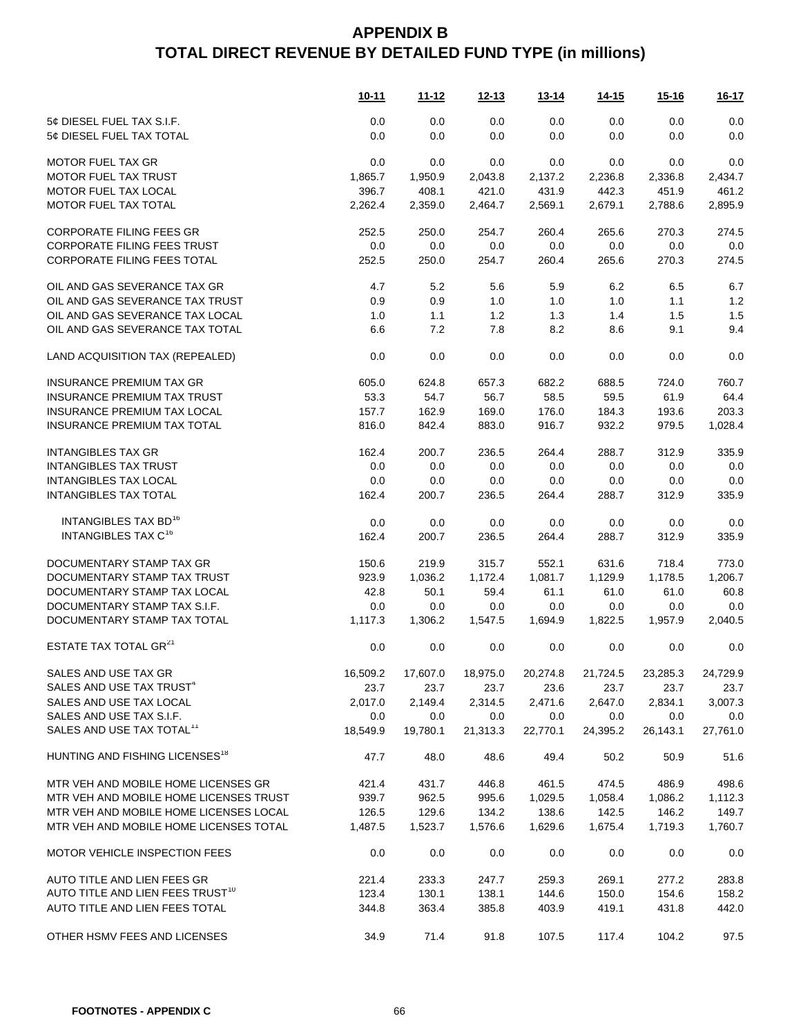# APPENDIX B
# TOTAL DIRECT REVENUE BY DETAILED FUND TYPE (in millions)

| | 10-11 | 11-12 | 12-13 | 13-14 | 14-15 | 15-16 | 16-17 |
|---|---|---|---|---|---|---|---|
| 5¢ DIESEL FUEL TAX S.I.F. | 0.0 | 0.0 | 0.0 | 0.0 | 0.0 | 0.0 | 0.0 |
| 5¢ DIESEL FUEL TAX TOTAL | 0.0 | 0.0 | 0.0 | 0.0 | 0.0 | 0.0 | 0.0 |
| | | | | | | | |
| MOTOR FUEL TAX GR | 0.0 | 0.0 | 0.0 | 0.0 | 0.0 | 0.0 | 0.0 |
| MOTOR FUEL TAX TRUST | 1,865.7 | 1,950.9 | 2,043.8 | 2,137.2 | 2,236.8 | 2,336.8 | 2,434.7 |
| MOTOR FUEL TAX LOCAL | 396.7 | 408.1 | 421.0 | 431.9 | 442.3 | 451.9 | 461.2 |
| MOTOR FUEL TAX TOTAL | 2,262.4 | 2,359.0 | 2,464.7 | 2,569.1 | 2,679.1 | 2,788.6 | 2,895.9 |
| | | | | | | | |
| CORPORATE FILING FEES GR | 252.5 | 250.0 | 254.7 | 260.4 | 265.6 | 270.3 | 274.5 |
| CORPORATE FILING FEES TRUST | 0.0 | 0.0 | 0.0 | 0.0 | 0.0 | 0.0 | 0.0 |
| CORPORATE FILING FEES TOTAL | 252.5 | 250.0 | 254.7 | 260.4 | 265.6 | 270.3 | 274.5 |
| | | | | | | | |
| OIL AND GAS SEVERANCE TAX GR | 4.7 | 5.2 | 5.6 | 5.9 | 6.2 | 6.5 | 6.7 |
| OIL AND GAS SEVERANCE TAX TRUST | 0.9 | 0.9 | 1.0 | 1.0 | 1.0 | 1.1 | 1.2 |
| OIL AND GAS SEVERANCE TAX LOCAL | 1.0 | 1.1 | 1.2 | 1.3 | 1.4 | 1.5 | 1.5 |
| OIL AND GAS SEVERANCE TAX TOTAL | 6.6 | 7.2 | 7.8 | 8.2 | 8.6 | 9.1 | 9.4 |
| | | | | | | | |
| LAND ACQUISITION TAX (REPEALED) | 0.0 | 0.0 | 0.0 | 0.0 | 0.0 | 0.0 | 0.0 |
| | | | | | | | |
| INSURANCE PREMIUM TAX GR | 605.0 | 624.8 | 657.3 | 682.2 | 688.5 | 724.0 | 760.7 |
| INSURANCE PREMIUM TAX TRUST | 53.3 | 54.7 | 56.7 | 58.5 | 59.5 | 61.9 | 64.4 |
| INSURANCE PREMIUM TAX LOCAL | 157.7 | 162.9 | 169.0 | 176.0 | 184.3 | 193.6 | 203.3 |
| INSURANCE PREMIUM TAX TOTAL | 816.0 | 842.4 | 883.0 | 916.7 | 932.2 | 979.5 | 1,028.4 |
| | | | | | | | |
| INTANGIBLES TAX GR | 162.4 | 200.7 | 236.5 | 264.4 | 288.7 | 312.9 | 335.9 |
| INTANGIBLES TAX TRUST | 0.0 | 0.0 | 0.0 | 0.0 | 0.0 | 0.0 | 0.0 |
| INTANGIBLES TAX LOCAL | 0.0 | 0.0 | 0.0 | 0.0 | 0.0 | 0.0 | 0.0 |
| INTANGIBLES TAX TOTAL | 162.4 | 200.7 | 236.5 | 264.4 | 288.7 | 312.9 | 335.9 |
| | | | | | | | |
| INTANGIBLES TAX BD[16] | 0.0 | 0.0 | 0.0 | 0.0 | 0.0 | 0.0 | 0.0 |
| INTANGIBLES TAX C[16] | 162.4 | 200.7 | 236.5 | 264.4 | 288.7 | 312.9 | 335.9 |
| | | | | | | | |
| DOCUMENTARY STAMP TAX GR | 150.6 | 219.9 | 315.7 | 552.1 | 631.6 | 718.4 | 773.0 |
| DOCUMENTARY STAMP TAX TRUST | 923.9 | 1,036.2 | 1,172.4 | 1,081.7 | 1,129.9 | 1,178.5 | 1,206.7 |
| DOCUMENTARY STAMP TAX LOCAL | 42.8 | 50.1 | 59.4 | 61.1 | 61.0 | 61.0 | 60.8 |
| DOCUMENTARY STAMP TAX S.I.F. | 0.0 | 0.0 | 0.0 | 0.0 | 0.0 | 0.0 | 0.0 |
| DOCUMENTARY STAMP TAX TOTAL | 1,117.3 | 1,306.2 | 1,547.5 | 1,694.9 | 1,822.5 | 1,957.9 | 2,040.5 |
| | | | | | | | |
| ESTATE TAX TOTAL GR[21] | 0.0 | 0.0 | 0.0 | 0.0 | 0.0 | 0.0 | 0.0 |
| | | | | | | | |
| SALES AND USE TAX GR | 16,509.2 | 17,607.0 | 18,975.0 | 20,274.8 | 21,724.5 | 23,285.3 | 24,729.9 |
| SALES AND USE TAX TRUST[4] | 23.7 | 23.7 | 23.7 | 23.6 | 23.7 | 23.7 | 23.7 |
| SALES AND USE TAX LOCAL | 2,017.0 | 2,149.4 | 2,314.5 | 2,471.6 | 2,647.0 | 2,834.1 | 3,007.3 |
| SALES AND USE TAX S.I.F. | 0.0 | 0.0 | 0.0 | 0.0 | 0.0 | 0.0 | 0.0 |
| SALES AND USE TAX TOTAL[11] | 18,549.9 | 19,780.1 | 21,313.3 | 22,770.1 | 24,395.2 | 26,143.1 | 27,761.0 |
| | | | | | | | |
| HUNTING AND FISHING LICENSES[18] | 47.7 | 48.0 | 48.6 | 49.4 | 50.2 | 50.9 | 51.6 |
| | | | | | | | |
| MTR VEH AND MOBILE HOME LICENSES GR | 421.4 | 431.7 | 446.8 | 461.5 | 474.5 | 486.9 | 498.6 |
| MTR VEH AND MOBILE HOME LICENSES TRUST | 939.7 | 962.5 | 995.6 | 1,029.5 | 1,058.4 | 1,086.2 | 1,112.3 |
| MTR VEH AND MOBILE HOME LICENSES LOCAL | 126.5 | 129.6 | 134.2 | 138.6 | 142.5 | 146.2 | 149.7 |
| MTR VEH AND MOBILE HOME LICENSES TOTAL | 1,487.5 | 1,523.7 | 1,576.6 | 1,629.6 | 1,675.4 | 1,719.3 | 1,760.7 |
| | | | | | | | |
| MOTOR VEHICLE INSPECTION FEES | 0.0 | 0.0 | 0.0 | 0.0 | 0.0 | 0.0 | 0.0 |
| | | | | | | | |
| AUTO TITLE AND LIEN FEES GR | 221.4 | 233.3 | 247.7 | 259.3 | 269.1 | 277.2 | 283.8 |
| AUTO TITLE AND LIEN FEES TRUST[10] | 123.4 | 130.1 | 138.1 | 144.6 | 150.0 | 154.6 | 158.2 |
| AUTO TITLE AND LIEN FEES TOTAL | 344.8 | 363.4 | 385.8 | 403.9 | 419.1 | 431.8 | 442.0 |
| | | | | | | | |
| OTHER HSMV FEES AND LICENSES | 34.9 | 71.4 | 91.8 | 107.5 | 117.4 | 104.2 | 97.5 |

**FOOTNOTES - APPENDIX C**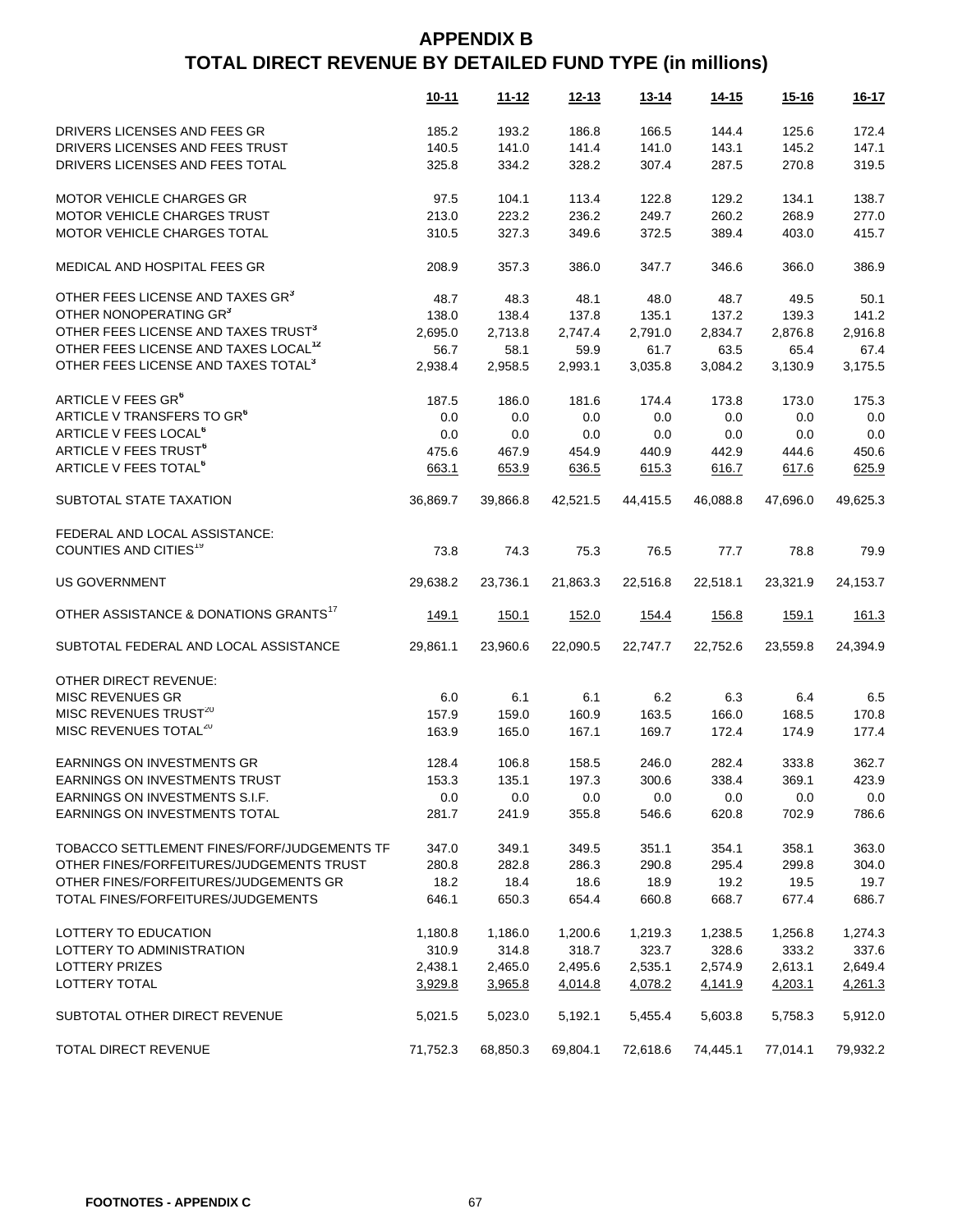# APPENDIX B
# TOTAL DIRECT REVENUE BY DETAILED FUND TYPE (in millions)

| | 10-11 | 11-12 | 12-13 | 13-14 | 14-15 | 15-16 | 16-17 |
|---|---|---|---|---|---|---|---|
| DRIVERS LICENSES AND FEES GR | 185.2 | 193.2 | 186.8 | 166.5 | 144.4 | 125.6 | 172.4 |
| DRIVERS LICENSES AND FEES TRUST | 140.5 | 141.0 | 141.4 | 141.0 | 143.1 | 145.2 | 147.1 |
| DRIVERS LICENSES AND FEES TOTAL | 325.8 | 334.2 | 328.2 | 307.4 | 287.5 | 270.8 | 319.5 |
| | | | | | | | |
| MOTOR VEHICLE CHARGES GR | 97.5 | 104.1 | 113.4 | 122.8 | 129.2 | 134.1 | 138.7 |
| MOTOR VEHICLE CHARGES TRUST | 213.0 | 223.2 | 236.2 | 249.7 | 260.2 | 268.9 | 277.0 |
| MOTOR VEHICLE CHARGES TOTAL | 310.5 | 327.3 | 349.6 | 372.5 | 389.4 | 403.0 | 415.7 |
| | | | | | | | |
| MEDICAL AND HOSPITAL FEES GR | 208.9 | 357.3 | 386.0 | 347.7 | 346.6 | 366.0 | 386.9 |
| | | | | | | | |
| OTHER FEES LICENSE AND TAXES GR[3] | 48.7 | 48.3 | 48.1 | 48.0 | 48.7 | 49.5 | 50.1 |
| OTHER NONOPERATING GR[3] | 138.0 | 138.4 | 137.8 | 135.1 | 137.2 | 139.3 | 141.2 |
| OTHER FEES LICENSE AND TAXES TRUST[3] | 2,695.0 | 2,713.8 | 2,747.4 | 2,791.0 | 2,834.7 | 2,876.8 | 2,916.8 |
| OTHER FEES LICENSE AND TAXES LOCAL[12] | 56.7 | 58.1 | 59.9 | 61.7 | 63.5 | 65.4 | 67.4 |
| OTHER FEES LICENSE AND TAXES TOTAL[3] | 2,938.4 | 2,958.5 | 2,993.1 | 3,035.8 | 3,084.2 | 3,130.9 | 3,175.5 |
| | | | | | | | |
| ARTICLE V FEES GR[6] | 187.5 | 186.0 | 181.6 | 174.4 | 173.8 | 173.0 | 175.3 |
| ARTICLE V TRANSFERS TO GR[6] | 0.0 | 0.0 | 0.0 | 0.0 | 0.0 | 0.0 | 0.0 |
| ARTICLE V FEES LOCAL[6] | 0.0 | 0.0 | 0.0 | 0.0 | 0.0 | 0.0 | 0.0 |
| ARTICLE V FEES TRUST[6] | 475.6 | 467.9 | 454.9 | 440.9 | 442.9 | 444.6 | 450.6 |
| ARTICLE V FEES TOTAL[6] | 663.1 | 653.9 | 636.5 | 615.3 | 616.7 | 617.6 | 625.9 |
| | | | | | | | |
| SUBTOTAL STATE TAXATION | 36,869.7 | 39,866.8 | 42,521.5 | 44,415.5 | 46,088.8 | 47,696.0 | 49,625.3 |
| | | | | | | | |
| FEDERAL AND LOCAL ASSISTANCE: | | | | | | | |
| COUNTIES AND CITIES[19] | 73.8 | 74.3 | 75.3 | 76.5 | 77.7 | 78.8 | 79.9 |
| | | | | | | | |
| US GOVERNMENT | 29,638.2 | 23,736.1 | 21,863.3 | 22,516.8 | 22,518.1 | 23,321.9 | 24,153.7 |
| | | | | | | | |
| OTHER ASSISTANCE & DONATIONS GRANTS[17] | 149.1 | 150.1 | 152.0 | 154.4 | 156.8 | 159.1 | 161.3 |
| | | | | | | | |
| SUBTOTAL FEDERAL AND LOCAL ASSISTANCE | 29,861.1 | 23,960.6 | 22,090.5 | 22,747.7 | 22,752.6 | 23,559.8 | 24,394.9 |
| | | | | | | | |
| OTHER DIRECT REVENUE: | | | | | | | |
| MISC REVENUES GR | 6.0 | 6.1 | 6.1 | 6.2 | 6.3 | 6.4 | 6.5 |
| MISC REVENUES TRUST[20] | 157.9 | 159.0 | 160.9 | 163.5 | 166.0 | 168.5 | 170.8 |
| MISC REVENUES TOTAL[20] | 163.9 | 165.0 | 167.1 | 169.7 | 172.4 | 174.9 | 177.4 |
| | | | | | | | |
| EARNINGS ON INVESTMENTS GR | 128.4 | 106.8 | 158.5 | 246.0 | 282.4 | 333.8 | 362.7 |
| EARNINGS ON INVESTMENTS TRUST | 153.3 | 135.1 | 197.3 | 300.6 | 338.4 | 369.1 | 423.9 |
| EARNINGS ON INVESTMENTS S.I.F. | 0.0 | 0.0 | 0.0 | 0.0 | 0.0 | 0.0 | 0.0 |
| EARNINGS ON INVESTMENTS TOTAL | 281.7 | 241.9 | 355.8 | 546.6 | 620.8 | 702.9 | 786.6 |
| | | | | | | | |
| TOBACCO SETTLEMENT FINES/FORF/JUDGEMENTS TF | 347.0 | 349.1 | 349.5 | 351.1 | 354.1 | 358.1 | 363.0 |
| OTHER FINES/FORFEITURES/JUDGEMENTS TRUST | 280.8 | 282.8 | 286.3 | 290.8 | 295.4 | 299.8 | 304.0 |
| OTHER FINES/FORFEITURES/JUDGEMENTS GR | 18.2 | 18.4 | 18.6 | 18.9 | 19.2 | 19.5 | 19.7 |
| TOTAL FINES/FORFEITURES/JUDGEMENTS | 646.1 | 650.3 | 654.4 | 660.8 | 668.7 | 677.4 | 686.7 |
| | | | | | | | |
| LOTTERY TO EDUCATION | 1,180.8 | 1,186.0 | 1,200.6 | 1,219.3 | 1,238.5 | 1,256.8 | 1,274.3 |
| LOTTERY TO ADMINISTRATION | 310.9 | 314.8 | 318.7 | 323.7 | 328.6 | 333.2 | 337.6 |
| LOTTERY PRIZES | 2,438.1 | 2,465.0 | 2,495.6 | 2,535.1 | 2,574.9 | 2,613.1 | 2,649.4 |
| LOTTERY TOTAL | 3,929.8 | 3,965.8 | 4,014.8 | 4,078.2 | 4,141.9 | 4,203.1 | 4,261.3 |
| | | | | | | | |
| SUBTOTAL OTHER DIRECT REVENUE | 5,021.5 | 5,023.0 | 5,192.1 | 5,455.4 | 5,603.8 | 5,758.3 | 5,912.0 |
| | | | | | | | |
| TOTAL DIRECT REVENUE | 71,752.3 | 68,850.3 | 69,804.1 | 72,618.6 | 74,445.1 | 77,014.1 | 79,932.2 |

**FOOTNOTES - APPENDIX C**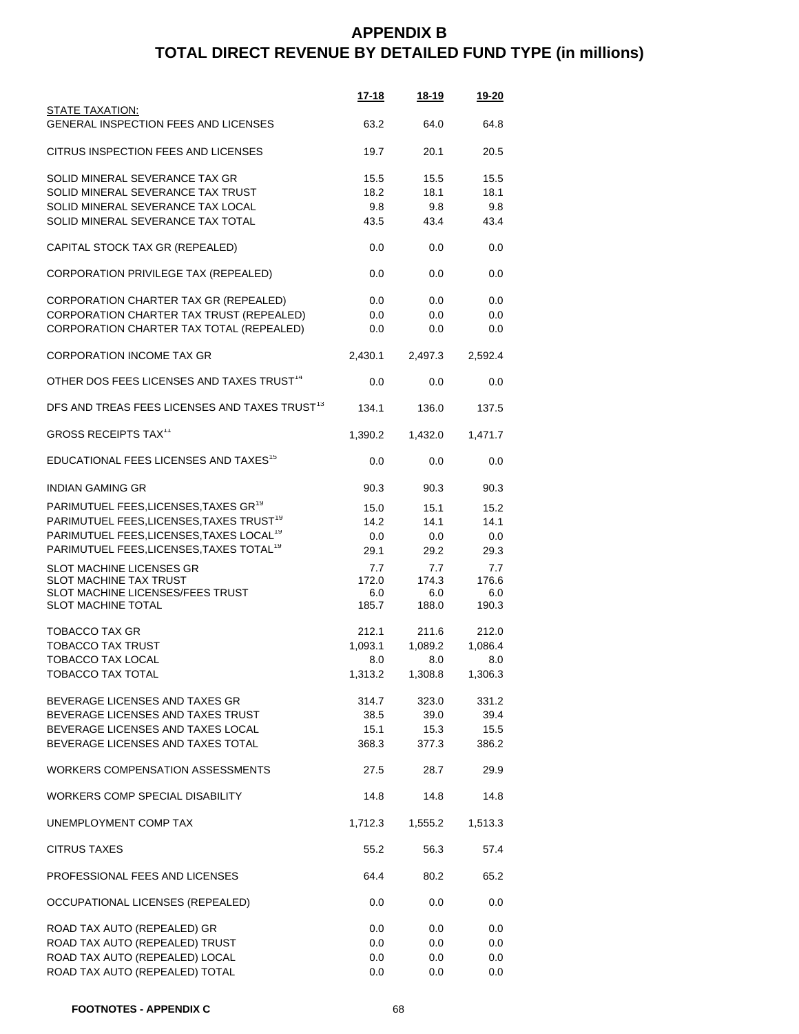# APPENDIX B
# TOTAL DIRECT REVENUE BY DETAILED FUND TYPE (in millions)

| | 17-18 | 18-19 | 19-20 |
|---|---|---|---|
| STATE TAXATION: | | | |
| GENERAL INSPECTION FEES AND LICENSES | 63.2 | 64.0 | 64.8 |
| | | | |
| CITRUS INSPECTION FEES AND LICENSES | 19.7 | 20.1 | 20.5 |
| | | | |
| SOLID MINERAL SEVERANCE TAX GR | 15.5 | 15.5 | 15.5 |
| SOLID MINERAL SEVERANCE TAX TRUST | 18.2 | 18.1 | 18.1 |
| SOLID MINERAL SEVERANCE TAX LOCAL | 9.8 | 9.8 | 9.8 |
| SOLID MINERAL SEVERANCE TAX TOTAL | 43.5 | 43.4 | 43.4 |
| | | | |
| CAPITAL STOCK TAX GR (REPEALED) | 0.0 | 0.0 | 0.0 |
| | | | |
| CORPORATION PRIVILEGE TAX (REPEALED) | 0.0 | 0.0 | 0.0 |
| | | | |
| CORPORATION CHARTER TAX GR (REPEALED) | 0.0 | 0.0 | 0.0 |
| CORPORATION CHARTER TAX TRUST (REPEALED) | 0.0 | 0.0 | 0.0 |
| CORPORATION CHARTER TAX TOTAL (REPEALED) | 0.0 | 0.0 | 0.0 |
| | | | |
| CORPORATION INCOME TAX GR | 2,430.1 | 2,497.3 | 2,592.4 |
| | | | |
| OTHER DOS FEES LICENSES AND TAXES TRUST[14] | 0.0 | 0.0 | 0.0 |
| | | | |
| DFS AND TREAS FEES LICENSES AND TAXES TRUST[13] | 134.1 | 136.0 | 137.5 |
| | | | |
| GROSS RECEIPTS TAX[11] | 1,390.2 | 1,432.0 | 1,471.7 |
| | | | |
| EDUCATIONAL FEES LICENSES AND TAXES[15] | 0.0 | 0.0 | 0.0 |
| | | | |
| INDIAN GAMING GR | 90.3 | 90.3 | 90.3 |
| | | | |
| PARIMUTUEL FEES,LICENSES,TAXES GR[19] | 15.0 | 15.1 | 15.2 |
| PARIMUTUEL FEES,LICENSES,TAXES TRUST[19] | 14.2 | 14.1 | 14.1 |
| PARIMUTUEL FEES,LICENSES,TAXES LOCAL[19] | 0.0 | 0.0 | 0.0 |
| PARIMUTUEL FEES,LICENSES,TAXES TOTAL[19] | 29.1 | 29.2 | 29.3 |
| | | | |
| SLOT MACHINE LICENSES GR | 7.7 | 7.7 | 7.7 |
| SLOT MACHINE TAX TRUST | 172.0 | 174.3 | 176.6 |
| SLOT MACHINE LICENSES/FEES TRUST | 6.0 | 6.0 | 6.0 |
| SLOT MACHINE TOTAL | 185.7 | 188.0 | 190.3 |
| | | | |
| TOBACCO TAX GR | 212.1 | 211.6 | 212.0 |
| TOBACCO TAX TRUST | 1,093.1 | 1,089.2 | 1,086.4 |
| TOBACCO TAX LOCAL | 8.0 | 8.0 | 8.0 |
| TOBACCO TAX TOTAL | 1,313.2 | 1,308.8 | 1,306.3 |
| | | | |
| BEVERAGE LICENSES AND TAXES GR | 314.7 | 323.0 | 331.2 |
| BEVERAGE LICENSES AND TAXES TRUST | 38.5 | 39.0 | 39.4 |
| BEVERAGE LICENSES AND TAXES LOCAL | 15.1 | 15.3 | 15.5 |
| BEVERAGE LICENSES AND TAXES TOTAL | 368.3 | 377.3 | 386.2 |
| | | | |
| WORKERS COMPENSATION ASSESSMENTS | 27.5 | 28.7 | 29.9 |
| | | | |
| WORKERS COMP SPECIAL DISABILITY | 14.8 | 14.8 | 14.8 |
| | | | |
| UNEMPLOYMENT COMP TAX | 1,712.3 | 1,555.2 | 1,513.3 |
| | | | |
| CITRUS TAXES | 55.2 | 56.3 | 57.4 |
| | | | |
| PROFESSIONAL FEES AND LICENSES | 64.4 | 80.2 | 65.2 |
| | | | |
| OCCUPATIONAL LICENSES (REPEALED) | 0.0 | 0.0 | 0.0 |
| | | | |
| ROAD TAX AUTO (REPEALED) GR | 0.0 | 0.0 | 0.0 |
| ROAD TAX AUTO (REPEALED) TRUST | 0.0 | 0.0 | 0.0 |
| ROAD TAX AUTO (REPEALED) LOCAL | 0.0 | 0.0 | 0.0 |
| ROAD TAX AUTO (REPEALED) TOTAL | 0.0 | 0.0 | 0.0 |

**FOOTNOTES - APPENDIX C**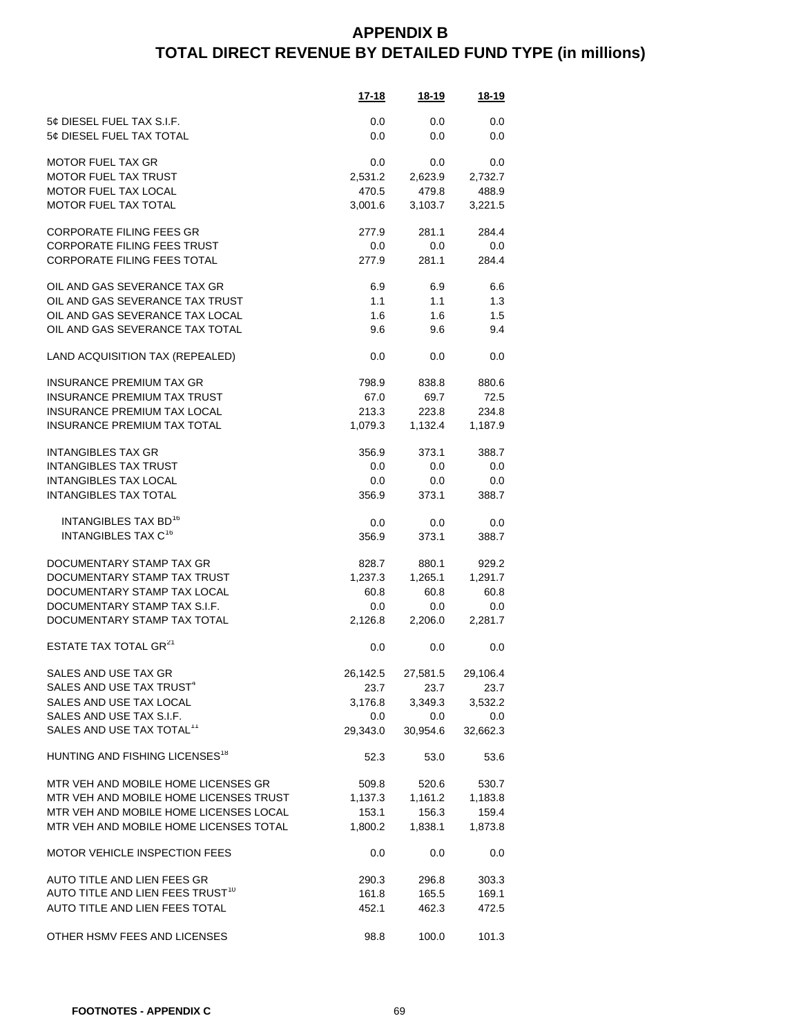# APPENDIX B
# TOTAL DIRECT REVENUE BY DETAILED FUND TYPE (in millions)

| | 17-18 | 18-19 | 18-19 |
|---|---|---|---|
| 5¢ DIESEL FUEL TAX S.I.F. | 0.0 | 0.0 | 0.0 |
| 5¢ DIESEL FUEL TAX TOTAL | 0.0 | 0.0 | 0.0 |
| | | | |
| MOTOR FUEL TAX GR | 0.0 | 0.0 | 0.0 |
| MOTOR FUEL TAX TRUST | 2,531.2 | 2,623.9 | 2,732.7 |
| MOTOR FUEL TAX LOCAL | 470.5 | 479.8 | 488.9 |
| MOTOR FUEL TAX TOTAL | 3,001.6 | 3,103.7 | 3,221.5 |
| | | | |
| CORPORATE FILING FEES GR | 277.9 | 281.1 | 284.4 |
| CORPORATE FILING FEES TRUST | 0.0 | 0.0 | 0.0 |
| CORPORATE FILING FEES TOTAL | 277.9 | 281.1 | 284.4 |
| | | | |
| OIL AND GAS SEVERANCE TAX GR | 6.9 | 6.9 | 6.6 |
| OIL AND GAS SEVERANCE TAX TRUST | 1.1 | 1.1 | 1.3 |
| OIL AND GAS SEVERANCE TAX LOCAL | 1.6 | 1.6 | 1.5 |
| OIL AND GAS SEVERANCE TAX TOTAL | 9.6 | 9.6 | 9.4 |
| | | | |
| LAND ACQUISITION TAX (REPEALED) | 0.0 | 0.0 | 0.0 |
| | | | |
| INSURANCE PREMIUM TAX GR | 798.9 | 838.8 | 880.6 |
| INSURANCE PREMIUM TAX TRUST | 67.0 | 69.7 | 72.5 |
| INSURANCE PREMIUM TAX LOCAL | 213.3 | 223.8 | 234.8 |
| INSURANCE PREMIUM TAX TOTAL | 1,079.3 | 1,132.4 | 1,187.9 |
| | | | |
| INTANGIBLES TAX GR | 356.9 | 373.1 | 388.7 |
| INTANGIBLES TAX TRUST | 0.0 | 0.0 | 0.0 |
| INTANGIBLES TAX LOCAL | 0.0 | 0.0 | 0.0 |
| INTANGIBLES TAX TOTAL | 356.9 | 373.1 | 388.7 |
| | | | |
| INTANGIBLES TAX BD[16] | 0.0 | 0.0 | 0.0 |
| INTANGIBLES TAX C[16] | 356.9 | 373.1 | 388.7 |
| | | | |
| DOCUMENTARY STAMP TAX GR | 828.7 | 880.1 | 929.2 |
| DOCUMENTARY STAMP TAX TRUST | 1,237.3 | 1,265.1 | 1,291.7 |
| DOCUMENTARY STAMP TAX LOCAL | 60.8 | 60.8 | 60.8 |
| DOCUMENTARY STAMP TAX S.I.F. | 0.0 | 0.0 | 0.0 |
| DOCUMENTARY STAMP TAX TOTAL | 2,126.8 | 2,206.0 | 2,281.7 |
| | | | |
| ESTATE TAX TOTAL GR[21] | 0.0 | 0.0 | 0.0 |
| | | | |
| SALES AND USE TAX GR | 26,142.5 | 27,581.5 | 29,106.4 |
| SALES AND USE TAX TRUST[4] | 23.7 | 23.7 | 23.7 |
| SALES AND USE TAX LOCAL | 3,176.8 | 3,349.3 | 3,532.2 |
| SALES AND USE TAX S.I.F. | 0.0 | 0.0 | 0.0 |
| SALES AND USE TAX TOTAL[11] | 29,343.0 | 30,954.6 | 32,662.3 |
| | | | |
| HUNTING AND FISHING LICENSES[18] | 52.3 | 53.0 | 53.6 |
| | | | |
| MTR VEH AND MOBILE HOME LICENSES GR | 509.8 | 520.6 | 530.7 |
| MTR VEH AND MOBILE HOME LICENSES TRUST | 1,137.3 | 1,161.2 | 1,183.8 |
| MTR VEH AND MOBILE HOME LICENSES LOCAL | 153.1 | 156.3 | 159.4 |
| MTR VEH AND MOBILE HOME LICENSES TOTAL | 1,800.2 | 1,838.1 | 1,873.8 |
| | | | |
| MOTOR VEHICLE INSPECTION FEES | 0.0 | 0.0 | 0.0 |
| | | | |
| AUTO TITLE AND LIEN FEES GR | 290.3 | 296.8 | 303.3 |
| AUTO TITLE AND LIEN FEES TRUST[10] | 161.8 | 165.5 | 169.1 |
| AUTO TITLE AND LIEN FEES TOTAL | 452.1 | 462.3 | 472.5 |
| | | | |
| OTHER HSMV FEES AND LICENSES | 98.8 | 100.0 | 101.3 |

**FOOTNOTES - APPENDIX C**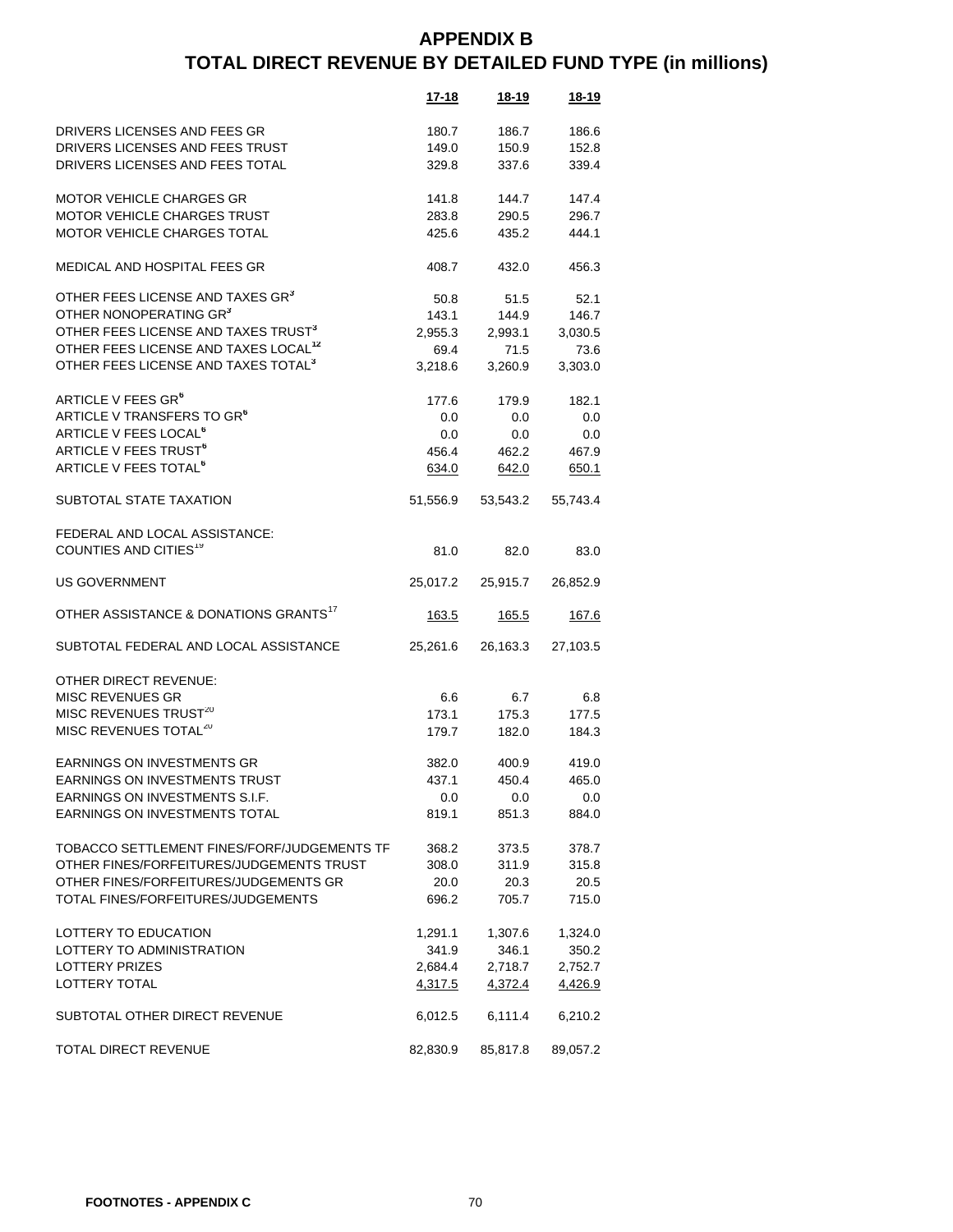# APPENDIX B
## TOTAL DIRECT REVENUE BY DETAILED FUND TYPE (in millions)

| | 17-18 | 18-19 | 18-19 |
|---|---|---|---|
| DRIVERS LICENSES AND FEES GR | 180.7 | 186.7 | 186.6 |
| DRIVERS LICENSES AND FEES TRUST | 149.0 | 150.9 | 152.8 |
| DRIVERS LICENSES AND FEES TOTAL | 329.8 | 337.6 | 339.4 |
| | | | |
| MOTOR VEHICLE CHARGES GR | 141.8 | 144.7 | 147.4 |
| MOTOR VEHICLE CHARGES TRUST | 283.8 | 290.5 | 296.7 |
| MOTOR VEHICLE CHARGES TOTAL | 425.6 | 435.2 | 444.1 |
| | | | |
| MEDICAL AND HOSPITAL FEES GR | 408.7 | 432.0 | 456.3 |
| | | | |
| OTHER FEES LICENSE AND TAXES GR[3] | 50.8 | 51.5 | 52.1 |
| OTHER NONOPERATING GR[3] | 143.1 | 144.9 | 146.7 |
| OTHER FEES LICENSE AND TAXES TRUST[3] | 2,955.3 | 2,993.1 | 3,030.5 |
| OTHER FEES LICENSE AND TAXES LOCAL[12] | 69.4 | 71.5 | 73.6 |
| OTHER FEES LICENSE AND TAXES TOTAL[3] | 3,218.6 | 3,260.9 | 3,303.0 |
| | | | |
| ARTICLE V FEES GR[6] | 177.6 | 179.9 | 182.1 |
| ARTICLE V TRANSFERS TO GR[6] | 0.0 | 0.0 | 0.0 |
| ARTICLE V FEES LOCAL[6] | 0.0 | 0.0 | 0.0 |
| ARTICLE V FEES TRUST[6] | 456.4 | 462.2 | 467.9 |
| ARTICLE V FEES TOTAL[6] | 634.0 | 642.0 | 650.1 |
| | | | |
| SUBTOTAL STATE TAXATION | 51,556.9 | 53,543.2 | 55,743.4 |
| | | | |
| FEDERAL AND LOCAL ASSISTANCE: | | | |
| COUNTIES AND CITIES[19] | 81.0 | 82.0 | 83.0 |
| | | | |
| US GOVERNMENT | 25,017.2 | 25,915.7 | 26,852.9 |
| | | | |
| OTHER ASSISTANCE & DONATIONS GRANTS[17] | 163.5 | 165.5 | 167.6 |
| | | | |
| SUBTOTAL FEDERAL AND LOCAL ASSISTANCE | 25,261.6 | 26,163.3 | 27,103.5 |
| | | | |
| OTHER DIRECT REVENUE: | | | |
| MISC REVENUES GR | 6.6 | 6.7 | 6.8 |
| MISC REVENUES TRUST[20] | 173.1 | 175.3 | 177.5 |
| MISC REVENUES TOTAL[20] | 179.7 | 182.0 | 184.3 |
| | | | |
| EARNINGS ON INVESTMENTS GR | 382.0 | 400.9 | 419.0 |
| EARNINGS ON INVESTMENTS TRUST | 437.1 | 450.4 | 465.0 |
| EARNINGS ON INVESTMENTS S.I.F. | 0.0 | 0.0 | 0.0 |
| EARNINGS ON INVESTMENTS TOTAL | 819.1 | 851.3 | 884.0 |
| | | | |
| TOBACCO SETTLEMENT FINES/FORF/JUDGEMENTS TF | 368.2 | 373.5 | 378.7 |
| OTHER FINES/FORFEITURES/JUDGEMENTS TRUST | 308.0 | 311.9 | 315.8 |
| OTHER FINES/FORFEITURES/JUDGEMENTS GR | 20.0 | 20.3 | 20.5 |
| TOTAL FINES/FORFEITURES/JUDGEMENTS | 696.2 | 705.7 | 715.0 |
| | | | |
| LOTTERY TO EDUCATION | 1,291.1 | 1,307.6 | 1,324.0 |
| LOTTERY TO ADMINISTRATION | 341.9 | 346.1 | 350.2 |
| LOTTERY PRIZES | 2,684.4 | 2,718.7 | 2,752.7 |
| LOTTERY TOTAL | 4,317.5 | 4,372.4 | 4,426.9 |
| | | | |
| SUBTOTAL OTHER DIRECT REVENUE | 6,012.5 | 6,111.4 | 6,210.2 |
| | | | |
| TOTAL DIRECT REVENUE | 82,830.9 | 85,817.8 | 89,057.2 |

**FOOTNOTES - APPENDIX C**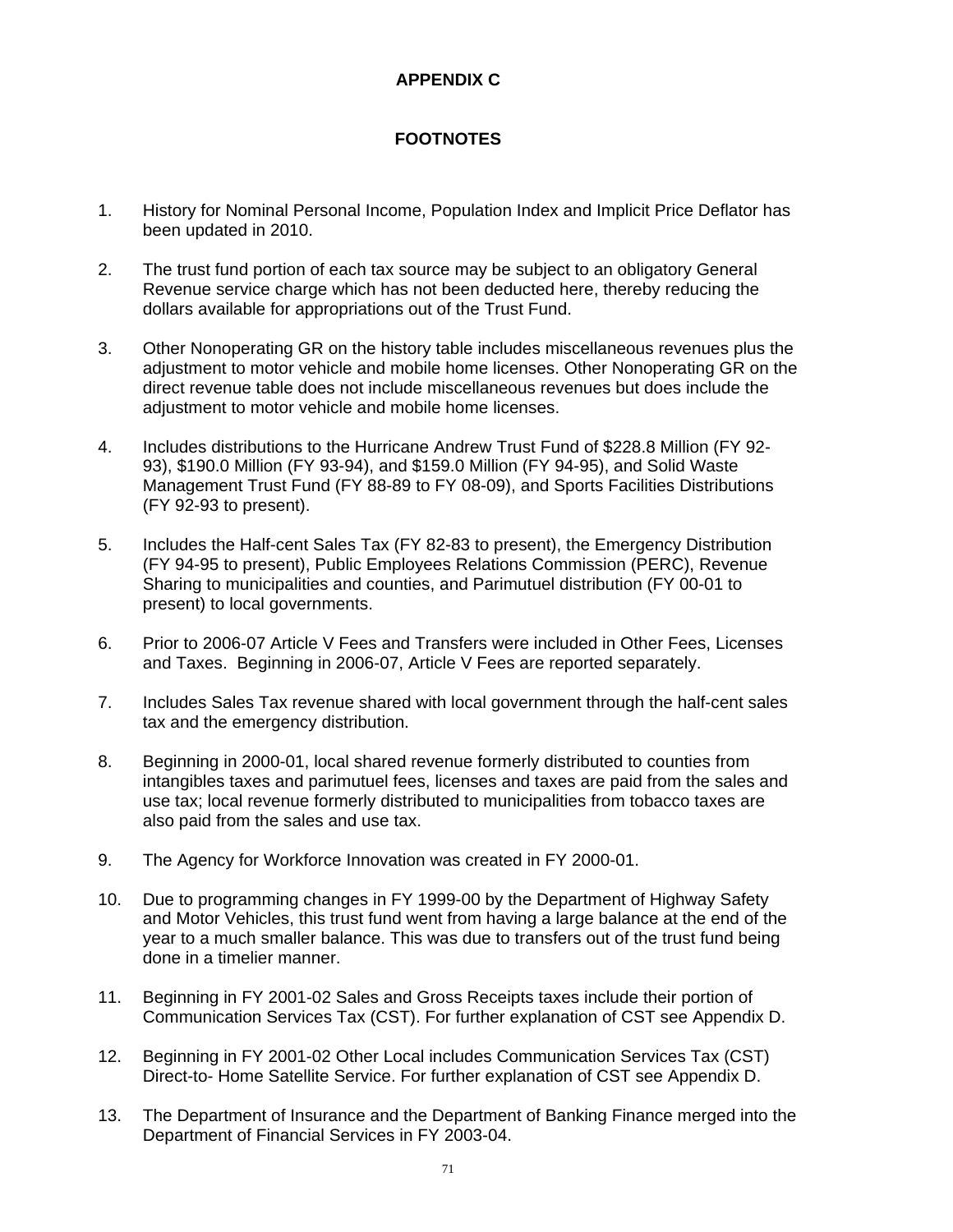# APPENDIX C

## FOOTNOTES

1. History for Nominal Personal Income, Population Index and Implicit Price Deflator has been updated in 2010.

2. The trust fund portion of each tax source may be subject to an obligatory General Revenue service charge which has not been deducted here, thereby reducing the dollars available for appropriations out of the Trust Fund.

3. Other Nonoperating GR on the history table includes miscellaneous revenues plus the adjustment to motor vehicle and mobile home licenses. Other Nonoperating GR on the direct revenue table does not include miscellaneous revenues but does include the adjustment to motor vehicle and mobile home licenses.

4. Includes distributions to the Hurricane Andrew Trust Fund of $228.8 Million (FY 92-93), $190.0 Million (FY 93-94), and $159.0 Million (FY 94-95), and Solid Waste Management Trust Fund (FY 88-89 to FY 08-09), and Sports Facilities Distributions (FY 92-93 to present).

5. Includes the Half-cent Sales Tax (FY 82-83 to present), the Emergency Distribution (FY 94-95 to present), Public Employees Relations Commission (PERC), Revenue Sharing to municipalities and counties, and Parimutuel distribution (FY 00-01 to present) to local governments.

6. Prior to 2006-07 Article V Fees and Transfers were included in Other Fees, Licenses and Taxes. Beginning in 2006-07, Article V Fees are reported separately.

7. Includes Sales Tax revenue shared with local government through the half-cent sales tax and the emergency distribution.

8. Beginning in 2000-01, local shared revenue formerly distributed to counties from intangibles taxes and parimutuel fees, licenses and taxes are paid from the sales and use tax; local revenue formerly distributed to municipalities from tobacco taxes are also paid from the sales and use tax.

9. The Agency for Workforce Innovation was created in FY 2000-01.

10. Due to programming changes in FY 1999-00 by the Department of Highway Safety and Motor Vehicles, this trust fund went from having a large balance at the end of the year to a much smaller balance. This was due to transfers out of the trust fund being done in a timelier manner.

11. Beginning in FY 2001-02 Sales and Gross Receipts taxes include their portion of Communication Services Tax (CST). For further explanation of CST see Appendix D.

12. Beginning in FY 2001-02 Other Local includes Communication Services Tax (CST) Direct-to- Home Satellite Service. For further explanation of CST see Appendix D.

13. The Department of Insurance and the Department of Banking Finance merged into the Department of Financial Services in FY 2003-04.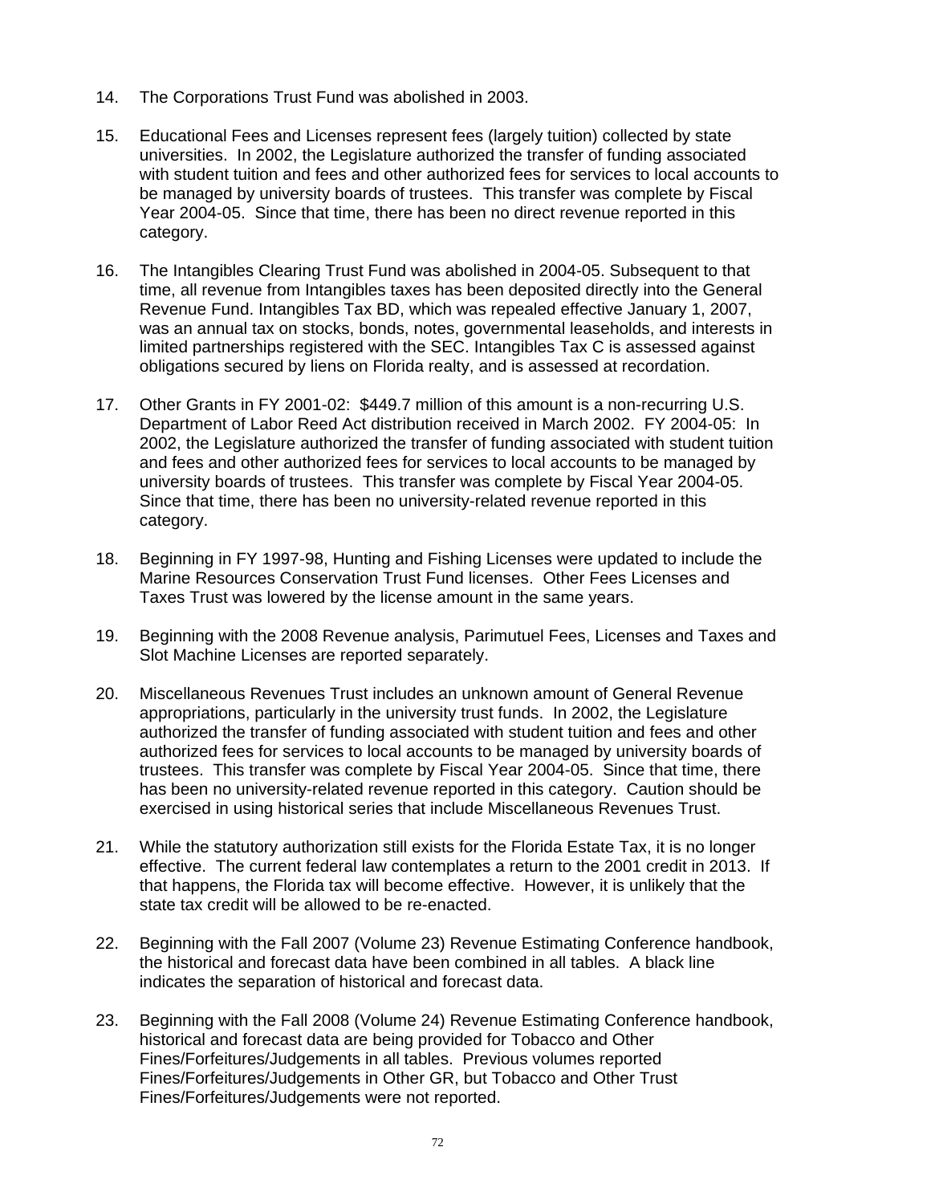14. The Corporations Trust Fund was abolished in 2003.

15. Educational Fees and Licenses represent fees (largely tuition) collected by state universities. In 2002, the Legislature authorized the transfer of funding associated with student tuition and fees and other authorized fees for services to local accounts to be managed by university boards of trustees. This transfer was complete by Fiscal Year 2004-05. Since that time, there has been no direct revenue reported in this category.

16. The Intangibles Clearing Trust Fund was abolished in 2004-05. Subsequent to that time, all revenue from Intangibles taxes has been deposited directly into the General Revenue Fund. Intangibles Tax BD, which was repealed effective January 1, 2007, was an annual tax on stocks, bonds, notes, governmental leaseholds, and interests in limited partnerships registered with the SEC. Intangibles Tax C is assessed against obligations secured by liens on Florida realty, and is assessed at recordation.

17. Other Grants in FY 2001-02: $449.7 million of this amount is a non-recurring U.S. Department of Labor Reed Act distribution received in March 2002. FY 2004-05: In 2002, the Legislature authorized the transfer of funding associated with student tuition and fees and other authorized fees for services to local accounts to be managed by university boards of trustees. This transfer was complete by Fiscal Year 2004-05. Since that time, there has been no university-related revenue reported in this category.

18. Beginning in FY 1997-98, Hunting and Fishing Licenses were updated to include the Marine Resources Conservation Trust Fund licenses. Other Fees Licenses and Taxes Trust was lowered by the license amount in the same years.

19. Beginning with the 2008 Revenue analysis, Parimutuel Fees, Licenses and Taxes and Slot Machine Licenses are reported separately.

20. Miscellaneous Revenues Trust includes an unknown amount of General Revenue appropriations, particularly in the university trust funds. In 2002, the Legislature authorized the transfer of funding associated with student tuition and fees and other authorized fees for services to local accounts to be managed by university boards of trustees. This transfer was complete by Fiscal Year 2004-05. Since that time, there has been no university-related revenue reported in this category. Caution should be exercised in using historical series that include Miscellaneous Revenues Trust.

21. While the statutory authorization still exists for the Florida Estate Tax, it is no longer effective. The current federal law contemplates a return to the 2001 credit in 2013. If that happens, the Florida tax will become effective. However, it is unlikely that the state tax credit will be allowed to be re-enacted.

22. Beginning with the Fall 2007 (Volume 23) Revenue Estimating Conference handbook, the historical and forecast data have been combined in all tables. A black line indicates the separation of historical and forecast data.

23. Beginning with the Fall 2008 (Volume 24) Revenue Estimating Conference handbook, historical and forecast data are being provided for Tobacco and Other Fines/Forfeitures/Judgements in all tables. Previous volumes reported Fines/Forfeitures/Judgements in Other GR, but Tobacco and Other Trust Fines/Forfeitures/Judgements were not reported.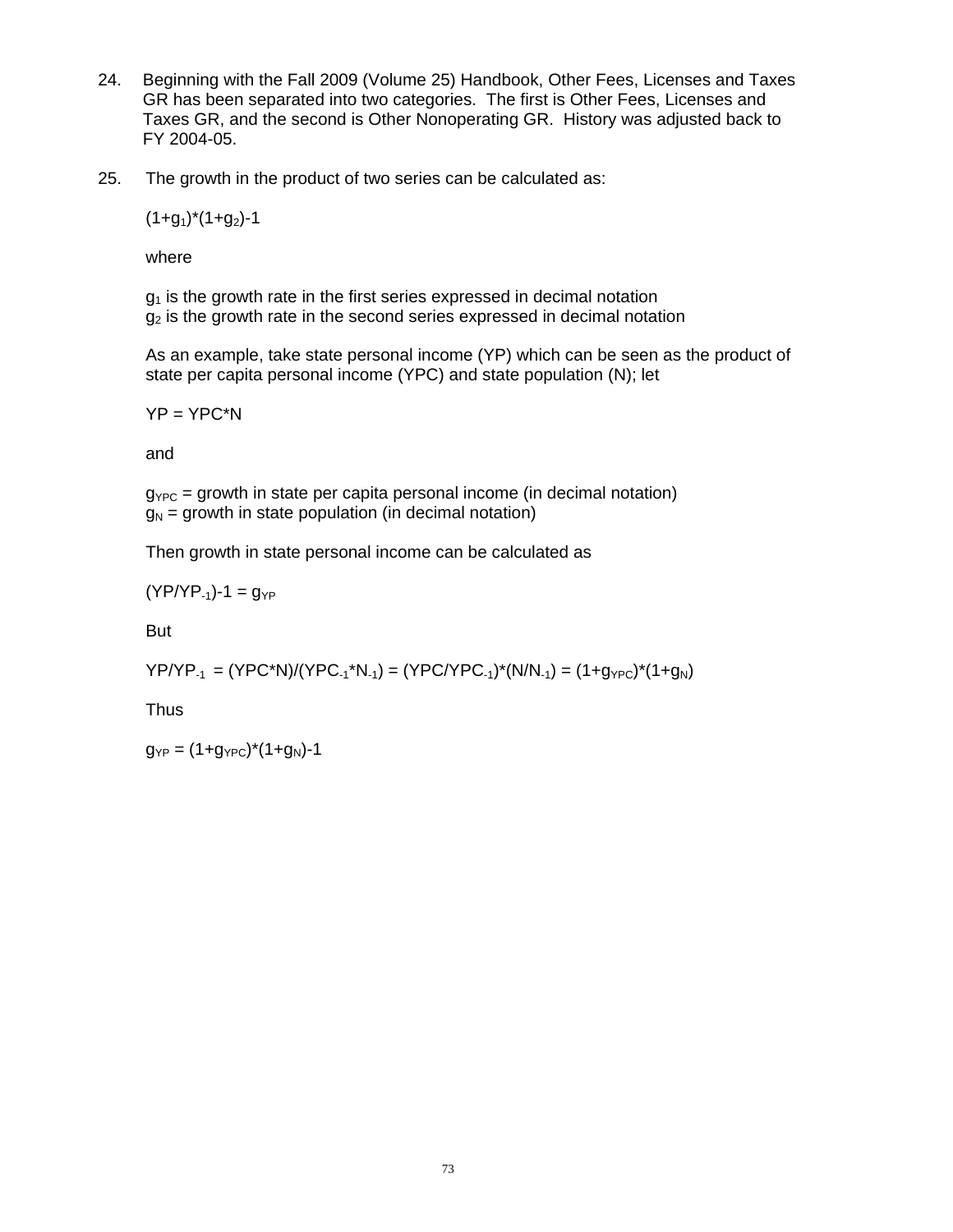24. Beginning with the Fall 2009 (Volume 25) Handbook, Other Fees, Licenses and Taxes GR has been separated into two categories. The first is Other Fees, Licenses and Taxes GR, and the second is Other Nonoperating GR. History was adjusted back to FY 2004-05.

25. The growth in the product of two series can be calculated as:

    $(1+g_1)*(1+g_2)-1$

    where

    $g_1$ is the growth rate in the first series expressed in decimal notation
    $g_2$ is the growth rate in the second series expressed in decimal notation

    As an example, take state personal income (YP) which can be seen as the product of state per capita personal income (YPC) and state population (N); let

    $YP = YPC*N$

    and

    $g_{YPC}$ = growth in state per capita personal income (in decimal notation)
    $g_N$ = growth in state population (in decimal notation)

    Then growth in state personal income can be calculated as

    $(YP/YP_{-1})-1 = g_{YP}$

    But

    $YP/YP_{-1} = (YPC*N)/(YPC_{-1}*N_{-1}) = (YPC/YPC_{-1})*(N/N_{-1}) = (1+g_{YPC})*(1+g_N)$

    Thus

    $g_{YP} = (1+g_{YPC})*(1+g_N)-1$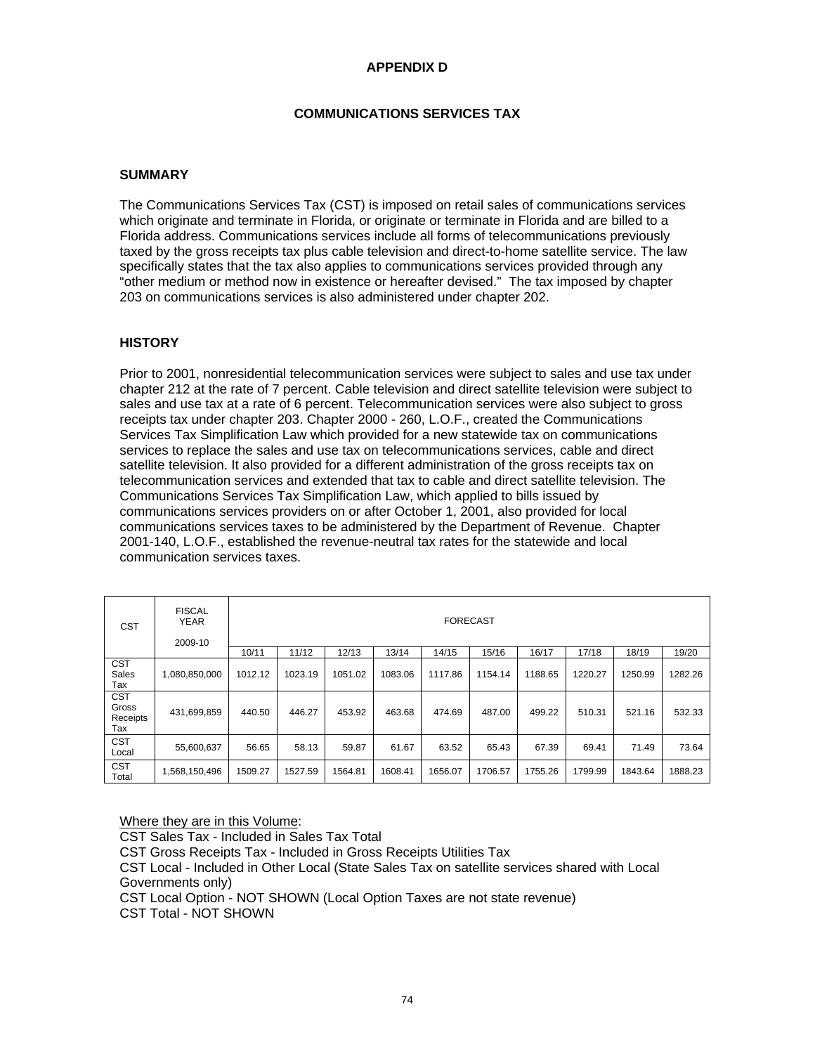# APPENDIX D

## COMMUNICATIONS SERVICES TAX

### SUMMARY

The Communications Services Tax (CST) is imposed on retail sales of communications services which originate and terminate in Florida, or originate or terminate in Florida and are billed to a Florida address. Communications services include all forms of telecommunications previously taxed by the gross receipts tax plus cable television and direct-to-home satellite service. The law specifically states that the tax also applies to communications services provided through any "other medium or method now in existence or hereafter devised." The tax imposed by chapter 203 on communications services is also administered under chapter 202.

### HISTORY

Prior to 2001, nonresidential telecommunication services were subject to sales and use tax under chapter 212 at the rate of 7 percent. Cable television and direct satellite television were subject to sales and use tax at a rate of 6 percent. Telecommunication services were also subject to gross receipts tax under chapter 203. Chapter 2000 - 260, L.O.F., created the Communications Services Tax Simplification Law which provided for a new statewide tax on communications services to replace the sales and use tax on telecommunications services, cable and direct satellite television. It also provided for a different administration of the gross receipts tax on telecommunication services and extended that tax to cable and direct satellite television. The Communications Services Tax Simplification Law, which applied to bills issued by communications services providers on or after October 1, 2001, also provided for local communications services taxes to be administered by the Department of Revenue. Chapter 2001-140, L.O.F., established the revenue-neutral tax rates for the statewide and local communication services taxes.

| CST | FISCAL YEAR 2009-10 | FORECAST | | | | | | | | | |
|---|---|---|---|---|---|---|---|---|---|---|---|
| | | 10/11 | 11/12 | 12/13 | 13/14 | 14/15 | 15/16 | 16/17 | 17/18 | 18/19 | 19/20 |
| CST Sales Tax | 1,080,850,000 | 1012.12 | 1023.19 | 1051.02 | 1083.06 | 1117.86 | 1154.14 | 1188.65 | 1220.27 | 1250.99 | 1282.26 |
| CST Gross Receipts Tax | 431,699,859 | 440.50 | 446.27 | 453.92 | 463.68 | 474.69 | 487.00 | 499.22 | 510.31 | 521.16 | 532.33 |
| CST Local | 55,600,637 | 56.65 | 58.13 | 59.87 | 61.67 | 63.52 | 65.43 | 67.39 | 69.41 | 71.49 | 73.64 |
| CST Total | 1,568,150,496 | 1509.27 | 1527.59 | 1564.81 | 1608.41 | 1656.07 | 1706.57 | 1755.26 | 1799.99 | 1843.64 | 1888.23 |

Where they are in this Volume:

CST Sales Tax - Included in Sales Tax Total

CST Gross Receipts Tax - Included in Gross Receipts Utilities Tax

CST Local - Included in Other Local (State Sales Tax on satellite services shared with Local Governments only)

CST Local Option - NOT SHOWN (Local Option Taxes are not state revenue)

CST Total - NOT SHOWN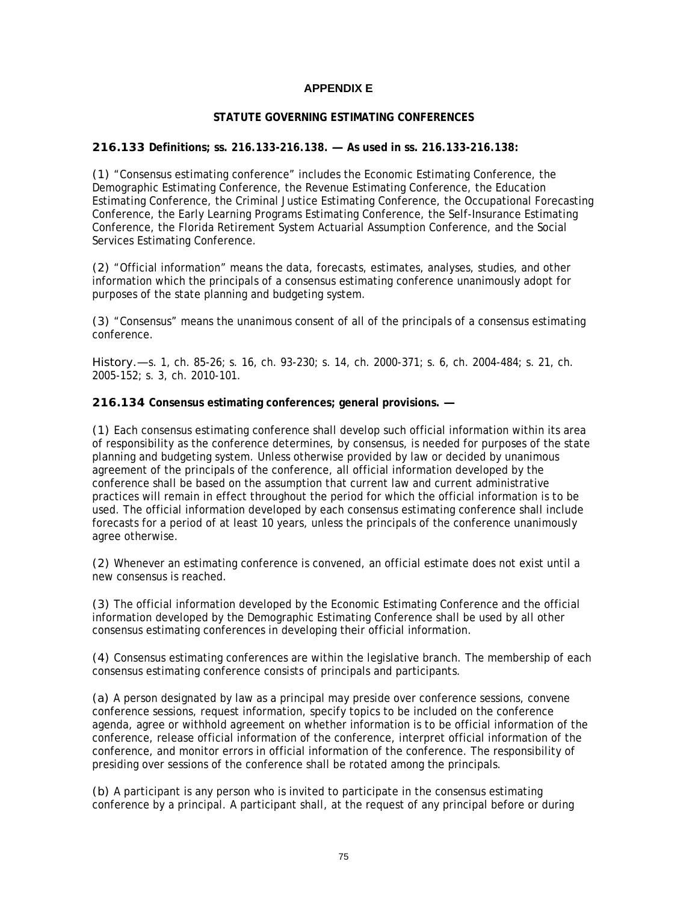# APPENDIX E

## STATUTE GOVERNING ESTIMATING CONFERENCES

**216.133 Definitions; ss. 216.133-216.138. — As used in ss. 216.133-216.138:**

(1) “Consensus estimating conference” includes the Economic Estimating Conference, the Demographic Estimating Conference, the Revenue Estimating Conference, the Education Estimating Conference, the Criminal Justice Estimating Conference, the Occupational Forecasting Conference, the Early Learning Programs Estimating Conference, the Self-Insurance Estimating Conference, the Florida Retirement System Actuarial Assumption Conference, and the Social Services Estimating Conference.

(2) “Official information” means the data, forecasts, estimates, analyses, studies, and other information which the principals of a consensus estimating conference unanimously adopt for purposes of the state planning and budgeting system.

(3) “Consensus” means the unanimous consent of all of the principals of a consensus estimating conference.

History.—s. 1, ch. 85-26; s. 16, ch. 93-230; s. 14, ch. 2000-371; s. 6, ch. 2004-484; s. 21, ch. 2005-152; s. 3, ch. 2010-101.

**216.134 Consensus estimating conferences; general provisions. —**

(1) Each consensus estimating conference shall develop such official information within its area of responsibility as the conference determines, by consensus, is needed for purposes of the state planning and budgeting system. Unless otherwise provided by law or decided by unanimous agreement of the principals of the conference, all official information developed by the conference shall be based on the assumption that current law and current administrative practices will remain in effect throughout the period for which the official information is to be used. The official information developed by each consensus estimating conference shall include forecasts for a period of at least 10 years, unless the principals of the conference unanimously agree otherwise.

(2) Whenever an estimating conference is convened, an official estimate does not exist until a new consensus is reached.

(3) The official information developed by the Economic Estimating Conference and the official information developed by the Demographic Estimating Conference shall be used by all other consensus estimating conferences in developing their official information.

(4) Consensus estimating conferences are within the legislative branch. The membership of each consensus estimating conference consists of principals and participants.

(a) A person designated by law as a principal may preside over conference sessions, convene conference sessions, request information, specify topics to be included on the conference agenda, agree or withhold agreement on whether information is to be official information of the conference, release official information of the conference, interpret official information of the conference, and monitor errors in official information of the conference. The responsibility of presiding over sessions of the conference shall be rotated among the principals.

(b) A participant is any person who is invited to participate in the consensus estimating conference by a principal. A participant shall, at the request of any principal before or during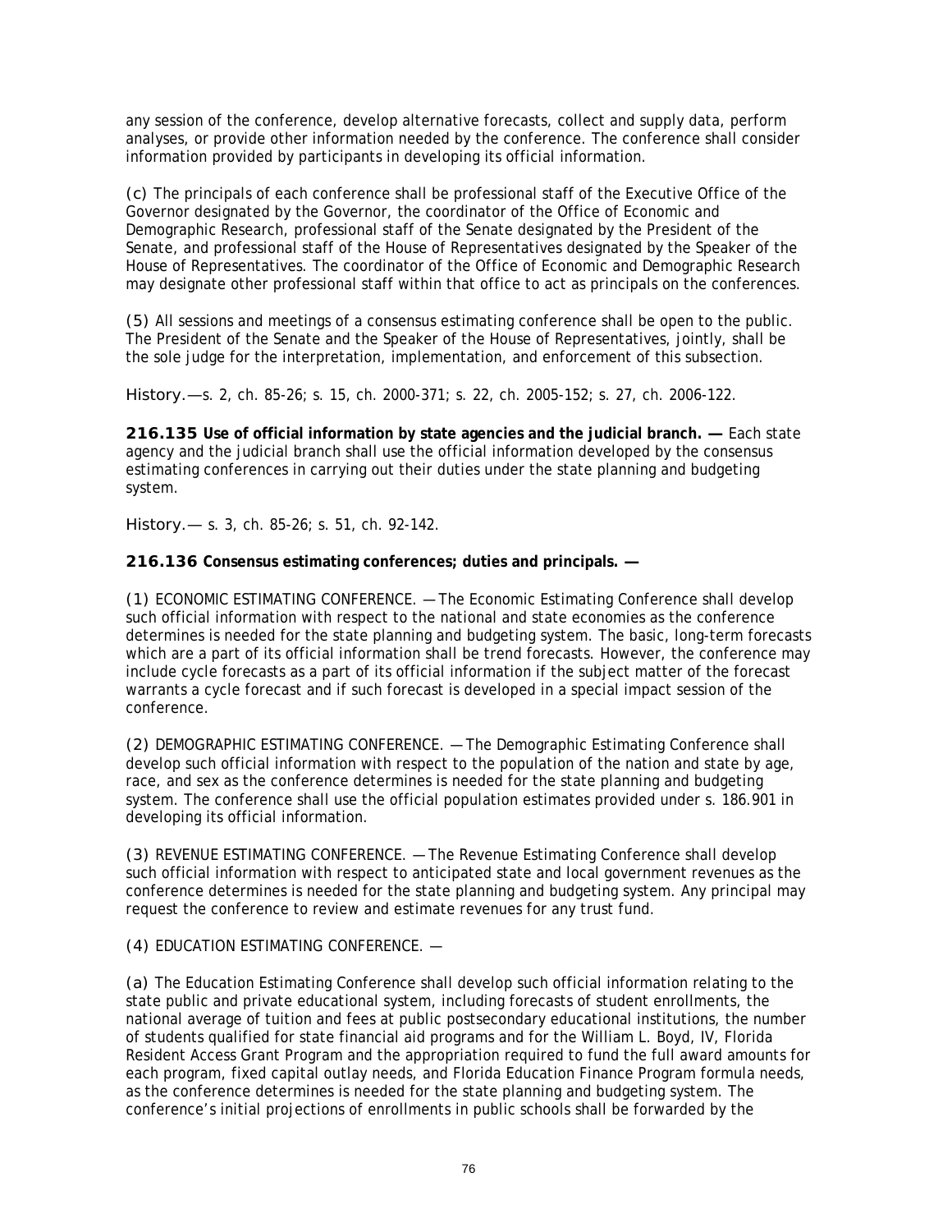any session of the conference, develop alternative forecasts, collect and supply data, perform analyses, or provide other information needed by the conference. The conference shall consider information provided by participants in developing its official information.

(c) The principals of each conference shall be professional staff of the Executive Office of the Governor designated by the Governor, the coordinator of the Office of Economic and Demographic Research, professional staff of the Senate designated by the President of the Senate, and professional staff of the House of Representatives designated by the Speaker of the House of Representatives. The coordinator of the Office of Economic and Demographic Research may designate other professional staff within that office to act as principals on the conferences.

(5) All sessions and meetings of a consensus estimating conference shall be open to the public. The President of the Senate and the Speaker of the House of Representatives, jointly, shall be the sole judge for the interpretation, implementation, and enforcement of this subsection.

History.—s. 2, ch. 85-26; s. 15, ch. 2000-371; s. 22, ch. 2005-152; s. 27, ch. 2006-122.

**216.135 Use of official information by state agencies and the judicial branch. —** Each state agency and the judicial branch shall use the official information developed by the consensus estimating conferences in carrying out their duties under the state planning and budgeting system.

History.— s. 3, ch. 85-26; s. 51, ch. 92-142.

**216.136 Consensus estimating conferences; duties and principals. —**

(1) ECONOMIC ESTIMATING CONFERENCE. — The Economic Estimating Conference shall develop such official information with respect to the national and state economies as the conference determines is needed for the state planning and budgeting system. The basic, long-term forecasts which are a part of its official information shall be trend forecasts. However, the conference may include cycle forecasts as a part of its official information if the subject matter of the forecast warrants a cycle forecast and if such forecast is developed in a special impact session of the conference.

(2) DEMOGRAPHIC ESTIMATING CONFERENCE. — The Demographic Estimating Conference shall develop such official information with respect to the population of the nation and state by age, race, and sex as the conference determines is needed for the state planning and budgeting system. The conference shall use the official population estimates provided under s. 186.901 in developing its official information.

(3) REVENUE ESTIMATING CONFERENCE. — The Revenue Estimating Conference shall develop such official information with respect to anticipated state and local government revenues as the conference determines is needed for the state planning and budgeting system. Any principal may request the conference to review and estimate revenues for any trust fund.

(4) EDUCATION ESTIMATING CONFERENCE. —

(a) The Education Estimating Conference shall develop such official information relating to the state public and private educational system, including forecasts of student enrollments, the national average of tuition and fees at public postsecondary educational institutions, the number of students qualified for state financial aid programs and for the William L. Boyd, IV, Florida Resident Access Grant Program and the appropriation required to fund the full award amounts for each program, fixed capital outlay needs, and Florida Education Finance Program formula needs, as the conference determines is needed for the state planning and budgeting system. The conference's initial projections of enrollments in public schools shall be forwarded by the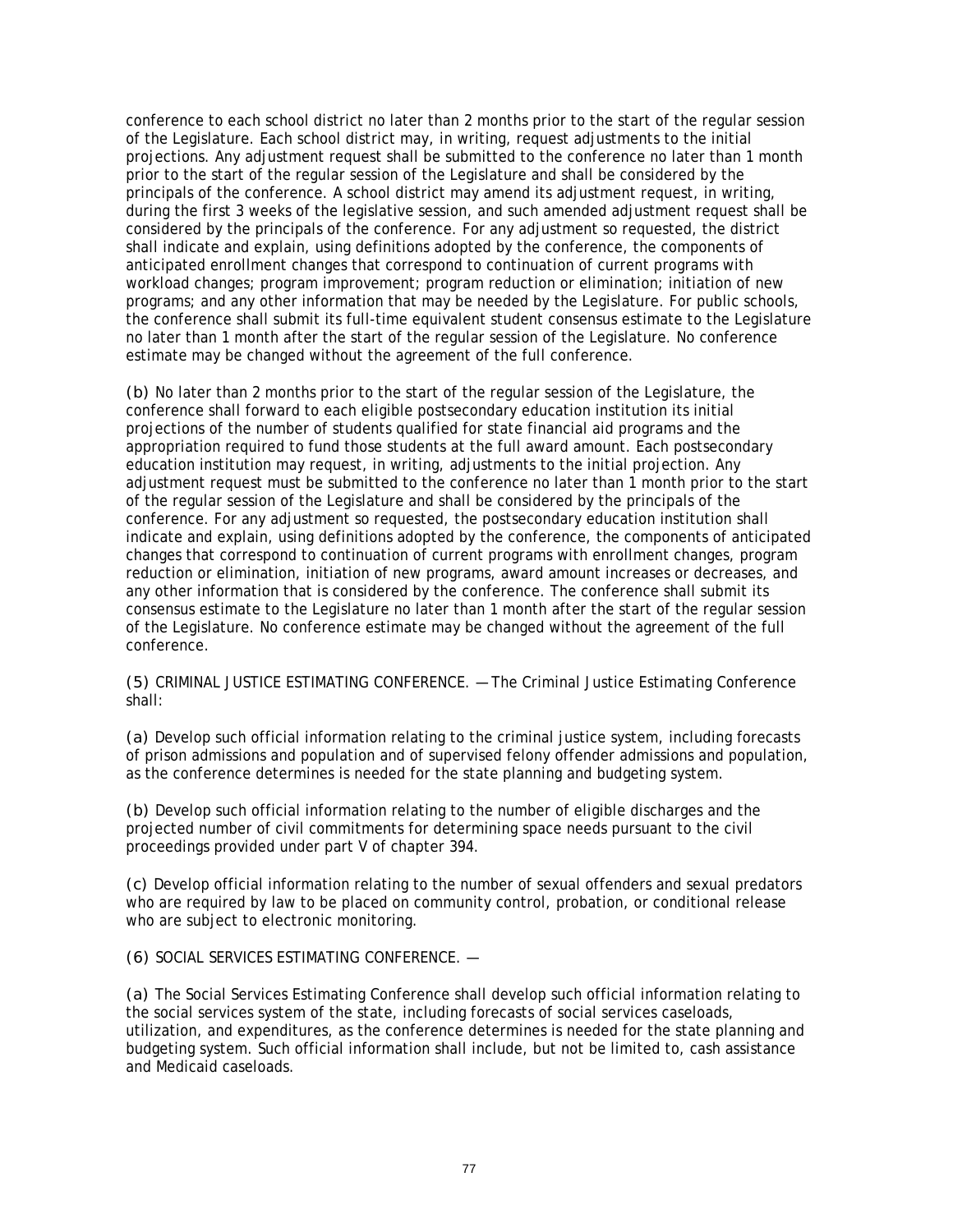conference to each school district no later than 2 months prior to the start of the regular session of the Legislature. Each school district may, in writing, request adjustments to the initial projections. Any adjustment request shall be submitted to the conference no later than 1 month prior to the start of the regular session of the Legislature and shall be considered by the principals of the conference. A school district may amend its adjustment request, in writing, during the first 3 weeks of the legislative session, and such amended adjustment request shall be considered by the principals of the conference. For any adjustment so requested, the district shall indicate and explain, using definitions adopted by the conference, the components of anticipated enrollment changes that correspond to continuation of current programs with workload changes; program improvement; program reduction or elimination; initiation of new programs; and any other information that may be needed by the Legislature. For public schools, the conference shall submit its full-time equivalent student consensus estimate to the Legislature no later than 1 month after the start of the regular session of the Legislature. No conference estimate may be changed without the agreement of the full conference.

(b) No later than 2 months prior to the start of the regular session of the Legislature, the conference shall forward to each eligible postsecondary education institution its initial projections of the number of students qualified for state financial aid programs and the appropriation required to fund those students at the full award amount. Each postsecondary education institution may request, in writing, adjustments to the initial projection. Any adjustment request must be submitted to the conference no later than 1 month prior to the start of the regular session of the Legislature and shall be considered by the principals of the conference. For any adjustment so requested, the postsecondary education institution shall indicate and explain, using definitions adopted by the conference, the components of anticipated changes that correspond to continuation of current programs with enrollment changes, program reduction or elimination, initiation of new programs, award amount increases or decreases, and any other information that is considered by the conference. The conference shall submit its consensus estimate to the Legislature no later than 1 month after the start of the regular session of the Legislature. No conference estimate may be changed without the agreement of the full conference.

(5) CRIMINAL JUSTICE ESTIMATING CONFERENCE. — The Criminal Justice Estimating Conference shall:

(a) Develop such official information relating to the criminal justice system, including forecasts of prison admissions and population and of supervised felony offender admissions and population, as the conference determines is needed for the state planning and budgeting system.

(b) Develop such official information relating to the number of eligible discharges and the projected number of civil commitments for determining space needs pursuant to the civil proceedings provided under part V of chapter 394.

(c) Develop official information relating to the number of sexual offenders and sexual predators who are required by law to be placed on community control, probation, or conditional release who are subject to electronic monitoring.

(6) SOCIAL SERVICES ESTIMATING CONFERENCE. —

(a) The Social Services Estimating Conference shall develop such official information relating to the social services system of the state, including forecasts of social services caseloads, utilization, and expenditures, as the conference determines is needed for the state planning and budgeting system. Such official information shall include, but not be limited to, cash assistance and Medicaid caseloads.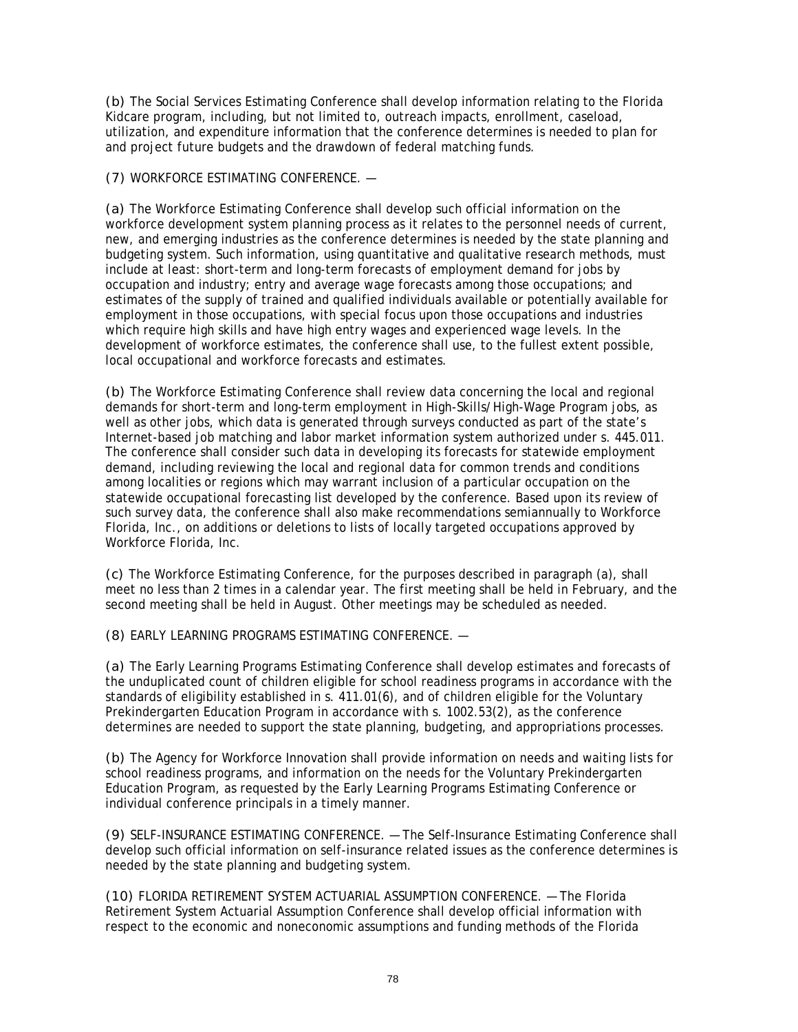(b) The Social Services Estimating Conference shall develop information relating to the Florida Kidcare program, including, but not limited to, outreach impacts, enrollment, caseload, utilization, and expenditure information that the conference determines is needed to plan for and project future budgets and the drawdown of federal matching funds.

(7) WORKFORCE ESTIMATING CONFERENCE. —

(a) The Workforce Estimating Conference shall develop such official information on the workforce development system planning process as it relates to the personnel needs of current, new, and emerging industries as the conference determines is needed by the state planning and budgeting system. Such information, using quantitative and qualitative research methods, must include at least: short-term and long-term forecasts of employment demand for jobs by occupation and industry; entry and average wage forecasts among those occupations; and estimates of the supply of trained and qualified individuals available or potentially available for employment in those occupations, with special focus upon those occupations and industries which require high skills and have high entry wages and experienced wage levels. In the development of workforce estimates, the conference shall use, to the fullest extent possible, local occupational and workforce forecasts and estimates.

(b) The Workforce Estimating Conference shall review data concerning the local and regional demands for short-term and long-term employment in High-Skills/High-Wage Program jobs, as well as other jobs, which data is generated through surveys conducted as part of the state's Internet-based job matching and labor market information system authorized under s. 445.011. The conference shall consider such data in developing its forecasts for statewide employment demand, including reviewing the local and regional data for common trends and conditions among localities or regions which may warrant inclusion of a particular occupation on the statewide occupational forecasting list developed by the conference. Based upon its review of such survey data, the conference shall also make recommendations semiannually to Workforce Florida, Inc., on additions or deletions to lists of locally targeted occupations approved by Workforce Florida, Inc.

(c) The Workforce Estimating Conference, for the purposes described in paragraph (a), shall meet no less than 2 times in a calendar year. The first meeting shall be held in February, and the second meeting shall be held in August. Other meetings may be scheduled as needed.

(8) EARLY LEARNING PROGRAMS ESTIMATING CONFERENCE. —

(a) The Early Learning Programs Estimating Conference shall develop estimates and forecasts of the unduplicated count of children eligible for school readiness programs in accordance with the standards of eligibility established in s. 411.01(6), and of children eligible for the Voluntary Prekindergarten Education Program in accordance with s. 1002.53(2), as the conference determines are needed to support the state planning, budgeting, and appropriations processes.

(b) The Agency for Workforce Innovation shall provide information on needs and waiting lists for school readiness programs, and information on the needs for the Voluntary Prekindergarten Education Program, as requested by the Early Learning Programs Estimating Conference or individual conference principals in a timely manner.

(9) SELF-INSURANCE ESTIMATING CONFERENCE. — The Self-Insurance Estimating Conference shall develop such official information on self-insurance related issues as the conference determines is needed by the state planning and budgeting system.

(10) FLORIDA RETIREMENT SYSTEM ACTUARIAL ASSUMPTION CONFERENCE. — The Florida Retirement System Actuarial Assumption Conference shall develop official information with respect to the economic and noneconomic assumptions and funding methods of the Florida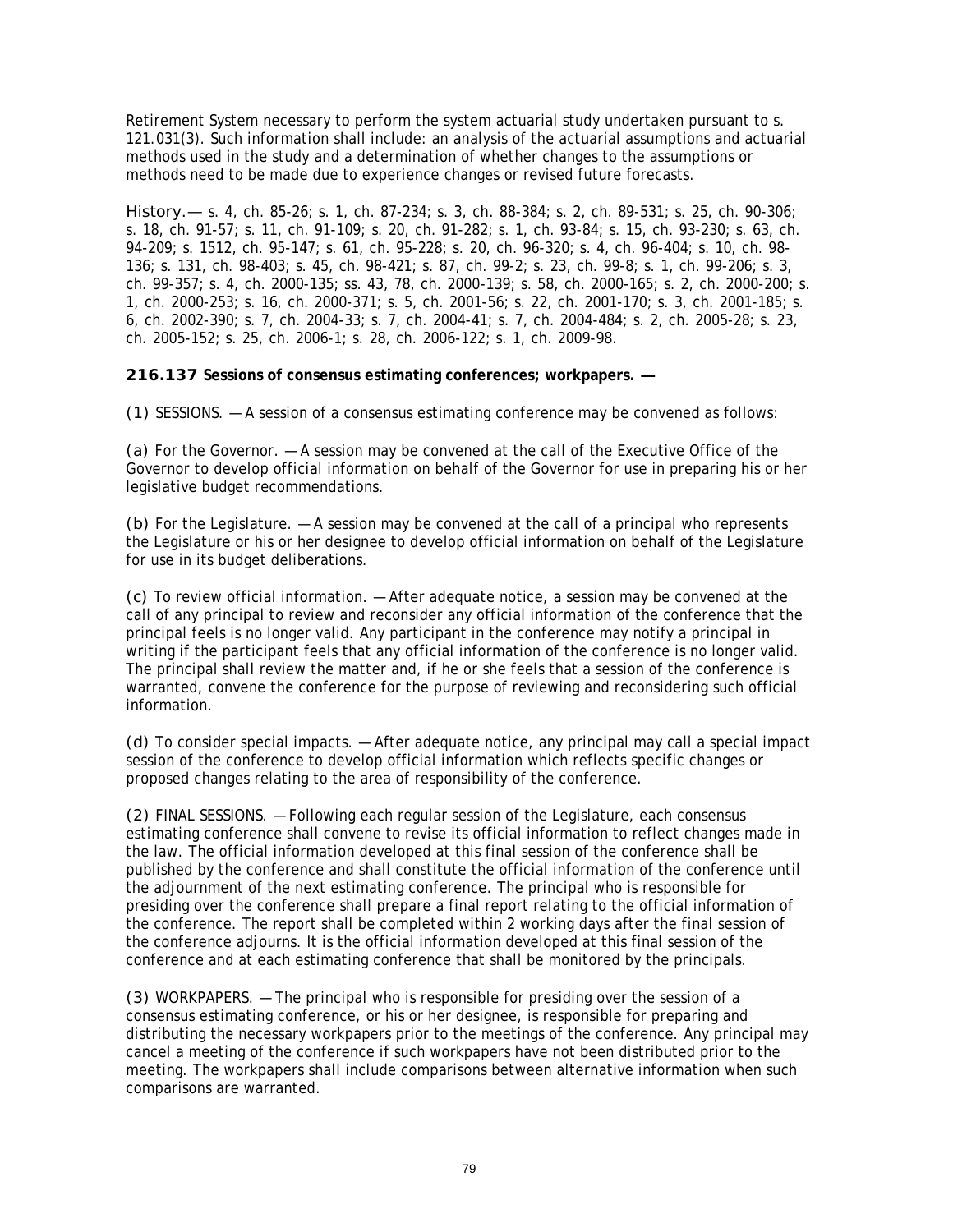Retirement System necessary to perform the system actuarial study undertaken pursuant to s. 121.031(3). Such information shall include: an analysis of the actuarial assumptions and actuarial methods used in the study and a determination of whether changes to the assumptions or methods need to be made due to experience changes or revised future forecasts.

History.— s. 4, ch. 85-26; s. 1, ch. 87-234; s. 3, ch. 88-384; s. 2, ch. 89-531; s. 25, ch. 90-306; s. 18, ch. 91-57; s. 11, ch. 91-109; s. 20, ch. 91-282; s. 1, ch. 93-84; s. 15, ch. 93-230; s. 63, ch. 94-209; s. 1512, ch. 95-147; s. 61, ch. 95-228; s. 20, ch. 96-320; s. 4, ch. 96-404; s. 10, ch. 98-136; s. 131, ch. 98-403; s. 45, ch. 98-421; s. 87, ch. 99-2; s. 23, ch. 99-8; s. 1, ch. 99-206; s. 3, ch. 99-357; s. 4, ch. 2000-135; ss. 43, 78, ch. 2000-139; s. 58, ch. 2000-165; s. 2, ch. 2000-200; s. 1, ch. 2000-253; s. 16, ch. 2000-371; s. 5, ch. 2001-56; s. 22, ch. 2001-170; s. 3, ch. 2001-185; s. 6, ch. 2002-390; s. 7, ch. 2004-33; s. 7, ch. 2004-41; s. 7, ch. 2004-484; s. 2, ch. 2005-28; s. 23, ch. 2005-152; s. 25, ch. 2006-1; s. 28, ch. 2006-122; s. 1, ch. 2009-98.

**216.137 Sessions of consensus estimating conferences; workpapers. —**

(1) SESSIONS. —A session of a consensus estimating conference may be convened as follows:

(a) For the Governor. —A session may be convened at the call of the Executive Office of the Governor to develop official information on behalf of the Governor for use in preparing his or her legislative budget recommendations.

(b) For the Legislature. —A session may be convened at the call of a principal who represents the Legislature or his or her designee to develop official information on behalf of the Legislature for use in its budget deliberations.

(c) To review official information. —After adequate notice, a session may be convened at the call of any principal to review and reconsider any official information of the conference that the principal feels is no longer valid. Any participant in the conference may notify a principal in writing if the participant feels that any official information of the conference is no longer valid. The principal shall review the matter and, if he or she feels that a session of the conference is warranted, convene the conference for the purpose of reviewing and reconsidering such official information.

(d) To consider special impacts. —After adequate notice, any principal may call a special impact session of the conference to develop official information which reflects specific changes or proposed changes relating to the area of responsibility of the conference.

(2) FINAL SESSIONS. —Following each regular session of the Legislature, each consensus estimating conference shall convene to revise its official information to reflect changes made in the law. The official information developed at this final session of the conference shall be published by the conference and shall constitute the official information of the conference until the adjournment of the next estimating conference. The principal who is responsible for presiding over the conference shall prepare a final report relating to the official information of the conference. The report shall be completed within 2 working days after the final session of the conference adjourns. It is the official information developed at this final session of the conference and at each estimating conference that shall be monitored by the principals.

(3) WORKPAPERS. —The principal who is responsible for presiding over the session of a consensus estimating conference, or his or her designee, is responsible for preparing and distributing the necessary workpapers prior to the meetings of the conference. Any principal may cancel a meeting of the conference if such workpapers have not been distributed prior to the meeting. The workpapers shall include comparisons between alternative information when such comparisons are warranted.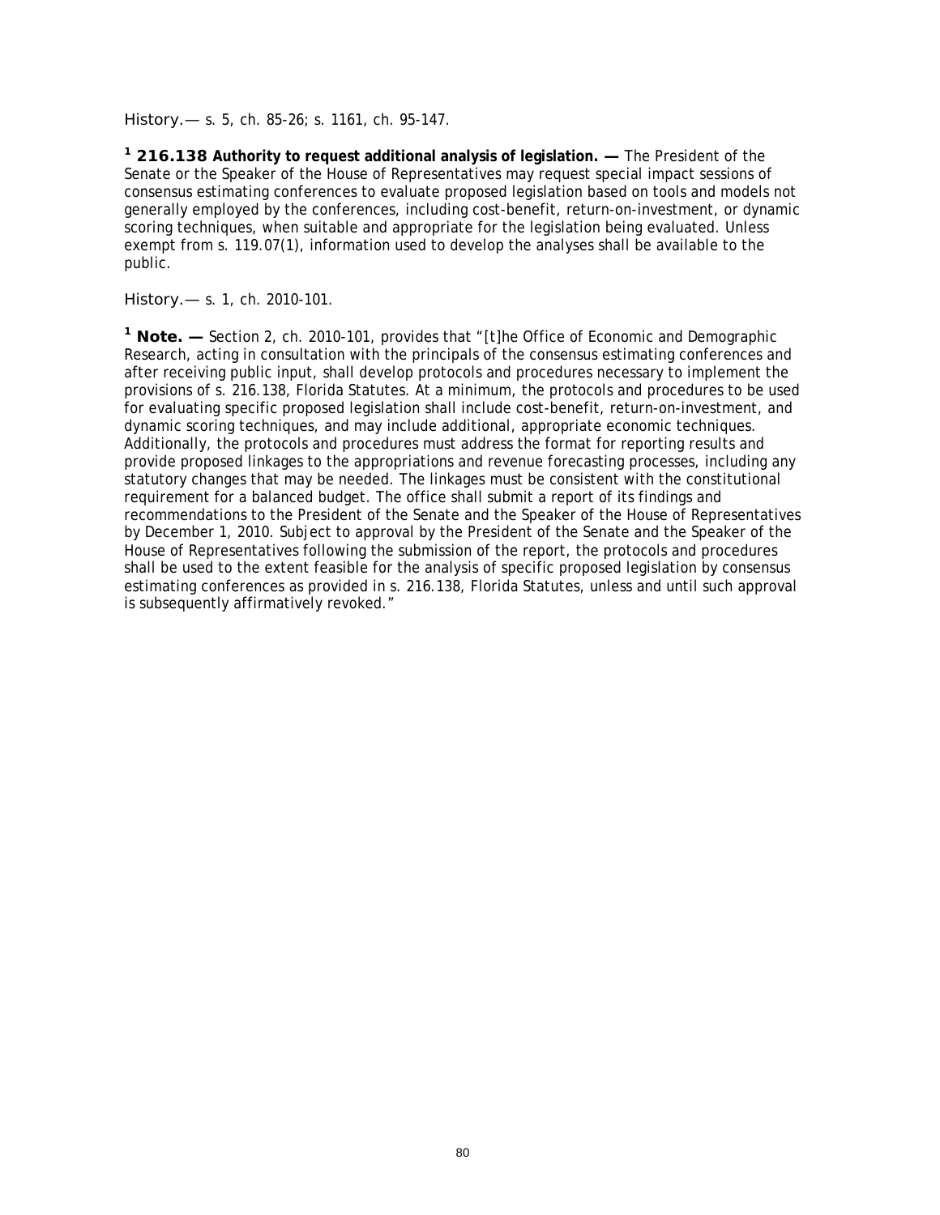History.— s. 5, ch. 85-26; s. 1161, ch. 95-147.

[1] **216.138 Authority to request additional analysis of legislation. —** The President of the Senate or the Speaker of the House of Representatives may request special impact sessions of consensus estimating conferences to evaluate proposed legislation based on tools and models not generally employed by the conferences, including cost-benefit, return-on-investment, or dynamic scoring techniques, when suitable and appropriate for the legislation being evaluated. Unless exempt from s. 119.07(1), information used to develop the analyses shall be available to the public.

History.— s. 1, ch. 2010-101.

[1] **Note. —** Section 2, ch. 2010-101, provides that "[t]he Office of Economic and Demographic Research, acting in consultation with the principals of the consensus estimating conferences and after receiving public input, shall develop protocols and procedures necessary to implement the provisions of s. 216.138, Florida Statutes. At a minimum, the protocols and procedures to be used for evaluating specific proposed legislation shall include cost-benefit, return-on-investment, and dynamic scoring techniques, and may include additional, appropriate economic techniques. Additionally, the protocols and procedures must address the format for reporting results and provide proposed linkages to the appropriations and revenue forecasting processes, including any statutory changes that may be needed. The linkages must be consistent with the constitutional requirement for a balanced budget. The office shall submit a report of its findings and recommendations to the President of the Senate and the Speaker of the House of Representatives by December 1, 2010. Subject to approval by the President of the Senate and the Speaker of the House of Representatives following the submission of the report, the protocols and procedures shall be used to the extent feasible for the analysis of specific proposed legislation by consensus estimating conferences as provided in s. 216.138, Florida Statutes, unless and until such approval is subsequently affirmatively revoked."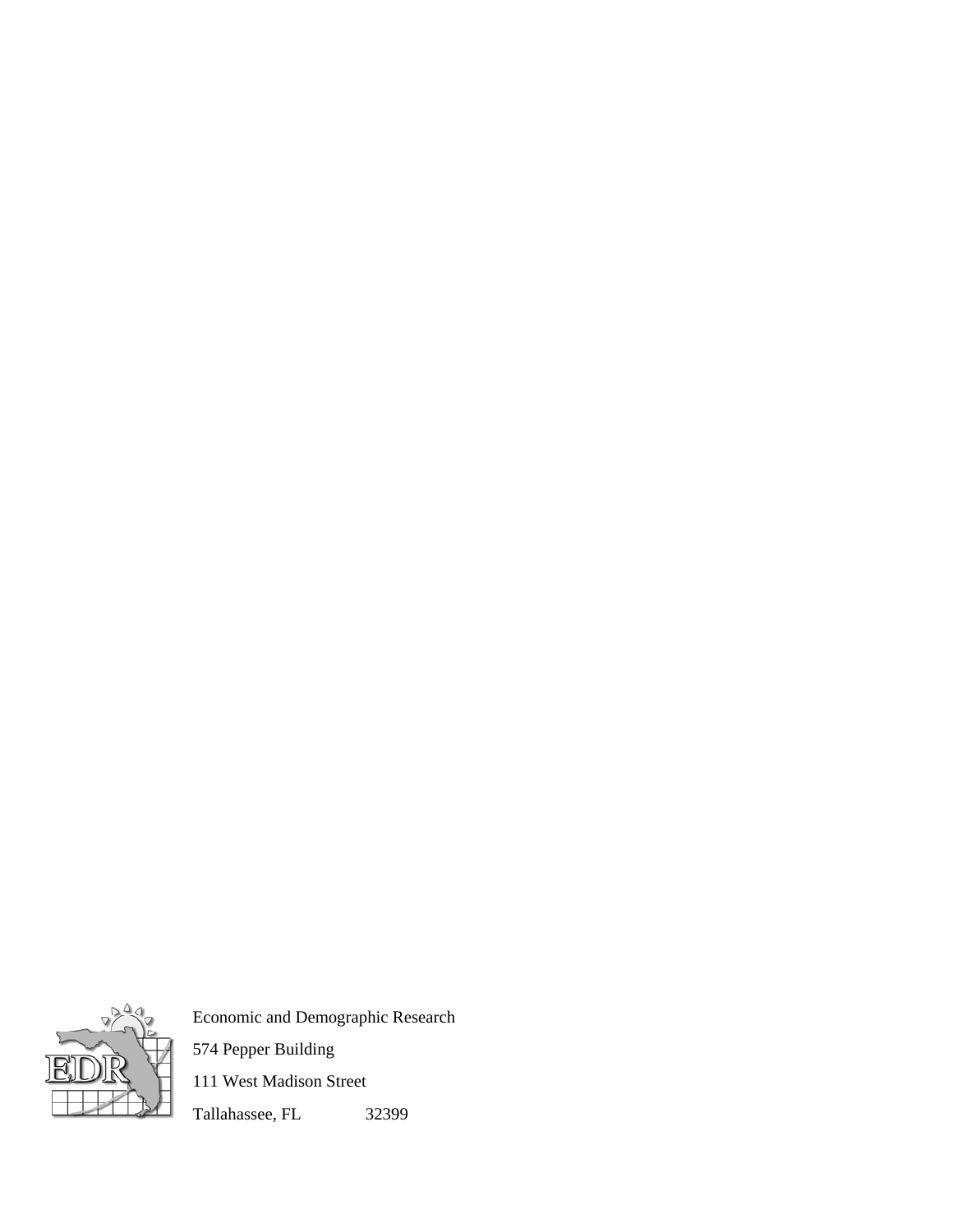Economic and Demographic Research

574 Pepper Building

111 West Madison Street

Tallahassee, FL 32399